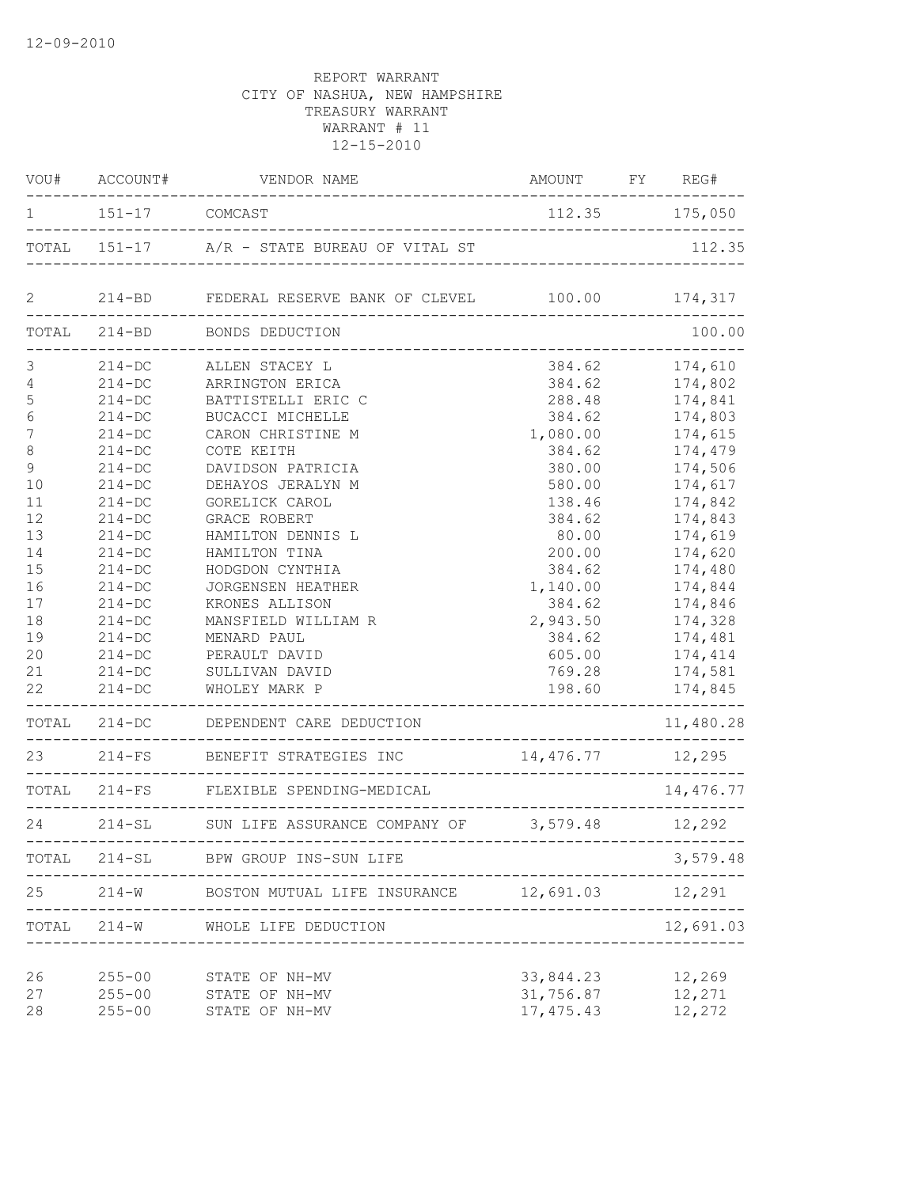12-09-2010

REPORT WARRANT
CITY OF NASHUA, NEW HAMPSHIRE
TREASURY WARRANT
WARRANT # 11
12-15-2010

| VOU# | ACCOUNT# | VENDOR NAME | AMOUNT | FY | REG# |
|---|---|---|---|---|---|
| 1 | 151-17 | COMCAST | 112.35 | | 175,050 |
| TOTAL | 151-17 | A/R - STATE BUREAU OF VITAL ST | | | 112.35 |
| 2 | 214-BD | FEDERAL RESERVE BANK OF CLEVEL | 100.00 | | 174,317 |
| TOTAL | 214-BD | BONDS DEDUCTION | | | 100.00 |
| 3 | 214-DC | ALLEN STACEY L | 384.62 | | 174,610 |
| 4 | 214-DC | ARRINGTON ERICA | 384.62 | | 174,802 |
| 5 | 214-DC | BATTISTELLI ERIC C | 288.48 | | 174,841 |
| 6 | 214-DC | BUCACCI MICHELLE | 384.62 | | 174,803 |
| 7 | 214-DC | CARON CHRISTINE M | 1,080.00 | | 174,615 |
| 8 | 214-DC | COTE KEITH | 384.62 | | 174,479 |
| 9 | 214-DC | DAVIDSON PATRICIA | 380.00 | | 174,506 |
| 10 | 214-DC | DEHAYOS JERALYN M | 580.00 | | 174,617 |
| 11 | 214-DC | GORELICK CAROL | 138.46 | | 174,842 |
| 12 | 214-DC | GRACE ROBERT | 384.62 | | 174,843 |
| 13 | 214-DC | HAMILTON DENNIS L | 80.00 | | 174,619 |
| 14 | 214-DC | HAMILTON TINA | 200.00 | | 174,620 |
| 15 | 214-DC | HODGDON CYNTHIA | 384.62 | | 174,480 |
| 16 | 214-DC | JORGENSEN HEATHER | 1,140.00 | | 174,844 |
| 17 | 214-DC | KRONES ALLISON | 384.62 | | 174,846 |
| 18 | 214-DC | MANSFIELD WILLIAM R | 2,943.50 | | 174,328 |
| 19 | 214-DC | MENARD PAUL | 384.62 | | 174,481 |
| 20 | 214-DC | PERAULT DAVID | 605.00 | | 174,414 |
| 21 | 214-DC | SULLIVAN DAVID | 769.28 | | 174,581 |
| 22 | 214-DC | WHOLEY MARK P | 198.60 | | 174,845 |
| TOTAL | 214-DC | DEPENDENT CARE DEDUCTION | | | 11,480.28 |
| 23 | 214-FS | BENEFIT STRATEGIES INC | 14,476.77 | | 12,295 |
| TOTAL | 214-FS | FLEXIBLE SPENDING-MEDICAL | | | 14,476.77 |
| 24 | 214-SL | SUN LIFE ASSURANCE COMPANY OF | 3,579.48 | | 12,292 |
| TOTAL | 214-SL | BPW GROUP INS-SUN LIFE | | | 3,579.48 |
| 25 | 214-W | BOSTON MUTUAL LIFE INSURANCE | 12,691.03 | | 12,291 |
| TOTAL | 214-W | WHOLE LIFE DEDUCTION | | | 12,691.03 |
| 26 | 255-00 | STATE OF NH-MV | 33,844.23 | | 12,269 |
| 27 | 255-00 | STATE OF NH-MV | 31,756.87 | | 12,271 |
| 28 | 255-00 | STATE OF NH-MV | 17,475.43 | | 12,272 |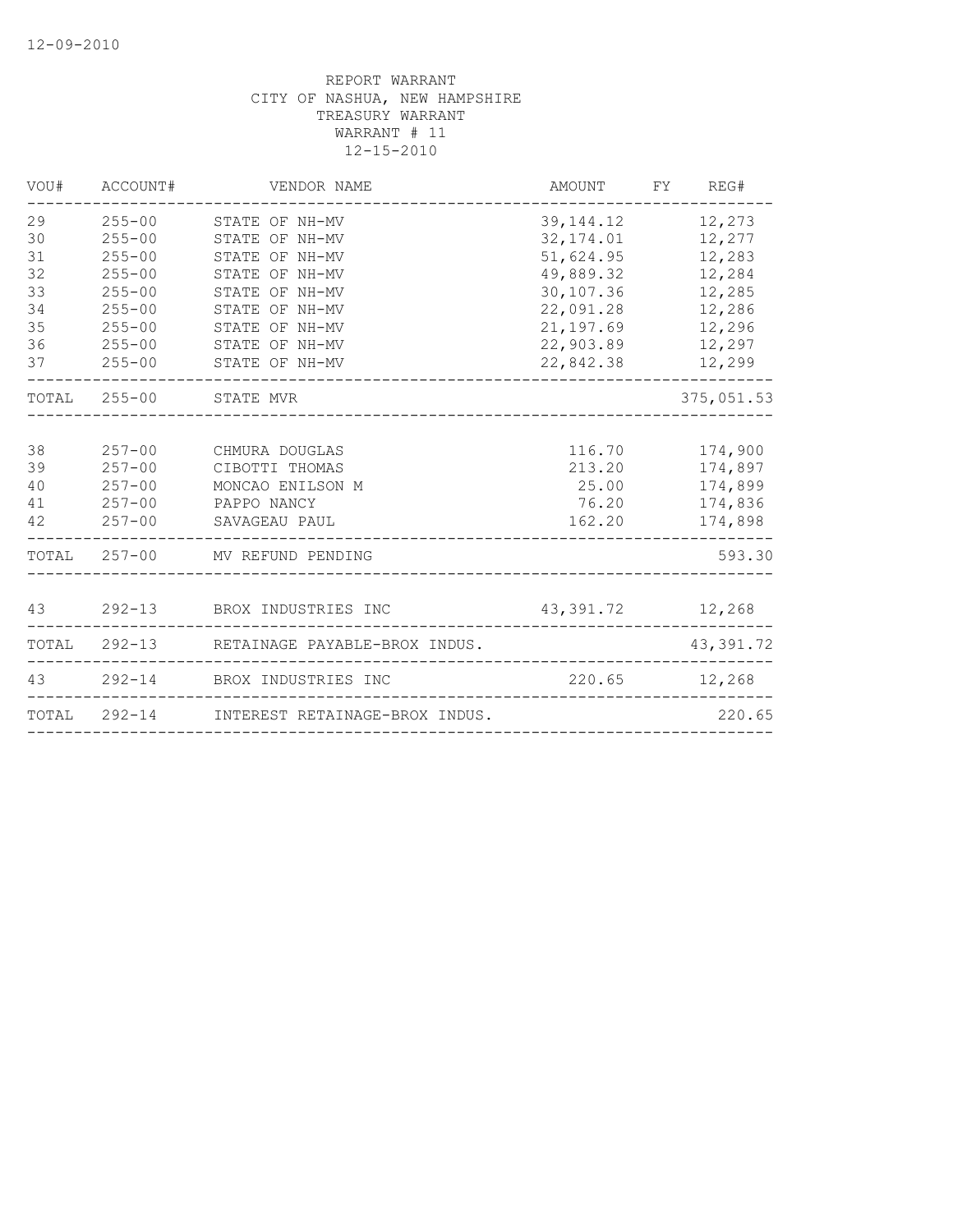REPORT WARRANT
CITY OF NASHUA, NEW HAMPSHIRE
TREASURY WARRANT
WARRANT # 11
12-15-2010

| VOU# | ACCOUNT# | VENDOR NAME | AMOUNT | FY | REG# |
|---|---|---|---|---|---|
| 29 | 255-00 | STATE OF NH-MV | 39,144.12 | | 12,273 |
| 30 | 255-00 | STATE OF NH-MV | 32,174.01 | | 12,277 |
| 31 | 255-00 | STATE OF NH-MV | 51,624.95 | | 12,283 |
| 32 | 255-00 | STATE OF NH-MV | 49,889.32 | | 12,284 |
| 33 | 255-00 | STATE OF NH-MV | 30,107.36 | | 12,285 |
| 34 | 255-00 | STATE OF NH-MV | 22,091.28 | | 12,286 |
| 35 | 255-00 | STATE OF NH-MV | 21,197.69 | | 12,296 |
| 36 | 255-00 | STATE OF NH-MV | 22,903.89 | | 12,297 |
| 37 | 255-00 | STATE OF NH-MV | 22,842.38 | | 12,299 |
| TOTAL | 255-00 | STATE MVR | | | 375,051.53 |
| 38 | 257-00 | CHMURA DOUGLAS | 116.70 | | 174,900 |
| 39 | 257-00 | CIBOTTI THOMAS | 213.20 | | 174,897 |
| 40 | 257-00 | MONCAO ENILSON M | 25.00 | | 174,899 |
| 41 | 257-00 | PAPPO NANCY | 76.20 | | 174,836 |
| 42 | 257-00 | SAVAGEAU PAUL | 162.20 | | 174,898 |
| TOTAL | 257-00 | MV REFUND PENDING | | | 593.30 |
| 43 | 292-13 | BROX INDUSTRIES INC | 43,391.72 | | 12,268 |
| TOTAL | 292-13 | RETAINAGE PAYABLE-BROX INDUS. | | | 43,391.72 |
| 43 | 292-14 | BROX INDUSTRIES INC | 220.65 | | 12,268 |
| TOTAL | 292-14 | INTEREST RETAINAGE-BROX INDUS. | | | 220.65 |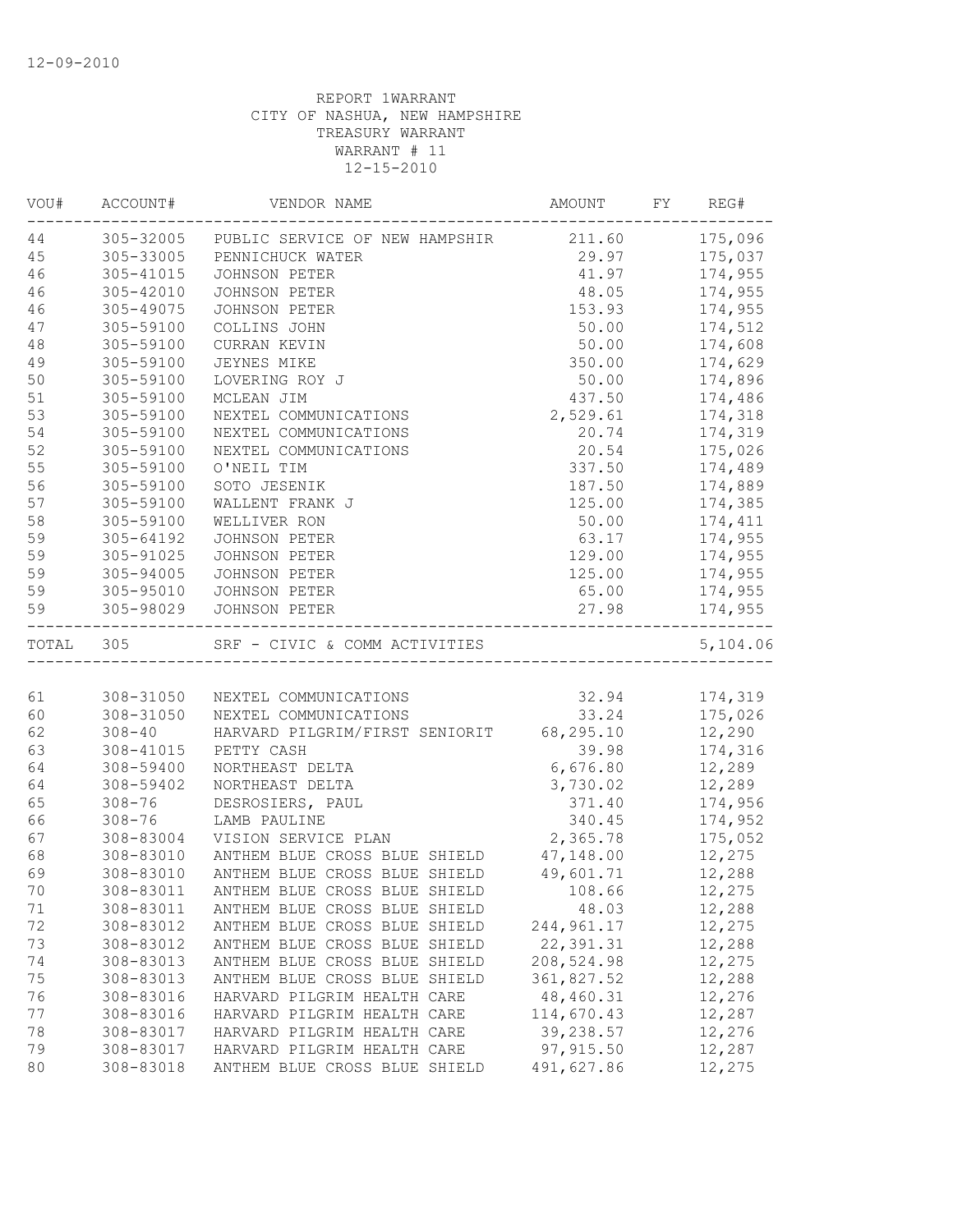12-09-2010

REPORT 1WARRANT
CITY OF NASHUA, NEW HAMPSHIRE
TREASURY WARRANT
WARRANT # 11
12-15-2010

| VOU# | ACCOUNT# | VENDOR NAME | AMOUNT | FY | REG# |
|---|---|---|---|---|---|
| 44 | 305-32005 | PUBLIC SERVICE OF NEW HAMPSHIR | 211.60 | | 175,096 |
| 45 | 305-33005 | PENNICHUCK WATER | 29.97 | | 175,037 |
| 46 | 305-41015 | JOHNSON PETER | 41.97 | | 174,955 |
| 46 | 305-42010 | JOHNSON PETER | 48.05 | | 174,955 |
| 46 | 305-49075 | JOHNSON PETER | 153.93 | | 174,955 |
| 47 | 305-59100 | COLLINS JOHN | 50.00 | | 174,512 |
| 48 | 305-59100 | CURRAN KEVIN | 50.00 | | 174,608 |
| 49 | 305-59100 | JEYNES MIKE | 350.00 | | 174,629 |
| 50 | 305-59100 | LOVERING ROY J | 50.00 | | 174,896 |
| 51 | 305-59100 | MCLEAN JIM | 437.50 | | 174,486 |
| 53 | 305-59100 | NEXTEL COMMUNICATIONS | 2,529.61 | | 174,318 |
| 54 | 305-59100 | NEXTEL COMMUNICATIONS | 20.74 | | 174,319 |
| 52 | 305-59100 | NEXTEL COMMUNICATIONS | 20.54 | | 175,026 |
| 55 | 305-59100 | O'NEIL TIM | 337.50 | | 174,489 |
| 56 | 305-59100 | SOTO JESENIK | 187.50 | | 174,889 |
| 57 | 305-59100 | WALLENT FRANK J | 125.00 | | 174,385 |
| 58 | 305-59100 | WELLIVER RON | 50.00 | | 174,411 |
| 59 | 305-64192 | JOHNSON PETER | 63.17 | | 174,955 |
| 59 | 305-91025 | JOHNSON PETER | 129.00 | | 174,955 |
| 59 | 305-94005 | JOHNSON PETER | 125.00 | | 174,955 |
| 59 | 305-95010 | JOHNSON PETER | 65.00 | | 174,955 |
| 59 | 305-98029 | JOHNSON PETER | 27.98 | | 174,955 |
| TOTAL | 305 | SRF - CIVIC & COMM ACTIVITIES | | | 5,104.06 |
| 61 | 308-31050 | NEXTEL COMMUNICATIONS | 32.94 | | 174,319 |
| 60 | 308-31050 | NEXTEL COMMUNICATIONS | 33.24 | | 175,026 |
| 62 | 308-40 | HARVARD PILGRIM/FIRST SENIORIT | 68,295.10 | | 12,290 |
| 63 | 308-41015 | PETTY CASH | 39.98 | | 174,316 |
| 64 | 308-59400 | NORTHEAST DELTA | 6,676.80 | | 12,289 |
| 64 | 308-59402 | NORTHEAST DELTA | 3,730.02 | | 12,289 |
| 65 | 308-76 | DESROSIERS, PAUL | 371.40 | | 174,956 |
| 66 | 308-76 | LAMB PAULINE | 340.45 | | 174,952 |
| 67 | 308-83004 | VISION SERVICE PLAN | 2,365.78 | | 175,052 |
| 68 | 308-83010 | ANTHEM BLUE CROSS BLUE SHIELD | 47,148.00 | | 12,275 |
| 69 | 308-83010 | ANTHEM BLUE CROSS BLUE SHIELD | 49,601.71 | | 12,288 |
| 70 | 308-83011 | ANTHEM BLUE CROSS BLUE SHIELD | 108.66 | | 12,275 |
| 71 | 308-83011 | ANTHEM BLUE CROSS BLUE SHIELD | 48.03 | | 12,288 |
| 72 | 308-83012 | ANTHEM BLUE CROSS BLUE SHIELD | 244,961.17 | | 12,275 |
| 73 | 308-83012 | ANTHEM BLUE CROSS BLUE SHIELD | 22,391.31 | | 12,288 |
| 74 | 308-83013 | ANTHEM BLUE CROSS BLUE SHIELD | 208,524.98 | | 12,275 |
| 75 | 308-83013 | ANTHEM BLUE CROSS BLUE SHIELD | 361,827.52 | | 12,288 |
| 76 | 308-83016 | HARVARD PILGRIM HEALTH CARE | 48,460.31 | | 12,276 |
| 77 | 308-83016 | HARVARD PILGRIM HEALTH CARE | 114,670.43 | | 12,287 |
| 78 | 308-83017 | HARVARD PILGRIM HEALTH CARE | 39,238.57 | | 12,276 |
| 79 | 308-83017 | HARVARD PILGRIM HEALTH CARE | 97,915.50 | | 12,287 |
| 80 | 308-83018 | ANTHEM BLUE CROSS BLUE SHIELD | 491,627.86 | | 12,275 |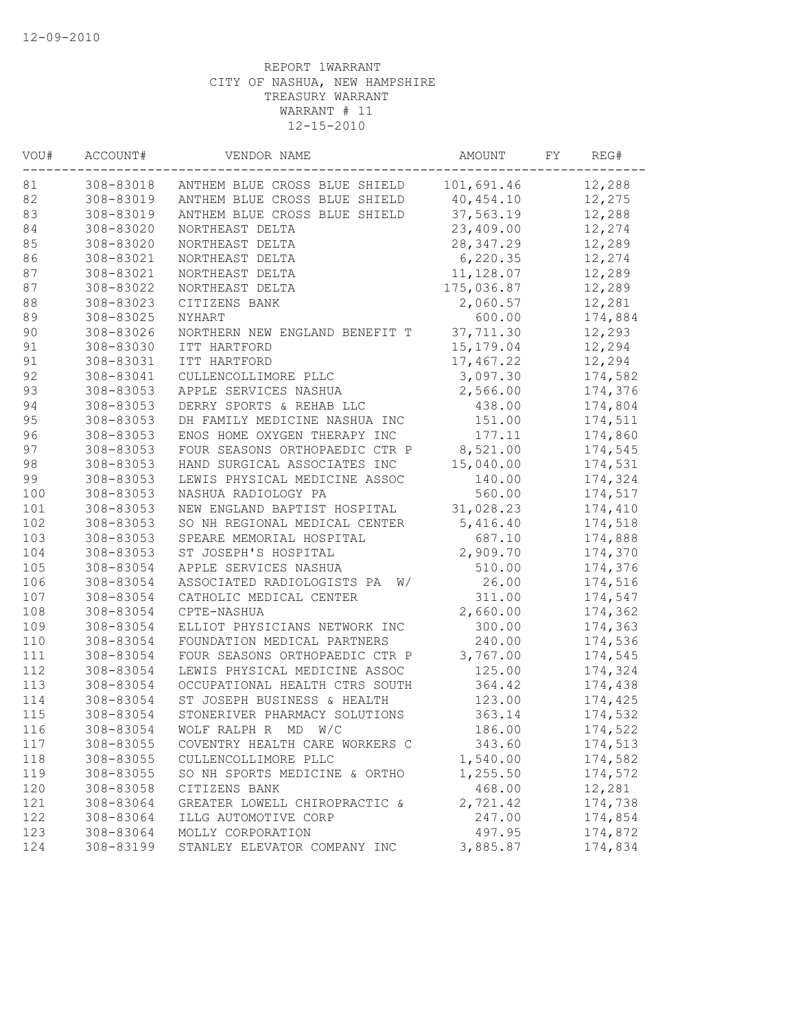12-09-2010

REPORT 1WARRANT
CITY OF NASHUA, NEW HAMPSHIRE
TREASURY WARRANT
WARRANT # 11
12-15-2010

| VOU# | ACCOUNT# | VENDOR NAME | AMOUNT | FY | REG# |
|---|---|---|---|---|---|
| 81 | 308-83018 | ANTHEM BLUE CROSS BLUE SHIELD | 101,691.46 | | 12,288 |
| 82 | 308-83019 | ANTHEM BLUE CROSS BLUE SHIELD | 40,454.10 | | 12,275 |
| 83 | 308-83019 | ANTHEM BLUE CROSS BLUE SHIELD | 37,563.19 | | 12,288 |
| 84 | 308-83020 | NORTHEAST DELTA | 23,409.00 | | 12,274 |
| 85 | 308-83020 | NORTHEAST DELTA | 28,347.29 | | 12,289 |
| 86 | 308-83021 | NORTHEAST DELTA | 6,220.35 | | 12,274 |
| 87 | 308-83021 | NORTHEAST DELTA | 11,128.07 | | 12,289 |
| 87 | 308-83022 | NORTHEAST DELTA | 175,036.87 | | 12,289 |
| 88 | 308-83023 | CITIZENS BANK | 2,060.57 | | 12,281 |
| 89 | 308-83025 | NYHART | 600.00 | | 174,884 |
| 90 | 308-83026 | NORTHERN NEW ENGLAND BENEFIT T | 37,711.30 | | 12,293 |
| 91 | 308-83030 | ITT HARTFORD | 15,179.04 | | 12,294 |
| 91 | 308-83031 | ITT HARTFORD | 17,467.22 | | 12,294 |
| 92 | 308-83041 | CULLENCOLLIMORE PLLC | 3,097.30 | | 174,582 |
| 93 | 308-83053 | APPLE SERVICES NASHUA | 2,566.00 | | 174,376 |
| 94 | 308-83053 | DERRY SPORTS & REHAB LLC | 438.00 | | 174,804 |
| 95 | 308-83053 | DH FAMILY MEDICINE NASHUA INC | 151.00 | | 174,511 |
| 96 | 308-83053 | ENOS HOME OXYGEN THERAPY INC | 177.11 | | 174,860 |
| 97 | 308-83053 | FOUR SEASONS ORTHOPAEDIC CTR P | 8,521.00 | | 174,545 |
| 98 | 308-83053 | HAND SURGICAL ASSOCIATES INC | 15,040.00 | | 174,531 |
| 99 | 308-83053 | LEWIS PHYSICAL MEDICINE ASSOC | 140.00 | | 174,324 |
| 100 | 308-83053 | NASHUA RADIOLOGY PA | 560.00 | | 174,517 |
| 101 | 308-83053 | NEW ENGLAND BAPTIST HOSPITAL | 31,028.23 | | 174,410 |
| 102 | 308-83053 | SO NH REGIONAL MEDICAL CENTER | 5,416.40 | | 174,518 |
| 103 | 308-83053 | SPEARE MEMORIAL HOSPITAL | 687.10 | | 174,888 |
| 104 | 308-83053 | ST JOSEPH'S HOSPITAL | 2,909.70 | | 174,370 |
| 105 | 308-83054 | APPLE SERVICES NASHUA | 510.00 | | 174,376 |
| 106 | 308-83054 | ASSOCIATED RADIOLOGISTS PA W/ | 26.00 | | 174,516 |
| 107 | 308-83054 | CATHOLIC MEDICAL CENTER | 311.00 | | 174,547 |
| 108 | 308-83054 | CPTE-NASHUA | 2,660.00 | | 174,362 |
| 109 | 308-83054 | ELLIOT PHYSICIANS NETWORK INC | 300.00 | | 174,363 |
| 110 | 308-83054 | FOUNDATION MEDICAL PARTNERS | 240.00 | | 174,536 |
| 111 | 308-83054 | FOUR SEASONS ORTHOPAEDIC CTR P | 3,767.00 | | 174,545 |
| 112 | 308-83054 | LEWIS PHYSICAL MEDICINE ASSOC | 125.00 | | 174,324 |
| 113 | 308-83054 | OCCUPATIONAL HEALTH CTRS SOUTH | 364.42 | | 174,438 |
| 114 | 308-83054 | ST JOSEPH BUSINESS & HEALTH | 123.00 | | 174,425 |
| 115 | 308-83054 | STONERIVER PHARMACY SOLUTIONS | 363.14 | | 174,532 |
| 116 | 308-83054 | WOLF RALPH R MD W/C | 186.00 | | 174,522 |
| 117 | 308-83055 | COVENTRY HEALTH CARE WORKERS C | 343.60 | | 174,513 |
| 118 | 308-83055 | CULLENCOLLIMORE PLLC | 1,540.00 | | 174,582 |
| 119 | 308-83055 | SO NH SPORTS MEDICINE & ORTHO | 1,255.50 | | 174,572 |
| 120 | 308-83058 | CITIZENS BANK | 468.00 | | 12,281 |
| 121 | 308-83064 | GREATER LOWELL CHIROPRACTIC & | 2,721.42 | | 174,738 |
| 122 | 308-83064 | ILLG AUTOMOTIVE CORP | 247.00 | | 174,854 |
| 123 | 308-83064 | MOLLY CORPORATION | 497.95 | | 174,872 |
| 124 | 308-83199 | STANLEY ELEVATOR COMPANY INC | 3,885.87 | | 174,834 |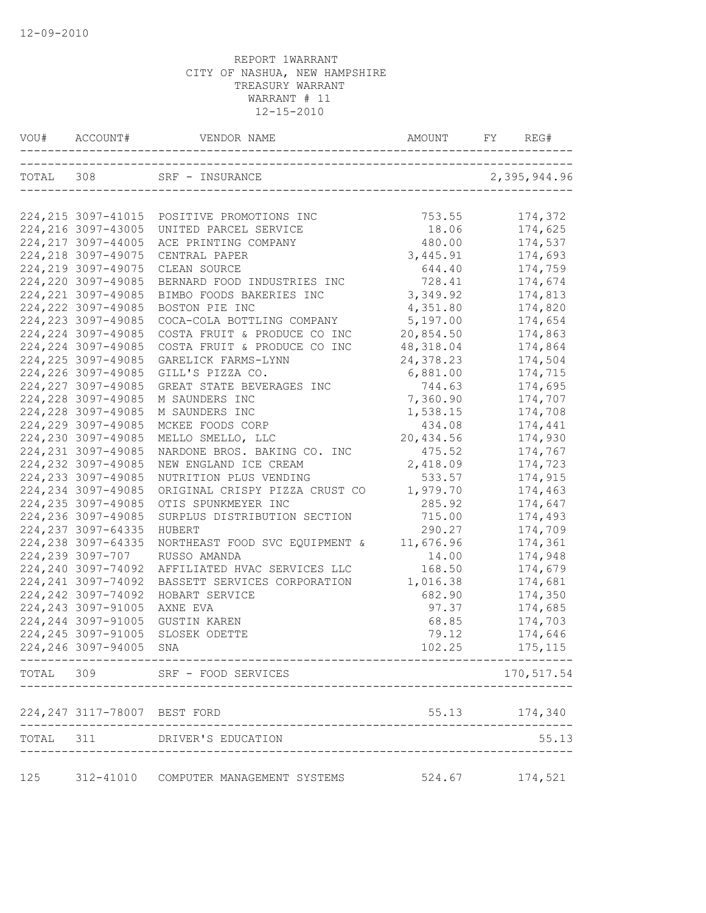12-09-2010

REPORT 1WARRANT
CITY OF NASHUA, NEW HAMPSHIRE
TREASURY WARRANT
WARRANT # 11
12-15-2010

| VOU# | ACCOUNT# | VENDOR NAME | AMOUNT | FY | REG# |
|---|---|---|---|---|---|
| TOTAL | 308 | SRF - INSURANCE | | | 2,395,944.96 |
| 224,215 | 3097-41015 | POSITIVE PROMOTIONS INC | 753.55 | | 174,372 |
| 224,216 | 3097-43005 | UNITED PARCEL SERVICE | 18.06 | | 174,625 |
| 224,217 | 3097-44005 | ACE PRINTING COMPANY | 480.00 | | 174,537 |
| 224,218 | 3097-49075 | CENTRAL PAPER | 3,445.91 | | 174,693 |
| 224,219 | 3097-49075 | CLEAN SOURCE | 644.40 | | 174,759 |
| 224,220 | 3097-49085 | BERNARD FOOD INDUSTRIES INC | 728.41 | | 174,674 |
| 224,221 | 3097-49085 | BIMBO FOODS BAKERIES INC | 3,349.92 | | 174,813 |
| 224,222 | 3097-49085 | BOSTON PIE INC | 4,351.80 | | 174,820 |
| 224,223 | 3097-49085 | COCA-COLA BOTTLING COMPANY | 5,197.00 | | 174,654 |
| 224,224 | 3097-49085 | COSTA FRUIT & PRODUCE CO INC | 20,854.50 | | 174,863 |
| 224,224 | 3097-49085 | COSTA FRUIT & PRODUCE CO INC | 48,318.04 | | 174,864 |
| 224,225 | 3097-49085 | GARELICK FARMS-LYNN | 24,378.23 | | 174,504 |
| 224,226 | 3097-49085 | GILL'S PIZZA CO. | 6,881.00 | | 174,715 |
| 224,227 | 3097-49085 | GREAT STATE BEVERAGES INC | 744.63 | | 174,695 |
| 224,228 | 3097-49085 | M SAUNDERS INC | 7,360.90 | | 174,707 |
| 224,228 | 3097-49085 | M SAUNDERS INC | 1,538.15 | | 174,708 |
| 224,229 | 3097-49085 | MCKEE FOODS CORP | 434.08 | | 174,441 |
| 224,230 | 3097-49085 | MELLO SMELLO, LLC | 20,434.56 | | 174,930 |
| 224,231 | 3097-49085 | NARDONE BROS. BAKING CO. INC | 475.52 | | 174,767 |
| 224,232 | 3097-49085 | NEW ENGLAND ICE CREAM | 2,418.09 | | 174,723 |
| 224,233 | 3097-49085 | NUTRITION PLUS VENDING | 533.57 | | 174,915 |
| 224,234 | 3097-49085 | ORIGINAL CRISPY PIZZA CRUST CO | 1,979.70 | | 174,463 |
| 224,235 | 3097-49085 | OTIS SPUNKMEYER INC | 285.92 | | 174,647 |
| 224,236 | 3097-49085 | SURPLUS DISTRIBUTION SECTION | 715.00 | | 174,493 |
| 224,237 | 3097-64335 | HUBERT | 290.27 | | 174,709 |
| 224,238 | 3097-64335 | NORTHEAST FOOD SVC EQUIPMENT & | 11,676.96 | | 174,361 |
| 224,239 | 3097-707 | RUSSO AMANDA | 14.00 | | 174,948 |
| 224,240 | 3097-74092 | AFFILIATED HVAC SERVICES LLC | 168.50 | | 174,679 |
| 224,241 | 3097-74092 | BASSETT SERVICES CORPORATION | 1,016.38 | | 174,681 |
| 224,242 | 3097-74092 | HOBART SERVICE | 682.90 | | 174,350 |
| 224,243 | 3097-91005 | AXNE EVA | 97.37 | | 174,685 |
| 224,244 | 3097-91005 | GUSTIN KAREN | 68.85 | | 174,703 |
| 224,245 | 3097-91005 | SLOSEK ODETTE | 79.12 | | 174,646 |
| 224,246 | 3097-94005 | SNA | 102.25 | | 175,115 |
| TOTAL | 309 | SRF - FOOD SERVICES | | | 170,517.54 |
| 224,247 | 3117-78007 | BEST FORD | 55.13 | | 174,340 |
| TOTAL | 311 | DRIVER'S EDUCATION | | | 55.13 |
| 125 | 312-41010 | COMPUTER MANAGEMENT SYSTEMS | 524.67 | | 174,521 |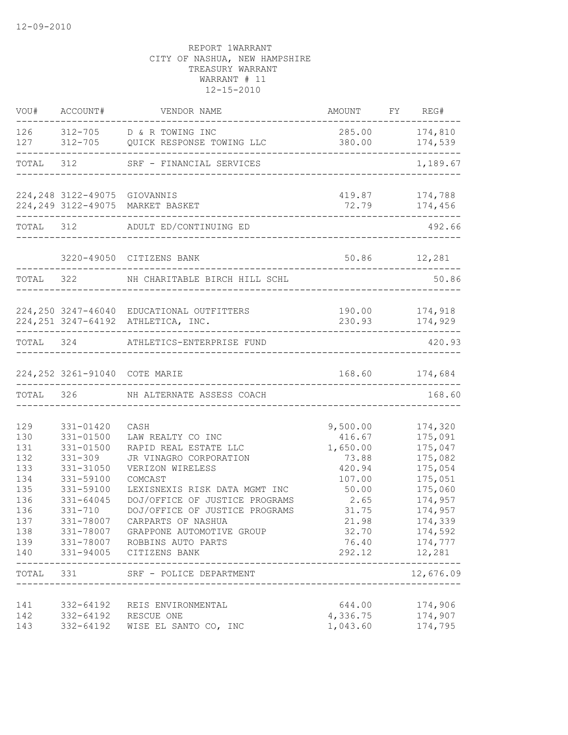12-09-2010

REPORT 1WARRANT
CITY OF NASHUA, NEW HAMPSHIRE
TREASURY WARRANT
WARRANT # 11
12-15-2010

| VOU# | ACCOUNT# | VENDOR NAME | AMOUNT | FY | REG# |
|---|---|---|---|---|---|
| 126 | 312-705 | D & R TOWING INC | 285.00 | | 174,810 |
| 127 | 312-705 | QUICK RESPONSE TOWING LLC | 380.00 | | 174,539 |
| TOTAL | 312 | SRF - FINANCIAL SERVICES | | | 1,189.67 |
| 224,248 | 3122-49075 | GIOVANNIS | 419.87 | | 174,788 |
| 224,249 | 3122-49075 | MARKET BASKET | 72.79 | | 174,456 |
| TOTAL | 312 | ADULT ED/CONTINUING ED | | | 492.66 |
| | 3220-49050 | CITIZENS BANK | 50.86 | | 12,281 |
| TOTAL | 322 | NH CHARITABLE BIRCH HILL SCHL | | | 50.86 |
| 224,250 | 3247-46040 | EDUCATIONAL OUTFITTERS | 190.00 | | 174,918 |
| 224,251 | 3247-64192 | ATHLETICA, INC. | 230.93 | | 174,929 |
| TOTAL | 324 | ATHLETICS-ENTERPRISE FUND | | | 420.93 |
| 224,252 | 3261-91040 | COTE MARIE | 168.60 | | 174,684 |
| TOTAL | 326 | NH ALTERNATE ASSESS COACH | | | 168.60 |
| 129 | 331-01420 | CASH | 9,500.00 | | 174,320 |
| 130 | 331-01500 | LAW REALTY CO INC | 416.67 | | 175,091 |
| 131 | 331-01500 | RAPID REAL ESTATE LLC | 1,650.00 | | 175,047 |
| 132 | 331-309 | JR VINAGRO CORPORATION | 73.88 | | 175,082 |
| 133 | 331-31050 | VERIZON WIRELESS | 420.94 | | 175,054 |
| 134 | 331-59100 | COMCAST | 107.00 | | 175,051 |
| 135 | 331-59100 | LEXISNEXIS RISK DATA MGMT INC | 50.00 | | 175,060 |
| 136 | 331-64045 | DOJ/OFFICE OF JUSTICE PROGRAMS | 2.65 | | 174,957 |
| 136 | 331-710 | DOJ/OFFICE OF JUSTICE PROGRAMS | 31.75 | | 174,957 |
| 137 | 331-78007 | CARPARTS OF NASHUA | 21.98 | | 174,339 |
| 138 | 331-78007 | GRAPPONE AUTOMOTIVE GROUP | 32.70 | | 174,592 |
| 139 | 331-78007 | ROBBINS AUTO PARTS | 76.40 | | 174,777 |
| 140 | 331-94005 | CITIZENS BANK | 292.12 | | 12,281 |
| TOTAL | 331 | SRF - POLICE DEPARTMENT | | | 12,676.09 |
| 141 | 332-64192 | REIS ENVIRONMENTAL | 644.00 | | 174,906 |
| 142 | 332-64192 | RESCUE ONE | 4,336.75 | | 174,907 |
| 143 | 332-64192 | WISE EL SANTO CO, INC | 1,043.60 | | 174,795 |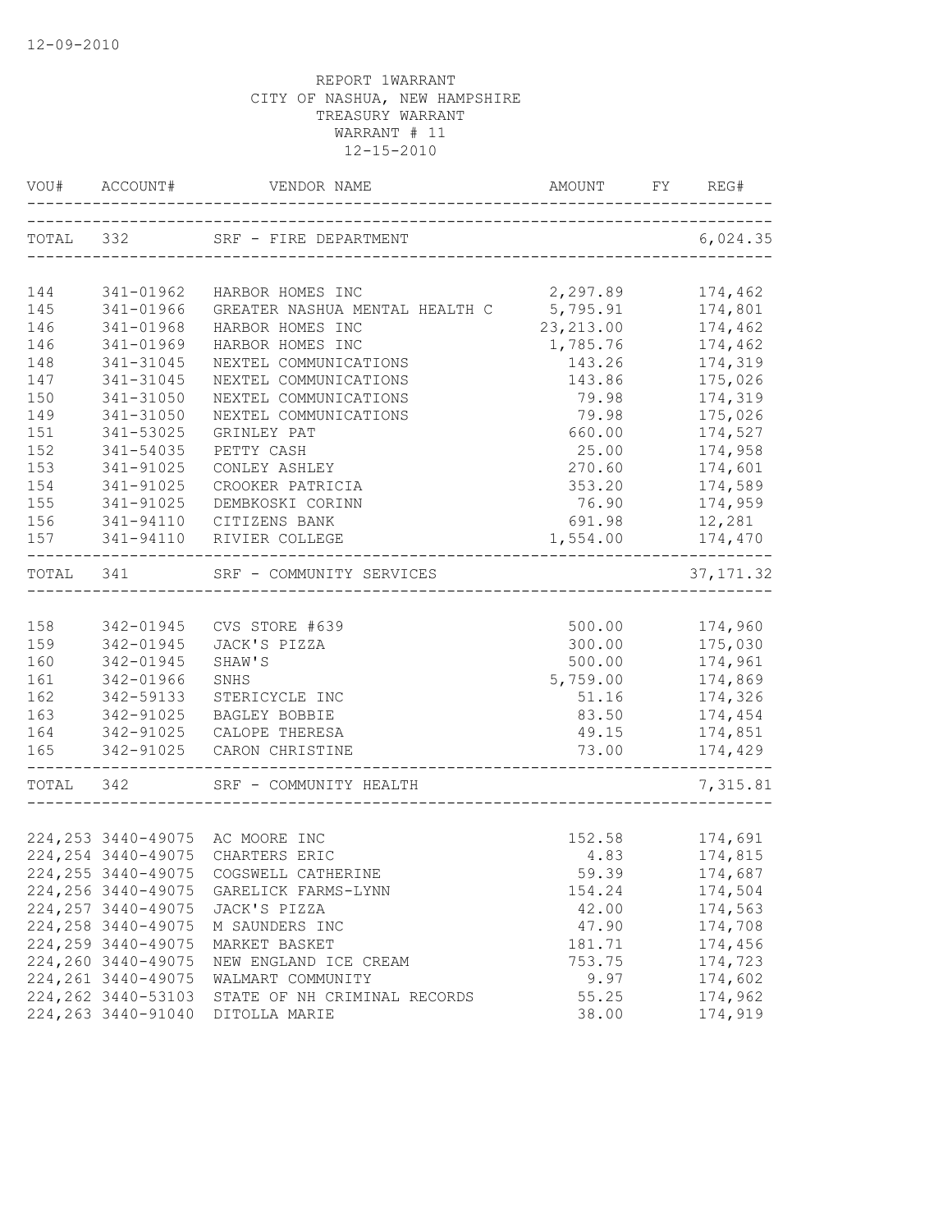12-09-2010

REPORT 1WARRANT
CITY OF NASHUA, NEW HAMPSHIRE
TREASURY WARRANT
WARRANT # 11
12-15-2010

| VOU# | ACCOUNT# | VENDOR NAME | AMOUNT | FY | REG# |
|---|---|---|---|---|---|
| TOTAL | 332 | SRF - FIRE DEPARTMENT | | | 6,024.35 |
| 144 | 341-01962 | HARBOR HOMES INC | 2,297.89 | | 174,462 |
| 145 | 341-01966 | GREATER NASHUA MENTAL HEALTH C | 5,795.91 | | 174,801 |
| 146 | 341-01968 | HARBOR HOMES INC | 23,213.00 | | 174,462 |
| 146 | 341-01969 | HARBOR HOMES INC | 1,785.76 | | 174,462 |
| 148 | 341-31045 | NEXTEL COMMUNICATIONS | 143.26 | | 174,319 |
| 147 | 341-31045 | NEXTEL COMMUNICATIONS | 143.86 | | 175,026 |
| 150 | 341-31050 | NEXTEL COMMUNICATIONS | 79.98 | | 174,319 |
| 149 | 341-31050 | NEXTEL COMMUNICATIONS | 79.98 | | 175,026 |
| 151 | 341-53025 | GRINLEY PAT | 660.00 | | 174,527 |
| 152 | 341-54035 | PETTY CASH | 25.00 | | 174,958 |
| 153 | 341-91025 | CONLEY ASHLEY | 270.60 | | 174,601 |
| 154 | 341-91025 | CROOKER PATRICIA | 353.20 | | 174,589 |
| 155 | 341-91025 | DEMBKOSKI CORINN | 76.90 | | 174,959 |
| 156 | 341-94110 | CITIZENS BANK | 691.98 | | 12,281 |
| 157 | 341-94110 | RIVIER COLLEGE | 1,554.00 | | 174,470 |
| TOTAL | 341 | SRF - COMMUNITY SERVICES | | | 37,171.32 |
| 158 | 342-01945 | CVS STORE #639 | 500.00 | | 174,960 |
| 159 | 342-01945 | JACK'S PIZZA | 300.00 | | 175,030 |
| 160 | 342-01945 | SHAW'S | 500.00 | | 174,961 |
| 161 | 342-01966 | SNHS | 5,759.00 | | 174,869 |
| 162 | 342-59133 | STERICYCLE INC | 51.16 | | 174,326 |
| 163 | 342-91025 | BAGLEY BOBBIE | 83.50 | | 174,454 |
| 164 | 342-91025 | CALOPE THERESA | 49.15 | | 174,851 |
| 165 | 342-91025 | CARON CHRISTINE | 73.00 | | 174,429 |
| TOTAL | 342 | SRF - COMMUNITY HEALTH | | | 7,315.81 |
| 224,253 | 3440-49075 | AC MOORE INC | 152.58 | | 174,691 |
| 224,254 | 3440-49075 | CHARTERS ERIC | 4.83 | | 174,815 |
| 224,255 | 3440-49075 | COGSWELL CATHERINE | 59.39 | | 174,687 |
| 224,256 | 3440-49075 | GARELICK FARMS-LYNN | 154.24 | | 174,504 |
| 224,257 | 3440-49075 | JACK'S PIZZA | 42.00 | | 174,563 |
| 224,258 | 3440-49075 | M SAUNDERS INC | 47.90 | | 174,708 |
| 224,259 | 3440-49075 | MARKET BASKET | 181.71 | | 174,456 |
| 224,260 | 3440-49075 | NEW ENGLAND ICE CREAM | 753.75 | | 174,723 |
| 224,261 | 3440-49075 | WALMART COMMUNITY | 9.97 | | 174,602 |
| 224,262 | 3440-53103 | STATE OF NH CRIMINAL RECORDS | 55.25 | | 174,962 |
| 224,263 | 3440-91040 | DITOLLA MARIE | 38.00 | | 174,919 |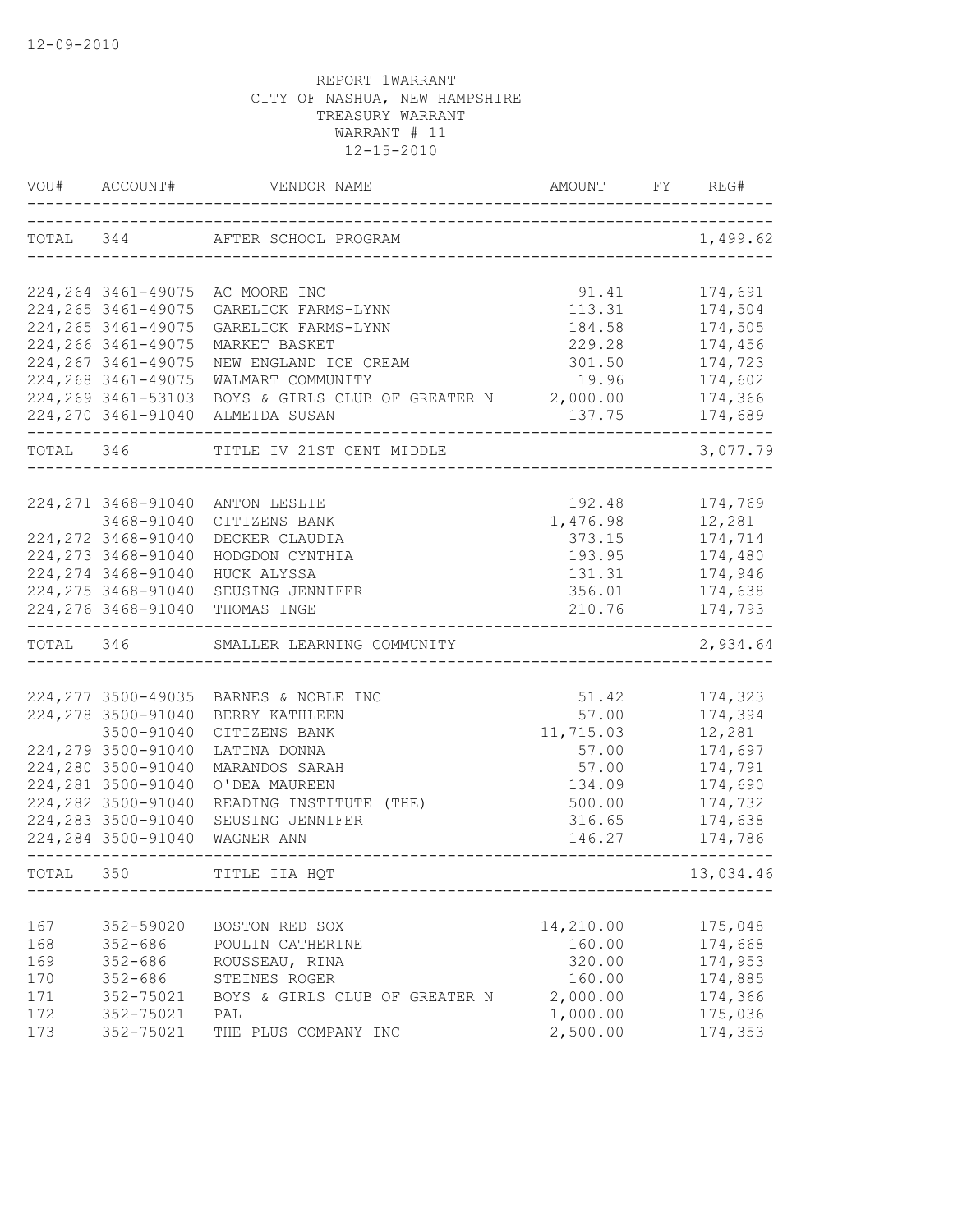12-09-2010

REPORT 1WARRANT
CITY OF NASHUA, NEW HAMPSHIRE
TREASURY WARRANT
WARRANT # 11
12-15-2010

| VOU# | ACCOUNT# | VENDOR NAME | AMOUNT | FY | REG# |
|---|---|---|---|---|---|
| TOTAL | 344 | AFTER SCHOOL PROGRAM | | | 1,499.62 |
| 224,264 | 3461-49075 | AC MOORE INC | 91.41 | | 174,691 |
| 224,265 | 3461-49075 | GARELICK FARMS-LYNN | 113.31 | | 174,504 |
| 224,265 | 3461-49075 | GARELICK FARMS-LYNN | 184.58 | | 174,505 |
| 224,266 | 3461-49075 | MARKET BASKET | 229.28 | | 174,456 |
| 224,267 | 3461-49075 | NEW ENGLAND ICE CREAM | 301.50 | | 174,723 |
| 224,268 | 3461-49075 | WALMART COMMUNITY | 19.96 | | 174,602 |
| 224,269 | 3461-53103 | BOYS & GIRLS CLUB OF GREATER N | 2,000.00 | | 174,366 |
| 224,270 | 3461-91040 | ALMEIDA SUSAN | 137.75 | | 174,689 |
| TOTAL | 346 | TITLE IV 21ST CENT MIDDLE | | | 3,077.79 |
| 224,271 | 3468-91040 | ANTON LESLIE | 192.48 | | 174,769 |
| | 3468-91040 | CITIZENS BANK | 1,476.98 | | 12,281 |
| 224,272 | 3468-91040 | DECKER CLAUDIA | 373.15 | | 174,714 |
| 224,273 | 3468-91040 | HODGDON CYNTHIA | 193.95 | | 174,480 |
| 224,274 | 3468-91040 | HUCK ALYSSA | 131.31 | | 174,946 |
| 224,275 | 3468-91040 | SEUSING JENNIFER | 356.01 | | 174,638 |
| 224,276 | 3468-91040 | THOMAS INGE | 210.76 | | 174,793 |
| TOTAL | 346 | SMALLER LEARNING COMMUNITY | | | 2,934.64 |
| 224,277 | 3500-49035 | BARNES & NOBLE INC | 51.42 | | 174,323 |
| 224,278 | 3500-91040 | BERRY KATHLEEN | 57.00 | | 174,394 |
| | 3500-91040 | CITIZENS BANK | 11,715.03 | | 12,281 |
| 224,279 | 3500-91040 | LATINA DONNA | 57.00 | | 174,697 |
| 224,280 | 3500-91040 | MARANDOS SARAH | 57.00 | | 174,791 |
| 224,281 | 3500-91040 | O'DEA MAUREEN | 134.09 | | 174,690 |
| 224,282 | 3500-91040 | READING INSTITUTE (THE) | 500.00 | | 174,732 |
| 224,283 | 3500-91040 | SEUSING JENNIFER | 316.65 | | 174,638 |
| 224,284 | 3500-91040 | WAGNER ANN | 146.27 | | 174,786 |
| TOTAL | 350 | TITLE IIA HQT | | | 13,034.46 |
| 167 | 352-59020 | BOSTON RED SOX | 14,210.00 | | 175,048 |
| 168 | 352-686 | POULIN CATHERINE | 160.00 | | 174,668 |
| 169 | 352-686 | ROUSSEAU, RINA | 320.00 | | 174,953 |
| 170 | 352-686 | STEINES ROGER | 160.00 | | 174,885 |
| 171 | 352-75021 | BOYS & GIRLS CLUB OF GREATER N | 2,000.00 | | 174,366 |
| 172 | 352-75021 | PAL | 1,000.00 | | 175,036 |
| 173 | 352-75021 | THE PLUS COMPANY INC | 2,500.00 | | 174,353 |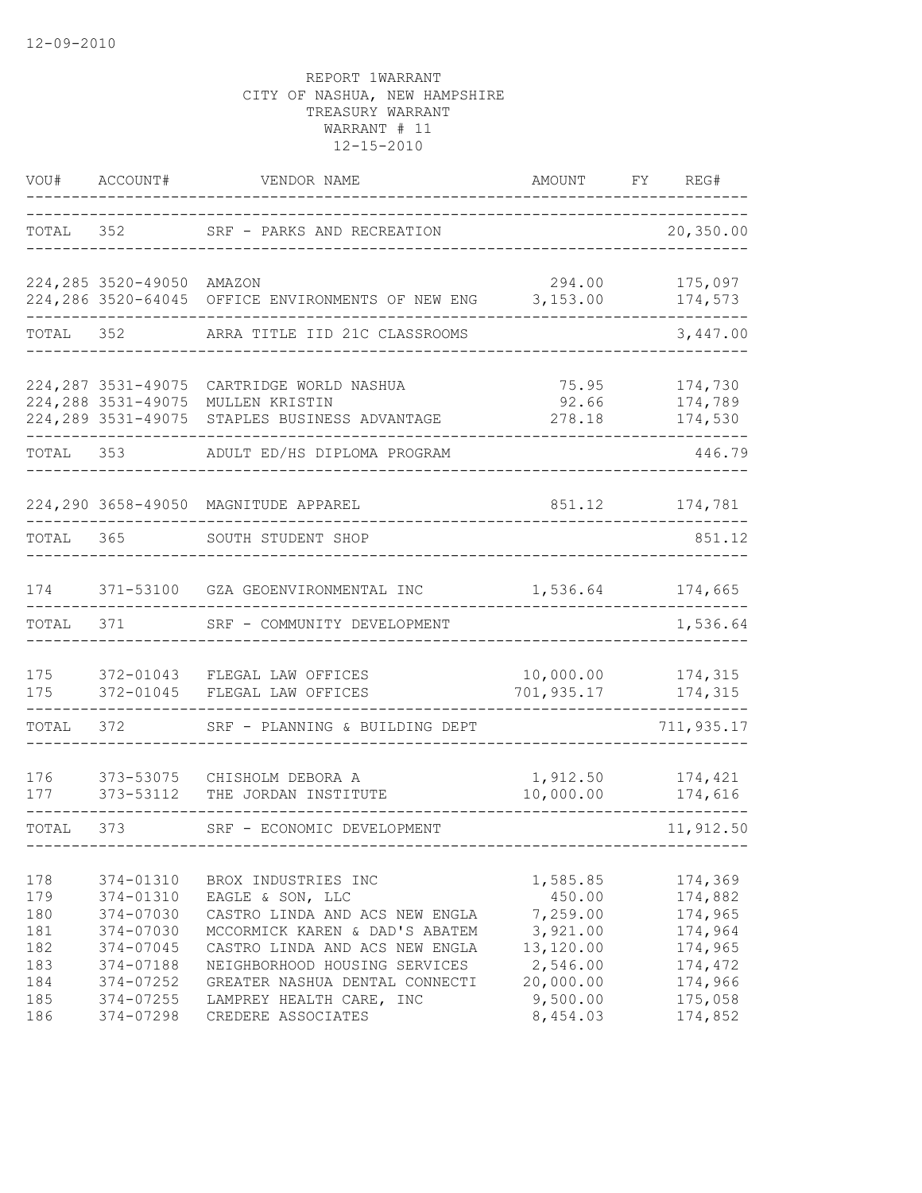12-09-2010

REPORT 1WARRANT
CITY OF NASHUA, NEW HAMPSHIRE
TREASURY WARRANT
WARRANT # 11
12-15-2010

| VOU# | ACCOUNT# | VENDOR NAME | AMOUNT | FY | REG# |
|---|---|---|---|---|---|
| TOTAL | 352 | SRF - PARKS AND RECREATION | | | 20,350.00 |
| 224,285 | 3520-49050 | AMAZON | 294.00 | | 175,097 |
| 224,286 | 3520-64045 | OFFICE ENVIRONMENTS OF NEW ENG | 3,153.00 | | 174,573 |
| TOTAL | 352 | ARRA TITLE IID 21C CLASSROOMS | | | 3,447.00 |
| 224,287 | 3531-49075 | CARTRIDGE WORLD NASHUA | 75.95 | | 174,730 |
| 224,288 | 3531-49075 | MULLEN KRISTIN | 92.66 | | 174,789 |
| 224,289 | 3531-49075 | STAPLES BUSINESS ADVANTAGE | 278.18 | | 174,530 |
| TOTAL | 353 | ADULT ED/HS DIPLOMA PROGRAM | | | 446.79 |
| 224,290 | 3658-49050 | MAGNITUDE APPAREL | 851.12 | | 174,781 |
| TOTAL | 365 | SOUTH STUDENT SHOP | | | 851.12 |
| 174 | 371-53100 | GZA GEOENVIRONMENTAL INC | 1,536.64 | | 174,665 |
| TOTAL | 371 | SRF - COMMUNITY DEVELOPMENT | | | 1,536.64 |
| 175 | 372-01043 | FLEGAL LAW OFFICES | 10,000.00 | | 174,315 |
| 175 | 372-01045 | FLEGAL LAW OFFICES | 701,935.17 | | 174,315 |
| TOTAL | 372 | SRF - PLANNING & BUILDING DEPT | | | 711,935.17 |
| 176 | 373-53075 | CHISHOLM DEBORA A | 1,912.50 | | 174,421 |
| 177 | 373-53112 | THE JORDAN INSTITUTE | 10,000.00 | | 174,616 |
| TOTAL | 373 | SRF - ECONOMIC DEVELOPMENT | | | 11,912.50 |
| 178 | 374-01310 | BROX INDUSTRIES INC | 1,585.85 | | 174,369 |
| 179 | 374-01310 | EAGLE & SON, LLC | 450.00 | | 174,882 |
| 180 | 374-07030 | CASTRO LINDA AND ACS NEW ENGLA | 7,259.00 | | 174,965 |
| 181 | 374-07030 | MCCORMICK KAREN & DAD'S ABATEM | 3,921.00 | | 174,964 |
| 182 | 374-07045 | CASTRO LINDA AND ACS NEW ENGLA | 13,120.00 | | 174,965 |
| 183 | 374-07188 | NEIGHBORHOOD HOUSING SERVICES | 2,546.00 | | 174,472 |
| 184 | 374-07252 | GREATER NASHUA DENTAL CONNECTI | 20,000.00 | | 174,966 |
| 185 | 374-07255 | LAMPREY HEALTH CARE, INC | 9,500.00 | | 175,058 |
| 186 | 374-07298 | CREDERE ASSOCIATES | 8,454.03 | | 174,852 |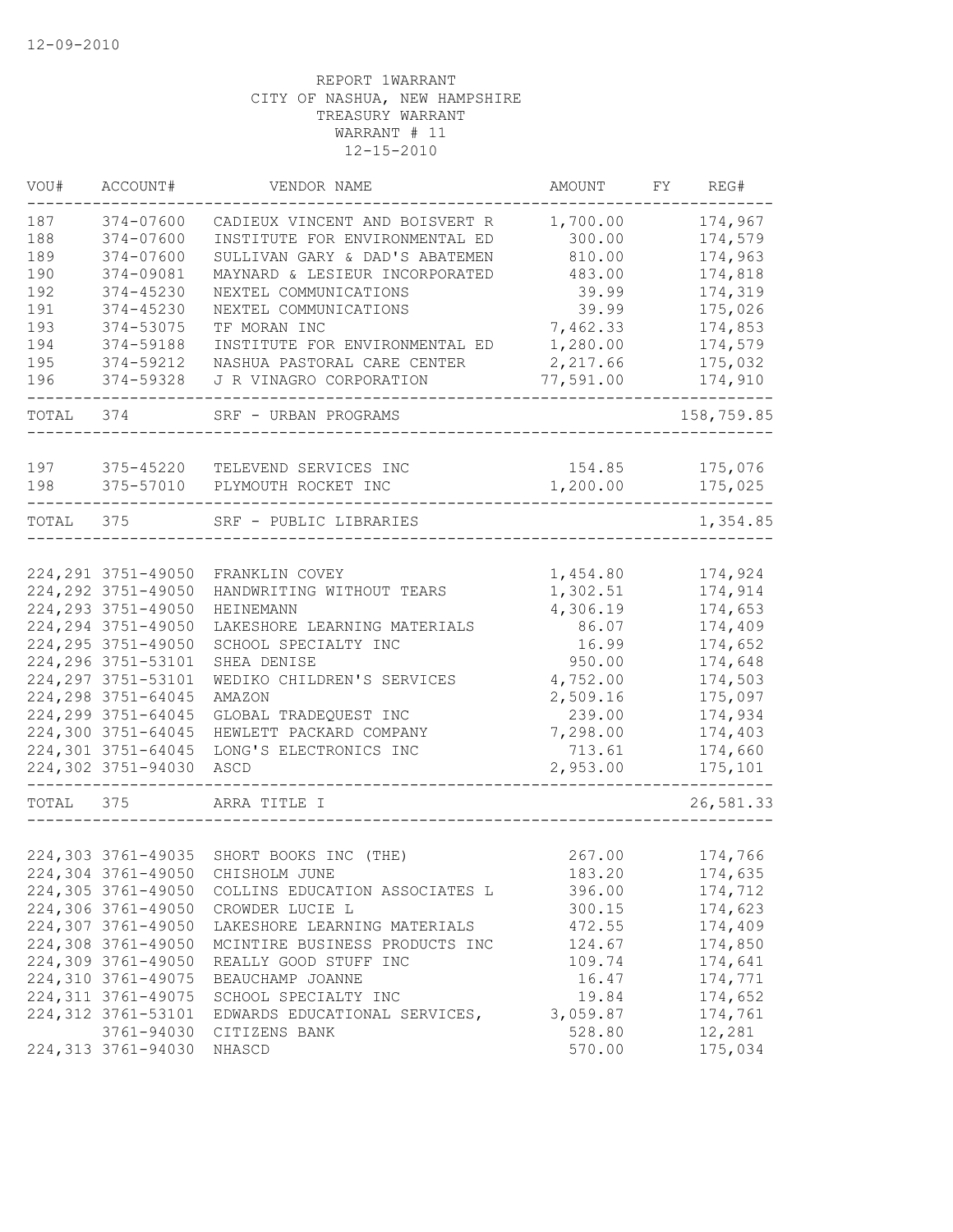12-09-2010

REPORT 1WARRANT
CITY OF NASHUA, NEW HAMPSHIRE
TREASURY WARRANT
WARRANT # 11
12-15-2010

| VOU# | ACCOUNT# | VENDOR NAME | AMOUNT | FY | REG# |
|---|---|---|---|---|---|
| 187 | 374-07600 | CADIEUX VINCENT AND BOISVERT R | 1,700.00 | | 174,967 |
| 188 | 374-07600 | INSTITUTE FOR ENVIRONMENTAL ED | 300.00 | | 174,579 |
| 189 | 374-07600 | SULLIVAN GARY & DAD'S ABATEMEN | 810.00 | | 174,963 |
| 190 | 374-09081 | MAYNARD & LESIEUR INCORPORATED | 483.00 | | 174,818 |
| 192 | 374-45230 | NEXTEL COMMUNICATIONS | 39.99 | | 174,319 |
| 191 | 374-45230 | NEXTEL COMMUNICATIONS | 39.99 | | 175,026 |
| 193 | 374-53075 | TF MORAN INC | 7,462.33 | | 174,853 |
| 194 | 374-59188 | INSTITUTE FOR ENVIRONMENTAL ED | 1,280.00 | | 174,579 |
| 195 | 374-59212 | NASHUA PASTORAL CARE CENTER | 2,217.66 | | 175,032 |
| 196 | 374-59328 | J R VINAGRO CORPORATION | 77,591.00 | | 174,910 |
| TOTAL | 374 | SRF - URBAN PROGRAMS | | | 158,759.85 |
| 197 | 375-45220 | TELEVEND SERVICES INC | 154.85 | | 175,076 |
| 198 | 375-57010 | PLYMOUTH ROCKET INC | 1,200.00 | | 175,025 |
| TOTAL | 375 | SRF - PUBLIC LIBRARIES | | | 1,354.85 |
| 224,291 | 3751-49050 | FRANKLIN COVEY | 1,454.80 | | 174,924 |
| 224,292 | 3751-49050 | HANDWRITING WITHOUT TEARS | 1,302.51 | | 174,914 |
| 224,293 | 3751-49050 | HEINEMANN | 4,306.19 | | 174,653 |
| 224,294 | 3751-49050 | LAKESHORE LEARNING MATERIALS | 86.07 | | 174,409 |
| 224,295 | 3751-49050 | SCHOOL SPECIALTY INC | 16.99 | | 174,652 |
| 224,296 | 3751-53101 | SHEA DENISE | 950.00 | | 174,648 |
| 224,297 | 3751-53101 | WEDIKO CHILDREN'S SERVICES | 4,752.00 | | 174,503 |
| 224,298 | 3751-64045 | AMAZON | 2,509.16 | | 175,097 |
| 224,299 | 3751-64045 | GLOBAL TRADEQUEST INC | 239.00 | | 174,934 |
| 224,300 | 3751-64045 | HEWLETT PACKARD COMPANY | 7,298.00 | | 174,403 |
| 224,301 | 3751-64045 | LONG'S ELECTRONICS INC | 713.61 | | 174,660 |
| 224,302 | 3751-94030 | ASCD | 2,953.00 | | 175,101 |
| TOTAL | 375 | ARRA TITLE I | | | 26,581.33 |
| 224,303 | 3761-49035 | SHORT BOOKS INC (THE) | 267.00 | | 174,766 |
| 224,304 | 3761-49050 | CHISHOLM JUNE | 183.20 | | 174,635 |
| 224,305 | 3761-49050 | COLLINS EDUCATION ASSOCIATES L | 396.00 | | 174,712 |
| 224,306 | 3761-49050 | CROWDER LUCIE L | 300.15 | | 174,623 |
| 224,307 | 3761-49050 | LAKESHORE LEARNING MATERIALS | 472.55 | | 174,409 |
| 224,308 | 3761-49050 | MCINTIRE BUSINESS PRODUCTS INC | 124.67 | | 174,850 |
| 224,309 | 3761-49050 | REALLY GOOD STUFF INC | 109.74 | | 174,641 |
| 224,310 | 3761-49075 | BEAUCHAMP JOANNE | 16.47 | | 174,771 |
| 224,311 | 3761-49075 | SCHOOL SPECIALTY INC | 19.84 | | 174,652 |
| 224,312 | 3761-53101 | EDWARDS EDUCATIONAL SERVICES, | 3,059.87 | | 174,761 |
| | 3761-94030 | CITIZENS BANK | 528.80 | | 12,281 |
| 224,313 | 3761-94030 | NHASCD | 570.00 | | 175,034 |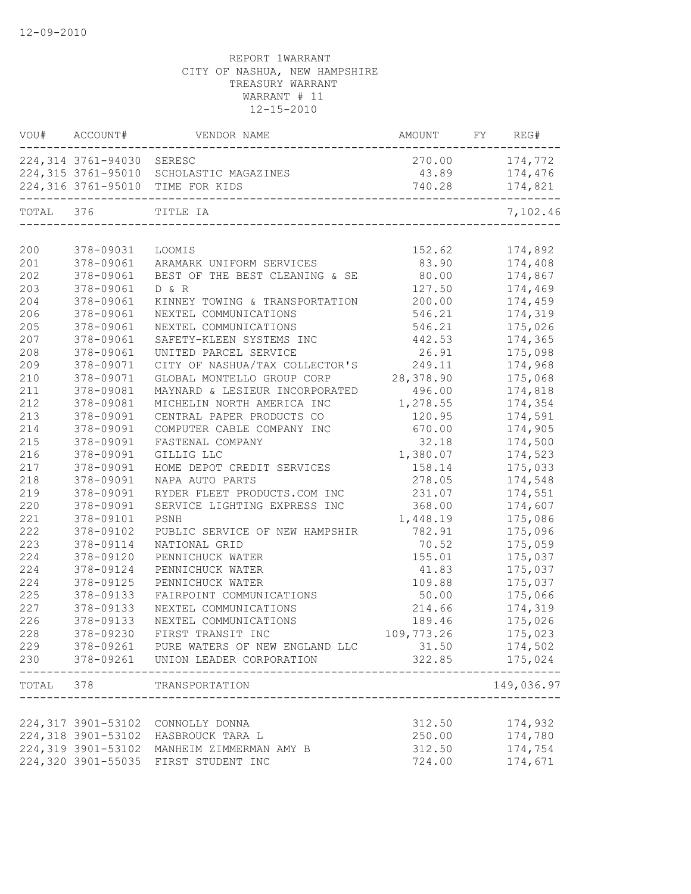12-09-2010

REPORT 1WARRANT
CITY OF NASHUA, NEW HAMPSHIRE
TREASURY WARRANT
WARRANT # 11
12-15-2010

| VOU# | ACCOUNT# | VENDOR NAME | AMOUNT | FY | REG# |
|---|---|---|---|---|---|
| 224,314 | 3761-94030 | SERESC | 270.00 | | 174,772 |
| 224,315 | 3761-95010 | SCHOLASTIC MAGAZINES | 43.89 | | 174,476 |
| 224,316 | 3761-95010 | TIME FOR KIDS | 740.28 | | 174,821 |
| TOTAL | 376 | TITLE IA | | | 7,102.46 |
| 200 | 378-09031 | LOOMIS | 152.62 | | 174,892 |
| 201 | 378-09061 | ARAMARK UNIFORM SERVICES | 83.90 | | 174,408 |
| 202 | 378-09061 | BEST OF THE BEST CLEANING & SE | 80.00 | | 174,867 |
| 203 | 378-09061 | D & R | 127.50 | | 174,469 |
| 204 | 378-09061 | KINNEY TOWING & TRANSPORTATION | 200.00 | | 174,459 |
| 206 | 378-09061 | NEXTEL COMMUNICATIONS | 546.21 | | 174,319 |
| 205 | 378-09061 | NEXTEL COMMUNICATIONS | 546.21 | | 175,026 |
| 207 | 378-09061 | SAFETY-KLEEN SYSTEMS INC | 442.53 | | 174,365 |
| 208 | 378-09061 | UNITED PARCEL SERVICE | 26.91 | | 175,098 |
| 209 | 378-09071 | CITY OF NASHUA/TAX COLLECTOR'S | 249.11 | | 174,968 |
| 210 | 378-09071 | GLOBAL MONTELLO GROUP CORP | 28,378.90 | | 175,068 |
| 211 | 378-09081 | MAYNARD & LESIEUR INCORPORATED | 496.00 | | 174,818 |
| 212 | 378-09081 | MICHELIN NORTH AMERICA INC | 1,278.55 | | 174,354 |
| 213 | 378-09091 | CENTRAL PAPER PRODUCTS CO | 120.95 | | 174,591 |
| 214 | 378-09091 | COMPUTER CABLE COMPANY INC | 670.00 | | 174,905 |
| 215 | 378-09091 | FASTENAL COMPANY | 32.18 | | 174,500 |
| 216 | 378-09091 | GILLIG LLC | 1,380.07 | | 174,523 |
| 217 | 378-09091 | HOME DEPOT CREDIT SERVICES | 158.14 | | 175,033 |
| 218 | 378-09091 | NAPA AUTO PARTS | 278.05 | | 174,548 |
| 219 | 378-09091 | RYDER FLEET PRODUCTS.COM INC | 231.07 | | 174,551 |
| 220 | 378-09091 | SERVICE LIGHTING EXPRESS INC | 368.00 | | 174,607 |
| 221 | 378-09101 | PSNH | 1,448.19 | | 175,086 |
| 222 | 378-09102 | PUBLIC SERVICE OF NEW HAMPSHIR | 782.91 | | 175,096 |
| 223 | 378-09114 | NATIONAL GRID | 70.52 | | 175,059 |
| 224 | 378-09120 | PENNICHUCK WATER | 155.01 | | 175,037 |
| 224 | 378-09124 | PENNICHUCK WATER | 41.83 | | 175,037 |
| 224 | 378-09125 | PENNICHUCK WATER | 109.88 | | 175,037 |
| 225 | 378-09133 | FAIRPOINT COMMUNICATIONS | 50.00 | | 175,066 |
| 227 | 378-09133 | NEXTEL COMMUNICATIONS | 214.66 | | 174,319 |
| 226 | 378-09133 | NEXTEL COMMUNICATIONS | 189.46 | | 175,026 |
| 228 | 378-09230 | FIRST TRANSIT INC | 109,773.26 | | 175,023 |
| 229 | 378-09261 | PURE WATERS OF NEW ENGLAND LLC | 31.50 | | 174,502 |
| 230 | 378-09261 | UNION LEADER CORPORATION | 322.85 | | 175,024 |
| TOTAL | 378 | TRANSPORTATION | | | 149,036.97 |
| 224,317 | 3901-53102 | CONNOLLY DONNA | 312.50 | | 174,932 |
| 224,318 | 3901-53102 | HASBROUCK TARA L | 250.00 | | 174,780 |
| 224,319 | 3901-53102 | MANHEIM ZIMMERMAN AMY B | 312.50 | | 174,754 |
| 224,320 | 3901-55035 | FIRST STUDENT INC | 724.00 | | 174,671 |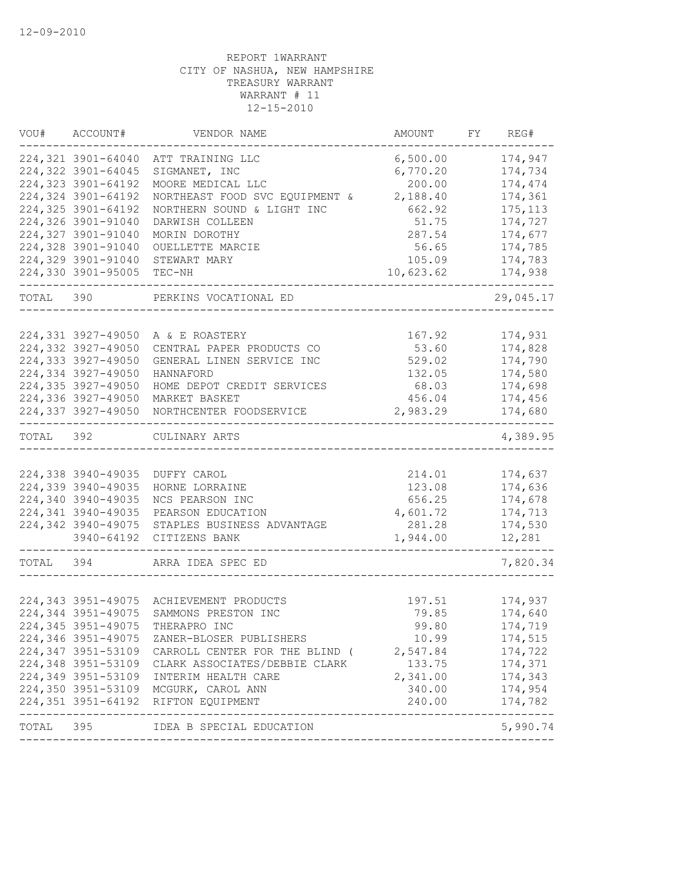12-09-2010

REPORT 1WARRANT
CITY OF NASHUA, NEW HAMPSHIRE
TREASURY WARRANT
WARRANT # 11
12-15-2010

| VOU# | ACCOUNT# | VENDOR NAME | AMOUNT | FY | REG# |
|---|---|---|---|---|---|
| 224,321 | 3901-64040 | ATT TRAINING LLC | 6,500.00 | | 174,947 |
| 224,322 | 3901-64045 | SIGMANET, INC | 6,770.20 | | 174,734 |
| 224,323 | 3901-64192 | MOORE MEDICAL LLC | 200.00 | | 174,474 |
| 224,324 | 3901-64192 | NORTHEAST FOOD SVC EQUIPMENT & | 2,188.40 | | 174,361 |
| 224,325 | 3901-64192 | NORTHERN SOUND & LIGHT INC | 662.92 | | 175,113 |
| 224,326 | 3901-91040 | DARWISH COLLEEN | 51.75 | | 174,727 |
| 224,327 | 3901-91040 | MORIN DOROTHY | 287.54 | | 174,677 |
| 224,328 | 3901-91040 | OUELLETTE MARCIE | 56.65 | | 174,785 |
| 224,329 | 3901-91040 | STEWART MARY | 105.09 | | 174,783 |
| 224,330 | 3901-95005 | TEC-NH | 10,623.62 | | 174,938 |
| TOTAL | 390 | PERKINS VOCATIONAL ED | | | 29,045.17 |
| 224,331 | 3927-49050 | A & E ROASTERY | 167.92 | | 174,931 |
| 224,332 | 3927-49050 | CENTRAL PAPER PRODUCTS CO | 53.60 | | 174,828 |
| 224,333 | 3927-49050 | GENERAL LINEN SERVICE INC | 529.02 | | 174,790 |
| 224,334 | 3927-49050 | HANNAFORD | 132.05 | | 174,580 |
| 224,335 | 3927-49050 | HOME DEPOT CREDIT SERVICES | 68.03 | | 174,698 |
| 224,336 | 3927-49050 | MARKET BASKET | 456.04 | | 174,456 |
| 224,337 | 3927-49050 | NORTHCENTER FOODSERVICE | 2,983.29 | | 174,680 |
| TOTAL | 392 | CULINARY ARTS | | | 4,389.95 |
| 224,338 | 3940-49035 | DUFFY CAROL | 214.01 | | 174,637 |
| 224,339 | 3940-49035 | HORNE LORRAINE | 123.08 | | 174,636 |
| 224,340 | 3940-49035 | NCS PEARSON INC | 656.25 | | 174,678 |
| 224,341 | 3940-49035 | PEARSON EDUCATION | 4,601.72 | | 174,713 |
| 224,342 | 3940-49075 | STAPLES BUSINESS ADVANTAGE | 281.28 | | 174,530 |
| | 3940-64192 | CITIZENS BANK | 1,944.00 | | 12,281 |
| TOTAL | 394 | ARRA IDEA SPEC ED | | | 7,820.34 |
| 224,343 | 3951-49075 | ACHIEVEMENT PRODUCTS | 197.51 | | 174,937 |
| 224,344 | 3951-49075 | SAMMONS PRESTON INC | 79.85 | | 174,640 |
| 224,345 | 3951-49075 | THERAPRO INC | 99.80 | | 174,719 |
| 224,346 | 3951-49075 | ZANER-BLOSER PUBLISHERS | 10.99 | | 174,515 |
| 224,347 | 3951-53109 | CARROLL CENTER FOR THE BLIND ( | 2,547.84 | | 174,722 |
| 224,348 | 3951-53109 | CLARK ASSOCIATES/DEBBIE CLARK | 133.75 | | 174,371 |
| 224,349 | 3951-53109 | INTERIM HEALTH CARE | 2,341.00 | | 174,343 |
| 224,350 | 3951-53109 | MCGURK, CAROL ANN | 340.00 | | 174,954 |
| 224,351 | 3951-64192 | RIFTON EQUIPMENT | 240.00 | | 174,782 |
| TOTAL | 395 | IDEA B SPECIAL EDUCATION | | | 5,990.74 |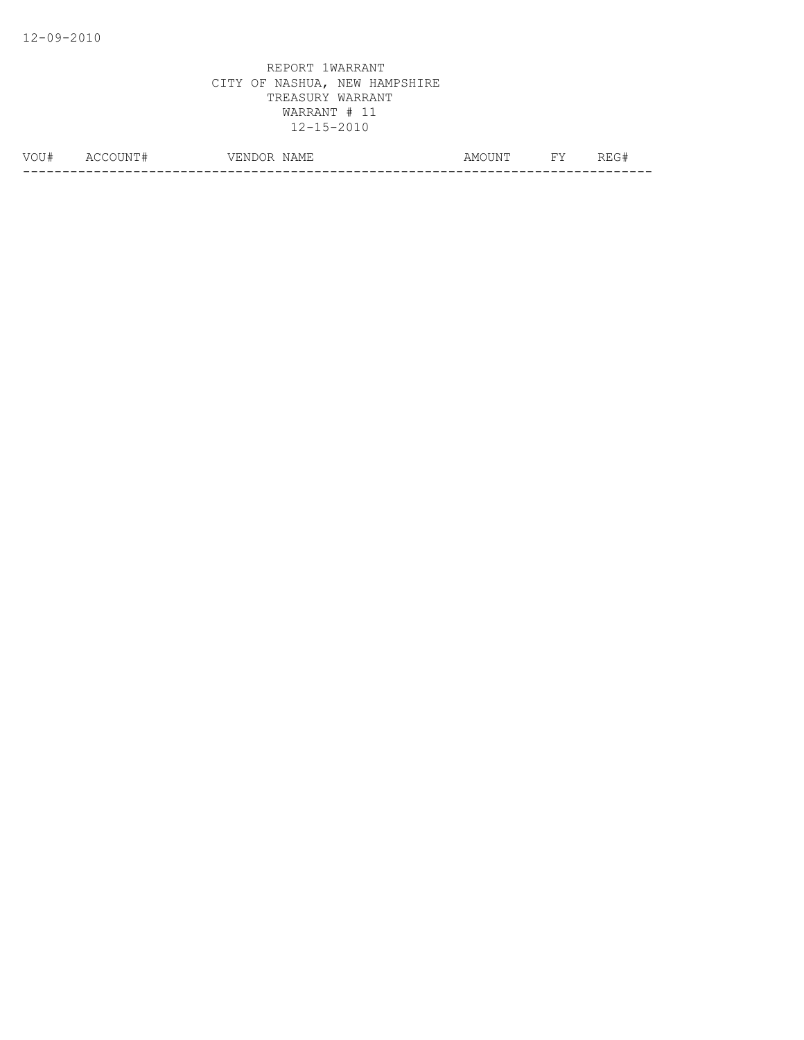REPORT 1WARRANT
CITY OF NASHUA, NEW HAMPSHIRE
TREASURY WARRANT
WARRANT # 11
12-15-2010

| VOU# | ACCOUNT# | VENDOR NAME | AMOUNT | FY | REG# |
|---|---|---|---|---|---|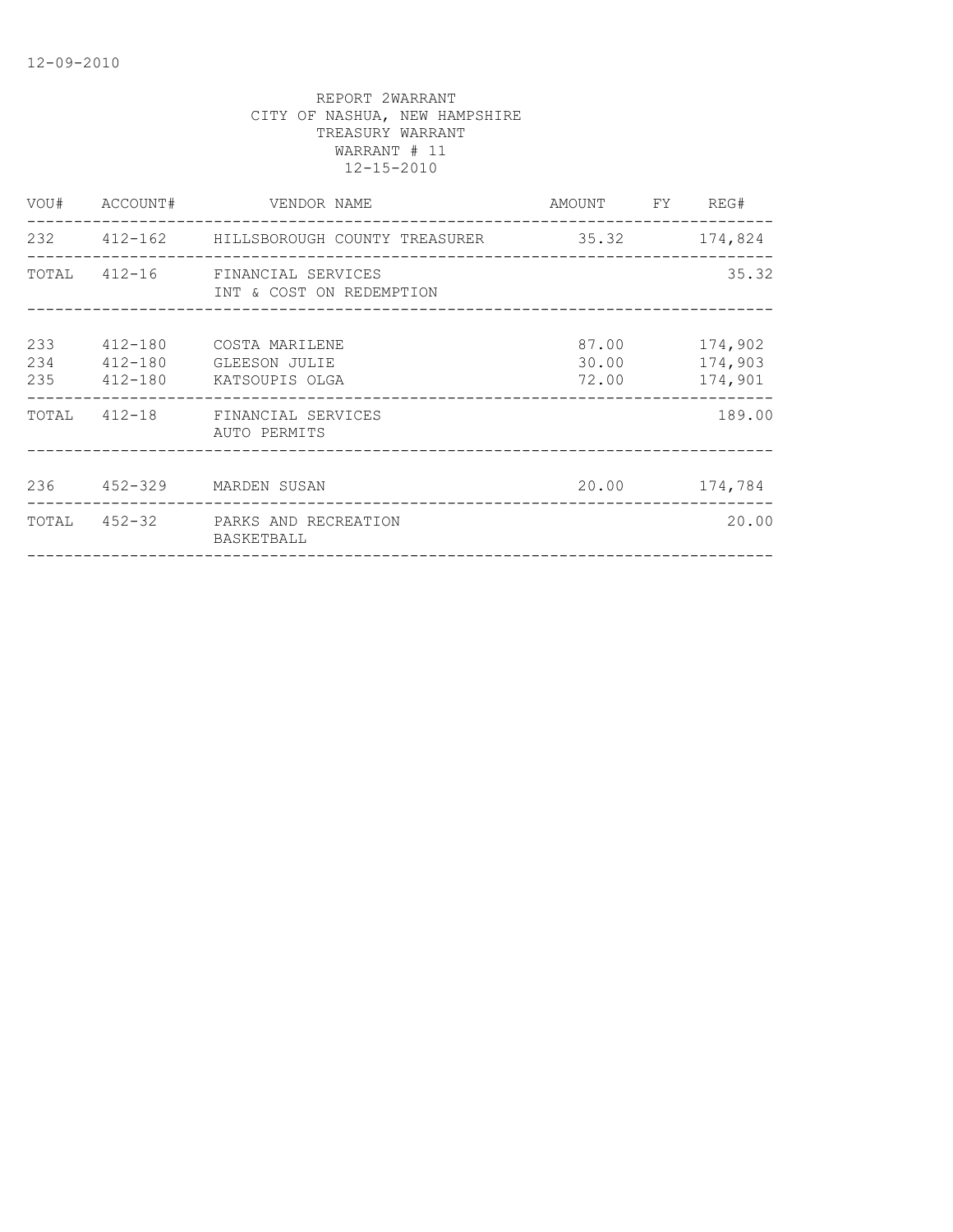12-09-2010

REPORT 2WARRANT
CITY OF NASHUA, NEW HAMPSHIRE
TREASURY WARRANT
WARRANT # 11
12-15-2010

| VOU# | ACCOUNT# | VENDOR NAME | AMOUNT | FY | REG# |
|---|---|---|---|---|---|
| 232 | 412-162 | HILLSBOROUGH COUNTY TREASURER | 35.32 | | 174,824 |
| TOTAL | 412-16 | FINANCIAL SERVICES<br>INT & COST ON REDEMPTION | | | 35.32 |
| 233 | 412-180 | COSTA MARILENE | 87.00 | | 174,902 |
| 234 | 412-180 | GLEESON JULIE | 30.00 | | 174,903 |
| 235 | 412-180 | KATSOUPIS OLGA | 72.00 | | 174,901 |
| TOTAL | 412-18 | FINANCIAL SERVICES<br>AUTO PERMITS | | | 189.00 |
| 236 | 452-329 | MARDEN SUSAN | 20.00 | | 174,784 |
| TOTAL | 452-32 | PARKS AND RECREATION<br>BASKETBALL | | | 20.00 |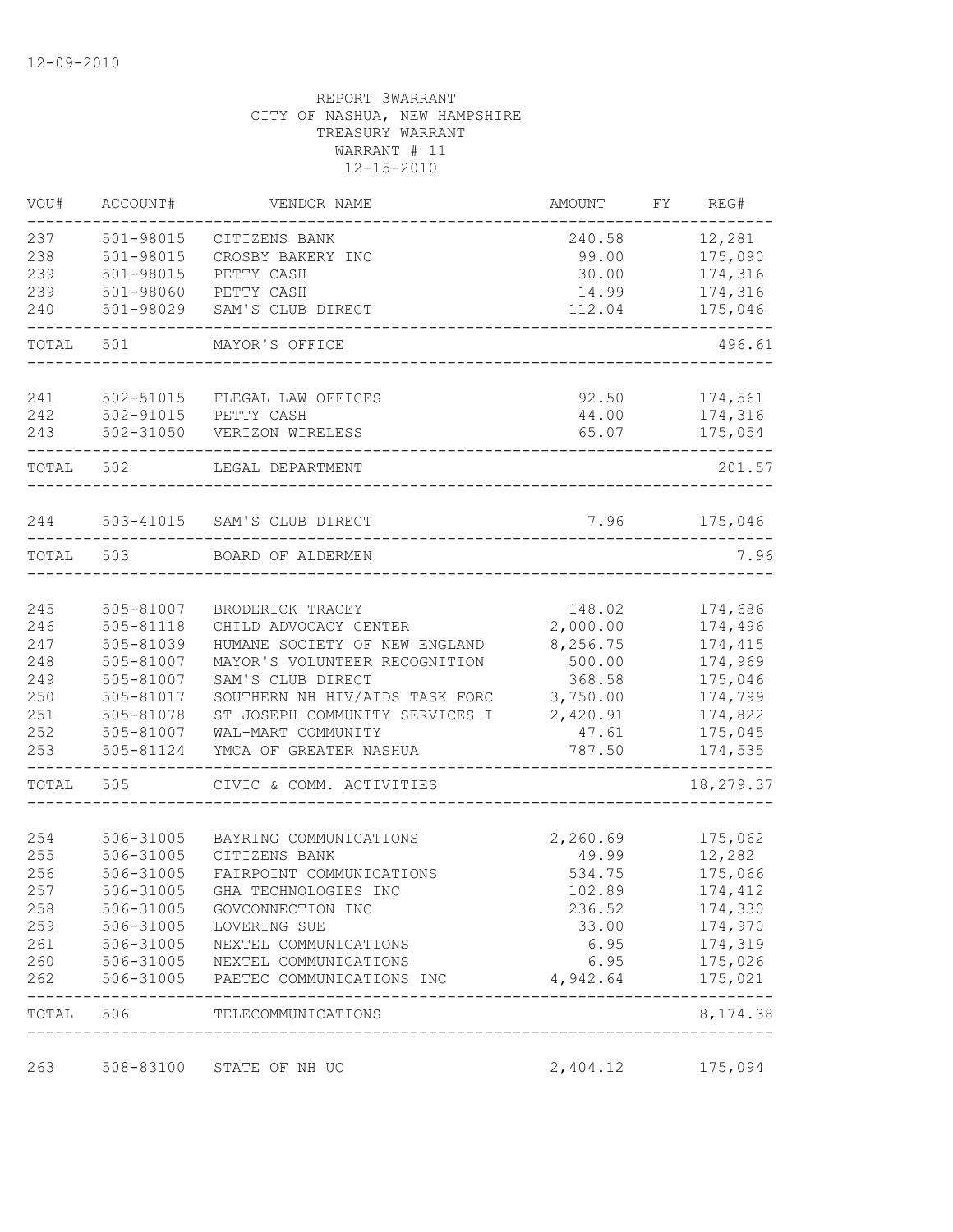12-09-2010

REPORT 3WARRANT
CITY OF NASHUA, NEW HAMPSHIRE
TREASURY WARRANT
WARRANT # 11
12-15-2010

| VOU# | ACCOUNT# | VENDOR NAME | AMOUNT | FY | REG# |
|---|---|---|---|---|---|
| 237 | 501-98015 | CITIZENS BANK | 240.58 | | 12,281 |
| 238 | 501-98015 | CROSBY BAKERY INC | 99.00 | | 175,090 |
| 239 | 501-98015 | PETTY CASH | 30.00 | | 174,316 |
| 239 | 501-98060 | PETTY CASH | 14.99 | | 174,316 |
| 240 | 501-98029 | SAM'S CLUB DIRECT | 112.04 | | 175,046 |
| TOTAL | 501 | MAYOR'S OFFICE | | | 496.61 |
| 241 | 502-51015 | FLEGAL LAW OFFICES | 92.50 | | 174,561 |
| 242 | 502-91015 | PETTY CASH | 44.00 | | 174,316 |
| 243 | 502-31050 | VERIZON WIRELESS | 65.07 | | 175,054 |
| TOTAL | 502 | LEGAL DEPARTMENT | | | 201.57 |
| 244 | 503-41015 | SAM'S CLUB DIRECT | 7.96 | | 175,046 |
| TOTAL | 503 | BOARD OF ALDERMEN | | | 7.96 |
| 245 | 505-81007 | BRODERICK TRACEY | 148.02 | | 174,686 |
| 246 | 505-81118 | CHILD ADVOCACY CENTER | 2,000.00 | | 174,496 |
| 247 | 505-81039 | HUMANE SOCIETY OF NEW ENGLAND | 8,256.75 | | 174,415 |
| 248 | 505-81007 | MAYOR'S VOLUNTEER RECOGNITION | 500.00 | | 174,969 |
| 249 | 505-81007 | SAM'S CLUB DIRECT | 368.58 | | 175,046 |
| 250 | 505-81017 | SOUTHERN NH HIV/AIDS TASK FORC | 3,750.00 | | 174,799 |
| 251 | 505-81078 | ST JOSEPH COMMUNITY SERVICES I | 2,420.91 | | 174,822 |
| 252 | 505-81007 | WAL-MART COMMUNITY | 47.61 | | 175,045 |
| 253 | 505-81124 | YMCA OF GREATER NASHUA | 787.50 | | 174,535 |
| TOTAL | 505 | CIVIC & COMM. ACTIVITIES | | | 18,279.37 |
| 254 | 506-31005 | BAYRING COMMUNICATIONS | 2,260.69 | | 175,062 |
| 255 | 506-31005 | CITIZENS BANK | 49.99 | | 12,282 |
| 256 | 506-31005 | FAIRPOINT COMMUNICATIONS | 534.75 | | 175,066 |
| 257 | 506-31005 | GHA TECHNOLOGIES INC | 102.89 | | 174,412 |
| 258 | 506-31005 | GOVCONNECTION INC | 236.52 | | 174,330 |
| 259 | 506-31005 | LOVERING SUE | 33.00 | | 174,970 |
| 261 | 506-31005 | NEXTEL COMMUNICATIONS | 6.95 | | 174,319 |
| 260 | 506-31005 | NEXTEL COMMUNICATIONS | 6.95 | | 175,026 |
| 262 | 506-31005 | PAETEC COMMUNICATIONS INC | 4,942.64 | | 175,021 |
| TOTAL | 506 | TELECOMMUNICATIONS | | | 8,174.38 |
| 263 | 508-83100 | STATE OF NH UC | 2,404.12 | | 175,094 |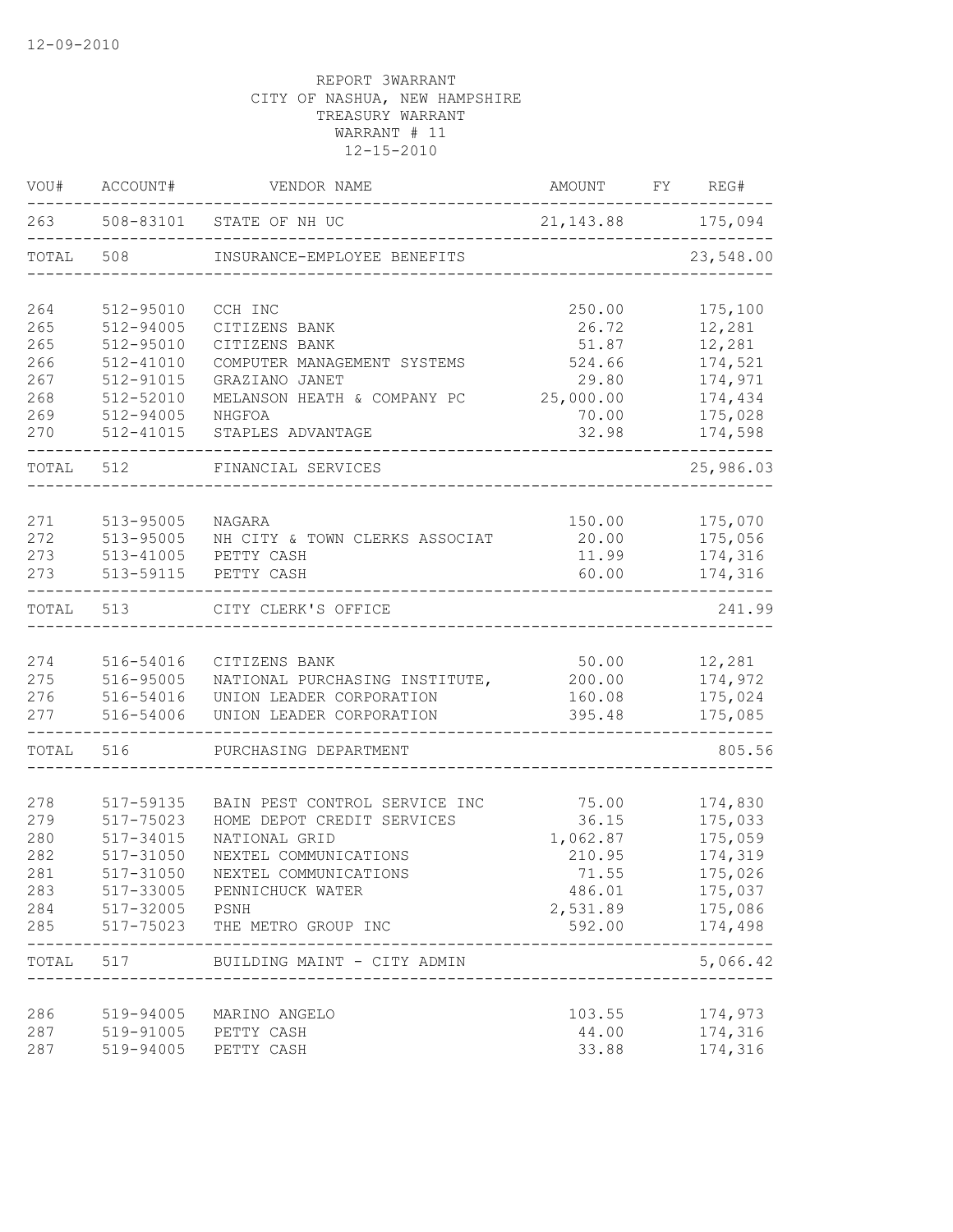12-09-2010

REPORT 3WARRANT
CITY OF NASHUA, NEW HAMPSHIRE
TREASURY WARRANT
WARRANT # 11
12-15-2010

| VOU# | ACCOUNT# | VENDOR NAME | AMOUNT | FY | REG# |
|---|---|---|---|---|---|
| 263 | 508-83101 | STATE OF NH UC | 21,143.88 | | 175,094 |
| TOTAL | 508 | INSURANCE-EMPLOYEE BENEFITS | | | 23,548.00 |
| 264 | 512-95010 | CCH INC | 250.00 | | 175,100 |
| 265 | 512-94005 | CITIZENS BANK | 26.72 | | 12,281 |
| 265 | 512-95010 | CITIZENS BANK | 51.87 | | 12,281 |
| 266 | 512-41010 | COMPUTER MANAGEMENT SYSTEMS | 524.66 | | 174,521 |
| 267 | 512-91015 | GRAZIANO JANET | 29.80 | | 174,971 |
| 268 | 512-52010 | MELANSON HEATH & COMPANY PC | 25,000.00 | | 174,434 |
| 269 | 512-94005 | NHGFOA | 70.00 | | 175,028 |
| 270 | 512-41015 | STAPLES ADVANTAGE | 32.98 | | 174,598 |
| TOTAL | 512 | FINANCIAL SERVICES | | | 25,986.03 |
| 271 | 513-95005 | NAGARA | 150.00 | | 175,070 |
| 272 | 513-95005 | NH CITY & TOWN CLERKS ASSOCIAT | 20.00 | | 175,056 |
| 273 | 513-41005 | PETTY CASH | 11.99 | | 174,316 |
| 273 | 513-59115 | PETTY CASH | 60.00 | | 174,316 |
| TOTAL | 513 | CITY CLERK'S OFFICE | | | 241.99 |
| 274 | 516-54016 | CITIZENS BANK | 50.00 | | 12,281 |
| 275 | 516-95005 | NATIONAL PURCHASING INSTITUTE, | 200.00 | | 174,972 |
| 276 | 516-54016 | UNION LEADER CORPORATION | 160.08 | | 175,024 |
| 277 | 516-54006 | UNION LEADER CORPORATION | 395.48 | | 175,085 |
| TOTAL | 516 | PURCHASING DEPARTMENT | | | 805.56 |
| 278 | 517-59135 | BAIN PEST CONTROL SERVICE INC | 75.00 | | 174,830 |
| 279 | 517-75023 | HOME DEPOT CREDIT SERVICES | 36.15 | | 175,033 |
| 280 | 517-34015 | NATIONAL GRID | 1,062.87 | | 175,059 |
| 282 | 517-31050 | NEXTEL COMMUNICATIONS | 210.95 | | 174,319 |
| 281 | 517-31050 | NEXTEL COMMUNICATIONS | 71.55 | | 175,026 |
| 283 | 517-33005 | PENNICHUCK WATER | 486.01 | | 175,037 |
| 284 | 517-32005 | PSNH | 2,531.89 | | 175,086 |
| 285 | 517-75023 | THE METRO GROUP INC | 592.00 | | 174,498 |
| TOTAL | 517 | BUILDING MAINT - CITY ADMIN | | | 5,066.42 |
| 286 | 519-94005 | MARINO ANGELO | 103.55 | | 174,973 |
| 287 | 519-91005 | PETTY CASH | 44.00 | | 174,316 |
| 287 | 519-94005 | PETTY CASH | 33.88 | | 174,316 |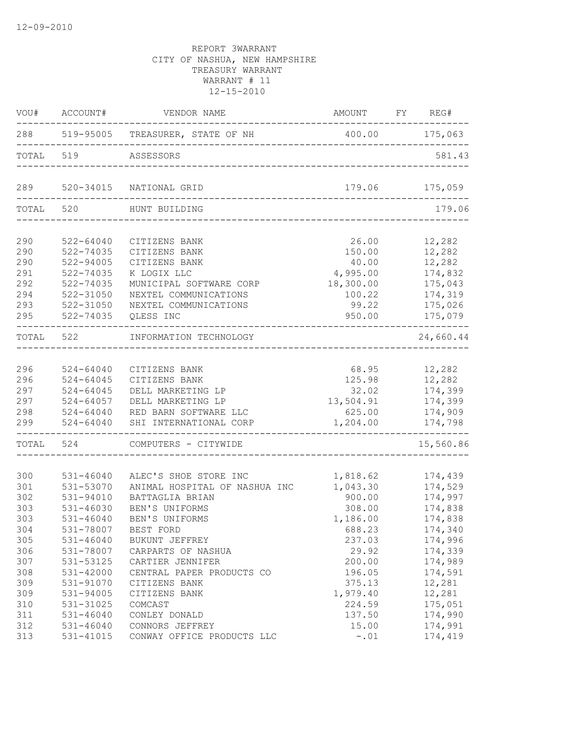12-09-2010

REPORT 3WARRANT
CITY OF NASHUA, NEW HAMPSHIRE
TREASURY WARRANT
WARRANT # 11
12-15-2010

| VOU# | ACCOUNT# | VENDOR NAME | AMOUNT | FY | REG# |
|---|---|---|---|---|---|
| 288 | 519-95005 | TREASURER, STATE OF NH | 400.00 | | 175,063 |
| TOTAL | 519 | ASSESSORS | | | 581.43 |
| 289 | 520-34015 | NATIONAL GRID | 179.06 | | 175,059 |
| TOTAL | 520 | HUNT BUILDING | | | 179.06 |
| 290 | 522-64040 | CITIZENS BANK | 26.00 | | 12,282 |
| 290 | 522-74035 | CITIZENS BANK | 150.00 | | 12,282 |
| 290 | 522-94005 | CITIZENS BANK | 40.00 | | 12,282 |
| 291 | 522-74035 | K LOGIX LLC | 4,995.00 | | 174,832 |
| 292 | 522-74035 | MUNICIPAL SOFTWARE CORP | 18,300.00 | | 175,043 |
| 294 | 522-31050 | NEXTEL COMMUNICATIONS | 100.22 | | 174,319 |
| 293 | 522-31050 | NEXTEL COMMUNICATIONS | 99.22 | | 175,026 |
| 295 | 522-74035 | QLESS INC | 950.00 | | 175,079 |
| TOTAL | 522 | INFORMATION TECHNOLOGY | | | 24,660.44 |
| 296 | 524-64040 | CITIZENS BANK | 68.95 | | 12,282 |
| 296 | 524-64045 | CITIZENS BANK | 125.98 | | 12,282 |
| 297 | 524-64045 | DELL MARKETING LP | 32.02 | | 174,399 |
| 297 | 524-64057 | DELL MARKETING LP | 13,504.91 | | 174,399 |
| 298 | 524-64040 | RED BARN SOFTWARE LLC | 625.00 | | 174,909 |
| 299 | 524-64040 | SHI INTERNATIONAL CORP | 1,204.00 | | 174,798 |
| TOTAL | 524 | COMPUTERS - CITYWIDE | | | 15,560.86 |
| 300 | 531-46040 | ALEC'S SHOE STORE INC | 1,818.62 | | 174,439 |
| 301 | 531-53070 | ANIMAL HOSPITAL OF NASHUA INC | 1,043.30 | | 174,529 |
| 302 | 531-94010 | BATTAGLIA BRIAN | 900.00 | | 174,997 |
| 303 | 531-46030 | BEN'S UNIFORMS | 308.00 | | 174,838 |
| 303 | 531-46040 | BEN'S UNIFORMS | 1,186.00 | | 174,838 |
| 304 | 531-78007 | BEST FORD | 688.23 | | 174,340 |
| 305 | 531-46040 | BUKUNT JEFFREY | 237.03 | | 174,996 |
| 306 | 531-78007 | CARPARTS OF NASHUA | 29.92 | | 174,339 |
| 307 | 531-53125 | CARTIER JENNIFER | 200.00 | | 174,989 |
| 308 | 531-42000 | CENTRAL PAPER PRODUCTS CO | 196.05 | | 174,591 |
| 309 | 531-91070 | CITIZENS BANK | 375.13 | | 12,281 |
| 309 | 531-94005 | CITIZENS BANK | 1,979.40 | | 12,281 |
| 310 | 531-31025 | COMCAST | 224.59 | | 175,051 |
| 311 | 531-46040 | CONLEY DONALD | 137.50 | | 174,990 |
| 312 | 531-46040 | CONNORS JEFFREY | 15.00 | | 174,991 |
| 313 | 531-41015 | CONWAY OFFICE PRODUCTS LLC | -.01 | | 174,419 |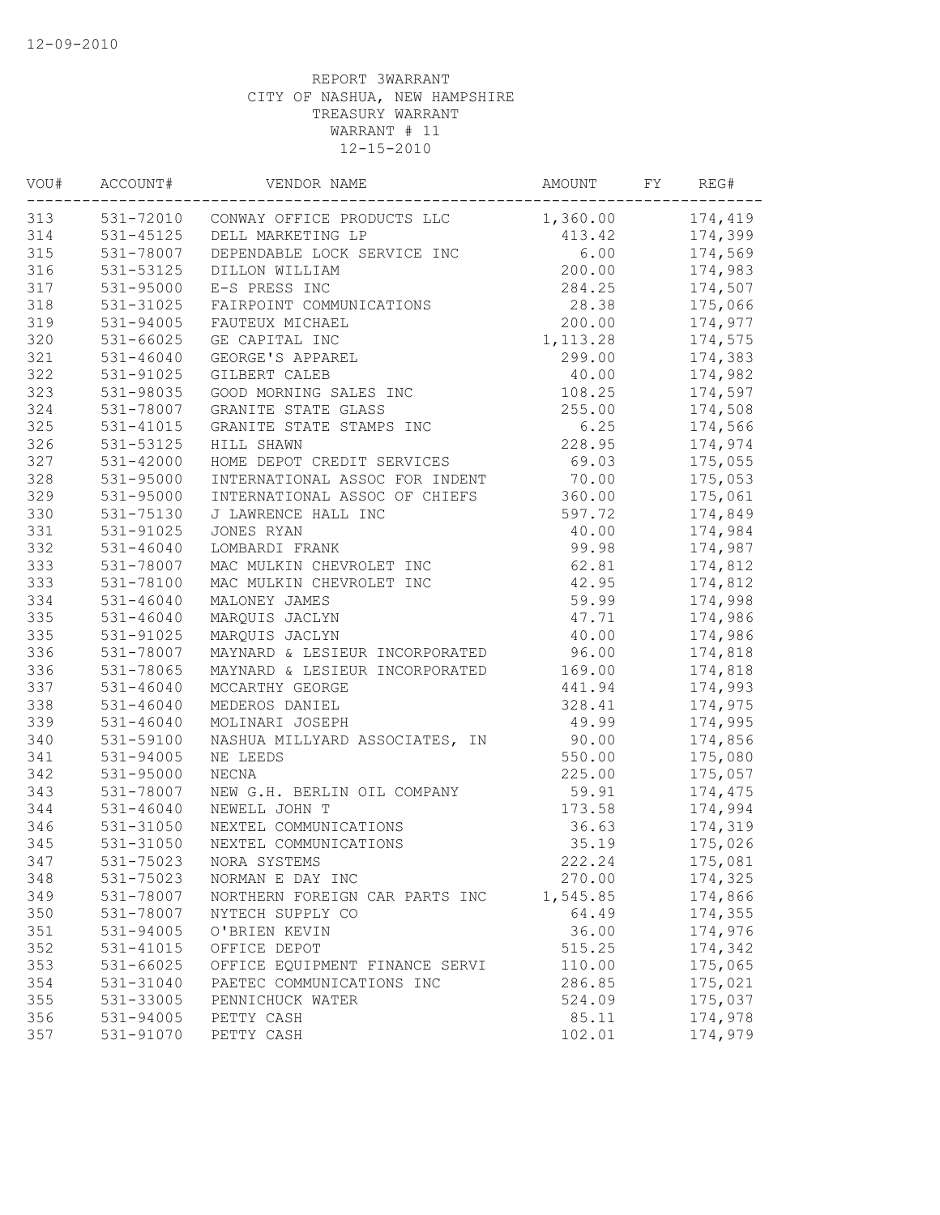12-09-2010

REPORT 3WARRANT
CITY OF NASHUA, NEW HAMPSHIRE
TREASURY WARRANT
WARRANT # 11
12-15-2010

| VOU# | ACCOUNT# | VENDOR NAME | AMOUNT | FY | REG# |
|---|---|---|---|---|---|
| 313 | 531-72010 | CONWAY OFFICE PRODUCTS LLC | 1,360.00 | | 174,419 |
| 314 | 531-45125 | DELL MARKETING LP | 413.42 | | 174,399 |
| 315 | 531-78007 | DEPENDABLE LOCK SERVICE INC | 6.00 | | 174,569 |
| 316 | 531-53125 | DILLON WILLIAM | 200.00 | | 174,983 |
| 317 | 531-95000 | E-S PRESS INC | 284.25 | | 174,507 |
| 318 | 531-31025 | FAIRPOINT COMMUNICATIONS | 28.38 | | 175,066 |
| 319 | 531-94005 | FAUTEUX MICHAEL | 200.00 | | 174,977 |
| 320 | 531-66025 | GE CAPITAL INC | 1,113.28 | | 174,575 |
| 321 | 531-46040 | GEORGE'S APPAREL | 299.00 | | 174,383 |
| 322 | 531-91025 | GILBERT CALEB | 40.00 | | 174,982 |
| 323 | 531-98035 | GOOD MORNING SALES INC | 108.25 | | 174,597 |
| 324 | 531-78007 | GRANITE STATE GLASS | 255.00 | | 174,508 |
| 325 | 531-41015 | GRANITE STATE STAMPS INC | 6.25 | | 174,566 |
| 326 | 531-53125 | HILL SHAWN | 228.95 | | 174,974 |
| 327 | 531-42000 | HOME DEPOT CREDIT SERVICES | 69.03 | | 175,055 |
| 328 | 531-95000 | INTERNATIONAL ASSOC FOR INDENT | 70.00 | | 175,053 |
| 329 | 531-95000 | INTERNATIONAL ASSOC OF CHIEFS | 360.00 | | 175,061 |
| 330 | 531-75130 | J LAWRENCE HALL INC | 597.72 | | 174,849 |
| 331 | 531-91025 | JONES RYAN | 40.00 | | 174,984 |
| 332 | 531-46040 | LOMBARDI FRANK | 99.98 | | 174,987 |
| 333 | 531-78007 | MAC MULKIN CHEVROLET INC | 62.81 | | 174,812 |
| 333 | 531-78100 | MAC MULKIN CHEVROLET INC | 42.95 | | 174,812 |
| 334 | 531-46040 | MALONEY JAMES | 59.99 | | 174,998 |
| 335 | 531-46040 | MARQUIS JACLYN | 47.71 | | 174,986 |
| 335 | 531-91025 | MARQUIS JACLYN | 40.00 | | 174,986 |
| 336 | 531-78007 | MAYNARD & LESIEUR INCORPORATED | 96.00 | | 174,818 |
| 336 | 531-78065 | MAYNARD & LESIEUR INCORPORATED | 169.00 | | 174,818 |
| 337 | 531-46040 | MCCARTHY GEORGE | 441.94 | | 174,993 |
| 338 | 531-46040 | MEDEROS DANIEL | 328.41 | | 174,975 |
| 339 | 531-46040 | MOLINARI JOSEPH | 49.99 | | 174,995 |
| 340 | 531-59100 | NASHUA MILLYARD ASSOCIATES, IN | 90.00 | | 174,856 |
| 341 | 531-94005 | NE LEEDS | 550.00 | | 175,080 |
| 342 | 531-95000 | NECNA | 225.00 | | 175,057 |
| 343 | 531-78007 | NEW G.H. BERLIN OIL COMPANY | 59.91 | | 174,475 |
| 344 | 531-46040 | NEWELL JOHN T | 173.58 | | 174,994 |
| 346 | 531-31050 | NEXTEL COMMUNICATIONS | 36.63 | | 174,319 |
| 345 | 531-31050 | NEXTEL COMMUNICATIONS | 35.19 | | 175,026 |
| 347 | 531-75023 | NORA SYSTEMS | 222.24 | | 175,081 |
| 348 | 531-75023 | NORMAN E DAY INC | 270.00 | | 174,325 |
| 349 | 531-78007 | NORTHERN FOREIGN CAR PARTS INC | 1,545.85 | | 174,866 |
| 350 | 531-78007 | NYTECH SUPPLY CO | 64.49 | | 174,355 |
| 351 | 531-94005 | O'BRIEN KEVIN | 36.00 | | 174,976 |
| 352 | 531-41015 | OFFICE DEPOT | 515.25 | | 174,342 |
| 353 | 531-66025 | OFFICE EQUIPMENT FINANCE SERVI | 110.00 | | 175,065 |
| 354 | 531-31040 | PAETEC COMMUNICATIONS INC | 286.85 | | 175,021 |
| 355 | 531-33005 | PENNICHUCK WATER | 524.09 | | 175,037 |
| 356 | 531-94005 | PETTY CASH | 85.11 | | 174,978 |
| 357 | 531-91070 | PETTY CASH | 102.01 | | 174,979 |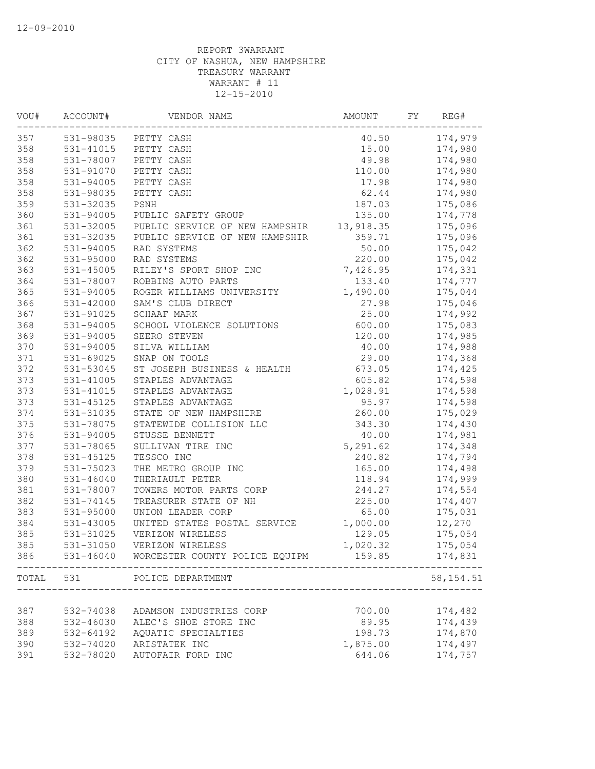12-09-2010

REPORT 3WARRANT
CITY OF NASHUA, NEW HAMPSHIRE
TREASURY WARRANT
WARRANT # 11
12-15-2010

| VOU# | ACCOUNT# | VENDOR NAME | AMOUNT | FY | REG# |
|---|---|---|---|---|---|
| 357 | 531-98035 | PETTY CASH | 40.50 | | 174,979 |
| 358 | 531-41015 | PETTY CASH | 15.00 | | 174,980 |
| 358 | 531-78007 | PETTY CASH | 49.98 | | 174,980 |
| 358 | 531-91070 | PETTY CASH | 110.00 | | 174,980 |
| 358 | 531-94005 | PETTY CASH | 17.98 | | 174,980 |
| 358 | 531-98035 | PETTY CASH | 62.44 | | 174,980 |
| 359 | 531-32035 | PSNH | 187.03 | | 175,086 |
| 360 | 531-94005 | PUBLIC SAFETY GROUP | 135.00 | | 174,778 |
| 361 | 531-32005 | PUBLIC SERVICE OF NEW HAMPSHIR | 13,918.35 | | 175,096 |
| 361 | 531-32035 | PUBLIC SERVICE OF NEW HAMPSHIR | 359.71 | | 175,096 |
| 362 | 531-94005 | RAD SYSTEMS | 50.00 | | 175,042 |
| 362 | 531-95000 | RAD SYSTEMS | 220.00 | | 175,042 |
| 363 | 531-45005 | RILEY'S SPORT SHOP INC | 7,426.95 | | 174,331 |
| 364 | 531-78007 | ROBBINS AUTO PARTS | 133.40 | | 174,777 |
| 365 | 531-94005 | ROGER WILLIAMS UNIVERSITY | 1,490.00 | | 175,044 |
| 366 | 531-42000 | SAM'S CLUB DIRECT | 27.98 | | 175,046 |
| 367 | 531-91025 | SCHAAF MARK | 25.00 | | 174,992 |
| 368 | 531-94005 | SCHOOL VIOLENCE SOLUTIONS | 600.00 | | 175,083 |
| 369 | 531-94005 | SEERO STEVEN | 120.00 | | 174,985 |
| 370 | 531-94005 | SILVA WILLIAM | 40.00 | | 174,988 |
| 371 | 531-69025 | SNAP ON TOOLS | 29.00 | | 174,368 |
| 372 | 531-53045 | ST JOSEPH BUSINESS & HEALTH | 673.05 | | 174,425 |
| 373 | 531-41005 | STAPLES ADVANTAGE | 605.82 | | 174,598 |
| 373 | 531-41015 | STAPLES ADVANTAGE | 1,028.91 | | 174,598 |
| 373 | 531-45125 | STAPLES ADVANTAGE | 95.97 | | 174,598 |
| 374 | 531-31035 | STATE OF NEW HAMPSHIRE | 260.00 | | 175,029 |
| 375 | 531-78075 | STATEWIDE COLLISION LLC | 343.30 | | 174,430 |
| 376 | 531-94005 | STUSSE BENNETT | 40.00 | | 174,981 |
| 377 | 531-78065 | SULLIVAN TIRE INC | 5,291.62 | | 174,348 |
| 378 | 531-45125 | TESSCO INC | 240.82 | | 174,794 |
| 379 | 531-75023 | THE METRO GROUP INC | 165.00 | | 174,498 |
| 380 | 531-46040 | THERIAULT PETER | 118.94 | | 174,999 |
| 381 | 531-78007 | TOWERS MOTOR PARTS CORP | 244.27 | | 174,554 |
| 382 | 531-74145 | TREASURER STATE OF NH | 225.00 | | 174,407 |
| 383 | 531-95000 | UNION LEADER CORP | 65.00 | | 175,031 |
| 384 | 531-43005 | UNITED STATES POSTAL SERVICE | 1,000.00 | | 12,270 |
| 385 | 531-31025 | VERIZON WIRELESS | 129.05 | | 175,054 |
| 385 | 531-31050 | VERIZON WIRELESS | 1,020.32 | | 175,054 |
| 386 | 531-46040 | WORCESTER COUNTY POLICE EQUIPM | 159.85 | | 174,831 |
| TOTAL | 531 | POLICE DEPARTMENT | | | 58,154.51 |
| 387 | 532-74038 | ADAMSON INDUSTRIES CORP | 700.00 | | 174,482 |
| 388 | 532-46030 | ALEC'S SHOE STORE INC | 89.95 | | 174,439 |
| 389 | 532-64192 | AQUATIC SPECIALTIES | 198.73 | | 174,870 |
| 390 | 532-74020 | ARISTATEK INC | 1,875.00 | | 174,497 |
| 391 | 532-78020 | AUTOFAIR FORD INC | 644.06 | | 174,757 |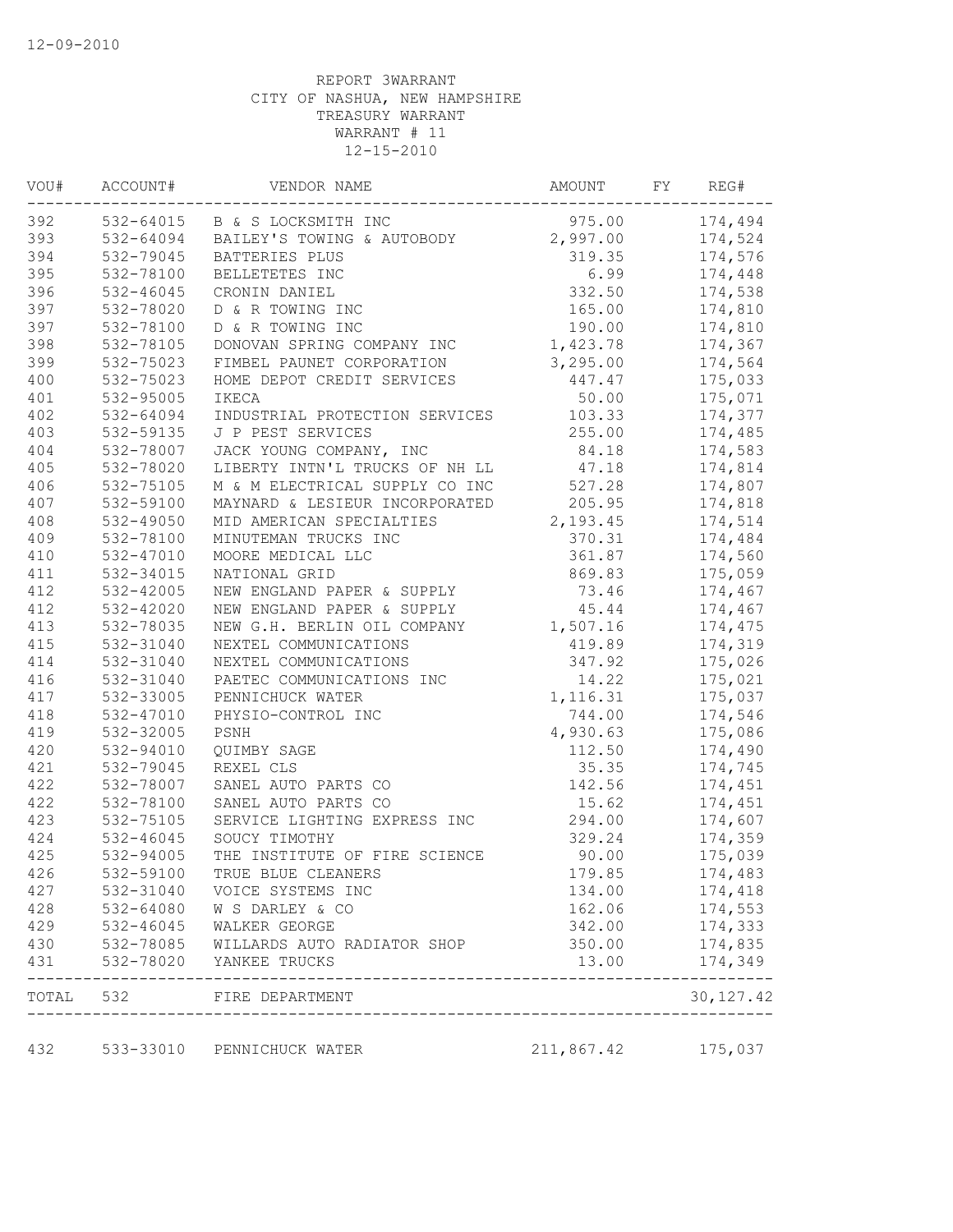12-09-2010

REPORT 3WARRANT
CITY OF NASHUA, NEW HAMPSHIRE
TREASURY WARRANT
WARRANT # 11
12-15-2010

| VOU# | ACCOUNT# | VENDOR NAME | AMOUNT | FY | REG# |
|---|---|---|---|---|---|
| 392 | 532-64015 | B & S LOCKSMITH INC | 975.00 | | 174,494 |
| 393 | 532-64094 | BAILEY'S TOWING & AUTOBODY | 2,997.00 | | 174,524 |
| 394 | 532-79045 | BATTERIES PLUS | 319.35 | | 174,576 |
| 395 | 532-78100 | BELLETETES INC | 6.99 | | 174,448 |
| 396 | 532-46045 | CRONIN DANIEL | 332.50 | | 174,538 |
| 397 | 532-78020 | D & R TOWING INC | 165.00 | | 174,810 |
| 397 | 532-78100 | D & R TOWING INC | 190.00 | | 174,810 |
| 398 | 532-78105 | DONOVAN SPRING COMPANY INC | 1,423.78 | | 174,367 |
| 399 | 532-75023 | FIMBEL PAUNET CORPORATION | 3,295.00 | | 174,564 |
| 400 | 532-75023 | HOME DEPOT CREDIT SERVICES | 447.47 | | 175,033 |
| 401 | 532-95005 | IKECA | 50.00 | | 175,071 |
| 402 | 532-64094 | INDUSTRIAL PROTECTION SERVICES | 103.33 | | 174,377 |
| 403 | 532-59135 | J P PEST SERVICES | 255.00 | | 174,485 |
| 404 | 532-78007 | JACK YOUNG COMPANY, INC | 84.18 | | 174,583 |
| 405 | 532-78020 | LIBERTY INTN'L TRUCKS OF NH LL | 47.18 | | 174,814 |
| 406 | 532-75105 | M & M ELECTRICAL SUPPLY CO INC | 527.28 | | 174,807 |
| 407 | 532-59100 | MAYNARD & LESIEUR INCORPORATED | 205.95 | | 174,818 |
| 408 | 532-49050 | MID AMERICAN SPECIALTIES | 2,193.45 | | 174,514 |
| 409 | 532-78100 | MINUTEMAN TRUCKS INC | 370.31 | | 174,484 |
| 410 | 532-47010 | MOORE MEDICAL LLC | 361.87 | | 174,560 |
| 411 | 532-34015 | NATIONAL GRID | 869.83 | | 175,059 |
| 412 | 532-42005 | NEW ENGLAND PAPER & SUPPLY | 73.46 | | 174,467 |
| 412 | 532-42020 | NEW ENGLAND PAPER & SUPPLY | 45.44 | | 174,467 |
| 413 | 532-78035 | NEW G.H. BERLIN OIL COMPANY | 1,507.16 | | 174,475 |
| 415 | 532-31040 | NEXTEL COMMUNICATIONS | 419.89 | | 174,319 |
| 414 | 532-31040 | NEXTEL COMMUNICATIONS | 347.92 | | 175,026 |
| 416 | 532-31040 | PAETEC COMMUNICATIONS INC | 14.22 | | 175,021 |
| 417 | 532-33005 | PENNICHUCK WATER | 1,116.31 | | 175,037 |
| 418 | 532-47010 | PHYSIO-CONTROL INC | 744.00 | | 174,546 |
| 419 | 532-32005 | PSNH | 4,930.63 | | 175,086 |
| 420 | 532-94010 | QUIMBY SAGE | 112.50 | | 174,490 |
| 421 | 532-79045 | REXEL CLS | 35.35 | | 174,745 |
| 422 | 532-78007 | SANEL AUTO PARTS CO | 142.56 | | 174,451 |
| 422 | 532-78100 | SANEL AUTO PARTS CO | 15.62 | | 174,451 |
| 423 | 532-75105 | SERVICE LIGHTING EXPRESS INC | 294.00 | | 174,607 |
| 424 | 532-46045 | SOUCY TIMOTHY | 329.24 | | 174,359 |
| 425 | 532-94005 | THE INSTITUTE OF FIRE SCIENCE | 90.00 | | 175,039 |
| 426 | 532-59100 | TRUE BLUE CLEANERS | 179.85 | | 174,483 |
| 427 | 532-31040 | VOICE SYSTEMS INC | 134.00 | | 174,418 |
| 428 | 532-64080 | W S DARLEY & CO | 162.06 | | 174,553 |
| 429 | 532-46045 | WALKER GEORGE | 342.00 | | 174,333 |
| 430 | 532-78085 | WILLARDS AUTO RADIATOR SHOP | 350.00 | | 174,835 |
| 431 | 532-78020 | YANKEE TRUCKS | 13.00 | | 174,349 |
| TOTAL | 532 | FIRE DEPARTMENT | | | 30,127.42 |
| 432 | 533-33010 | PENNICHUCK WATER | 211,867.42 | | 175,037 |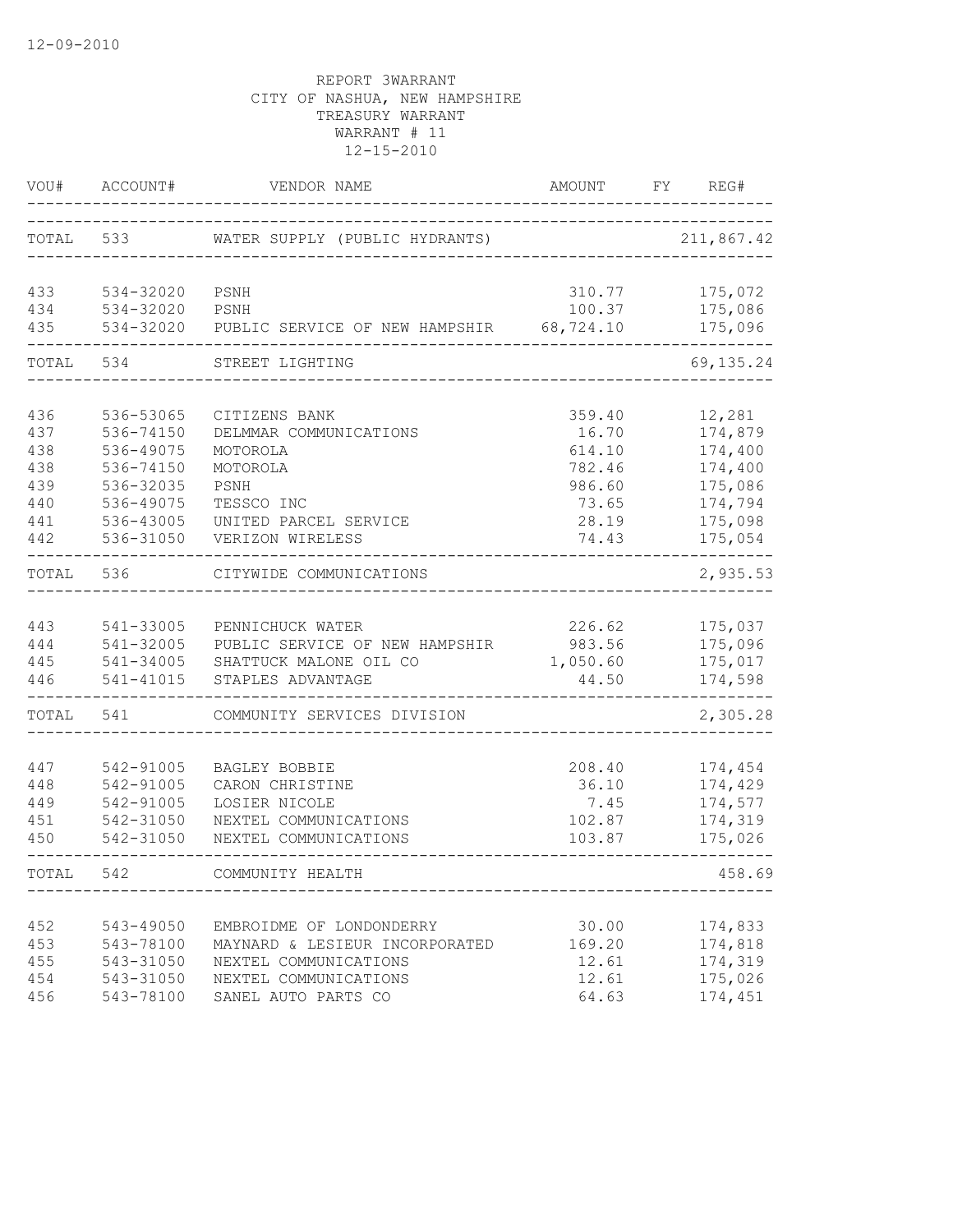12-09-2010

REPORT 3WARRANT
CITY OF NASHUA, NEW HAMPSHIRE
TREASURY WARRANT
WARRANT # 11
12-15-2010

| VOU# | ACCOUNT# | VENDOR NAME | AMOUNT | FY | REG# |
|---|---|---|---|---|---|
| TOTAL | 533 | WATER SUPPLY (PUBLIC HYDRANTS) | | | 211,867.42 |
| 433 | 534-32020 | PSNH | 310.77 | | 175,072 |
| 434 | 534-32020 | PSNH | 100.37 | | 175,086 |
| 435 | 534-32020 | PUBLIC SERVICE OF NEW HAMPSHIR | 68,724.10 | | 175,096 |
| TOTAL | 534 | STREET LIGHTING | | | 69,135.24 |
| 436 | 536-53065 | CITIZENS BANK | 359.40 | | 12,281 |
| 437 | 536-74150 | DELMMAR COMMUNICATIONS | 16.70 | | 174,879 |
| 438 | 536-49075 | MOTOROLA | 614.10 | | 174,400 |
| 438 | 536-74150 | MOTOROLA | 782.46 | | 174,400 |
| 439 | 536-32035 | PSNH | 986.60 | | 175,086 |
| 440 | 536-49075 | TESSCO INC | 73.65 | | 174,794 |
| 441 | 536-43005 | UNITED PARCEL SERVICE | 28.19 | | 175,098 |
| 442 | 536-31050 | VERIZON WIRELESS | 74.43 | | 175,054 |
| TOTAL | 536 | CITYWIDE COMMUNICATIONS | | | 2,935.53 |
| 443 | 541-33005 | PENNICHUCK WATER | 226.62 | | 175,037 |
| 444 | 541-32005 | PUBLIC SERVICE OF NEW HAMPSHIR | 983.56 | | 175,096 |
| 445 | 541-34005 | SHATTUCK MALONE OIL CO | 1,050.60 | | 175,017 |
| 446 | 541-41015 | STAPLES ADVANTAGE | 44.50 | | 174,598 |
| TOTAL | 541 | COMMUNITY SERVICES DIVISION | | | 2,305.28 |
| 447 | 542-91005 | BAGLEY BOBBIE | 208.40 | | 174,454 |
| 448 | 542-91005 | CARON CHRISTINE | 36.10 | | 174,429 |
| 449 | 542-91005 | LOSIER NICOLE | 7.45 | | 174,577 |
| 451 | 542-31050 | NEXTEL COMMUNICATIONS | 102.87 | | 174,319 |
| 450 | 542-31050 | NEXTEL COMMUNICATIONS | 103.87 | | 175,026 |
| TOTAL | 542 | COMMUNITY HEALTH | | | 458.69 |
| 452 | 543-49050 | EMBROIDME OF LONDONDERRY | 30.00 | | 174,833 |
| 453 | 543-78100 | MAYNARD & LESIEUR INCORPORATED | 169.20 | | 174,818 |
| 455 | 543-31050 | NEXTEL COMMUNICATIONS | 12.61 | | 174,319 |
| 454 | 543-31050 | NEXTEL COMMUNICATIONS | 12.61 | | 175,026 |
| 456 | 543-78100 | SANEL AUTO PARTS CO | 64.63 | | 174,451 |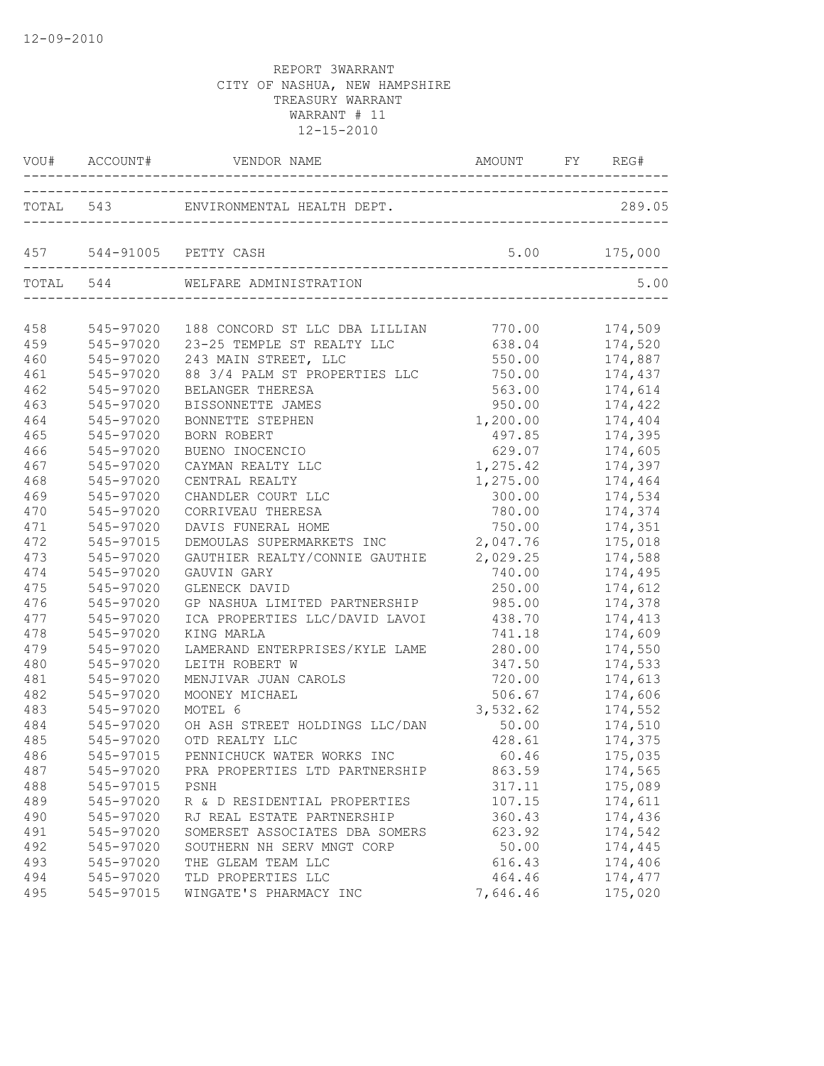REPORT 3WARRANT
CITY OF NASHUA, NEW HAMPSHIRE
TREASURY WARRANT
WARRANT # 11
12-15-2010

| VOU# | ACCOUNT# | VENDOR NAME | AMOUNT | FY | REG# |
|---|---|---|---|---|---|
| TOTAL | 543 | ENVIRONMENTAL HEALTH DEPT. | | | 289.05 |
| 457 | 544-91005 | PETTY CASH | 5.00 | | 175,000 |
| TOTAL | 544 | WELFARE ADMINISTRATION | | | 5.00 |
| 458 | 545-97020 | 188 CONCORD ST LLC DBA LILLIAN | 770.00 | | 174,509 |
| 459 | 545-97020 | 23-25 TEMPLE ST REALTY LLC | 638.04 | | 174,520 |
| 460 | 545-97020 | 243 MAIN STREET, LLC | 550.00 | | 174,887 |
| 461 | 545-97020 | 88 3/4 PALM ST PROPERTIES LLC | 750.00 | | 174,437 |
| 462 | 545-97020 | BELANGER THERESA | 563.00 | | 174,614 |
| 463 | 545-97020 | BISSONNETTE JAMES | 950.00 | | 174,422 |
| 464 | 545-97020 | BONNETTE STEPHEN | 1,200.00 | | 174,404 |
| 465 | 545-97020 | BORN ROBERT | 497.85 | | 174,395 |
| 466 | 545-97020 | BUENO INOCENCIO | 629.07 | | 174,605 |
| 467 | 545-97020 | CAYMAN REALTY LLC | 1,275.42 | | 174,397 |
| 468 | 545-97020 | CENTRAL REALTY | 1,275.00 | | 174,464 |
| 469 | 545-97020 | CHANDLER COURT LLC | 300.00 | | 174,534 |
| 470 | 545-97020 | CORRIVEAU THERESA | 780.00 | | 174,374 |
| 471 | 545-97020 | DAVIS FUNERAL HOME | 750.00 | | 174,351 |
| 472 | 545-97015 | DEMOULAS SUPERMARKETS INC | 2,047.76 | | 175,018 |
| 473 | 545-97020 | GAUTHIER REALTY/CONNIE GAUTHIE | 2,029.25 | | 174,588 |
| 474 | 545-97020 | GAUVIN GARY | 740.00 | | 174,495 |
| 475 | 545-97020 | GLENECK DAVID | 250.00 | | 174,612 |
| 476 | 545-97020 | GP NASHUA LIMITED PARTNERSHIP | 985.00 | | 174,378 |
| 477 | 545-97020 | ICA PROPERTIES LLC/DAVID LAVOI | 438.70 | | 174,413 |
| 478 | 545-97020 | KING MARLA | 741.18 | | 174,609 |
| 479 | 545-97020 | LAMERAND ENTERPRISES/KYLE LAME | 280.00 | | 174,550 |
| 480 | 545-97020 | LEITH ROBERT W | 347.50 | | 174,533 |
| 481 | 545-97020 | MENJIVAR JUAN CAROLS | 720.00 | | 174,613 |
| 482 | 545-97020 | MOONEY MICHAEL | 506.67 | | 174,606 |
| 483 | 545-97020 | MOTEL 6 | 3,532.62 | | 174,552 |
| 484 | 545-97020 | OH ASH STREET HOLDINGS LLC/DAN | 50.00 | | 174,510 |
| 485 | 545-97020 | OTD REALTY LLC | 428.61 | | 174,375 |
| 486 | 545-97015 | PENNICHUCK WATER WORKS INC | 60.46 | | 175,035 |
| 487 | 545-97020 | PRA PROPERTIES LTD PARTNERSHIP | 863.59 | | 174,565 |
| 488 | 545-97015 | PSNH | 317.11 | | 175,089 |
| 489 | 545-97020 | R & D RESIDENTIAL PROPERTIES | 107.15 | | 174,611 |
| 490 | 545-97020 | RJ REAL ESTATE PARTNERSHIP | 360.43 | | 174,436 |
| 491 | 545-97020 | SOMERSET ASSOCIATES DBA SOMERS | 623.92 | | 174,542 |
| 492 | 545-97020 | SOUTHERN NH SERV MNGT CORP | 50.00 | | 174,445 |
| 493 | 545-97020 | THE GLEAM TEAM LLC | 616.43 | | 174,406 |
| 494 | 545-97020 | TLD PROPERTIES LLC | 464.46 | | 174,477 |
| 495 | 545-97015 | WINGATE'S PHARMACY INC | 7,646.46 | | 175,020 |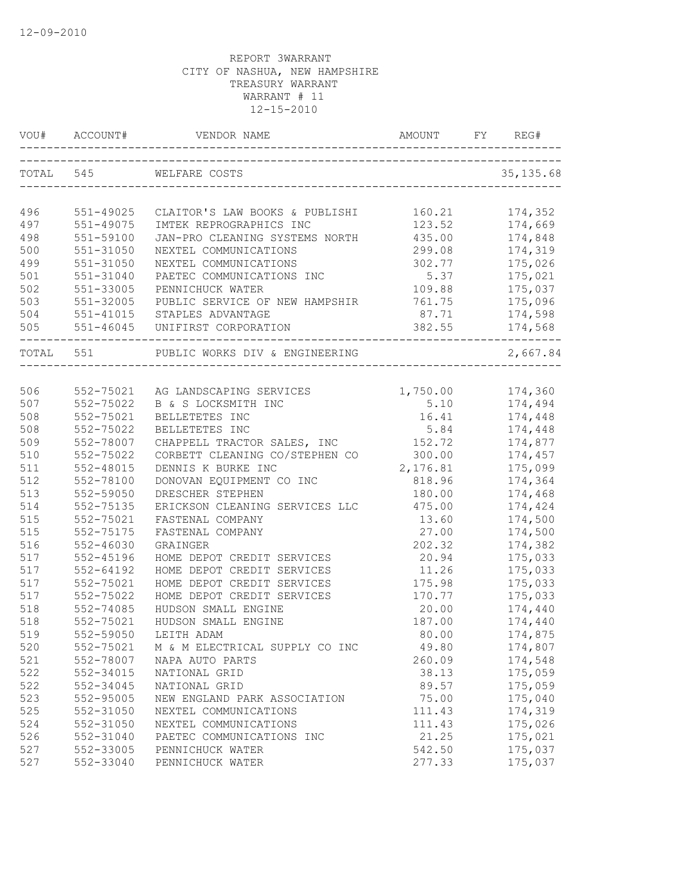12-09-2010

REPORT 3WARRANT
CITY OF NASHUA, NEW HAMPSHIRE
TREASURY WARRANT
WARRANT # 11
12-15-2010

| VOU# | ACCOUNT# | VENDOR NAME | AMOUNT | FY | REG# |
|---|---|---|---|---|---|
| TOTAL | 545 | WELFARE COSTS | | | 35,135.68 |
| 496 | 551-49025 | CLAITOR'S LAW BOOKS & PUBLISHI | 160.21 | | 174,352 |
| 497 | 551-49075 | IMTEK REPROGRAPHICS INC | 123.52 | | 174,669 |
| 498 | 551-59100 | JAN-PRO CLEANING SYSTEMS NORTH | 435.00 | | 174,848 |
| 500 | 551-31050 | NEXTEL COMMUNICATIONS | 299.08 | | 174,319 |
| 499 | 551-31050 | NEXTEL COMMUNICATIONS | 302.77 | | 175,026 |
| 501 | 551-31040 | PAETEC COMMUNICATIONS INC | 5.37 | | 175,021 |
| 502 | 551-33005 | PENNICHUCK WATER | 109.88 | | 175,037 |
| 503 | 551-32005 | PUBLIC SERVICE OF NEW HAMPSHIR | 761.75 | | 175,096 |
| 504 | 551-41015 | STAPLES ADVANTAGE | 87.71 | | 174,598 |
| 505 | 551-46045 | UNIFIRST CORPORATION | 382.55 | | 174,568 |
| TOTAL | 551 | PUBLIC WORKS DIV & ENGINEERING | | | 2,667.84 |
| 506 | 552-75021 | AG LANDSCAPING SERVICES | 1,750.00 | | 174,360 |
| 507 | 552-75022 | B & S LOCKSMITH INC | 5.10 | | 174,494 |
| 508 | 552-75021 | BELLETETES INC | 16.41 | | 174,448 |
| 508 | 552-75022 | BELLETETES INC | 5.84 | | 174,448 |
| 509 | 552-78007 | CHAPPELL TRACTOR SALES, INC | 152.72 | | 174,877 |
| 510 | 552-75022 | CORBETT CLEANING CO/STEPHEN CO | 300.00 | | 174,457 |
| 511 | 552-48015 | DENNIS K BURKE INC | 2,176.81 | | 175,099 |
| 512 | 552-78100 | DONOVAN EQUIPMENT CO INC | 818.96 | | 174,364 |
| 513 | 552-59050 | DRESCHER STEPHEN | 180.00 | | 174,468 |
| 514 | 552-75135 | ERICKSON CLEANING SERVICES LLC | 475.00 | | 174,424 |
| 515 | 552-75021 | FASTENAL COMPANY | 13.60 | | 174,500 |
| 515 | 552-75175 | FASTENAL COMPANY | 27.00 | | 174,500 |
| 516 | 552-46030 | GRAINGER | 202.32 | | 174,382 |
| 517 | 552-45196 | HOME DEPOT CREDIT SERVICES | 20.94 | | 175,033 |
| 517 | 552-64192 | HOME DEPOT CREDIT SERVICES | 11.26 | | 175,033 |
| 517 | 552-75021 | HOME DEPOT CREDIT SERVICES | 175.98 | | 175,033 |
| 517 | 552-75022 | HOME DEPOT CREDIT SERVICES | 170.77 | | 175,033 |
| 518 | 552-74085 | HUDSON SMALL ENGINE | 20.00 | | 174,440 |
| 518 | 552-75021 | HUDSON SMALL ENGINE | 187.00 | | 174,440 |
| 519 | 552-59050 | LEITH ADAM | 80.00 | | 174,875 |
| 520 | 552-75021 | M & M ELECTRICAL SUPPLY CO INC | 49.80 | | 174,807 |
| 521 | 552-78007 | NAPA AUTO PARTS | 260.09 | | 174,548 |
| 522 | 552-34015 | NATIONAL GRID | 38.13 | | 175,059 |
| 522 | 552-34045 | NATIONAL GRID | 89.57 | | 175,059 |
| 523 | 552-95005 | NEW ENGLAND PARK ASSOCIATION | 75.00 | | 175,040 |
| 525 | 552-31050 | NEXTEL COMMUNICATIONS | 111.43 | | 174,319 |
| 524 | 552-31050 | NEXTEL COMMUNICATIONS | 111.43 | | 175,026 |
| 526 | 552-31040 | PAETEC COMMUNICATIONS INC | 21.25 | | 175,021 |
| 527 | 552-33005 | PENNICHUCK WATER | 542.50 | | 175,037 |
| 527 | 552-33040 | PENNICHUCK WATER | 277.33 | | 175,037 |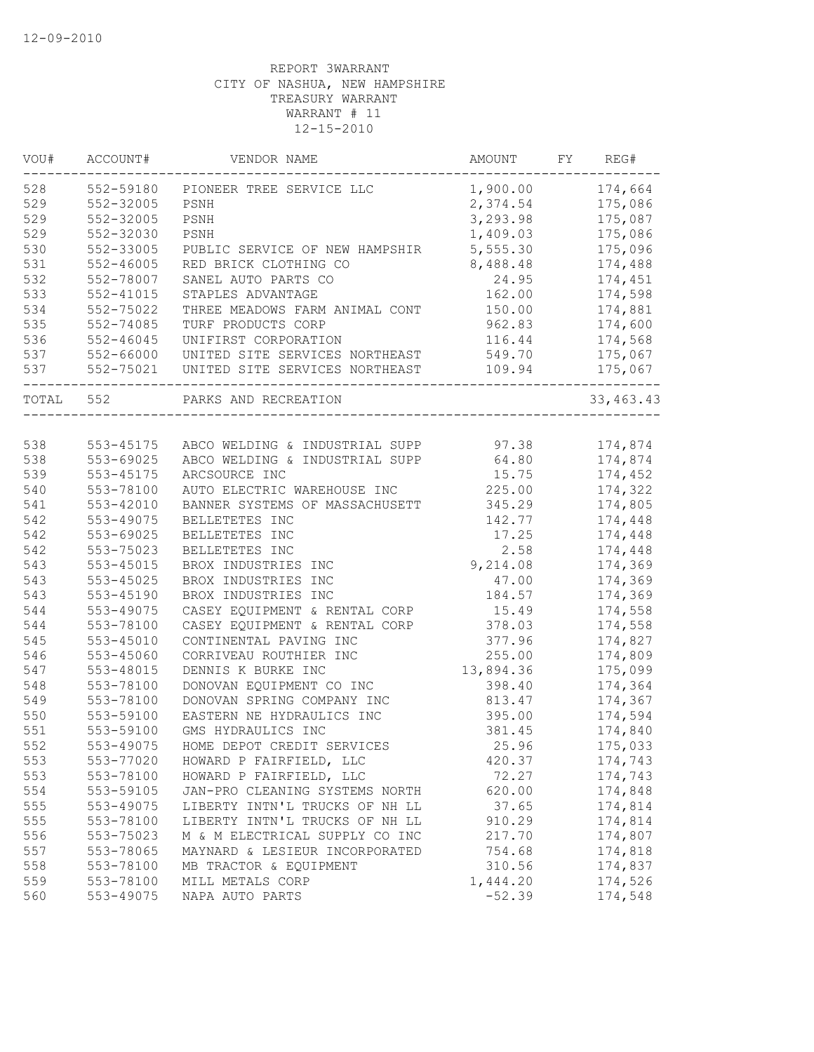12-09-2010

REPORT 3WARRANT
CITY OF NASHUA, NEW HAMPSHIRE
TREASURY WARRANT
WARRANT # 11
12-15-2010

| VOU# | ACCOUNT# | VENDOR NAME | AMOUNT | FY | REG# |
|---|---|---|---|---|---|
| 528 | 552-59180 | PIONEER TREE SERVICE LLC | 1,900.00 | | 174,664 |
| 529 | 552-32005 | PSNH | 2,374.54 | | 175,086 |
| 529 | 552-32005 | PSNH | 3,293.98 | | 175,087 |
| 529 | 552-32030 | PSNH | 1,409.03 | | 175,086 |
| 530 | 552-33005 | PUBLIC SERVICE OF NEW HAMPSHIR | 5,555.30 | | 175,096 |
| 531 | 552-46005 | RED BRICK CLOTHING CO | 8,488.48 | | 174,488 |
| 532 | 552-78007 | SANEL AUTO PARTS CO | 24.95 | | 174,451 |
| 533 | 552-41015 | STAPLES ADVANTAGE | 162.00 | | 174,598 |
| 534 | 552-75022 | THREE MEADOWS FARM ANIMAL CONT | 150.00 | | 174,881 |
| 535 | 552-74085 | TURF PRODUCTS CORP | 962.83 | | 174,600 |
| 536 | 552-46045 | UNIFIRST CORPORATION | 116.44 | | 174,568 |
| 537 | 552-66000 | UNITED SITE SERVICES NORTHEAST | 549.70 | | 175,067 |
| 537 | 552-75021 | UNITED SITE SERVICES NORTHEAST | 109.94 | | 175,067 |
| TOTAL | 552 | PARKS AND RECREATION | | | 33,463.43 |

| VOU# | ACCOUNT# | VENDOR NAME | AMOUNT | FY | REG# |
|---|---|---|---|---|---|
| 538 | 553-45175 | ABCO WELDING & INDUSTRIAL SUPP | 97.38 | | 174,874 |
| 538 | 553-69025 | ABCO WELDING & INDUSTRIAL SUPP | 64.80 | | 174,874 |
| 539 | 553-45175 | ARCSOURCE INC | 15.75 | | 174,452 |
| 540 | 553-78100 | AUTO ELECTRIC WAREHOUSE INC | 225.00 | | 174,322 |
| 541 | 553-42010 | BANNER SYSTEMS OF MASSACHUSETT | 345.29 | | 174,805 |
| 542 | 553-49075 | BELLETETES INC | 142.77 | | 174,448 |
| 542 | 553-69025 | BELLETETES INC | 17.25 | | 174,448 |
| 542 | 553-75023 | BELLETETES INC | 2.58 | | 174,448 |
| 543 | 553-45015 | BROX INDUSTRIES INC | 9,214.08 | | 174,369 |
| 543 | 553-45025 | BROX INDUSTRIES INC | 47.00 | | 174,369 |
| 543 | 553-45190 | BROX INDUSTRIES INC | 184.57 | | 174,369 |
| 544 | 553-49075 | CASEY EQUIPMENT & RENTAL CORP | 15.49 | | 174,558 |
| 544 | 553-78100 | CASEY EQUIPMENT & RENTAL CORP | 378.03 | | 174,558 |
| 545 | 553-45010 | CONTINENTAL PAVING INC | 377.96 | | 174,827 |
| 546 | 553-45060 | CORRIVEAU ROUTHIER INC | 255.00 | | 174,809 |
| 547 | 553-48015 | DENNIS K BURKE INC | 13,894.36 | | 175,099 |
| 548 | 553-78100 | DONOVAN EQUIPMENT CO INC | 398.40 | | 174,364 |
| 549 | 553-78100 | DONOVAN SPRING COMPANY INC | 813.47 | | 174,367 |
| 550 | 553-59100 | EASTERN NE HYDRAULICS INC | 395.00 | | 174,594 |
| 551 | 553-59100 | GMS HYDRAULICS INC | 381.45 | | 174,840 |
| 552 | 553-49075 | HOME DEPOT CREDIT SERVICES | 25.96 | | 175,033 |
| 553 | 553-77020 | HOWARD P FAIRFIELD, LLC | 420.37 | | 174,743 |
| 553 | 553-78100 | HOWARD P FAIRFIELD, LLC | 72.27 | | 174,743 |
| 554 | 553-59105 | JAN-PRO CLEANING SYSTEMS NORTH | 620.00 | | 174,848 |
| 555 | 553-49075 | LIBERTY INTN'L TRUCKS OF NH LL | 37.65 | | 174,814 |
| 555 | 553-78100 | LIBERTY INTN'L TRUCKS OF NH LL | 910.29 | | 174,814 |
| 556 | 553-75023 | M & M ELECTRICAL SUPPLY CO INC | 217.70 | | 174,807 |
| 557 | 553-78065 | MAYNARD & LESIEUR INCORPORATED | 754.68 | | 174,818 |
| 558 | 553-78100 | MB TRACTOR & EQUIPMENT | 310.56 | | 174,837 |
| 559 | 553-78100 | MILL METALS CORP | 1,444.20 | | 174,526 |
| 560 | 553-49075 | NAPA AUTO PARTS | -52.39 | | 174,548 |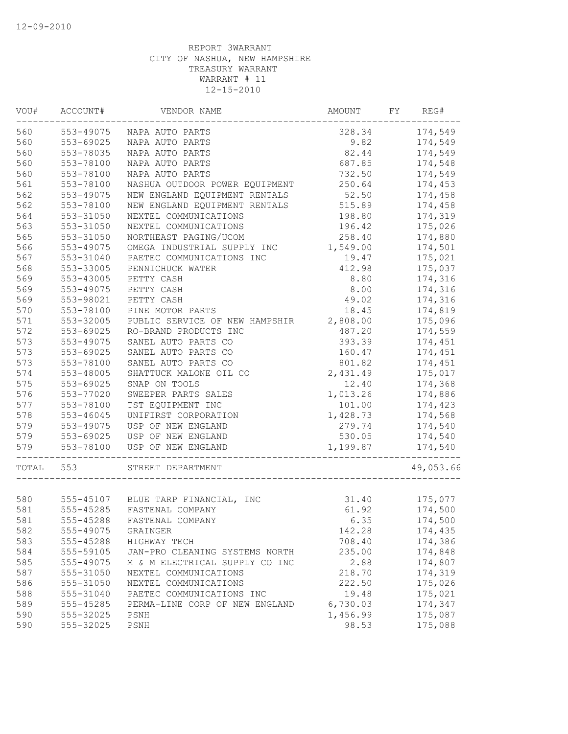12-09-2010

REPORT 3WARRANT
CITY OF NASHUA, NEW HAMPSHIRE
TREASURY WARRANT
WARRANT # 11
12-15-2010

| VOU# | ACCOUNT# | VENDOR NAME | AMOUNT | FY | REG# |
|---|---|---|---|---|---|
| 560 | 553-49075 | NAPA AUTO PARTS | 328.34 | | 174,549 |
| 560 | 553-69025 | NAPA AUTO PARTS | 9.82 | | 174,549 |
| 560 | 553-78035 | NAPA AUTO PARTS | 82.44 | | 174,549 |
| 560 | 553-78100 | NAPA AUTO PARTS | 687.85 | | 174,548 |
| 560 | 553-78100 | NAPA AUTO PARTS | 732.50 | | 174,549 |
| 561 | 553-78100 | NASHUA OUTDOOR POWER EQUIPMENT | 250.64 | | 174,453 |
| 562 | 553-49075 | NEW ENGLAND EQUIPMENT RENTALS | 52.50 | | 174,458 |
| 562 | 553-78100 | NEW ENGLAND EQUIPMENT RENTALS | 515.89 | | 174,458 |
| 564 | 553-31050 | NEXTEL COMMUNICATIONS | 198.80 | | 174,319 |
| 563 | 553-31050 | NEXTEL COMMUNICATIONS | 196.42 | | 175,026 |
| 565 | 553-31050 | NORTHEAST PAGING/UCOM | 258.40 | | 174,880 |
| 566 | 553-49075 | OMEGA INDUSTRIAL SUPPLY INC | 1,549.00 | | 174,501 |
| 567 | 553-31040 | PAETEC COMMUNICATIONS INC | 19.47 | | 175,021 |
| 568 | 553-33005 | PENNICHUCK WATER | 412.98 | | 175,037 |
| 569 | 553-43005 | PETTY CASH | 8.80 | | 174,316 |
| 569 | 553-49075 | PETTY CASH | 8.00 | | 174,316 |
| 569 | 553-98021 | PETTY CASH | 49.02 | | 174,316 |
| 570 | 553-78100 | PINE MOTOR PARTS | 18.45 | | 174,819 |
| 571 | 553-32005 | PUBLIC SERVICE OF NEW HAMPSHIR | 2,808.00 | | 175,096 |
| 572 | 553-69025 | RO-BRAND PRODUCTS INC | 487.20 | | 174,559 |
| 573 | 553-49075 | SANEL AUTO PARTS CO | 393.39 | | 174,451 |
| 573 | 553-69025 | SANEL AUTO PARTS CO | 160.47 | | 174,451 |
| 573 | 553-78100 | SANEL AUTO PARTS CO | 801.82 | | 174,451 |
| 574 | 553-48005 | SHATTUCK MALONE OIL CO | 2,431.49 | | 175,017 |
| 575 | 553-69025 | SNAP ON TOOLS | 12.40 | | 174,368 |
| 576 | 553-77020 | SWEEPER PARTS SALES | 1,013.26 | | 174,886 |
| 577 | 553-78100 | TST EQUIPMENT INC | 101.00 | | 174,423 |
| 578 | 553-46045 | UNIFIRST CORPORATION | 1,428.73 | | 174,568 |
| 579 | 553-49075 | USP OF NEW ENGLAND | 279.74 | | 174,540 |
| 579 | 553-69025 | USP OF NEW ENGLAND | 530.05 | | 174,540 |
| 579 | 553-78100 | USP OF NEW ENGLAND | 1,199.87 | | 174,540 |
| TOTAL | 553 | STREET DEPARTMENT | | | 49,053.66 |
| 580 | 555-45107 | BLUE TARP FINANCIAL, INC | 31.40 | | 175,077 |
| 581 | 555-45285 | FASTENAL COMPANY | 61.92 | | 174,500 |
| 581 | 555-45288 | FASTENAL COMPANY | 6.35 | | 174,500 |
| 582 | 555-49075 | GRAINGER | 142.28 | | 174,435 |
| 583 | 555-45288 | HIGHWAY TECH | 708.40 | | 174,386 |
| 584 | 555-59105 | JAN-PRO CLEANING SYSTEMS NORTH | 235.00 | | 174,848 |
| 585 | 555-49075 | M & M ELECTRICAL SUPPLY CO INC | 2.88 | | 174,807 |
| 587 | 555-31050 | NEXTEL COMMUNICATIONS | 218.70 | | 174,319 |
| 586 | 555-31050 | NEXTEL COMMUNICATIONS | 222.50 | | 175,026 |
| 588 | 555-31040 | PAETEC COMMUNICATIONS INC | 19.48 | | 175,021 |
| 589 | 555-45285 | PERMA-LINE CORP OF NEW ENGLAND | 6,730.03 | | 174,347 |
| 590 | 555-32025 | PSNH | 1,456.99 | | 175,087 |
| 590 | 555-32025 | PSNH | 98.53 | | 175,088 |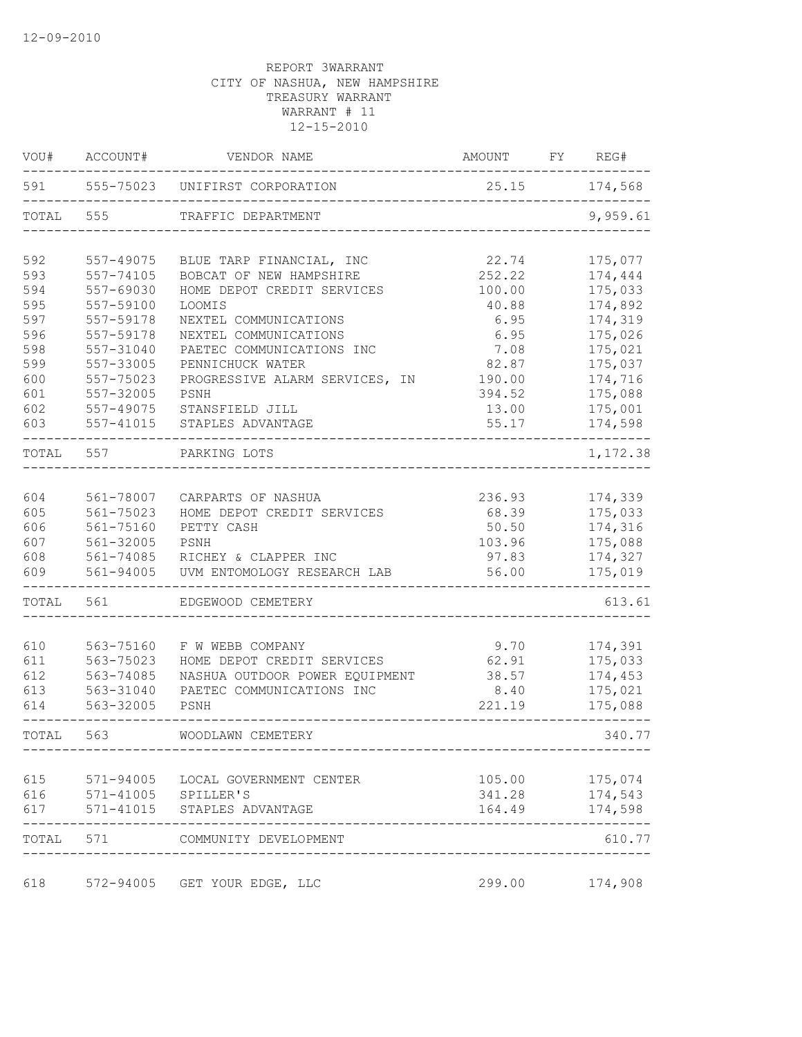12-09-2010

REPORT 3WARRANT
CITY OF NASHUA, NEW HAMPSHIRE
TREASURY WARRANT
WARRANT # 11
12-15-2010

| VOU# | ACCOUNT# | VENDOR NAME | AMOUNT | FY | REG# |
|---|---|---|---|---|---|
| 591 | 555-75023 | UNIFIRST CORPORATION | 25.15 | | 174,568 |
| TOTAL | 555 | TRAFFIC DEPARTMENT | | | 9,959.61 |
| 592 | 557-49075 | BLUE TARP FINANCIAL, INC | 22.74 | | 175,077 |
| 593 | 557-74105 | BOBCAT OF NEW HAMPSHIRE | 252.22 | | 174,444 |
| 594 | 557-69030 | HOME DEPOT CREDIT SERVICES | 100.00 | | 175,033 |
| 595 | 557-59100 | LOOMIS | 40.88 | | 174,892 |
| 597 | 557-59178 | NEXTEL COMMUNICATIONS | 6.95 | | 174,319 |
| 596 | 557-59178 | NEXTEL COMMUNICATIONS | 6.95 | | 175,026 |
| 598 | 557-31040 | PAETEC COMMUNICATIONS INC | 7.08 | | 175,021 |
| 599 | 557-33005 | PENNICHUCK WATER | 82.87 | | 175,037 |
| 600 | 557-75023 | PROGRESSIVE ALARM SERVICES, IN | 190.00 | | 174,716 |
| 601 | 557-32005 | PSNH | 394.52 | | 175,088 |
| 602 | 557-49075 | STANSFIELD JILL | 13.00 | | 175,001 |
| 603 | 557-41015 | STAPLES ADVANTAGE | 55.17 | | 174,598 |
| TOTAL | 557 | PARKING LOTS | | | 1,172.38 |
| 604 | 561-78007 | CARPARTS OF NASHUA | 236.93 | | 174,339 |
| 605 | 561-75023 | HOME DEPOT CREDIT SERVICES | 68.39 | | 175,033 |
| 606 | 561-75160 | PETTY CASH | 50.50 | | 174,316 |
| 607 | 561-32005 | PSNH | 103.96 | | 175,088 |
| 608 | 561-74085 | RICHEY & CLAPPER INC | 97.83 | | 174,327 |
| 609 | 561-94005 | UVM ENTOMOLOGY RESEARCH LAB | 56.00 | | 175,019 |
| TOTAL | 561 | EDGEWOOD CEMETERY | | | 613.61 |
| 610 | 563-75160 | F W WEBB COMPANY | 9.70 | | 174,391 |
| 611 | 563-75023 | HOME DEPOT CREDIT SERVICES | 62.91 | | 175,033 |
| 612 | 563-74085 | NASHUA OUTDOOR POWER EQUIPMENT | 38.57 | | 174,453 |
| 613 | 563-31040 | PAETEC COMMUNICATIONS INC | 8.40 | | 175,021 |
| 614 | 563-32005 | PSNH | 221.19 | | 175,088 |
| TOTAL | 563 | WOODLAWN CEMETERY | | | 340.77 |
| 615 | 571-94005 | LOCAL GOVERNMENT CENTER | 105.00 | | 175,074 |
| 616 | 571-41005 | SPILLER'S | 341.28 | | 174,543 |
| 617 | 571-41015 | STAPLES ADVANTAGE | 164.49 | | 174,598 |
| TOTAL | 571 | COMMUNITY DEVELOPMENT | | | 610.77 |
| 618 | 572-94005 | GET YOUR EDGE, LLC | 299.00 | | 174,908 |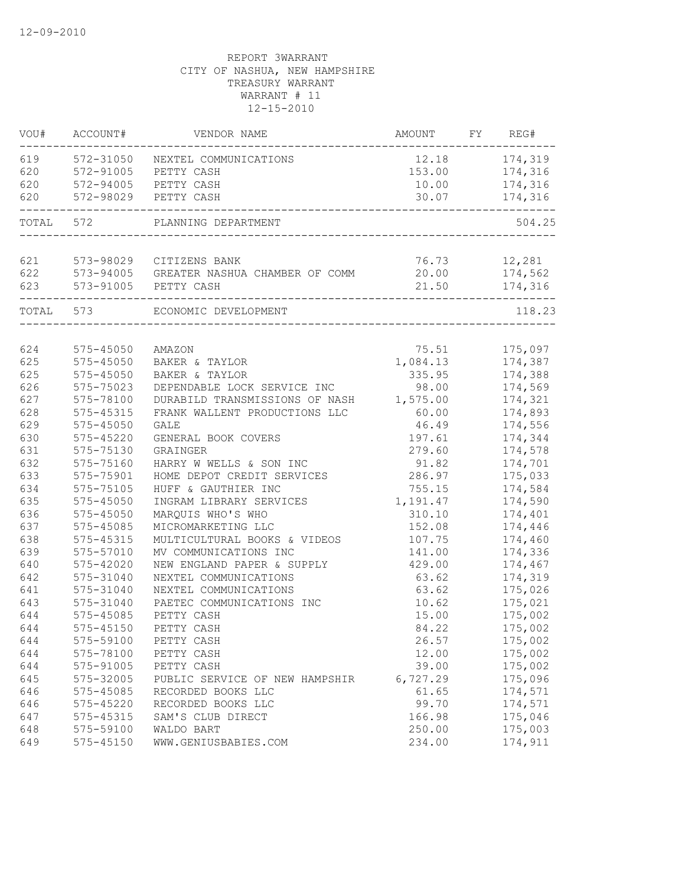12-09-2010

REPORT 3WARRANT
CITY OF NASHUA, NEW HAMPSHIRE
TREASURY WARRANT
WARRANT # 11
12-15-2010

| VOU# | ACCOUNT# | VENDOR NAME | AMOUNT | FY | REG# |
|---|---|---|---|---|---|
| 619 | 572-31050 | NEXTEL COMMUNICATIONS | 12.18 | | 174,319 |
| 620 | 572-91005 | PETTY CASH | 153.00 | | 174,316 |
| 620 | 572-94005 | PETTY CASH | 10.00 | | 174,316 |
| 620 | 572-98029 | PETTY CASH | 30.07 | | 174,316 |
| TOTAL | 572 | PLANNING DEPARTMENT | | | 504.25 |
| 621 | 573-98029 | CITIZENS BANK | 76.73 | | 12,281 |
| 622 | 573-94005 | GREATER NASHUA CHAMBER OF COMM | 20.00 | | 174,562 |
| 623 | 573-91005 | PETTY CASH | 21.50 | | 174,316 |
| TOTAL | 573 | ECONOMIC DEVELOPMENT | | | 118.23 |
| 624 | 575-45050 | AMAZON | 75.51 | | 175,097 |
| 625 | 575-45050 | BAKER & TAYLOR | 1,084.13 | | 174,387 |
| 625 | 575-45050 | BAKER & TAYLOR | 335.95 | | 174,388 |
| 626 | 575-75023 | DEPENDABLE LOCK SERVICE INC | 98.00 | | 174,569 |
| 627 | 575-78100 | DURABILD TRANSMISSIONS OF NASH | 1,575.00 | | 174,321 |
| 628 | 575-45315 | FRANK WALLENT PRODUCTIONS LLC | 60.00 | | 174,893 |
| 629 | 575-45050 | GALE | 46.49 | | 174,556 |
| 630 | 575-45220 | GENERAL BOOK COVERS | 197.61 | | 174,344 |
| 631 | 575-75130 | GRAINGER | 279.60 | | 174,578 |
| 632 | 575-75160 | HARRY W WELLS & SON INC | 91.82 | | 174,701 |
| 633 | 575-75901 | HOME DEPOT CREDIT SERVICES | 286.97 | | 175,033 |
| 634 | 575-75105 | HUFF & GAUTHIER INC | 755.15 | | 174,584 |
| 635 | 575-45050 | INGRAM LIBRARY SERVICES | 1,191.47 | | 174,590 |
| 636 | 575-45050 | MARQUIS WHO'S WHO | 310.10 | | 174,401 |
| 637 | 575-45085 | MICROMARKETING LLC | 152.08 | | 174,446 |
| 638 | 575-45315 | MULTICULTURAL BOOKS & VIDEOS | 107.75 | | 174,460 |
| 639 | 575-57010 | MV COMMUNICATIONS INC | 141.00 | | 174,336 |
| 640 | 575-42020 | NEW ENGLAND PAPER & SUPPLY | 429.00 | | 174,467 |
| 642 | 575-31040 | NEXTEL COMMUNICATIONS | 63.62 | | 174,319 |
| 641 | 575-31040 | NEXTEL COMMUNICATIONS | 63.62 | | 175,026 |
| 643 | 575-31040 | PAETEC COMMUNICATIONS INC | 10.62 | | 175,021 |
| 644 | 575-45085 | PETTY CASH | 15.00 | | 175,002 |
| 644 | 575-45150 | PETTY CASH | 84.22 | | 175,002 |
| 644 | 575-59100 | PETTY CASH | 26.57 | | 175,002 |
| 644 | 575-78100 | PETTY CASH | 12.00 | | 175,002 |
| 644 | 575-91005 | PETTY CASH | 39.00 | | 175,002 |
| 645 | 575-32005 | PUBLIC SERVICE OF NEW HAMPSHIR | 6,727.29 | | 175,096 |
| 646 | 575-45085 | RECORDED BOOKS LLC | 61.65 | | 174,571 |
| 646 | 575-45220 | RECORDED BOOKS LLC | 99.70 | | 174,571 |
| 647 | 575-45315 | SAM'S CLUB DIRECT | 166.98 | | 175,046 |
| 648 | 575-59100 | WALDO BART | 250.00 | | 175,003 |
| 649 | 575-45150 | WWW.GENIUSBABIES.COM | 234.00 | | 174,911 |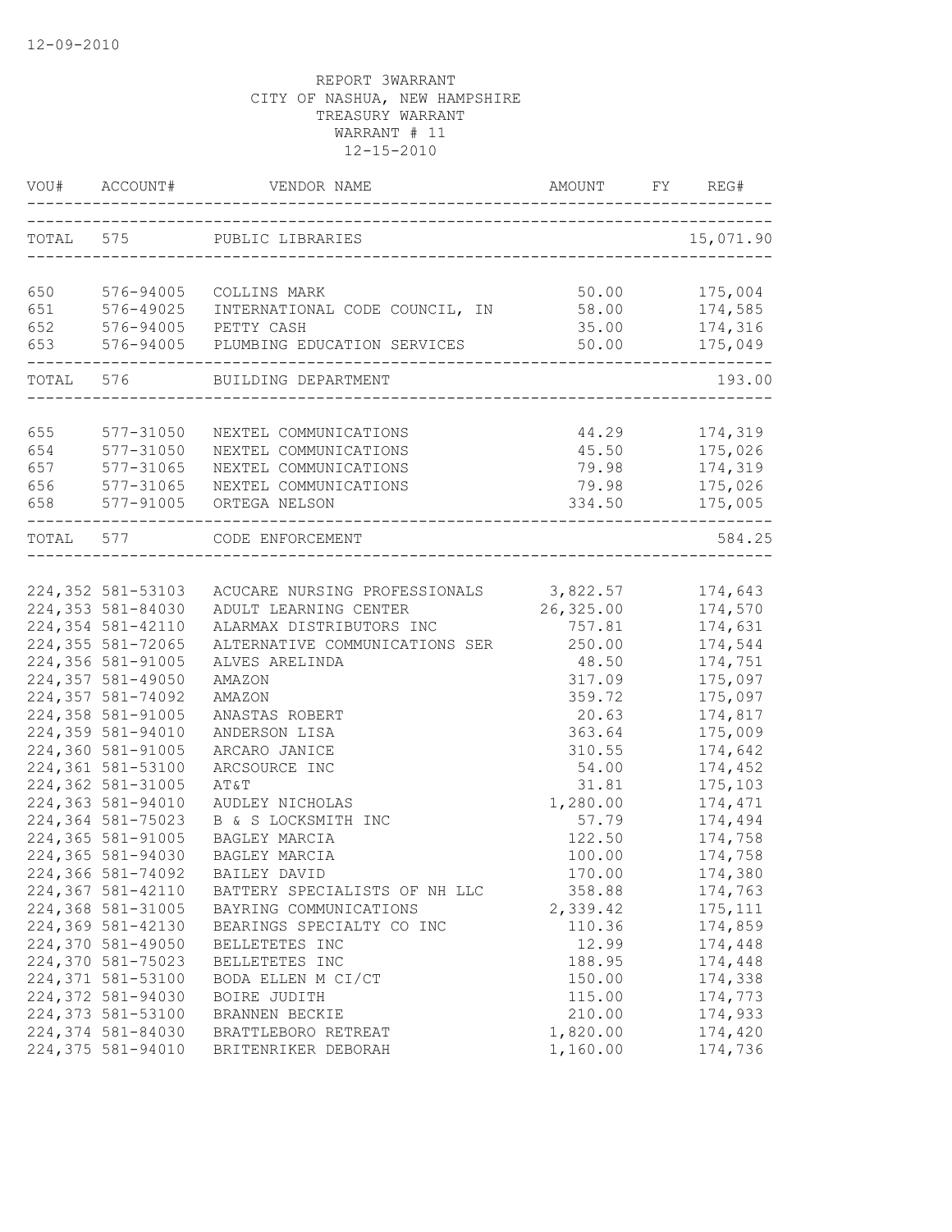12-09-2010

REPORT 3WARRANT
CITY OF NASHUA, NEW HAMPSHIRE
TREASURY WARRANT
WARRANT # 11
12-15-2010

| VOU# | ACCOUNT# | VENDOR NAME | AMOUNT | FY | REG# |
|---|---|---|---|---|---|
| TOTAL | 575 | PUBLIC LIBRARIES | | | 15,071.90 |
| 650 | 576-94005 | COLLINS MARK | 50.00 | | 175,004 |
| 651 | 576-49025 | INTERNATIONAL CODE COUNCIL, IN | 58.00 | | 174,585 |
| 652 | 576-94005 | PETTY CASH | 35.00 | | 174,316 |
| 653 | 576-94005 | PLUMBING EDUCATION SERVICES | 50.00 | | 175,049 |
| TOTAL | 576 | BUILDING DEPARTMENT | | | 193.00 |
| 655 | 577-31050 | NEXTEL COMMUNICATIONS | 44.29 | | 174,319 |
| 654 | 577-31050 | NEXTEL COMMUNICATIONS | 45.50 | | 175,026 |
| 657 | 577-31065 | NEXTEL COMMUNICATIONS | 79.98 | | 174,319 |
| 656 | 577-31065 | NEXTEL COMMUNICATIONS | 79.98 | | 175,026 |
| 658 | 577-91005 | ORTEGA NELSON | 334.50 | | 175,005 |
| TOTAL | 577 | CODE ENFORCEMENT | | | 584.25 |
| 224,352 | 581-53103 | ACUCARE NURSING PROFESSIONALS | 3,822.57 | | 174,643 |
| 224,353 | 581-84030 | ADULT LEARNING CENTER | 26,325.00 | | 174,570 |
| 224,354 | 581-42110 | ALARMAX DISTRIBUTORS INC | 757.81 | | 174,631 |
| 224,355 | 581-72065 | ALTERNATIVE COMMUNICATIONS SER | 250.00 | | 174,544 |
| 224,356 | 581-91005 | ALVES ARELINDA | 48.50 | | 174,751 |
| 224,357 | 581-49050 | AMAZON | 317.09 | | 175,097 |
| 224,357 | 581-74092 | AMAZON | 359.72 | | 175,097 |
| 224,358 | 581-91005 | ANASTAS ROBERT | 20.63 | | 174,817 |
| 224,359 | 581-94010 | ANDERSON LISA | 363.64 | | 175,009 |
| 224,360 | 581-91005 | ARCARO JANICE | 310.55 | | 174,642 |
| 224,361 | 581-53100 | ARCSOURCE INC | 54.00 | | 174,452 |
| 224,362 | 581-31005 | AT&T | 31.81 | | 175,103 |
| 224,363 | 581-94010 | AUDLEY NICHOLAS | 1,280.00 | | 174,471 |
| 224,364 | 581-75023 | B & S LOCKSMITH INC | 57.79 | | 174,494 |
| 224,365 | 581-91005 | BAGLEY MARCIA | 122.50 | | 174,758 |
| 224,365 | 581-94030 | BAGLEY MARCIA | 100.00 | | 174,758 |
| 224,366 | 581-74092 | BAILEY DAVID | 170.00 | | 174,380 |
| 224,367 | 581-42110 | BATTERY SPECIALISTS OF NH LLC | 358.88 | | 174,763 |
| 224,368 | 581-31005 | BAYRING COMMUNICATIONS | 2,339.42 | | 175,111 |
| 224,369 | 581-42130 | BEARINGS SPECIALTY CO INC | 110.36 | | 174,859 |
| 224,370 | 581-49050 | BELLETETES INC | 12.99 | | 174,448 |
| 224,370 | 581-75023 | BELLETETES INC | 188.95 | | 174,448 |
| 224,371 | 581-53100 | BODA ELLEN M CI/CT | 150.00 | | 174,338 |
| 224,372 | 581-94030 | BOIRE JUDITH | 115.00 | | 174,773 |
| 224,373 | 581-53100 | BRANNEN BECKIE | 210.00 | | 174,933 |
| 224,374 | 581-84030 | BRATTLEBORO RETREAT | 1,820.00 | | 174,420 |
| 224,375 | 581-94010 | BRITENRIKER DEBORAH | 1,160.00 | | 174,736 |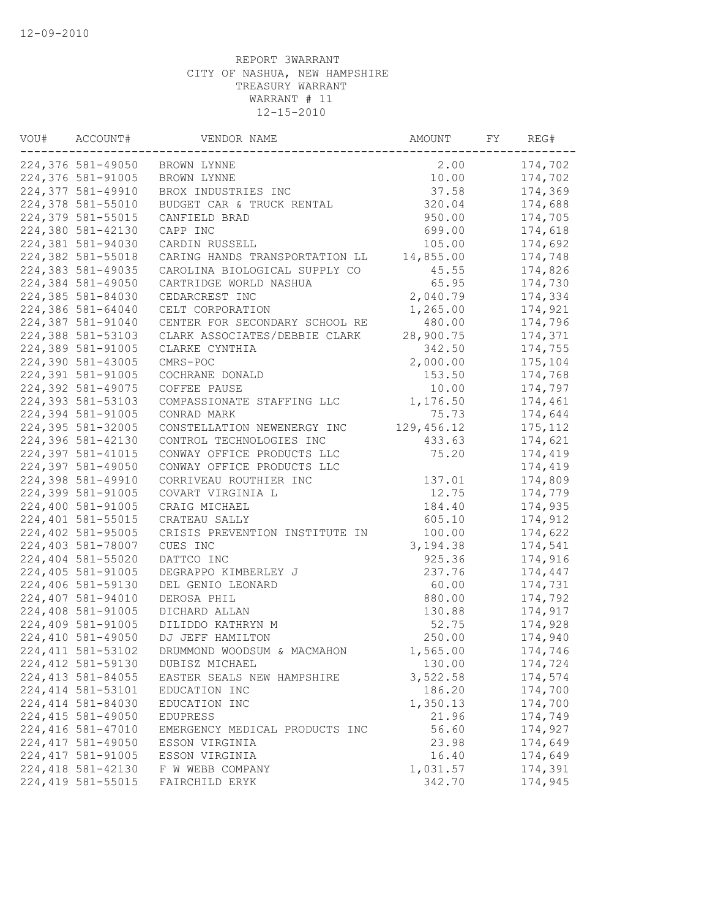12-09-2010

REPORT 3WARRANT
CITY OF NASHUA, NEW HAMPSHIRE
TREASURY WARRANT
WARRANT # 11
12-15-2010

| VOU# | ACCOUNT# | VENDOR NAME | AMOUNT | FY | REG# |
|---|---|---|---|---|---|
| 224,376 | 581-49050 | BROWN LYNNE | 2.00 | | 174,702 |
| 224,376 | 581-91005 | BROWN LYNNE | 10.00 | | 174,702 |
| 224,377 | 581-49910 | BROX INDUSTRIES INC | 37.58 | | 174,369 |
| 224,378 | 581-55010 | BUDGET CAR & TRUCK RENTAL | 320.04 | | 174,688 |
| 224,379 | 581-55015 | CANFIELD BRAD | 950.00 | | 174,705 |
| 224,380 | 581-42130 | CAPP INC | 699.00 | | 174,618 |
| 224,381 | 581-94030 | CARDIN RUSSELL | 105.00 | | 174,692 |
| 224,382 | 581-55018 | CARING HANDS TRANSPORTATION LL | 14,855.00 | | 174,748 |
| 224,383 | 581-49035 | CAROLINA BIOLOGICAL SUPPLY CO | 45.55 | | 174,826 |
| 224,384 | 581-49050 | CARTRIDGE WORLD NASHUA | 65.95 | | 174,730 |
| 224,385 | 581-84030 | CEDARCREST INC | 2,040.79 | | 174,334 |
| 224,386 | 581-64040 | CELT CORPORATION | 1,265.00 | | 174,921 |
| 224,387 | 581-91040 | CENTER FOR SECONDARY SCHOOL RE | 480.00 | | 174,796 |
| 224,388 | 581-53103 | CLARK ASSOCIATES/DEBBIE CLARK | 28,900.75 | | 174,371 |
| 224,389 | 581-91005 | CLARKE CYNTHIA | 342.50 | | 174,755 |
| 224,390 | 581-43005 | CMRS-POC | 2,000.00 | | 175,104 |
| 224,391 | 581-91005 | COCHRANE DONALD | 153.50 | | 174,768 |
| 224,392 | 581-49075 | COFFEE PAUSE | 10.00 | | 174,797 |
| 224,393 | 581-53103 | COMPASSIONATE STAFFING LLC | 1,176.50 | | 174,461 |
| 224,394 | 581-91005 | CONRAD MARK | 75.73 | | 174,644 |
| 224,395 | 581-32005 | CONSTELLATION NEWENERGY INC | 129,456.12 | | 175,112 |
| 224,396 | 581-42130 | CONTROL TECHNOLOGIES INC | 433.63 | | 174,621 |
| 224,397 | 581-41015 | CONWAY OFFICE PRODUCTS LLC | 75.20 | | 174,419 |
| 224,397 | 581-49050 | CONWAY OFFICE PRODUCTS LLC | | | 174,419 |
| 224,398 | 581-49910 | CORRIVEAU ROUTHIER INC | 137.01 | | 174,809 |
| 224,399 | 581-91005 | COVART VIRGINIA L | 12.75 | | 174,779 |
| 224,400 | 581-91005 | CRAIG MICHAEL | 184.40 | | 174,935 |
| 224,401 | 581-55015 | CRATEAU SALLY | 605.10 | | 174,912 |
| 224,402 | 581-95005 | CRISIS PREVENTION INSTITUTE IN | 100.00 | | 174,622 |
| 224,403 | 581-78007 | CUES INC | 3,194.38 | | 174,541 |
| 224,404 | 581-55020 | DATTCO INC | 925.36 | | 174,916 |
| 224,405 | 581-91005 | DEGRAPPO KIMBERLEY J | 237.76 | | 174,447 |
| 224,406 | 581-59130 | DEL GENIO LEONARD | 60.00 | | 174,731 |
| 224,407 | 581-94010 | DEROSA PHIL | 880.00 | | 174,792 |
| 224,408 | 581-91005 | DICHARD ALLAN | 130.88 | | 174,917 |
| 224,409 | 581-91005 | DILIDDO KATHRYN M | 52.75 | | 174,928 |
| 224,410 | 581-49050 | DJ JEFF HAMILTON | 250.00 | | 174,940 |
| 224,411 | 581-53102 | DRUMMOND WOODSUM & MACMAHON | 1,565.00 | | 174,746 |
| 224,412 | 581-59130 | DUBISZ MICHAEL | 130.00 | | 174,724 |
| 224,413 | 581-84055 | EASTER SEALS NEW HAMPSHIRE | 3,522.58 | | 174,574 |
| 224,414 | 581-53101 | EDUCATION INC | 186.20 | | 174,700 |
| 224,414 | 581-84030 | EDUCATION INC | 1,350.13 | | 174,700 |
| 224,415 | 581-49050 | EDUPRESS | 21.96 | | 174,749 |
| 224,416 | 581-47010 | EMERGENCY MEDICAL PRODUCTS INC | 56.60 | | 174,927 |
| 224,417 | 581-49050 | ESSON VIRGINIA | 23.98 | | 174,649 |
| 224,417 | 581-91005 | ESSON VIRGINIA | 16.40 | | 174,649 |
| 224,418 | 581-42130 | F W WEBB COMPANY | 1,031.57 | | 174,391 |
| 224,419 | 581-55015 | FAIRCHILD ERYK | 342.70 | | 174,945 |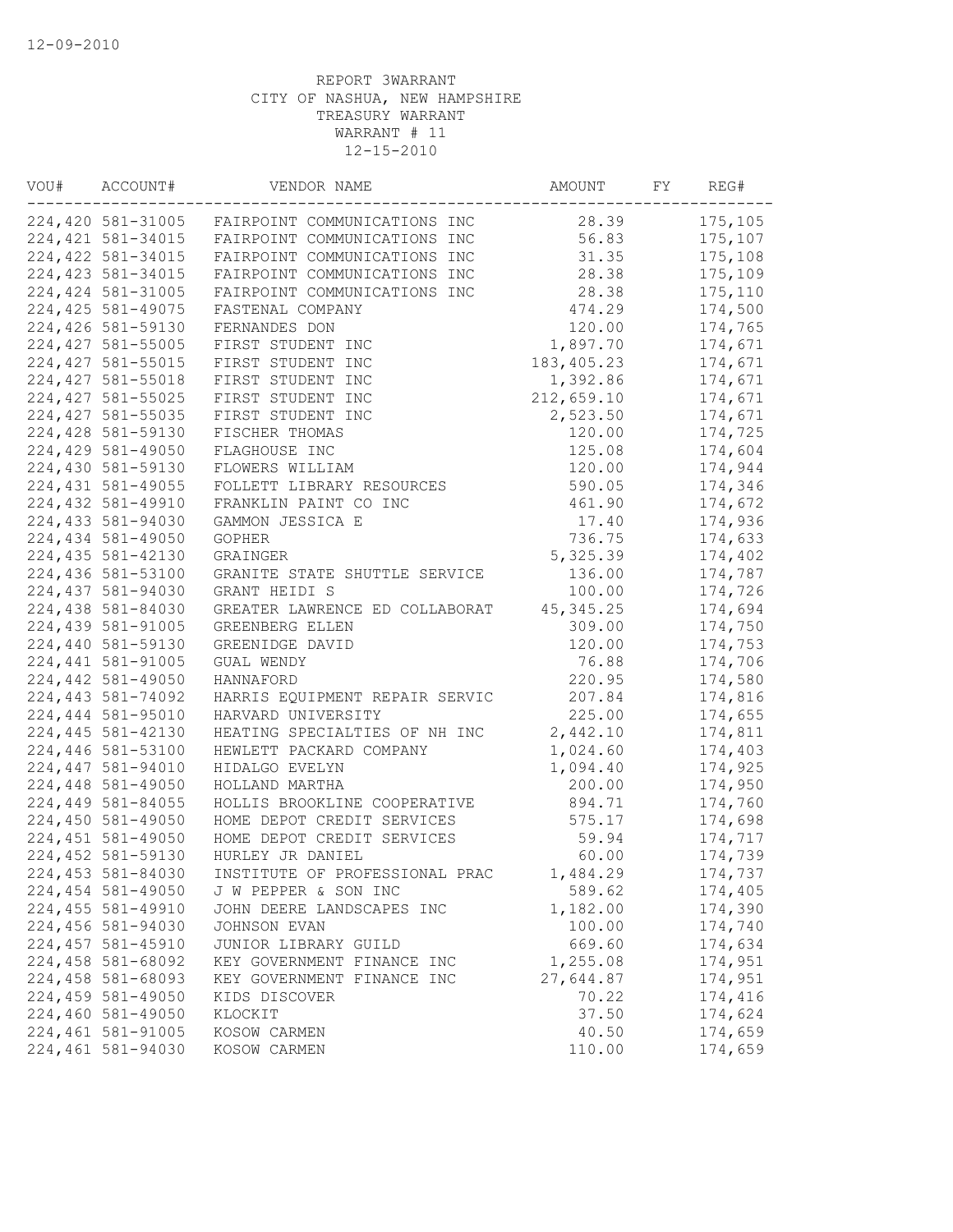12-09-2010

REPORT 3WARRANT
CITY OF NASHUA, NEW HAMPSHIRE
TREASURY WARRANT
WARRANT # 11
12-15-2010

| VOU# | ACCOUNT# | VENDOR NAME | AMOUNT | FY | REG# |
|---|---|---|---|---|---|
| 224,420 | 581-31005 | FAIRPOINT COMMUNICATIONS INC | 28.39 | | 175,105 |
| 224,421 | 581-34015 | FAIRPOINT COMMUNICATIONS INC | 56.83 | | 175,107 |
| 224,422 | 581-34015 | FAIRPOINT COMMUNICATIONS INC | 31.35 | | 175,108 |
| 224,423 | 581-34015 | FAIRPOINT COMMUNICATIONS INC | 28.38 | | 175,109 |
| 224,424 | 581-31005 | FAIRPOINT COMMUNICATIONS INC | 28.38 | | 175,110 |
| 224,425 | 581-49075 | FASTENAL COMPANY | 474.29 | | 174,500 |
| 224,426 | 581-59130 | FERNANDES DON | 120.00 | | 174,765 |
| 224,427 | 581-55005 | FIRST STUDENT INC | 1,897.70 | | 174,671 |
| 224,427 | 581-55015 | FIRST STUDENT INC | 183,405.23 | | 174,671 |
| 224,427 | 581-55018 | FIRST STUDENT INC | 1,392.86 | | 174,671 |
| 224,427 | 581-55025 | FIRST STUDENT INC | 212,659.10 | | 174,671 |
| 224,427 | 581-55035 | FIRST STUDENT INC | 2,523.50 | | 174,671 |
| 224,428 | 581-59130 | FISCHER THOMAS | 120.00 | | 174,725 |
| 224,429 | 581-49050 | FLAGHOUSE INC | 125.08 | | 174,604 |
| 224,430 | 581-59130 | FLOWERS WILLIAM | 120.00 | | 174,944 |
| 224,431 | 581-49055 | FOLLETT LIBRARY RESOURCES | 590.05 | | 174,346 |
| 224,432 | 581-49910 | FRANKLIN PAINT CO INC | 461.90 | | 174,672 |
| 224,433 | 581-94030 | GAMMON JESSICA E | 17.40 | | 174,936 |
| 224,434 | 581-49050 | GOPHER | 736.75 | | 174,633 |
| 224,435 | 581-42130 | GRAINGER | 5,325.39 | | 174,402 |
| 224,436 | 581-53100 | GRANITE STATE SHUTTLE SERVICE | 136.00 | | 174,787 |
| 224,437 | 581-94030 | GRANT HEIDI S | 100.00 | | 174,726 |
| 224,438 | 581-84030 | GREATER LAWRENCE ED COLLABORAT | 45,345.25 | | 174,694 |
| 224,439 | 581-91005 | GREENBERG ELLEN | 309.00 | | 174,750 |
| 224,440 | 581-59130 | GREENIDGE DAVID | 120.00 | | 174,753 |
| 224,441 | 581-91005 | GUAL WENDY | 76.88 | | 174,706 |
| 224,442 | 581-49050 | HANNAFORD | 220.95 | | 174,580 |
| 224,443 | 581-74092 | HARRIS EQUIPMENT REPAIR SERVIC | 207.84 | | 174,816 |
| 224,444 | 581-95010 | HARVARD UNIVERSITY | 225.00 | | 174,655 |
| 224,445 | 581-42130 | HEATING SPECIALTIES OF NH INC | 2,442.10 | | 174,811 |
| 224,446 | 581-53100 | HEWLETT PACKARD COMPANY | 1,024.60 | | 174,403 |
| 224,447 | 581-94010 | HIDALGO EVELYN | 1,094.40 | | 174,925 |
| 224,448 | 581-49050 | HOLLAND MARTHA | 200.00 | | 174,950 |
| 224,449 | 581-84055 | HOLLIS BROOKLINE COOPERATIVE | 894.71 | | 174,760 |
| 224,450 | 581-49050 | HOME DEPOT CREDIT SERVICES | 575.17 | | 174,698 |
| 224,451 | 581-49050 | HOME DEPOT CREDIT SERVICES | 59.94 | | 174,717 |
| 224,452 | 581-59130 | HURLEY JR DANIEL | 60.00 | | 174,739 |
| 224,453 | 581-84030 | INSTITUTE OF PROFESSIONAL PRAC | 1,484.29 | | 174,737 |
| 224,454 | 581-49050 | J W PEPPER & SON INC | 589.62 | | 174,405 |
| 224,455 | 581-49910 | JOHN DEERE LANDSCAPES INC | 1,182.00 | | 174,390 |
| 224,456 | 581-94030 | JOHNSON EVAN | 100.00 | | 174,740 |
| 224,457 | 581-45910 | JUNIOR LIBRARY GUILD | 669.60 | | 174,634 |
| 224,458 | 581-68092 | KEY GOVERNMENT FINANCE INC | 1,255.08 | | 174,951 |
| 224,458 | 581-68093 | KEY GOVERNMENT FINANCE INC | 27,644.87 | | 174,951 |
| 224,459 | 581-49050 | KIDS DISCOVER | 70.22 | | 174,416 |
| 224,460 | 581-49050 | KLOCKIT | 37.50 | | 174,624 |
| 224,461 | 581-91005 | KOSOW CARMEN | 40.50 | | 174,659 |
| 224,461 | 581-94030 | KOSOW CARMEN | 110.00 | | 174,659 |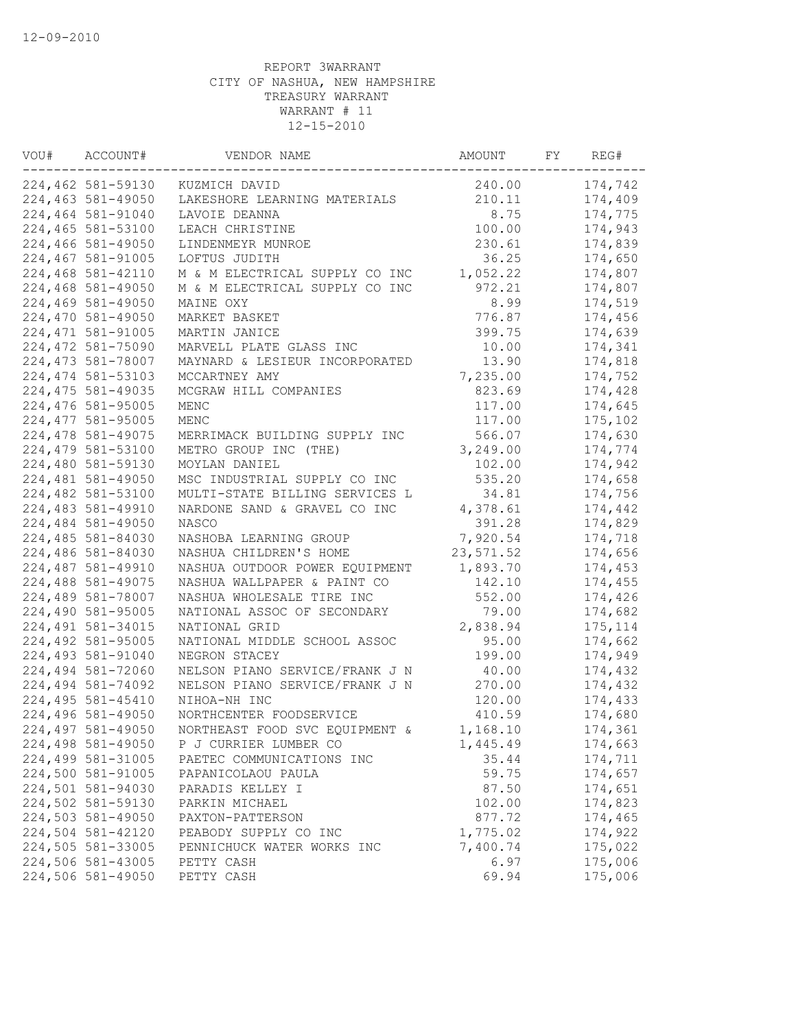12-09-2010

REPORT 3WARRANT
CITY OF NASHUA, NEW HAMPSHIRE
TREASURY WARRANT
WARRANT # 11
12-15-2010

| VOU# | ACCOUNT# | VENDOR NAME | AMOUNT | FY | REG# |
|---|---|---|---|---|---|
| 224,462 | 581-59130 | KUZMICH DAVID | 240.00 | | 174,742 |
| 224,463 | 581-49050 | LAKESHORE LEARNING MATERIALS | 210.11 | | 174,409 |
| 224,464 | 581-91040 | LAVOIE DEANNA | 8.75 | | 174,775 |
| 224,465 | 581-53100 | LEACH CHRISTINE | 100.00 | | 174,943 |
| 224,466 | 581-49050 | LINDENMEYR MUNROE | 230.61 | | 174,839 |
| 224,467 | 581-91005 | LOFTUS JUDITH | 36.25 | | 174,650 |
| 224,468 | 581-42110 | M & M ELECTRICAL SUPPLY CO INC | 1,052.22 | | 174,807 |
| 224,468 | 581-49050 | M & M ELECTRICAL SUPPLY CO INC | 972.21 | | 174,807 |
| 224,469 | 581-49050 | MAINE OXY | 8.99 | | 174,519 |
| 224,470 | 581-49050 | MARKET BASKET | 776.87 | | 174,456 |
| 224,471 | 581-91005 | MARTIN JANICE | 399.75 | | 174,639 |
| 224,472 | 581-75090 | MARVELL PLATE GLASS INC | 10.00 | | 174,341 |
| 224,473 | 581-78007 | MAYNARD & LESIEUR INCORPORATED | 13.90 | | 174,818 |
| 224,474 | 581-53103 | MCCARTNEY AMY | 7,235.00 | | 174,752 |
| 224,475 | 581-49035 | MCGRAW HILL COMPANIES | 823.69 | | 174,428 |
| 224,476 | 581-95005 | MENC | 117.00 | | 174,645 |
| 224,477 | 581-95005 | MENC | 117.00 | | 175,102 |
| 224,478 | 581-49075 | MERRIMACK BUILDING SUPPLY INC | 566.07 | | 174,630 |
| 224,479 | 581-53100 | METRO GROUP INC (THE) | 3,249.00 | | 174,774 |
| 224,480 | 581-59130 | MOYLAN DANIEL | 102.00 | | 174,942 |
| 224,481 | 581-49050 | MSC INDUSTRIAL SUPPLY CO INC | 535.20 | | 174,658 |
| 224,482 | 581-53100 | MULTI-STATE BILLING SERVICES L | 34.81 | | 174,756 |
| 224,483 | 581-49910 | NARDONE SAND & GRAVEL CO INC | 4,378.61 | | 174,442 |
| 224,484 | 581-49050 | NASCO | 391.28 | | 174,829 |
| 224,485 | 581-84030 | NASHOBA LEARNING GROUP | 7,920.54 | | 174,718 |
| 224,486 | 581-84030 | NASHUA CHILDREN'S HOME | 23,571.52 | | 174,656 |
| 224,487 | 581-49910 | NASHUA OUTDOOR POWER EQUIPMENT | 1,893.70 | | 174,453 |
| 224,488 | 581-49075 | NASHUA WALLPAPER & PAINT CO | 142.10 | | 174,455 |
| 224,489 | 581-78007 | NASHUA WHOLESALE TIRE INC | 552.00 | | 174,426 |
| 224,490 | 581-95005 | NATIONAL ASSOC OF SECONDARY | 79.00 | | 174,682 |
| 224,491 | 581-34015 | NATIONAL GRID | 2,838.94 | | 175,114 |
| 224,492 | 581-95005 | NATIONAL MIDDLE SCHOOL ASSOC | 95.00 | | 174,662 |
| 224,493 | 581-91040 | NEGRON STACEY | 199.00 | | 174,949 |
| 224,494 | 581-72060 | NELSON PIANO SERVICE/FRANK J N | 40.00 | | 174,432 |
| 224,494 | 581-74092 | NELSON PIANO SERVICE/FRANK J N | 270.00 | | 174,432 |
| 224,495 | 581-45410 | NIHOA-NH INC | 120.00 | | 174,433 |
| 224,496 | 581-49050 | NORTHCENTER FOODSERVICE | 410.59 | | 174,680 |
| 224,497 | 581-49050 | NORTHEAST FOOD SVC EQUIPMENT & | 1,168.10 | | 174,361 |
| 224,498 | 581-49050 | P J CURRIER LUMBER CO | 1,445.49 | | 174,663 |
| 224,499 | 581-31005 | PAETEC COMMUNICATIONS INC | 35.44 | | 174,711 |
| 224,500 | 581-91005 | PAPANICOLAOU PAULA | 59.75 | | 174,657 |
| 224,501 | 581-94030 | PARADIS KELLEY I | 87.50 | | 174,651 |
| 224,502 | 581-59130 | PARKIN MICHAEL | 102.00 | | 174,823 |
| 224,503 | 581-49050 | PAXTON-PATTERSON | 877.72 | | 174,465 |
| 224,504 | 581-42120 | PEABODY SUPPLY CO INC | 1,775.02 | | 174,922 |
| 224,505 | 581-33005 | PENNICHUCK WATER WORKS INC | 7,400.74 | | 175,022 |
| 224,506 | 581-43005 | PETTY CASH | 6.97 | | 175,006 |
| 224,506 | 581-49050 | PETTY CASH | 69.94 | | 175,006 |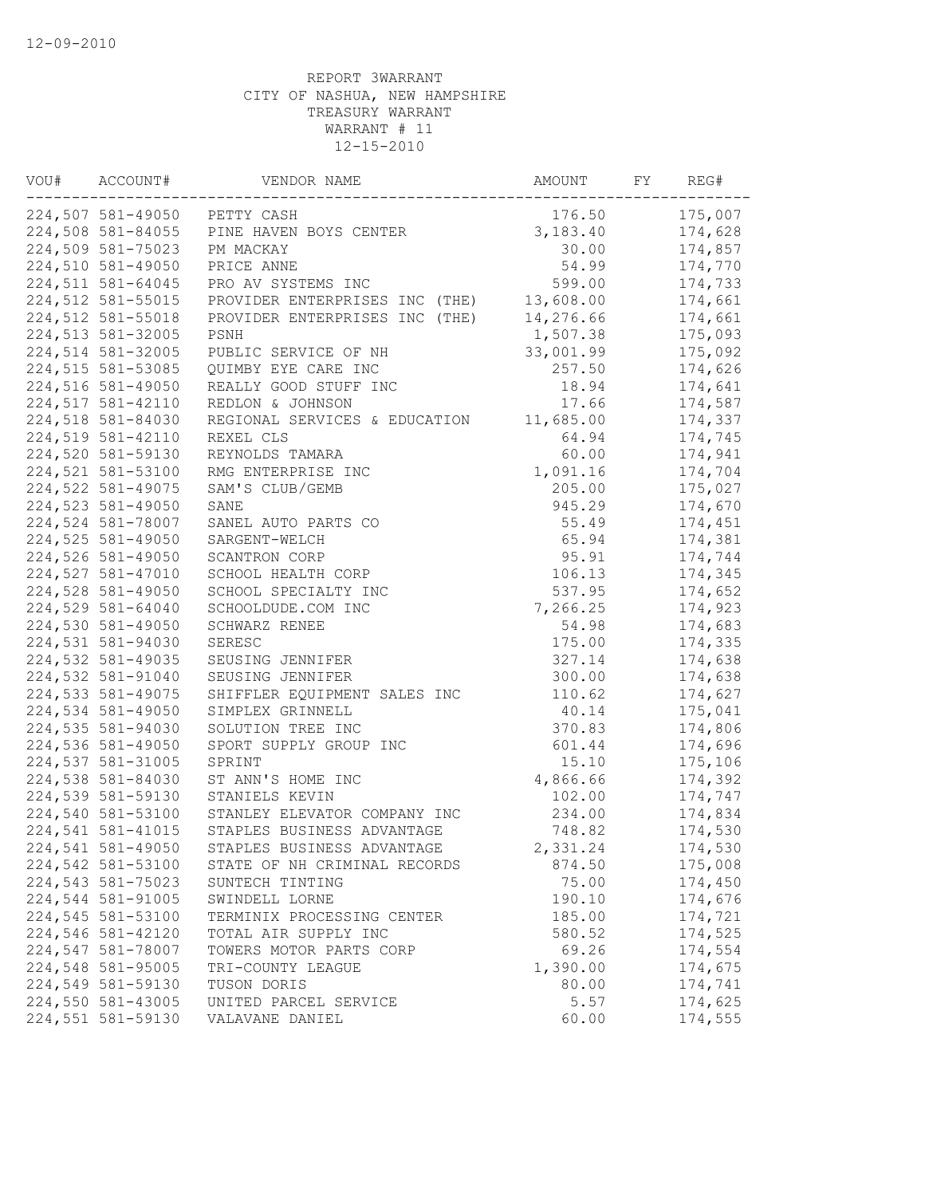12-09-2010

REPORT 3WARRANT
CITY OF NASHUA, NEW HAMPSHIRE
TREASURY WARRANT
WARRANT # 11
12-15-2010

| VOU# | ACCOUNT# | VENDOR NAME | AMOUNT | FY | REG# |
|---|---|---|---|---|---|
| 224,507 | 581-49050 | PETTY CASH | 176.50 | | 175,007 |
| 224,508 | 581-84055 | PINE HAVEN BOYS CENTER | 3,183.40 | | 174,628 |
| 224,509 | 581-75023 | PM MACKAY | 30.00 | | 174,857 |
| 224,510 | 581-49050 | PRICE ANNE | 54.99 | | 174,770 |
| 224,511 | 581-64045 | PRO AV SYSTEMS INC | 599.00 | | 174,733 |
| 224,512 | 581-55015 | PROVIDER ENTERPRISES INC (THE) | 13,608.00 | | 174,661 |
| 224,512 | 581-55018 | PROVIDER ENTERPRISES INC (THE) | 14,276.66 | | 174,661 |
| 224,513 | 581-32005 | PSNH | 1,507.38 | | 175,093 |
| 224,514 | 581-32005 | PUBLIC SERVICE OF NH | 33,001.99 | | 175,092 |
| 224,515 | 581-53085 | QUIMBY EYE CARE INC | 257.50 | | 174,626 |
| 224,516 | 581-49050 | REALLY GOOD STUFF INC | 18.94 | | 174,641 |
| 224,517 | 581-42110 | REDLON & JOHNSON | 17.66 | | 174,587 |
| 224,518 | 581-84030 | REGIONAL SERVICES & EDUCATION | 11,685.00 | | 174,337 |
| 224,519 | 581-42110 | REXEL CLS | 64.94 | | 174,745 |
| 224,520 | 581-59130 | REYNOLDS TAMARA | 60.00 | | 174,941 |
| 224,521 | 581-53100 | RMG ENTERPRISE INC | 1,091.16 | | 174,704 |
| 224,522 | 581-49075 | SAM'S CLUB/GEMB | 205.00 | | 175,027 |
| 224,523 | 581-49050 | SANE | 945.29 | | 174,670 |
| 224,524 | 581-78007 | SANEL AUTO PARTS CO | 55.49 | | 174,451 |
| 224,525 | 581-49050 | SARGENT-WELCH | 65.94 | | 174,381 |
| 224,526 | 581-49050 | SCANTRON CORP | 95.91 | | 174,744 |
| 224,527 | 581-47010 | SCHOOL HEALTH CORP | 106.13 | | 174,345 |
| 224,528 | 581-49050 | SCHOOL SPECIALTY INC | 537.95 | | 174,652 |
| 224,529 | 581-64040 | SCHOOLDUDE.COM INC | 7,266.25 | | 174,923 |
| 224,530 | 581-49050 | SCHWARZ RENEE | 54.98 | | 174,683 |
| 224,531 | 581-94030 | SERESC | 175.00 | | 174,335 |
| 224,532 | 581-49035 | SEUSING JENNIFER | 327.14 | | 174,638 |
| 224,532 | 581-91040 | SEUSING JENNIFER | 300.00 | | 174,638 |
| 224,533 | 581-49075 | SHIFFLER EQUIPMENT SALES INC | 110.62 | | 174,627 |
| 224,534 | 581-49050 | SIMPLEX GRINNELL | 40.14 | | 175,041 |
| 224,535 | 581-94030 | SOLUTION TREE INC | 370.83 | | 174,806 |
| 224,536 | 581-49050 | SPORT SUPPLY GROUP INC | 601.44 | | 174,696 |
| 224,537 | 581-31005 | SPRINT | 15.10 | | 175,106 |
| 224,538 | 581-84030 | ST ANN'S HOME INC | 4,866.66 | | 174,392 |
| 224,539 | 581-59130 | STANIELS KEVIN | 102.00 | | 174,747 |
| 224,540 | 581-53100 | STANLEY ELEVATOR COMPANY INC | 234.00 | | 174,834 |
| 224,541 | 581-41015 | STAPLES BUSINESS ADVANTAGE | 748.82 | | 174,530 |
| 224,541 | 581-49050 | STAPLES BUSINESS ADVANTAGE | 2,331.24 | | 174,530 |
| 224,542 | 581-53100 | STATE OF NH CRIMINAL RECORDS | 874.50 | | 175,008 |
| 224,543 | 581-75023 | SUNTECH TINTING | 75.00 | | 174,450 |
| 224,544 | 581-91005 | SWINDELL LORNE | 190.10 | | 174,676 |
| 224,545 | 581-53100 | TERMINIX PROCESSING CENTER | 185.00 | | 174,721 |
| 224,546 | 581-42120 | TOTAL AIR SUPPLY INC | 580.52 | | 174,525 |
| 224,547 | 581-78007 | TOWERS MOTOR PARTS CORP | 69.26 | | 174,554 |
| 224,548 | 581-95005 | TRI-COUNTY LEAGUE | 1,390.00 | | 174,675 |
| 224,549 | 581-59130 | TUSON DORIS | 80.00 | | 174,741 |
| 224,550 | 581-43005 | UNITED PARCEL SERVICE | 5.57 | | 174,625 |
| 224,551 | 581-59130 | VALAVANE DANIEL | 60.00 | | 174,555 |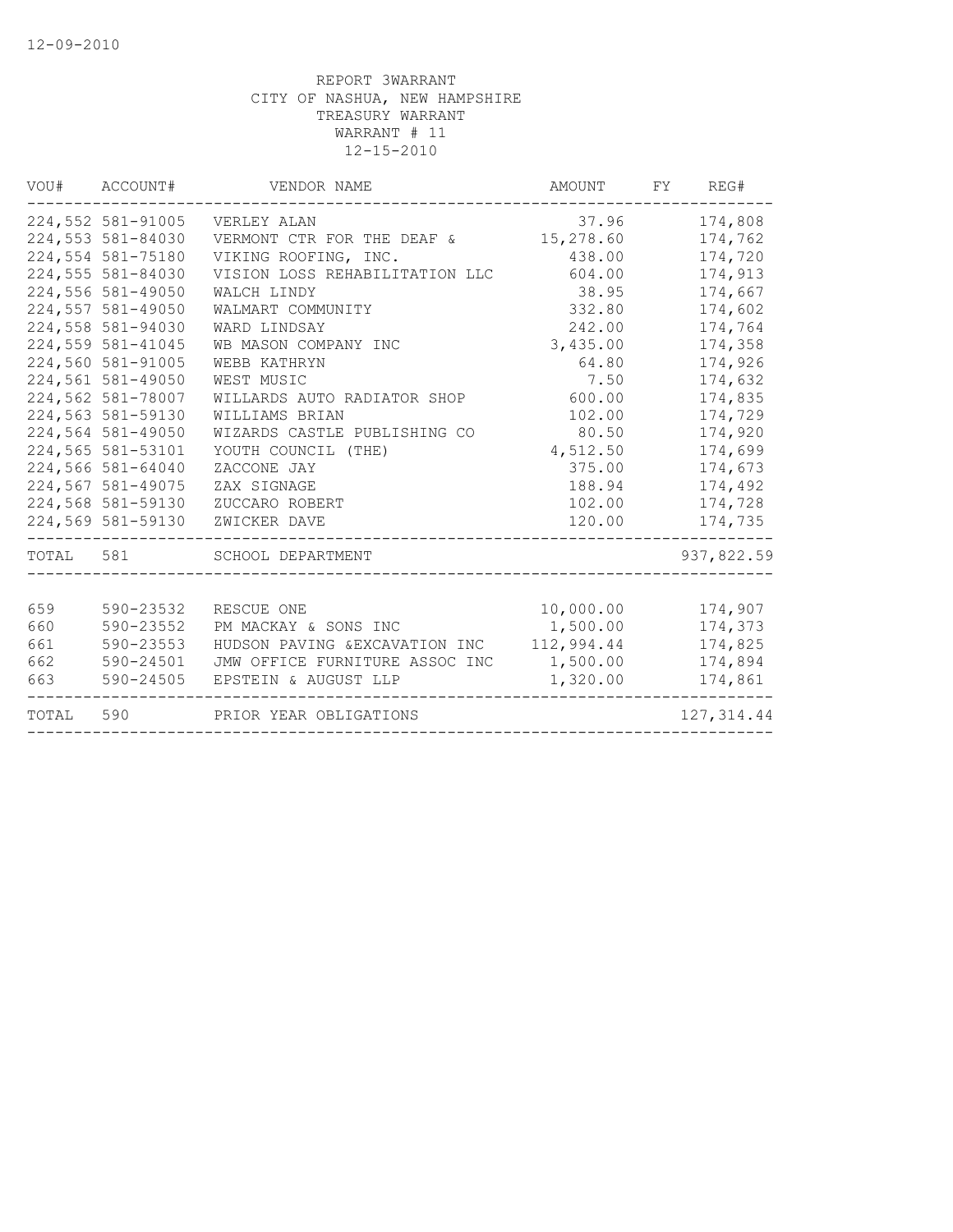REPORT 3WARRANT
CITY OF NASHUA, NEW HAMPSHIRE
TREASURY WARRANT
WARRANT # 11
12-15-2010

| VOU# | ACCOUNT# | VENDOR NAME | AMOUNT | FY | REG# |
|---|---|---|---|---|---|
| 224,552 | 581-91005 | VERLEY ALAN | 37.96 | | 174,808 |
| 224,553 | 581-84030 | VERMONT CTR FOR THE DEAF & | 15,278.60 | | 174,762 |
| 224,554 | 581-75180 | VIKING ROOFING, INC. | 438.00 | | 174,720 |
| 224,555 | 581-84030 | VISION LOSS REHABILITATION LLC | 604.00 | | 174,913 |
| 224,556 | 581-49050 | WALCH LINDY | 38.95 | | 174,667 |
| 224,557 | 581-49050 | WALMART COMMUNITY | 332.80 | | 174,602 |
| 224,558 | 581-94030 | WARD LINDSAY | 242.00 | | 174,764 |
| 224,559 | 581-41045 | WB MASON COMPANY INC | 3,435.00 | | 174,358 |
| 224,560 | 581-91005 | WEBB KATHRYN | 64.80 | | 174,926 |
| 224,561 | 581-49050 | WEST MUSIC | 7.50 | | 174,632 |
| 224,562 | 581-78007 | WILLARDS AUTO RADIATOR SHOP | 600.00 | | 174,835 |
| 224,563 | 581-59130 | WILLIAMS BRIAN | 102.00 | | 174,729 |
| 224,564 | 581-49050 | WIZARDS CASTLE PUBLISHING CO | 80.50 | | 174,920 |
| 224,565 | 581-53101 | YOUTH COUNCIL (THE) | 4,512.50 | | 174,699 |
| 224,566 | 581-64040 | ZACCONE JAY | 375.00 | | 174,673 |
| 224,567 | 581-49075 | ZAX SIGNAGE | 188.94 | | 174,492 |
| 224,568 | 581-59130 | ZUCCARO ROBERT | 102.00 | | 174,728 |
| 224,569 | 581-59130 | ZWICKER DAVE | 120.00 | | 174,735 |
| TOTAL | 581 | SCHOOL DEPARTMENT | | | 937,822.59 |
| 659 | 590-23532 | RESCUE ONE | 10,000.00 | | 174,907 |
| 660 | 590-23552 | PM MACKAY & SONS INC | 1,500.00 | | 174,373 |
| 661 | 590-23553 | HUDSON PAVING &EXCAVATION INC | 112,994.44 | | 174,825 |
| 662 | 590-24501 | JMW OFFICE FURNITURE ASSOC INC | 1,500.00 | | 174,894 |
| 663 | 590-24505 | EPSTEIN & AUGUST LLP | 1,320.00 | | 174,861 |
| TOTAL | 590 | PRIOR YEAR OBLIGATIONS | | | 127,314.44 |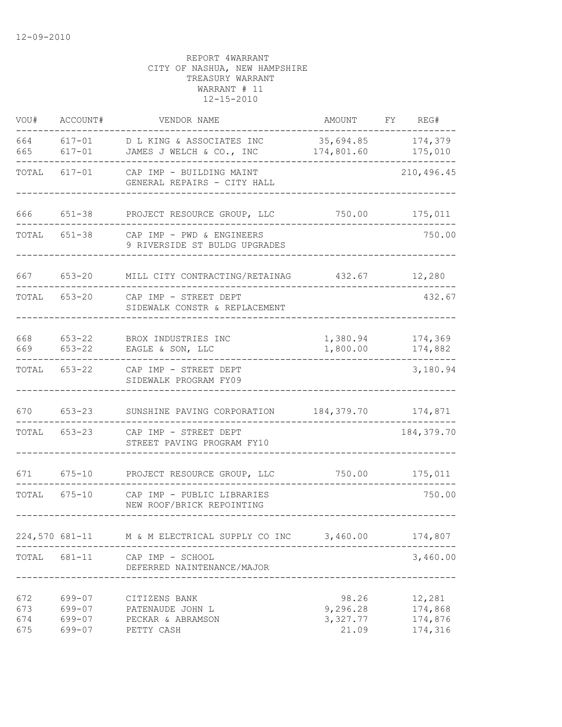12-09-2010

REPORT 4WARRANT
CITY OF NASHUA, NEW HAMPSHIRE
TREASURY WARRANT
WARRANT # 11
12-15-2010

| VOU# | ACCOUNT# | VENDOR NAME | AMOUNT | FY | REG# |
|---|---|---|---|---|---|
| 664 | 617-01 | D L KING & ASSOCIATES INC | 35,694.85 | | 174,379 |
| 665 | 617-01 | JAMES J WELCH & CO., INC | 174,801.60 | | 175,010 |
| TOTAL | 617-01 | CAP IMP - BUILDING MAINT<br>GENERAL REPAIRS - CITY HALL | | | 210,496.45 |
| 666 | 651-38 | PROJECT RESOURCE GROUP, LLC | 750.00 | | 175,011 |
| TOTAL | 651-38 | CAP IMP - PWD & ENGINEERS<br>9 RIVERSIDE ST BULDG UPGRADES | | | 750.00 |
| 667 | 653-20 | MILL CITY CONTRACTING/RETAINAG | 432.67 | | 12,280 |
| TOTAL | 653-20 | CAP IMP - STREET DEPT<br>SIDEWALK CONSTR & REPLACEMENT | | | 432.67 |
| 668 | 653-22 | BROX INDUSTRIES INC | 1,380.94 | | 174,369 |
| 669 | 653-22 | EAGLE & SON, LLC | 1,800.00 | | 174,882 |
| TOTAL | 653-22 | CAP IMP - STREET DEPT<br>SIDEWALK PROGRAM FY09 | | | 3,180.94 |
| 670 | 653-23 | SUNSHINE PAVING CORPORATION | 184,379.70 | | 174,871 |
| TOTAL | 653-23 | CAP IMP - STREET DEPT<br>STREET PAVING PROGRAM FY10 | | | 184,379.70 |
| 671 | 675-10 | PROJECT RESOURCE GROUP, LLC | 750.00 | | 175,011 |
| TOTAL | 675-10 | CAP IMP - PUBLIC LIBRARIES<br>NEW ROOF/BRICK REPOINTING | | | 750.00 |
| 224,570 | 681-11 | M & M ELECTRICAL SUPPLY CO INC | 3,460.00 | | 174,807 |
| TOTAL | 681-11 | CAP IMP - SCHOOL<br>DEFERRED NAINTENANCE/MAJOR | | | 3,460.00 |
| 672 | 699-07 | CITIZENS BANK | 98.26 | | 12,281 |
| 673 | 699-07 | PATENAUDE JOHN L | 9,296.28 | | 174,868 |
| 674 | 699-07 | PECKAR & ABRAMSON | 3,327.77 | | 174,876 |
| 675 | 699-07 | PETTY CASH | 21.09 | | 174,316 |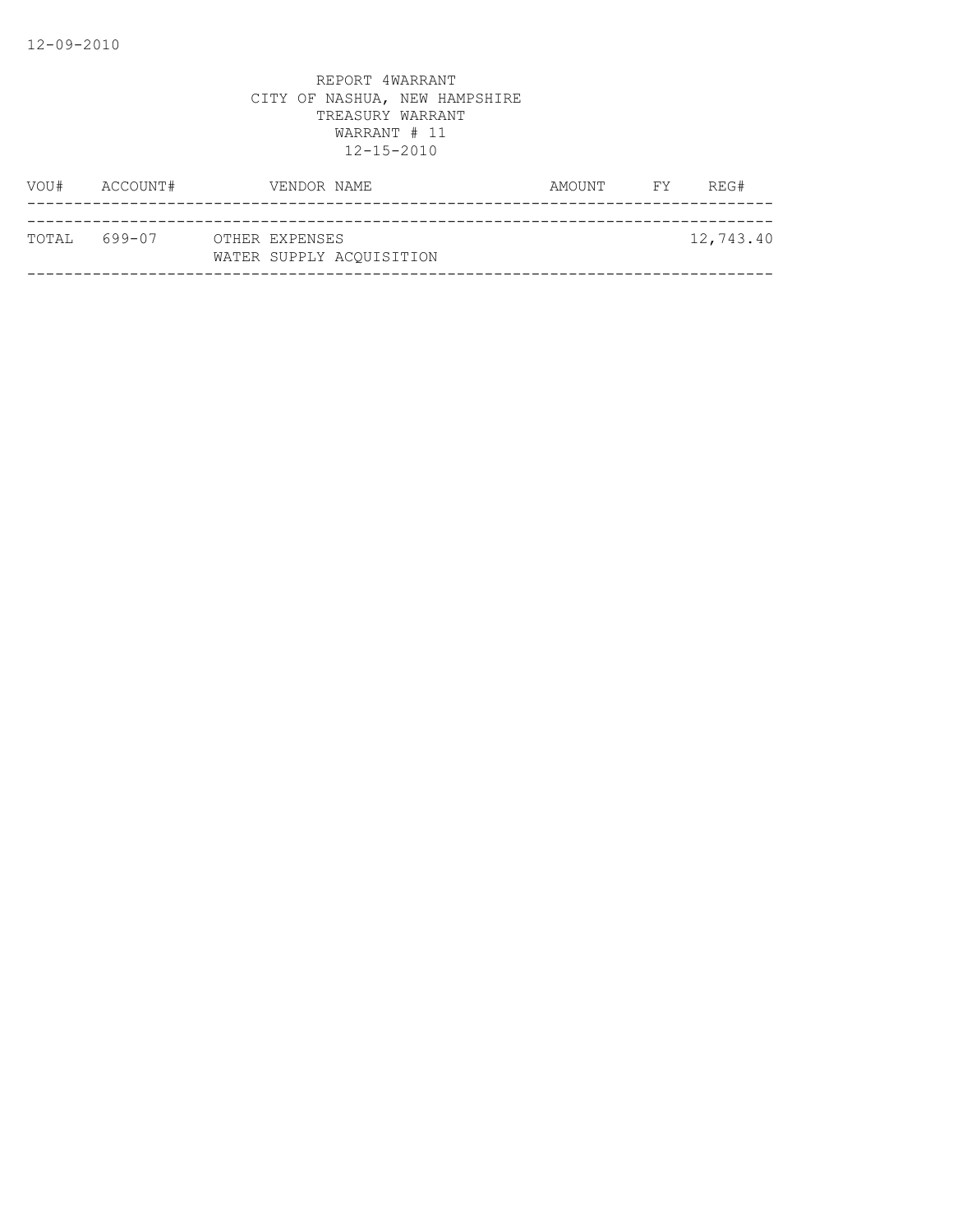REPORT 4WARRANT
CITY OF NASHUA, NEW HAMPSHIRE
TREASURY WARRANT
WARRANT # 11
12-15-2010

| VOU# | ACCOUNT# | VENDOR NAME | AMOUNT | FY | REG# |
|---|---|---|---|---|---|
| TOTAL | 699-07 | OTHER EXPENSES<br>WATER SUPPLY ACQUISITION | | | 12,743.40 |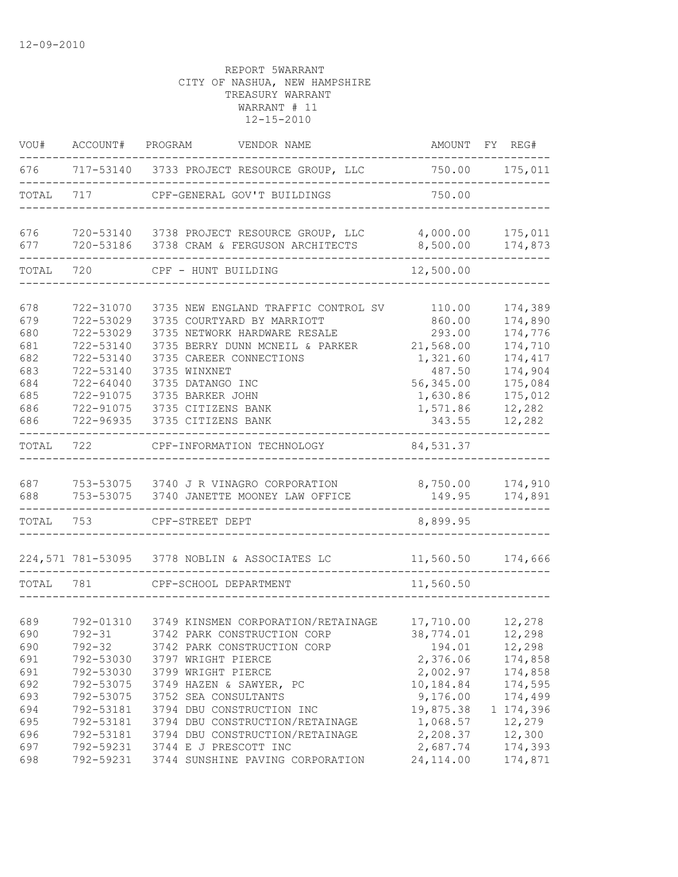12-09-2010

REPORT 5WARRANT
CITY OF NASHUA, NEW HAMPSHIRE
TREASURY WARRANT
WARRANT # 11
12-15-2010

| VOU# | ACCOUNT# | PROGRAM | VENDOR NAME | AMOUNT | FY | REG# |
|---|---|---|---|---|---|---|
| 676 | 717-53140 | 3733 | PROJECT RESOURCE GROUP, LLC | 750.00 | | 175,011 |
| TOTAL | 717 | | CPF-GENERAL GOV'T BUILDINGS | 750.00 | | |
| 676 | 720-53140 | 3738 | PROJECT RESOURCE GROUP, LLC | 4,000.00 | | 175,011 |
| 677 | 720-53186 | 3738 | CRAM & FERGUSON ARCHITECTS | 8,500.00 | | 174,873 |
| TOTAL | 720 | | CPF - HUNT BUILDING | 12,500.00 | | |
| 678 | 722-31070 | 3735 | NEW ENGLAND TRAFFIC CONTROL SV | 110.00 | | 174,389 |
| 679 | 722-53029 | 3735 | COURTYARD BY MARRIOTT | 860.00 | | 174,890 |
| 680 | 722-53029 | 3735 | NETWORK HARDWARE RESALE | 293.00 | | 174,776 |
| 681 | 722-53140 | 3735 | BERRY DUNN MCNEIL & PARKER | 21,568.00 | | 174,710 |
| 682 | 722-53140 | 3735 | CAREER CONNECTIONS | 1,321.60 | | 174,417 |
| 683 | 722-53140 | 3735 | WINXNET | 487.50 | | 174,904 |
| 684 | 722-64040 | 3735 | DATANGO INC | 56,345.00 | | 175,084 |
| 685 | 722-91075 | 3735 | BARKER JOHN | 1,630.86 | | 175,012 |
| 686 | 722-91075 | 3735 | CITIZENS BANK | 1,571.86 | | 12,282 |
| 686 | 722-96935 | 3735 | CITIZENS BANK | 343.55 | | 12,282 |
| TOTAL | 722 | | CPF-INFORMATION TECHNOLOGY | 84,531.37 | | |
| 687 | 753-53075 | 3740 | J R VINAGRO CORPORATION | 8,750.00 | | 174,910 |
| 688 | 753-53075 | 3740 | JANETTE MOONEY LAW OFFICE | 149.95 | | 174,891 |
| TOTAL | 753 | | CPF-STREET DEPT | 8,899.95 | | |
| 224,571 | 781-53095 | 3778 | NOBLIN & ASSOCIATES LC | 11,560.50 | | 174,666 |
| TOTAL | 781 | | CPF-SCHOOL DEPARTMENT | 11,560.50 | | |
| 689 | 792-01310 | 3749 | KINSMEN CORPORATION/RETAINAGE | 17,710.00 | | 12,278 |
| 690 | 792-31 | 3742 | PARK CONSTRUCTION CORP | 38,774.01 | | 12,298 |
| 690 | 792-32 | 3742 | PARK CONSTRUCTION CORP | 194.01 | | 12,298 |
| 691 | 792-53030 | 3797 | WRIGHT PIERCE | 2,376.06 | | 174,858 |
| 691 | 792-53030 | 3799 | WRIGHT PIERCE | 2,002.97 | | 174,858 |
| 692 | 792-53075 | 3749 | HAZEN & SAWYER, PC | 10,184.84 | | 174,595 |
| 693 | 792-53075 | 3752 | SEA CONSULTANTS | 9,176.00 | | 174,499 |
| 694 | 792-53181 | 3794 | DBU CONSTRUCTION INC | 19,875.38 | 1 | 174,396 |
| 695 | 792-53181 | 3794 | DBU CONSTRUCTION/RETAINAGE | 1,068.57 | | 12,279 |
| 696 | 792-53181 | 3794 | DBU CONSTRUCTION/RETAINAGE | 2,208.37 | | 12,300 |
| 697 | 792-59231 | 3744 | E J PRESCOTT INC | 2,687.74 | | 174,393 |
| 698 | 792-59231 | 3744 | SUNSHINE PAVING CORPORATION | 24,114.00 | | 174,871 |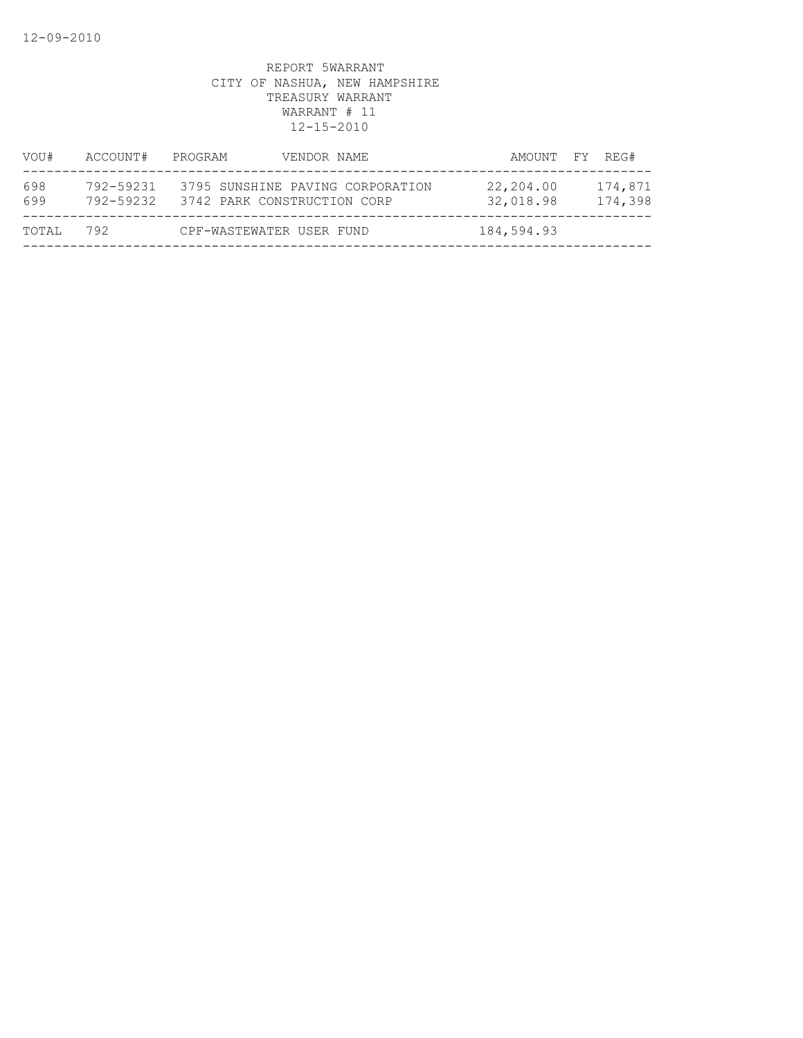REPORT 5WARRANT
CITY OF NASHUA, NEW HAMPSHIRE
TREASURY WARRANT
WARRANT # 11
12-15-2010

| VOU# | ACCOUNT# | PROGRAM | VENDOR NAME | AMOUNT | FY | REG# |
|---|---|---|---|---|---|---|
| 698 | 792-59231 | 3795 | SUNSHINE PAVING CORPORATION | 22,204.00 | | 174,871 |
| 699 | 792-59232 | 3742 | PARK CONSTRUCTION CORP | 32,018.98 | | 174,398 |
| TOTAL | 792 | | CPF-WASTEWATER USER FUND | 184,594.93 | | |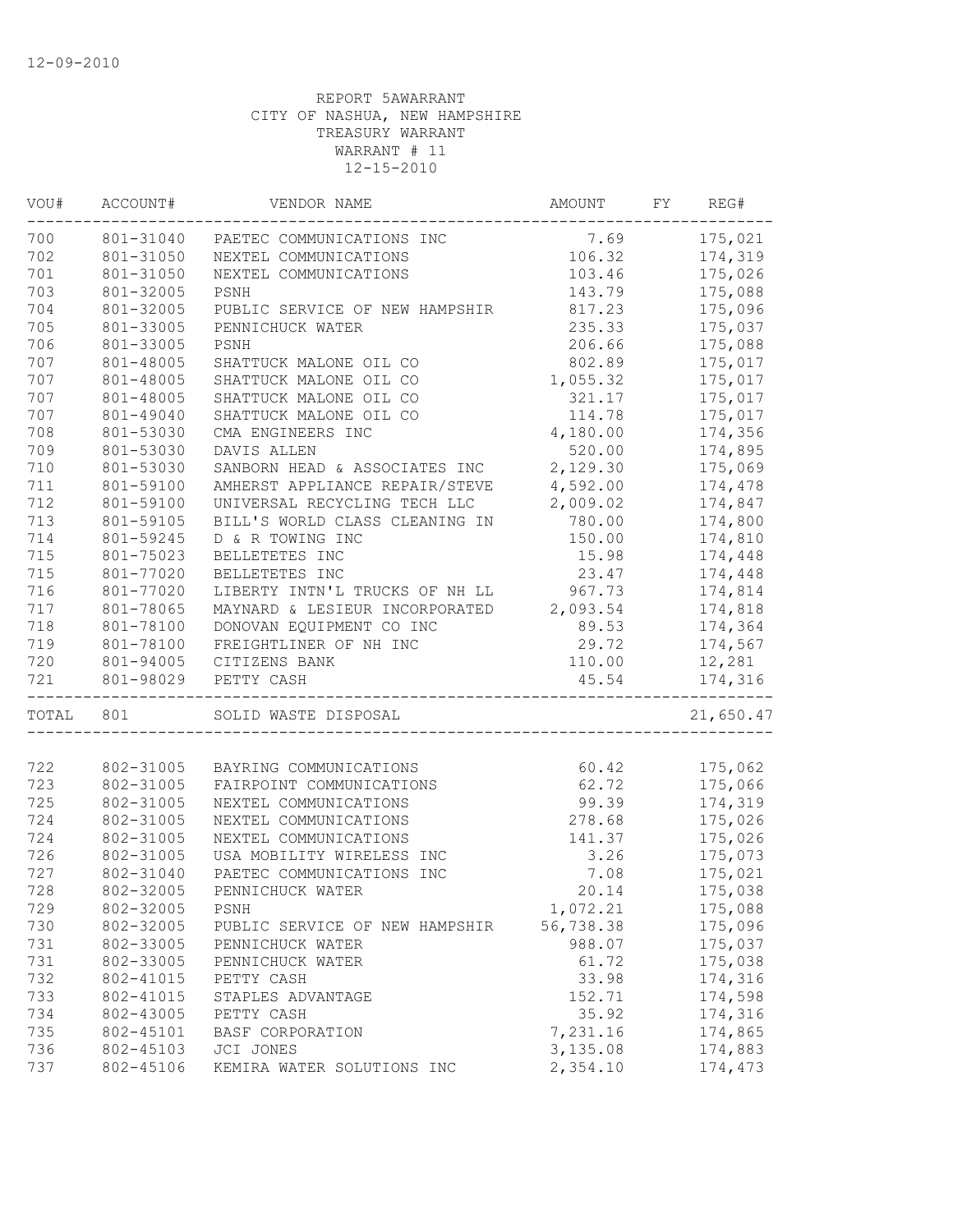12-09-2010

REPORT 5AWARRANT
CITY OF NASHUA, NEW HAMPSHIRE
TREASURY WARRANT
WARRANT # 11
12-15-2010

| VOU# | ACCOUNT# | VENDOR NAME | AMOUNT | FY | REG# |
|---|---|---|---|---|---|
| 700 | 801-31040 | PAETEC COMMUNICATIONS INC | 7.69 | | 175,021 |
| 702 | 801-31050 | NEXTEL COMMUNICATIONS | 106.32 | | 174,319 |
| 701 | 801-31050 | NEXTEL COMMUNICATIONS | 103.46 | | 175,026 |
| 703 | 801-32005 | PSNH | 143.79 | | 175,088 |
| 704 | 801-32005 | PUBLIC SERVICE OF NEW HAMPSHIR | 817.23 | | 175,096 |
| 705 | 801-33005 | PENNICHUCK WATER | 235.33 | | 175,037 |
| 706 | 801-33005 | PSNH | 206.66 | | 175,088 |
| 707 | 801-48005 | SHATTUCK MALONE OIL CO | 802.89 | | 175,017 |
| 707 | 801-48005 | SHATTUCK MALONE OIL CO | 1,055.32 | | 175,017 |
| 707 | 801-48005 | SHATTUCK MALONE OIL CO | 321.17 | | 175,017 |
| 707 | 801-49040 | SHATTUCK MALONE OIL CO | 114.78 | | 175,017 |
| 708 | 801-53030 | CMA ENGINEERS INC | 4,180.00 | | 174,356 |
| 709 | 801-53030 | DAVIS ALLEN | 520.00 | | 174,895 |
| 710 | 801-53030 | SANBORN HEAD & ASSOCIATES INC | 2,129.30 | | 175,069 |
| 711 | 801-59100 | AMHERST APPLIANCE REPAIR/STEVE | 4,592.00 | | 174,478 |
| 712 | 801-59100 | UNIVERSAL RECYCLING TECH LLC | 2,009.02 | | 174,847 |
| 713 | 801-59105 | BILL'S WORLD CLASS CLEANING IN | 780.00 | | 174,800 |
| 714 | 801-59245 | D & R TOWING INC | 150.00 | | 174,810 |
| 715 | 801-75023 | BELLETETES INC | 15.98 | | 174,448 |
| 715 | 801-77020 | BELLETETES INC | 23.47 | | 174,448 |
| 716 | 801-77020 | LIBERTY INTN'L TRUCKS OF NH LL | 967.73 | | 174,814 |
| 717 | 801-78065 | MAYNARD & LESIEUR INCORPORATED | 2,093.54 | | 174,818 |
| 718 | 801-78100 | DONOVAN EQUIPMENT CO INC | 89.53 | | 174,364 |
| 719 | 801-78100 | FREIGHTLINER OF NH INC | 29.72 | | 174,567 |
| 720 | 801-94005 | CITIZENS BANK | 110.00 | | 12,281 |
| 721 | 801-98029 | PETTY CASH | 45.54 | | 174,316 |
| TOTAL | 801 | SOLID WASTE DISPOSAL | | | 21,650.47 |
| 722 | 802-31005 | BAYRING COMMUNICATIONS | 60.42 | | 175,062 |
| 723 | 802-31005 | FAIRPOINT COMMUNICATIONS | 62.72 | | 175,066 |
| 725 | 802-31005 | NEXTEL COMMUNICATIONS | 99.39 | | 174,319 |
| 724 | 802-31005 | NEXTEL COMMUNICATIONS | 278.68 | | 175,026 |
| 724 | 802-31005 | NEXTEL COMMUNICATIONS | 141.37 | | 175,026 |
| 726 | 802-31005 | USA MOBILITY WIRELESS INC | 3.26 | | 175,073 |
| 727 | 802-31040 | PAETEC COMMUNICATIONS INC | 7.08 | | 175,021 |
| 728 | 802-32005 | PENNICHUCK WATER | 20.14 | | 175,038 |
| 729 | 802-32005 | PSNH | 1,072.21 | | 175,088 |
| 730 | 802-32005 | PUBLIC SERVICE OF NEW HAMPSHIR | 56,738.38 | | 175,096 |
| 731 | 802-33005 | PENNICHUCK WATER | 988.07 | | 175,037 |
| 731 | 802-33005 | PENNICHUCK WATER | 61.72 | | 175,038 |
| 732 | 802-41015 | PETTY CASH | 33.98 | | 174,316 |
| 733 | 802-41015 | STAPLES ADVANTAGE | 152.71 | | 174,598 |
| 734 | 802-43005 | PETTY CASH | 35.92 | | 174,316 |
| 735 | 802-45101 | BASF CORPORATION | 7,231.16 | | 174,865 |
| 736 | 802-45103 | JCI JONES | 3,135.08 | | 174,883 |
| 737 | 802-45106 | KEMIRA WATER SOLUTIONS INC | 2,354.10 | | 174,473 |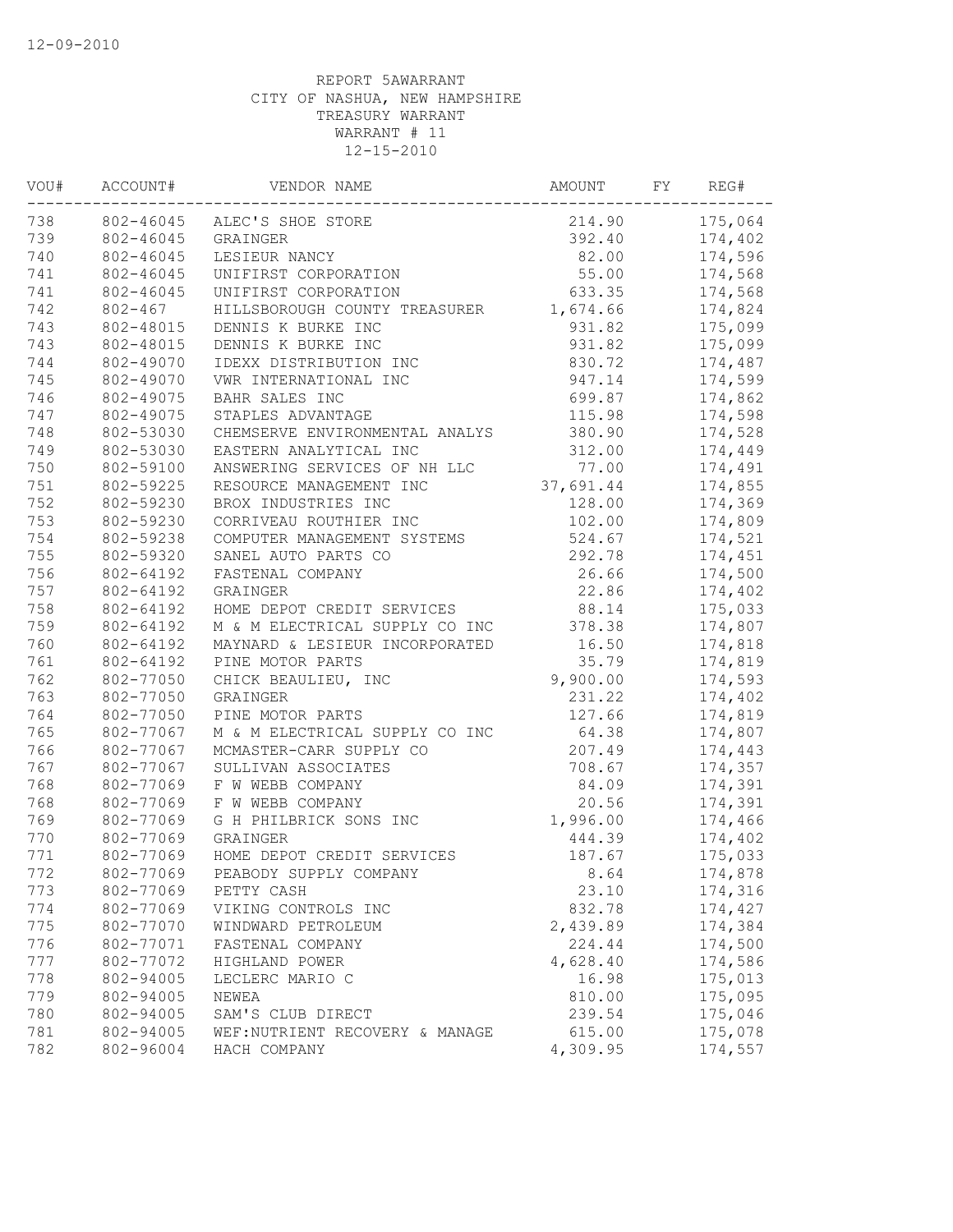12-09-2010

REPORT 5AWARRANT
CITY OF NASHUA, NEW HAMPSHIRE
TREASURY WARRANT
WARRANT # 11
12-15-2010

| VOU# | ACCOUNT# | VENDOR NAME | AMOUNT | FY | REG# |
|---|---|---|---|---|---|
| 738 | 802-46045 | ALEC'S SHOE STORE | 214.90 | | 175,064 |
| 739 | 802-46045 | GRAINGER | 392.40 | | 174,402 |
| 740 | 802-46045 | LESIEUR NANCY | 82.00 | | 174,596 |
| 741 | 802-46045 | UNIFIRST CORPORATION | 55.00 | | 174,568 |
| 741 | 802-46045 | UNIFIRST CORPORATION | 633.35 | | 174,568 |
| 742 | 802-467 | HILLSBOROUGH COUNTY TREASURER | 1,674.66 | | 174,824 |
| 743 | 802-48015 | DENNIS K BURKE INC | 931.82 | | 175,099 |
| 743 | 802-48015 | DENNIS K BURKE INC | 931.82 | | 175,099 |
| 744 | 802-49070 | IDEXX DISTRIBUTION INC | 830.72 | | 174,487 |
| 745 | 802-49070 | VWR INTERNATIONAL INC | 947.14 | | 174,599 |
| 746 | 802-49075 | BAHR SALES INC | 699.87 | | 174,862 |
| 747 | 802-49075 | STAPLES ADVANTAGE | 115.98 | | 174,598 |
| 748 | 802-53030 | CHEMSERVE ENVIRONMENTAL ANALYS | 380.90 | | 174,528 |
| 749 | 802-53030 | EASTERN ANALYTICAL INC | 312.00 | | 174,449 |
| 750 | 802-59100 | ANSWERING SERVICES OF NH LLC | 77.00 | | 174,491 |
| 751 | 802-59225 | RESOURCE MANAGEMENT INC | 37,691.44 | | 174,855 |
| 752 | 802-59230 | BROX INDUSTRIES INC | 128.00 | | 174,369 |
| 753 | 802-59230 | CORRIVEAU ROUTHIER INC | 102.00 | | 174,809 |
| 754 | 802-59238 | COMPUTER MANAGEMENT SYSTEMS | 524.67 | | 174,521 |
| 755 | 802-59320 | SANEL AUTO PARTS CO | 292.78 | | 174,451 |
| 756 | 802-64192 | FASTENAL COMPANY | 26.66 | | 174,500 |
| 757 | 802-64192 | GRAINGER | 22.86 | | 174,402 |
| 758 | 802-64192 | HOME DEPOT CREDIT SERVICES | 88.14 | | 175,033 |
| 759 | 802-64192 | M & M ELECTRICAL SUPPLY CO INC | 378.38 | | 174,807 |
| 760 | 802-64192 | MAYNARD & LESIEUR INCORPORATED | 16.50 | | 174,818 |
| 761 | 802-64192 | PINE MOTOR PARTS | 35.79 | | 174,819 |
| 762 | 802-77050 | CHICK BEAULIEU, INC | 9,900.00 | | 174,593 |
| 763 | 802-77050 | GRAINGER | 231.22 | | 174,402 |
| 764 | 802-77050 | PINE MOTOR PARTS | 127.66 | | 174,819 |
| 765 | 802-77067 | M & M ELECTRICAL SUPPLY CO INC | 64.38 | | 174,807 |
| 766 | 802-77067 | MCMASTER-CARR SUPPLY CO | 207.49 | | 174,443 |
| 767 | 802-77067 | SULLIVAN ASSOCIATES | 708.67 | | 174,357 |
| 768 | 802-77069 | F W WEBB COMPANY | 84.09 | | 174,391 |
| 768 | 802-77069 | F W WEBB COMPANY | 20.56 | | 174,391 |
| 769 | 802-77069 | G H PHILBRICK SONS INC | 1,996.00 | | 174,466 |
| 770 | 802-77069 | GRAINGER | 444.39 | | 174,402 |
| 771 | 802-77069 | HOME DEPOT CREDIT SERVICES | 187.67 | | 175,033 |
| 772 | 802-77069 | PEABODY SUPPLY COMPANY | 8.64 | | 174,878 |
| 773 | 802-77069 | PETTY CASH | 23.10 | | 174,316 |
| 774 | 802-77069 | VIKING CONTROLS INC | 832.78 | | 174,427 |
| 775 | 802-77070 | WINDWARD PETROLEUM | 2,439.89 | | 174,384 |
| 776 | 802-77071 | FASTENAL COMPANY | 224.44 | | 174,500 |
| 777 | 802-77072 | HIGHLAND POWER | 4,628.40 | | 174,586 |
| 778 | 802-94005 | LECLERC MARIO C | 16.98 | | 175,013 |
| 779 | 802-94005 | NEWEA | 810.00 | | 175,095 |
| 780 | 802-94005 | SAM'S CLUB DIRECT | 239.54 | | 175,046 |
| 781 | 802-94005 | WEF:NUTRIENT RECOVERY & MANAGE | 615.00 | | 175,078 |
| 782 | 802-96004 | HACH COMPANY | 4,309.95 | | 174,557 |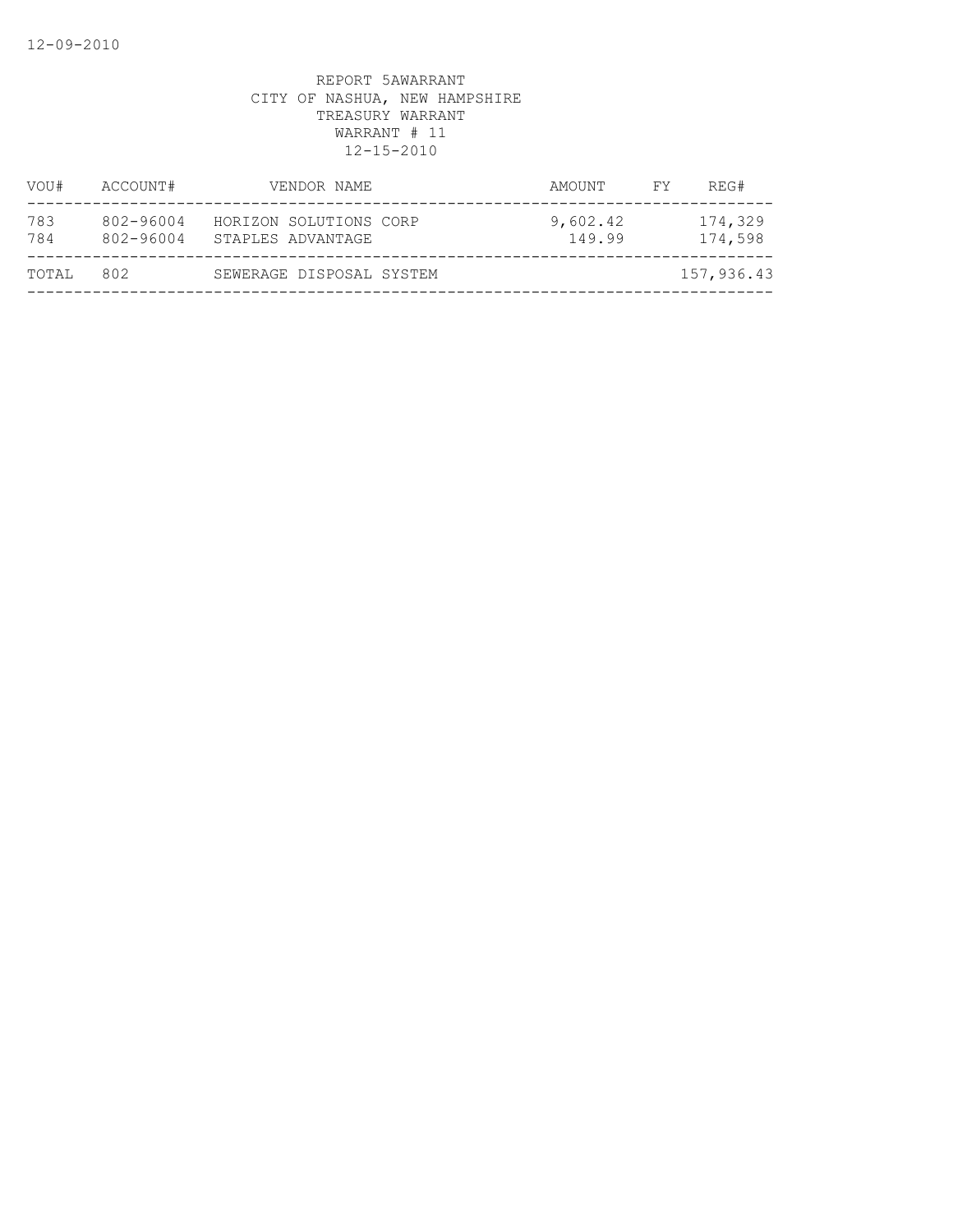REPORT 5AWARRANT
CITY OF NASHUA, NEW HAMPSHIRE
TREASURY WARRANT
WARRANT # 11
12-15-2010

| VOU# | ACCOUNT# | VENDOR NAME | AMOUNT | FY | REG# |
|---|---|---|---|---|---|
| 783 | 802-96004 | HORIZON SOLUTIONS CORP | 9,602.42 | | 174,329 |
| 784 | 802-96004 | STAPLES ADVANTAGE | 149.99 | | 174,598 |
| TOTAL | 802 | SEWERAGE DISPOSAL SYSTEM | | | 157,936.43 |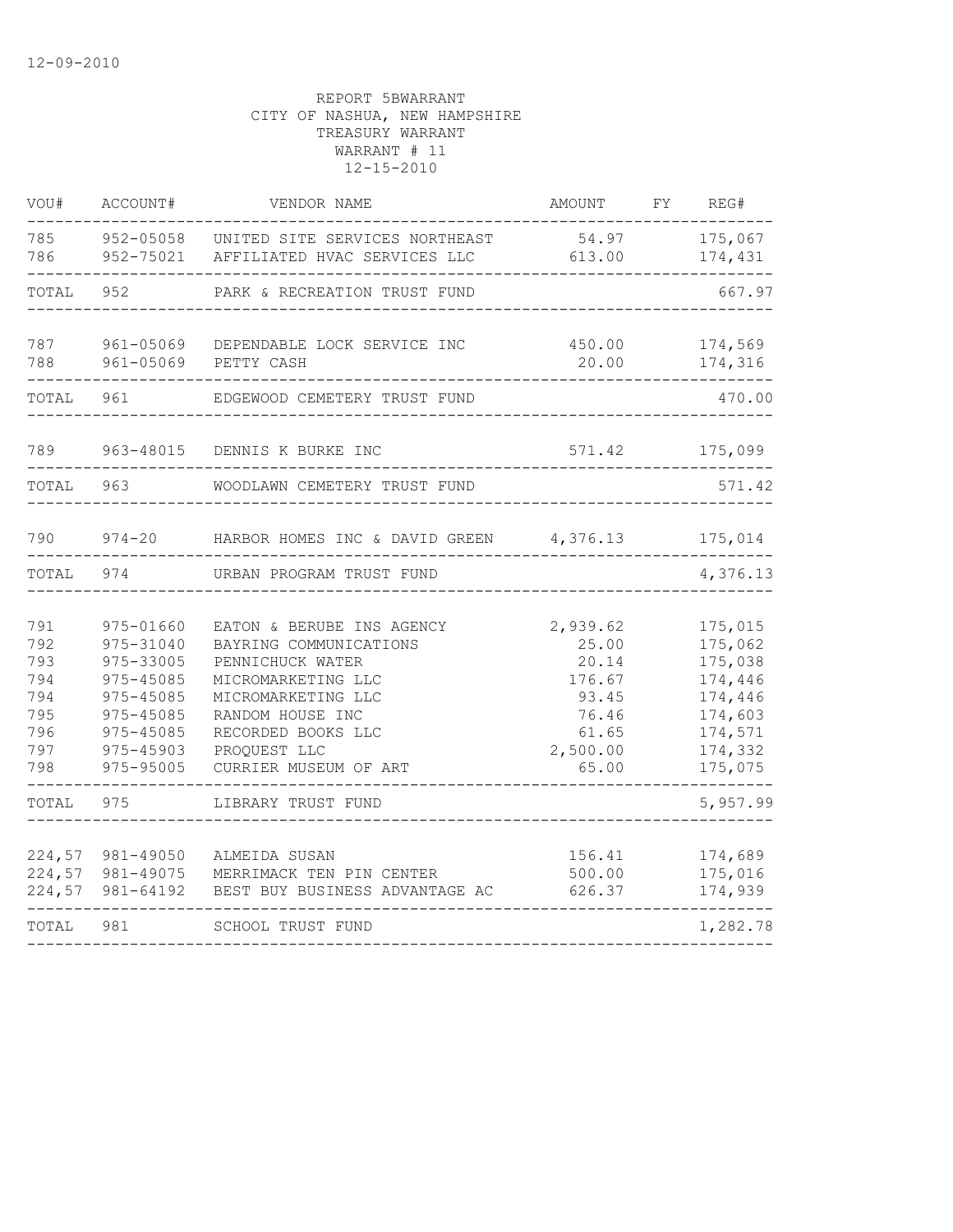12-09-2010

REPORT 5BWARRANT
CITY OF NASHUA, NEW HAMPSHIRE
TREASURY WARRANT
WARRANT # 11
12-15-2010

| VOU# | ACCOUNT# | VENDOR NAME | AMOUNT | FY | REG# |
|---|---|---|---|---|---|
| 785 | 952-05058 | UNITED SITE SERVICES NORTHEAST | 54.97 | | 175,067 |
| 786 | 952-75021 | AFFILIATED HVAC SERVICES LLC | 613.00 | | 174,431 |
| TOTAL | 952 | PARK & RECREATION TRUST FUND | | | 667.97 |
| 787 | 961-05069 | DEPENDABLE LOCK SERVICE INC | 450.00 | | 174,569 |
| 788 | 961-05069 | PETTY CASH | 20.00 | | 174,316 |
| TOTAL | 961 | EDGEWOOD CEMETERY TRUST FUND | | | 470.00 |
| 789 | 963-48015 | DENNIS K BURKE INC | 571.42 | | 175,099 |
| TOTAL | 963 | WOODLAWN CEMETERY TRUST FUND | | | 571.42 |
| 790 | 974-20 | HARBOR HOMES INC & DAVID GREEN | 4,376.13 | | 175,014 |
| TOTAL | 974 | URBAN PROGRAM TRUST FUND | | | 4,376.13 |
| 791 | 975-01660 | EATON & BERUBE INS AGENCY | 2,939.62 | | 175,015 |
| 792 | 975-31040 | BAYRING COMMUNICATIONS | 25.00 | | 175,062 |
| 793 | 975-33005 | PENNICHUCK WATER | 20.14 | | 175,038 |
| 794 | 975-45085 | MICROMARKETING LLC | 176.67 | | 174,446 |
| 794 | 975-45085 | MICROMARKETING LLC | 93.45 | | 174,446 |
| 795 | 975-45085 | RANDOM HOUSE INC | 76.46 | | 174,603 |
| 796 | 975-45085 | RECORDED BOOKS LLC | 61.65 | | 174,571 |
| 797 | 975-45903 | PROQUEST LLC | 2,500.00 | | 174,332 |
| 798 | 975-95005 | CURRIER MUSEUM OF ART | 65.00 | | 175,075 |
| TOTAL | 975 | LIBRARY TRUST FUND | | | 5,957.99 |
| 224,57 | 981-49050 | ALMEIDA SUSAN | 156.41 | | 174,689 |
| 224,57 | 981-49075 | MERRIMACK TEN PIN CENTER | 500.00 | | 175,016 |
| 224,57 | 981-64192 | BEST BUY BUSINESS ADVANTAGE AC | 626.37 | | 174,939 |
| TOTAL | 981 | SCHOOL TRUST FUND | | | 1,282.78 |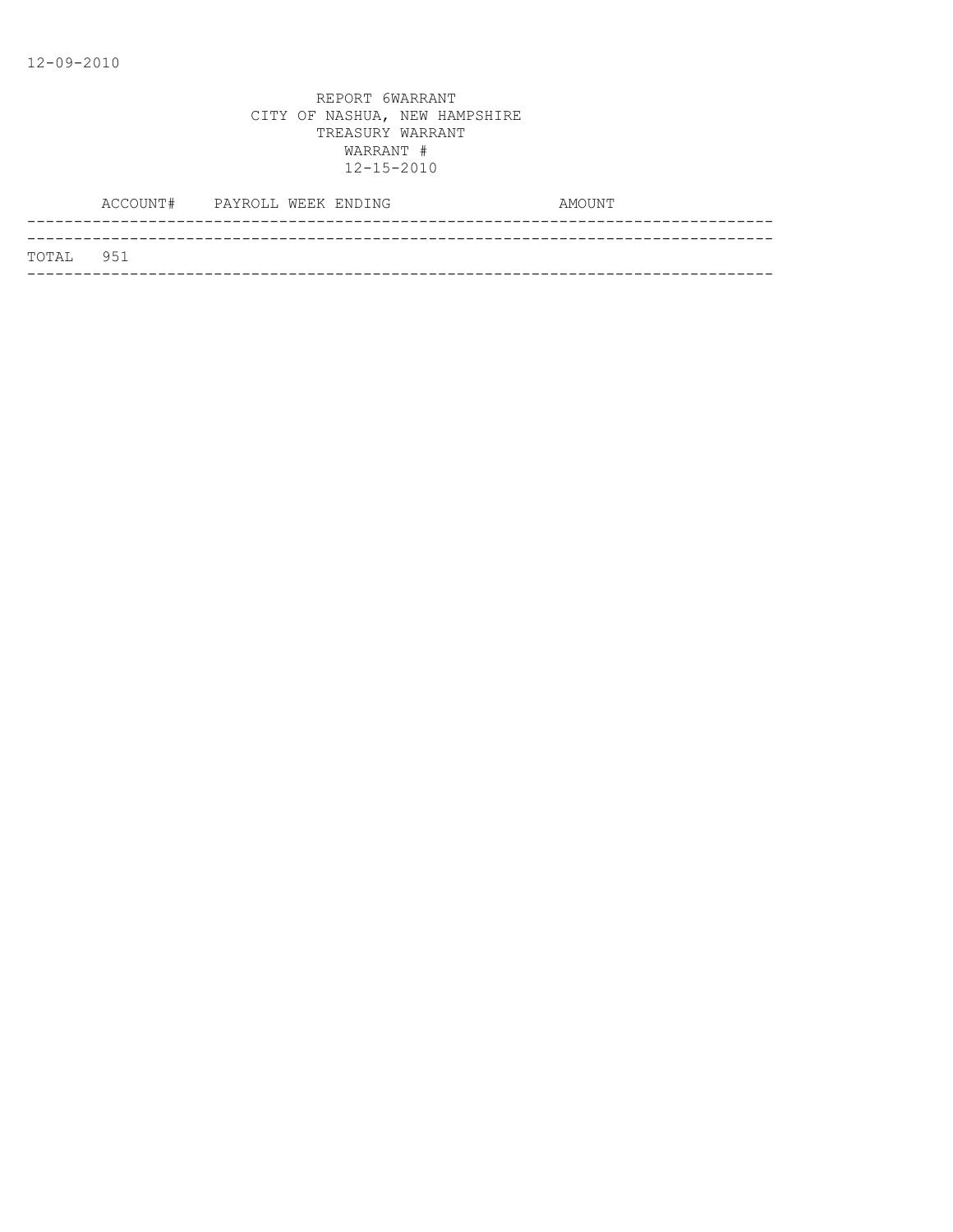REPORT 6WARRANT
CITY OF NASHUA, NEW HAMPSHIRE
TREASURY WARRANT
WARRANT #
12-15-2010

| ACCOUNT# | PAYROLL WEEK ENDING | AMOUNT |
| --- | --- | --- |
| TOTAL 951 | | |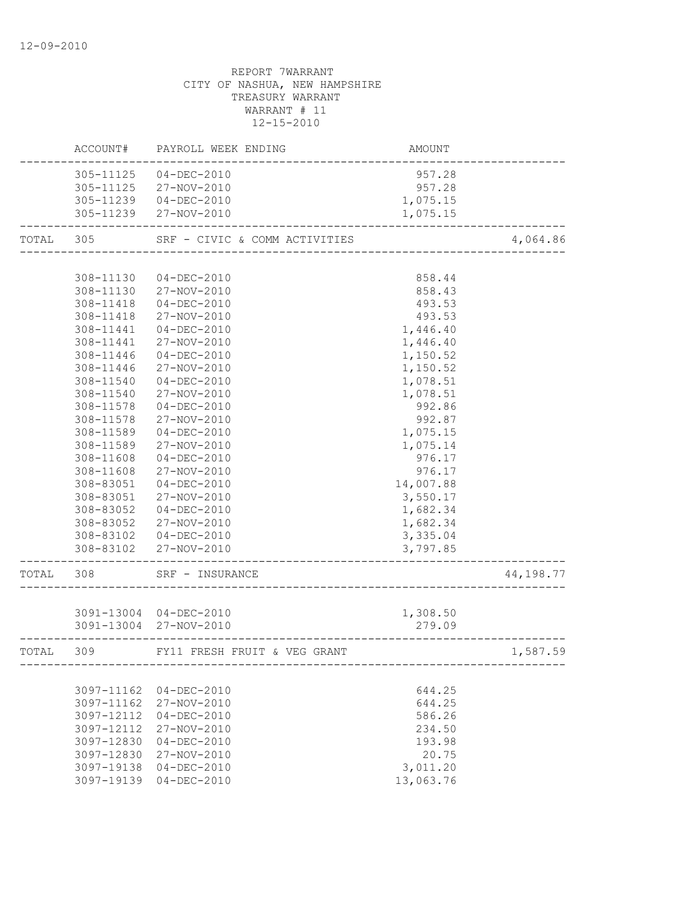12-09-2010

REPORT 7WARRANT
CITY OF NASHUA, NEW HAMPSHIRE
TREASURY WARRANT
WARRANT # 11
12-15-2010

| | ACCOUNT# | PAYROLL WEEK ENDING | AMOUNT | |
|---|---|---|---|---|
| | 305-11125 | 04-DEC-2010 | 957.28 | |
| | 305-11125 | 27-NOV-2010 | 957.28 | |
| | 305-11239 | 04-DEC-2010 | 1,075.15 | |
| | 305-11239 | 27-NOV-2010 | 1,075.15 | |
| TOTAL | 305 | SRF - CIVIC & COMM ACTIVITIES | | 4,064.86 |
| | 308-11130 | 04-DEC-2010 | 858.44 | |
| | 308-11130 | 27-NOV-2010 | 858.43 | |
| | 308-11418 | 04-DEC-2010 | 493.53 | |
| | 308-11418 | 27-NOV-2010 | 493.53 | |
| | 308-11441 | 04-DEC-2010 | 1,446.40 | |
| | 308-11441 | 27-NOV-2010 | 1,446.40 | |
| | 308-11446 | 04-DEC-2010 | 1,150.52 | |
| | 308-11446 | 27-NOV-2010 | 1,150.52 | |
| | 308-11540 | 04-DEC-2010 | 1,078.51 | |
| | 308-11540 | 27-NOV-2010 | 1,078.51 | |
| | 308-11578 | 04-DEC-2010 | 992.86 | |
| | 308-11578 | 27-NOV-2010 | 992.87 | |
| | 308-11589 | 04-DEC-2010 | 1,075.15 | |
| | 308-11589 | 27-NOV-2010 | 1,075.14 | |
| | 308-11608 | 04-DEC-2010 | 976.17 | |
| | 308-11608 | 27-NOV-2010 | 976.17 | |
| | 308-83051 | 04-DEC-2010 | 14,007.88 | |
| | 308-83051 | 27-NOV-2010 | 3,550.17 | |
| | 308-83052 | 04-DEC-2010 | 1,682.34 | |
| | 308-83052 | 27-NOV-2010 | 1,682.34 | |
| | 308-83102 | 04-DEC-2010 | 3,335.04 | |
| | 308-83102 | 27-NOV-2010 | 3,797.85 | |
| TOTAL | 308 | SRF - INSURANCE | | 44,198.77 |
| | 3091-13004 | 04-DEC-2010 | 1,308.50 | |
| | 3091-13004 | 27-NOV-2010 | 279.09 | |
| TOTAL | 309 | FY11 FRESH FRUIT & VEG GRANT | | 1,587.59 |
| | 3097-11162 | 04-DEC-2010 | 644.25 | |
| | 3097-11162 | 27-NOV-2010 | 644.25 | |
| | 3097-12112 | 04-DEC-2010 | 586.26 | |
| | 3097-12112 | 27-NOV-2010 | 234.50 | |
| | 3097-12830 | 04-DEC-2010 | 193.98 | |
| | 3097-12830 | 27-NOV-2010 | 20.75 | |
| | 3097-19138 | 04-DEC-2010 | 3,011.20 | |
| | 3097-19139 | 04-DEC-2010 | 13,063.76 | |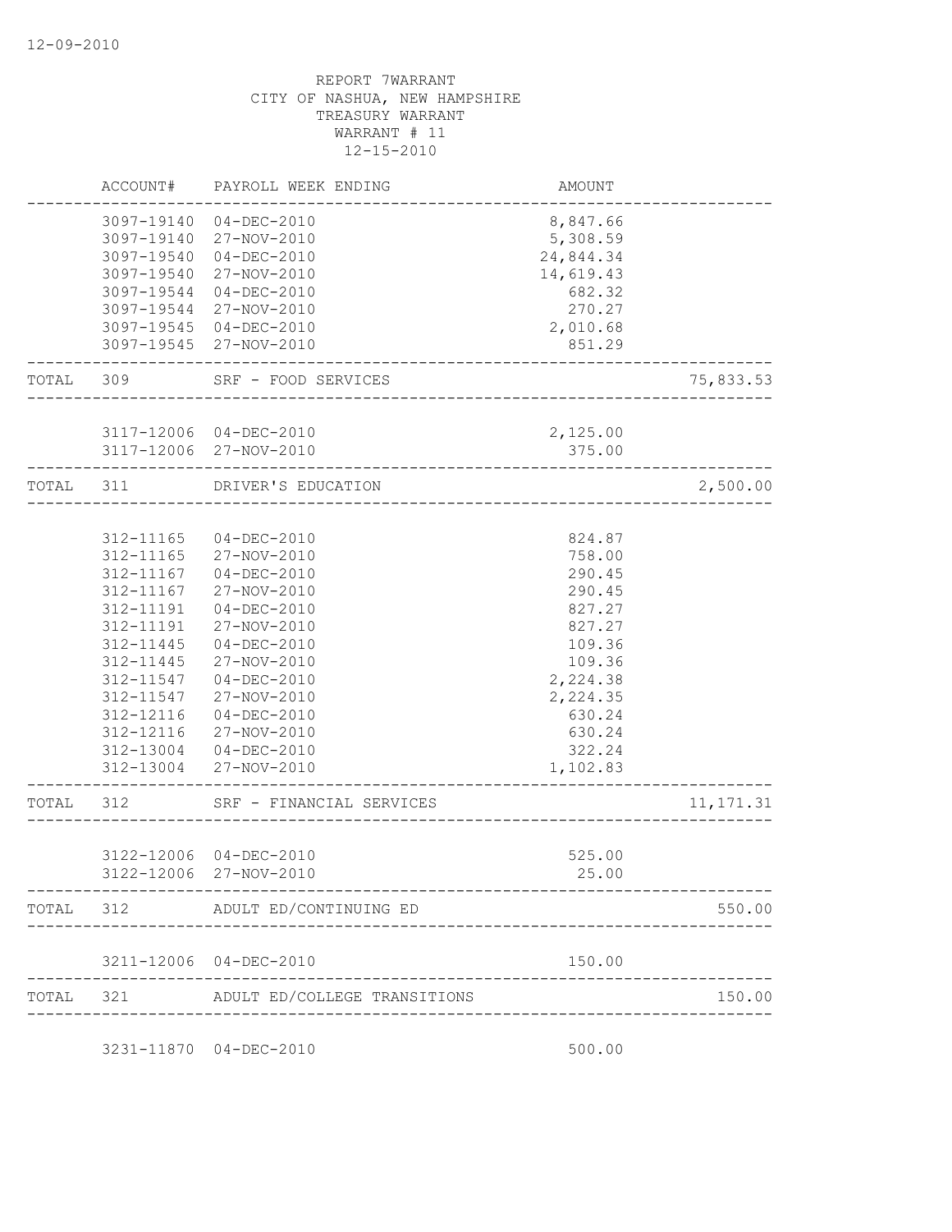12-09-2010

REPORT 7WARRANT
CITY OF NASHUA, NEW HAMPSHIRE
TREASURY WARRANT
WARRANT # 11
12-15-2010

| | ACCOUNT# | PAYROLL WEEK ENDING | AMOUNT | |
|---|---|---|---|---|
| | 3097-19140 | 04-DEC-2010 | 8,847.66 | |
| | 3097-19140 | 27-NOV-2010 | 5,308.59 | |
| | 3097-19540 | 04-DEC-2010 | 24,844.34 | |
| | 3097-19540 | 27-NOV-2010 | 14,619.43 | |
| | 3097-19544 | 04-DEC-2010 | 682.32 | |
| | 3097-19544 | 27-NOV-2010 | 270.27 | |
| | 3097-19545 | 04-DEC-2010 | 2,010.68 | |
| | 3097-19545 | 27-NOV-2010 | 851.29 | |
| TOTAL | 309 | SRF - FOOD SERVICES | | 75,833.53 |
| | 3117-12006 | 04-DEC-2010 | 2,125.00 | |
| | 3117-12006 | 27-NOV-2010 | 375.00 | |
| TOTAL | 311 | DRIVER'S EDUCATION | | 2,500.00 |
| | 312-11165 | 04-DEC-2010 | 824.87 | |
| | 312-11165 | 27-NOV-2010 | 758.00 | |
| | 312-11167 | 04-DEC-2010 | 290.45 | |
| | 312-11167 | 27-NOV-2010 | 290.45 | |
| | 312-11191 | 04-DEC-2010 | 827.27 | |
| | 312-11191 | 27-NOV-2010 | 827.27 | |
| | 312-11445 | 04-DEC-2010 | 109.36 | |
| | 312-11445 | 27-NOV-2010 | 109.36 | |
| | 312-11547 | 04-DEC-2010 | 2,224.38 | |
| | 312-11547 | 27-NOV-2010 | 2,224.35 | |
| | 312-12116 | 04-DEC-2010 | 630.24 | |
| | 312-12116 | 27-NOV-2010 | 630.24 | |
| | 312-13004 | 04-DEC-2010 | 322.24 | |
| | 312-13004 | 27-NOV-2010 | 1,102.83 | |
| TOTAL | 312 | SRF - FINANCIAL SERVICES | | 11,171.31 |
| | 3122-12006 | 04-DEC-2010 | 525.00 | |
| | 3122-12006 | 27-NOV-2010 | 25.00 | |
| TOTAL | 312 | ADULT ED/CONTINUING ED | | 550.00 |
| | 3211-12006 | 04-DEC-2010 | 150.00 | |
| TOTAL | 321 | ADULT ED/COLLEGE TRANSITIONS | | 150.00 |
| | 3231-11870 | 04-DEC-2010 | 500.00 | |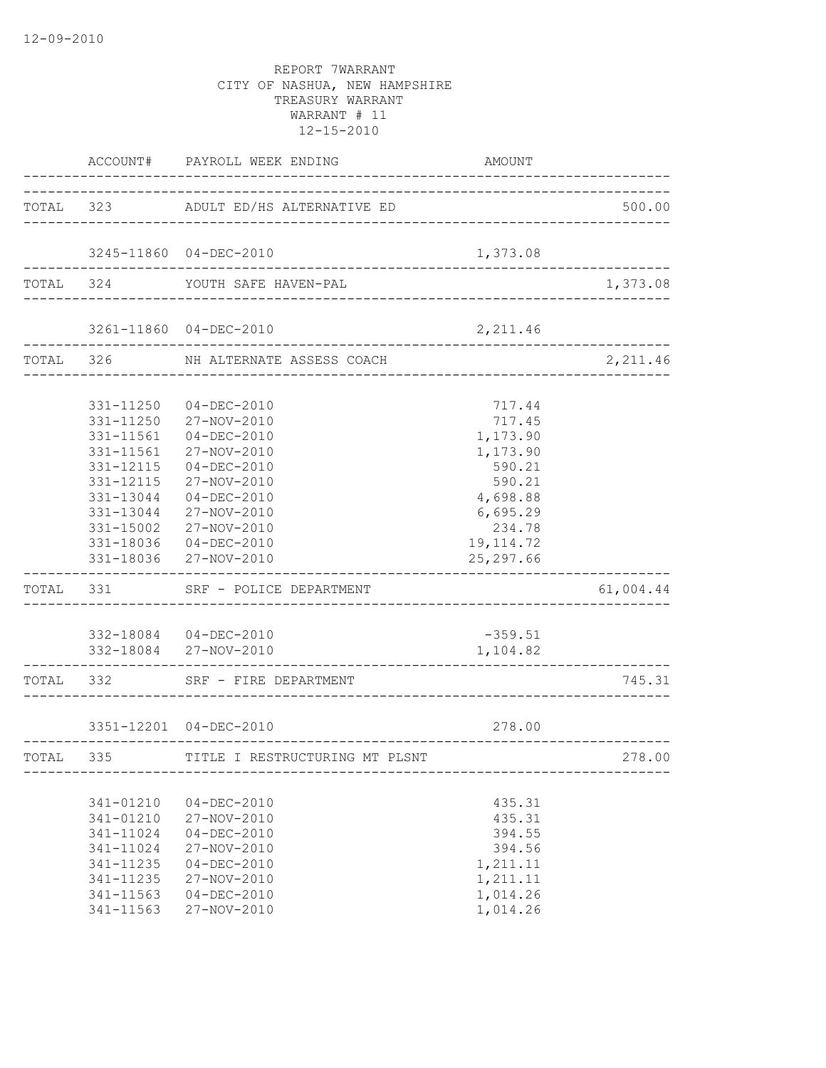12-09-2010

REPORT 7WARRANT
CITY OF NASHUA, NEW HAMPSHIRE
TREASURY WARRANT
WARRANT # 11
12-15-2010

| | ACCOUNT# | PAYROLL WEEK ENDING | AMOUNT | |
|---|---|---|---|---|
| TOTAL | 323 | ADULT ED/HS ALTERNATIVE ED | | 500.00 |
| | 3245-11860 | 04-DEC-2010 | 1,373.08 | |
| TOTAL | 324 | YOUTH SAFE HAVEN-PAL | | 1,373.08 |
| | 3261-11860 | 04-DEC-2010 | 2,211.46 | |
| TOTAL | 326 | NH ALTERNATE ASSESS COACH | | 2,211.46 |
| | 331-11250 | 04-DEC-2010 | 717.44 | |
| | 331-11250 | 27-NOV-2010 | 717.45 | |
| | 331-11561 | 04-DEC-2010 | 1,173.90 | |
| | 331-11561 | 27-NOV-2010 | 1,173.90 | |
| | 331-12115 | 04-DEC-2010 | 590.21 | |
| | 331-12115 | 27-NOV-2010 | 590.21 | |
| | 331-13044 | 04-DEC-2010 | 4,698.88 | |
| | 331-13044 | 27-NOV-2010 | 6,695.29 | |
| | 331-15002 | 27-NOV-2010 | 234.78 | |
| | 331-18036 | 04-DEC-2010 | 19,114.72 | |
| | 331-18036 | 27-NOV-2010 | 25,297.66 | |
| TOTAL | 331 | SRF - POLICE DEPARTMENT | | 61,004.44 |
| | 332-18084 | 04-DEC-2010 | -359.51 | |
| | 332-18084 | 27-NOV-2010 | 1,104.82 | |
| TOTAL | 332 | SRF - FIRE DEPARTMENT | | 745.31 |
| | 3351-12201 | 04-DEC-2010 | 278.00 | |
| TOTAL | 335 | TITLE I RESTRUCTURING MT PLSNT | | 278.00 |
| | 341-01210 | 04-DEC-2010 | 435.31 | |
| | 341-01210 | 27-NOV-2010 | 435.31 | |
| | 341-11024 | 04-DEC-2010 | 394.55 | |
| | 341-11024 | 27-NOV-2010 | 394.56 | |
| | 341-11235 | 04-DEC-2010 | 1,211.11 | |
| | 341-11235 | 27-NOV-2010 | 1,211.11 | |
| | 341-11563 | 04-DEC-2010 | 1,014.26 | |
| | 341-11563 | 27-NOV-2010 | 1,014.26 | |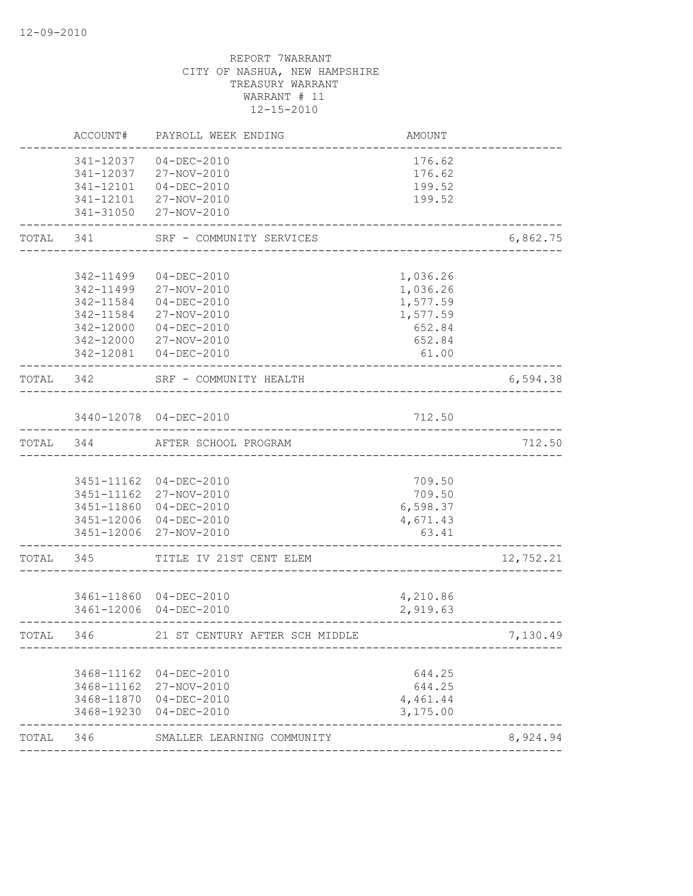12-09-2010

REPORT 7WARRANT
CITY OF NASHUA, NEW HAMPSHIRE
TREASURY WARRANT
WARRANT # 11
12-15-2010

| | ACCOUNT# | PAYROLL WEEK ENDING | AMOUNT | |
|---|---|---|---|---|
| | 341-12037 | 04-DEC-2010 | 176.62 | |
| | 341-12037 | 27-NOV-2010 | 176.62 | |
| | 341-12101 | 04-DEC-2010 | 199.52 | |
| | 341-12101 | 27-NOV-2010 | 199.52 | |
| | 341-31050 | 27-NOV-2010 | | |
| TOTAL | 341 | SRF - COMMUNITY SERVICES | | 6,862.75 |
| | 342-11499 | 04-DEC-2010 | 1,036.26 | |
| | 342-11499 | 27-NOV-2010 | 1,036.26 | |
| | 342-11584 | 04-DEC-2010 | 1,577.59 | |
| | 342-11584 | 27-NOV-2010 | 1,577.59 | |
| | 342-12000 | 04-DEC-2010 | 652.84 | |
| | 342-12000 | 27-NOV-2010 | 652.84 | |
| | 342-12081 | 04-DEC-2010 | 61.00 | |
| TOTAL | 342 | SRF - COMMUNITY HEALTH | | 6,594.38 |
| | 3440-12078 | 04-DEC-2010 | 712.50 | |
| TOTAL | 344 | AFTER SCHOOL PROGRAM | | 712.50 |
| | 3451-11162 | 04-DEC-2010 | 709.50 | |
| | 3451-11162 | 27-NOV-2010 | 709.50 | |
| | 3451-11860 | 04-DEC-2010 | 6,598.37 | |
| | 3451-12006 | 04-DEC-2010 | 4,671.43 | |
| | 3451-12006 | 27-NOV-2010 | 63.41 | |
| TOTAL | 345 | TITLE IV 21ST CENT ELEM | | 12,752.21 |
| | 3461-11860 | 04-DEC-2010 | 4,210.86 | |
| | 3461-12006 | 04-DEC-2010 | 2,919.63 | |
| TOTAL | 346 | 21 ST CENTURY AFTER SCH MIDDLE | | 7,130.49 |
| | 3468-11162 | 04-DEC-2010 | 644.25 | |
| | 3468-11162 | 27-NOV-2010 | 644.25 | |
| | 3468-11870 | 04-DEC-2010 | 4,461.44 | |
| | 3468-19230 | 04-DEC-2010 | 3,175.00 | |
| TOTAL | 346 | SMALLER LEARNING COMMUNITY | | 8,924.94 |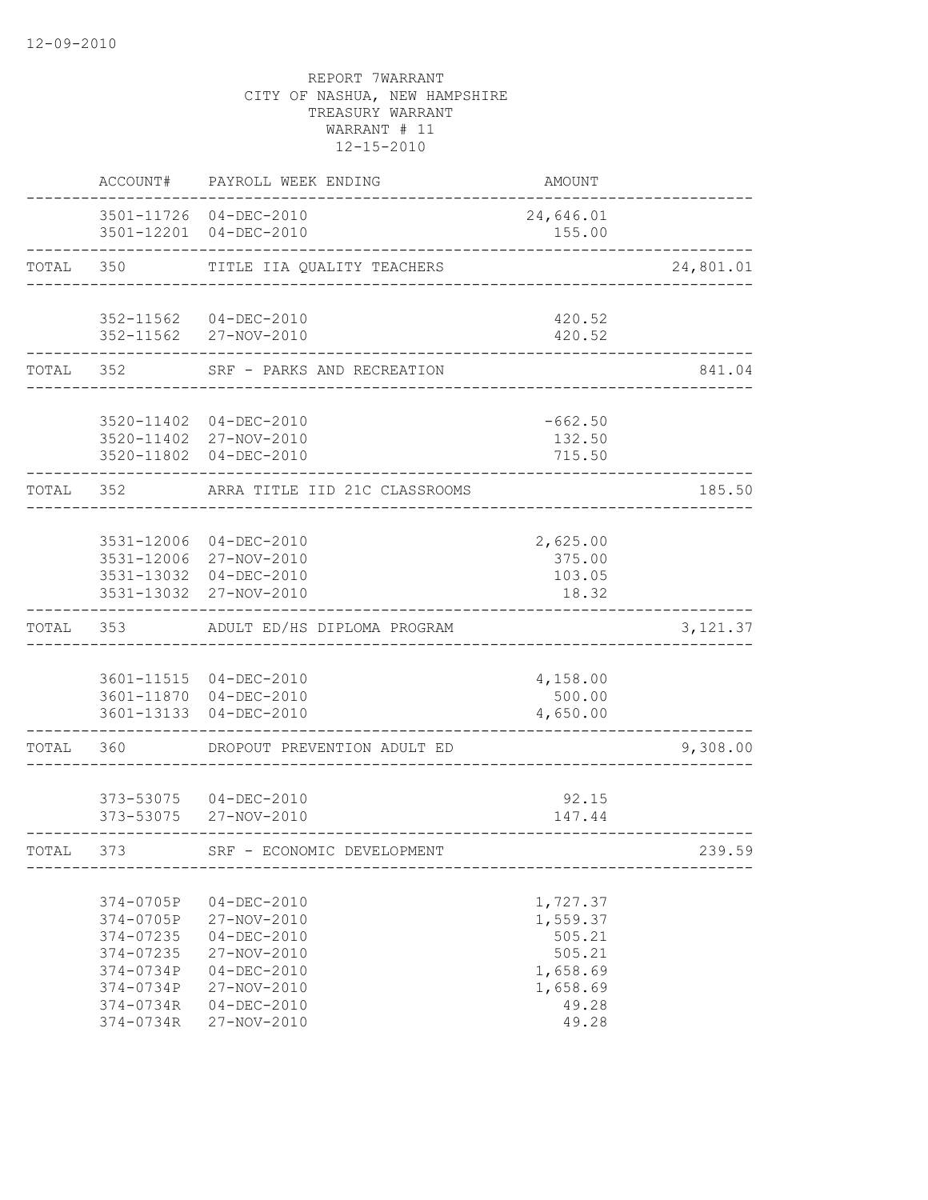12-09-2010

REPORT 7WARRANT
CITY OF NASHUA, NEW HAMPSHIRE
TREASURY WARRANT
WARRANT # 11
12-15-2010

| | ACCOUNT# | PAYROLL WEEK ENDING | AMOUNT | |
|---|---|---|---|---|
| | 3501-11726 | 04-DEC-2010 | 24,646.01 | |
| | 3501-12201 | 04-DEC-2010 | 155.00 | |
| TOTAL | 350 | TITLE IIA QUALITY TEACHERS | | 24,801.01 |
| | 352-11562 | 04-DEC-2010 | 420.52 | |
| | 352-11562 | 27-NOV-2010 | 420.52 | |
| TOTAL | 352 | SRF - PARKS AND RECREATION | | 841.04 |
| | 3520-11402 | 04-DEC-2010 | -662.50 | |
| | 3520-11402 | 27-NOV-2010 | 132.50 | |
| | 3520-11802 | 04-DEC-2010 | 715.50 | |
| TOTAL | 352 | ARRA TITLE IID 21C CLASSROOMS | | 185.50 |
| | 3531-12006 | 04-DEC-2010 | 2,625.00 | |
| | 3531-12006 | 27-NOV-2010 | 375.00 | |
| | 3531-13032 | 04-DEC-2010 | 103.05 | |
| | 3531-13032 | 27-NOV-2010 | 18.32 | |
| TOTAL | 353 | ADULT ED/HS DIPLOMA PROGRAM | | 3,121.37 |
| | 3601-11515 | 04-DEC-2010 | 4,158.00 | |
| | 3601-11870 | 04-DEC-2010 | 500.00 | |
| | 3601-13133 | 04-DEC-2010 | 4,650.00 | |
| TOTAL | 360 | DROPOUT PREVENTION ADULT ED | | 9,308.00 |
| | 373-53075 | 04-DEC-2010 | 92.15 | |
| | 373-53075 | 27-NOV-2010 | 147.44 | |
| TOTAL | 373 | SRF - ECONOMIC DEVELOPMENT | | 239.59 |
| | 374-0705P | 04-DEC-2010 | 1,727.37 | |
| | 374-0705P | 27-NOV-2010 | 1,559.37 | |
| | 374-07235 | 04-DEC-2010 | 505.21 | |
| | 374-07235 | 27-NOV-2010 | 505.21 | |
| | 374-0734P | 04-DEC-2010 | 1,658.69 | |
| | 374-0734P | 27-NOV-2010 | 1,658.69 | |
| | 374-0734R | 04-DEC-2010 | 49.28 | |
| | 374-0734R | 27-NOV-2010 | 49.28 | |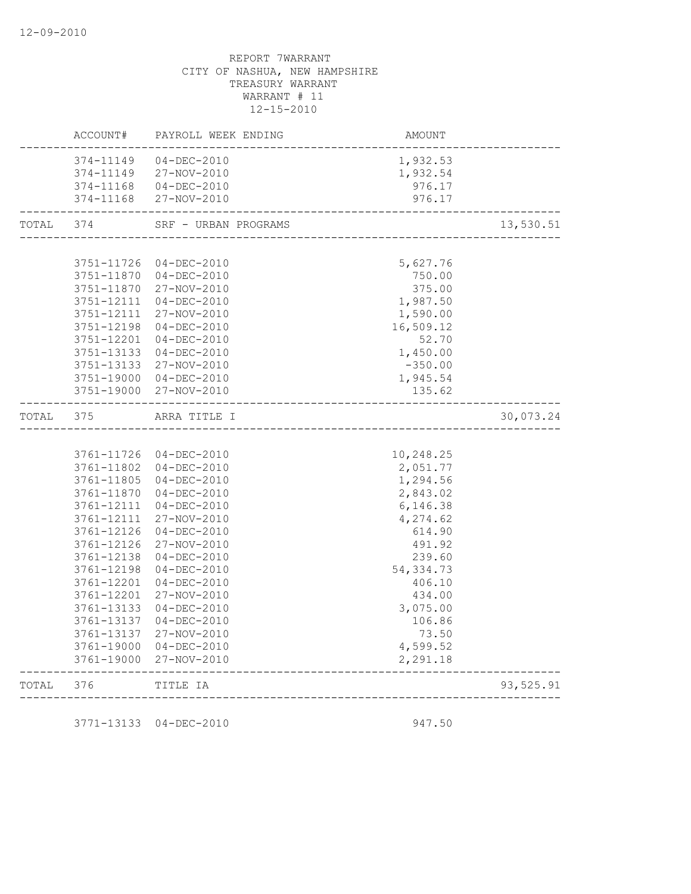12-09-2010

REPORT 7WARRANT
CITY OF NASHUA, NEW HAMPSHIRE
TREASURY WARRANT
WARRANT # 11
12-15-2010

| ACCOUNT# | PAYROLL WEEK ENDING | AMOUNT | |
|---|---|---|---|
| 374-11149 | 04-DEC-2010 | 1,932.53 | |
| 374-11149 | 27-NOV-2010 | 1,932.54 | |
| 374-11168 | 04-DEC-2010 | 976.17 | |
| 374-11168 | 27-NOV-2010 | 976.17 | |
| TOTAL 374 | SRF - URBAN PROGRAMS | | 13,530.51 |
| 3751-11726 | 04-DEC-2010 | 5,627.76 | |
| 3751-11870 | 04-DEC-2010 | 750.00 | |
| 3751-11870 | 27-NOV-2010 | 375.00 | |
| 3751-12111 | 04-DEC-2010 | 1,987.50 | |
| 3751-12111 | 27-NOV-2010 | 1,590.00 | |
| 3751-12198 | 04-DEC-2010 | 16,509.12 | |
| 3751-12201 | 04-DEC-2010 | 52.70 | |
| 3751-13133 | 04-DEC-2010 | 1,450.00 | |
| 3751-13133 | 27-NOV-2010 | -350.00 | |
| 3751-19000 | 04-DEC-2010 | 1,945.54 | |
| 3751-19000 | 27-NOV-2010 | 135.62 | |
| TOTAL 375 | ARRA TITLE I | | 30,073.24 |
| 3761-11726 | 04-DEC-2010 | 10,248.25 | |
| 3761-11802 | 04-DEC-2010 | 2,051.77 | |
| 3761-11805 | 04-DEC-2010 | 1,294.56 | |
| 3761-11870 | 04-DEC-2010 | 2,843.02 | |
| 3761-12111 | 04-DEC-2010 | 6,146.38 | |
| 3761-12111 | 27-NOV-2010 | 4,274.62 | |
| 3761-12126 | 04-DEC-2010 | 614.90 | |
| 3761-12126 | 27-NOV-2010 | 491.92 | |
| 3761-12138 | 04-DEC-2010 | 239.60 | |
| 3761-12198 | 04-DEC-2010 | 54,334.73 | |
| 3761-12201 | 04-DEC-2010 | 406.10 | |
| 3761-12201 | 27-NOV-2010 | 434.00 | |
| 3761-13133 | 04-DEC-2010 | 3,075.00 | |
| 3761-13137 | 04-DEC-2010 | 106.86 | |
| 3761-13137 | 27-NOV-2010 | 73.50 | |
| 3761-19000 | 04-DEC-2010 | 4,599.52 | |
| 3761-19000 | 27-NOV-2010 | 2,291.18 | |
| TOTAL 376 | TITLE IA | | 93,525.91 |
| 3771-13133 | 04-DEC-2010 | 947.50 | |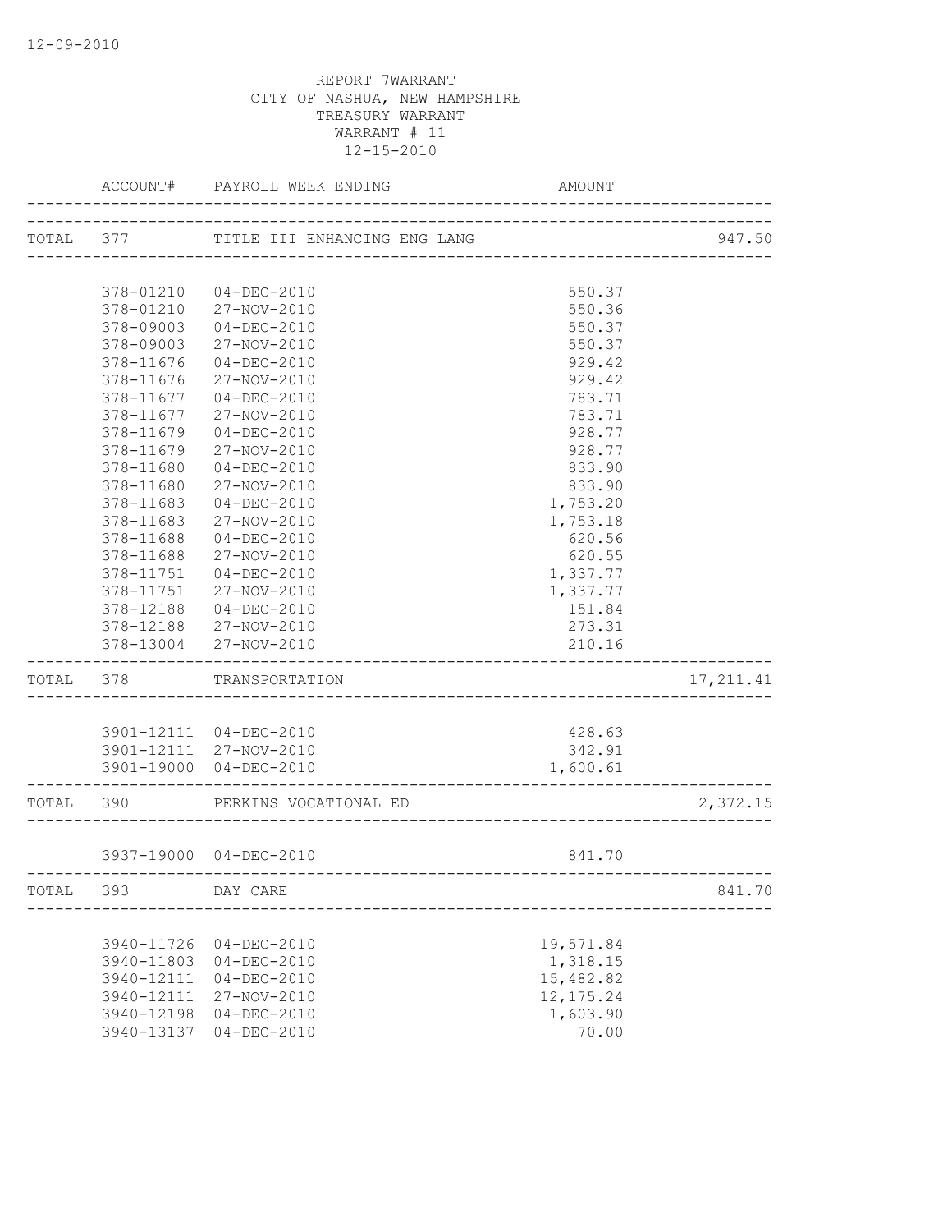REPORT 7WARRANT
CITY OF NASHUA, NEW HAMPSHIRE
TREASURY WARRANT
WARRANT # 11
12-15-2010

| | ACCOUNT# | PAYROLL WEEK ENDING | AMOUNT | |
|---|---|---|---|---|
| TOTAL | 377 | TITLE III ENHANCING ENG LANG | | 947.50 |
| | 378-01210 | 04-DEC-2010 | 550.37 | |
| | 378-01210 | 27-NOV-2010 | 550.36 | |
| | 378-09003 | 04-DEC-2010 | 550.37 | |
| | 378-09003 | 27-NOV-2010 | 550.37 | |
| | 378-11676 | 04-DEC-2010 | 929.42 | |
| | 378-11676 | 27-NOV-2010 | 929.42 | |
| | 378-11677 | 04-DEC-2010 | 783.71 | |
| | 378-11677 | 27-NOV-2010 | 783.71 | |
| | 378-11679 | 04-DEC-2010 | 928.77 | |
| | 378-11679 | 27-NOV-2010 | 928.77 | |
| | 378-11680 | 04-DEC-2010 | 833.90 | |
| | 378-11680 | 27-NOV-2010 | 833.90 | |
| | 378-11683 | 04-DEC-2010 | 1,753.20 | |
| | 378-11683 | 27-NOV-2010 | 1,753.18 | |
| | 378-11688 | 04-DEC-2010 | 620.56 | |
| | 378-11688 | 27-NOV-2010 | 620.55 | |
| | 378-11751 | 04-DEC-2010 | 1,337.77 | |
| | 378-11751 | 27-NOV-2010 | 1,337.77 | |
| | 378-12188 | 04-DEC-2010 | 151.84 | |
| | 378-12188 | 27-NOV-2010 | 273.31 | |
| | 378-13004 | 27-NOV-2010 | 210.16 | |
| TOTAL | 378 | TRANSPORTATION | | 17,211.41 |
| | 3901-12111 | 04-DEC-2010 | 428.63 | |
| | 3901-12111 | 27-NOV-2010 | 342.91 | |
| | 3901-19000 | 04-DEC-2010 | 1,600.61 | |
| TOTAL | 390 | PERKINS VOCATIONAL ED | | 2,372.15 |
| | 3937-19000 | 04-DEC-2010 | 841.70 | |
| TOTAL | 393 | DAY CARE | | 841.70 |
| | 3940-11726 | 04-DEC-2010 | 19,571.84 | |
| | 3940-11803 | 04-DEC-2010 | 1,318.15 | |
| | 3940-12111 | 04-DEC-2010 | 15,482.82 | |
| | 3940-12111 | 27-NOV-2010 | 12,175.24 | |
| | 3940-12198 | 04-DEC-2010 | 1,603.90 | |
| | 3940-13137 | 04-DEC-2010 | 70.00 | |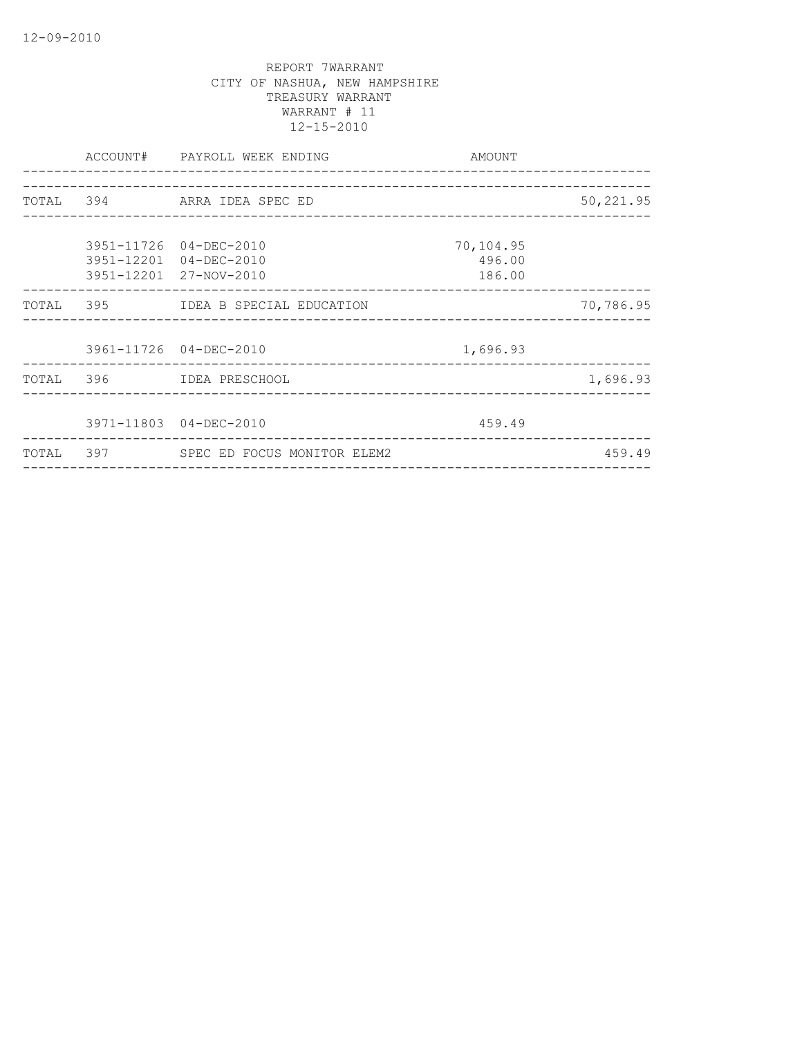REPORT 7WARRANT
CITY OF NASHUA, NEW HAMPSHIRE
TREASURY WARRANT
WARRANT # 11
12-15-2010

| | ACCOUNT# | PAYROLL WEEK ENDING | AMOUNT | |
|---|---|---|---|---|
| TOTAL | 394 | ARRA IDEA SPEC ED | | 50,221.95 |
| | 3951-11726 | 04-DEC-2010 | 70,104.95 | |
| | 3951-12201 | 04-DEC-2010 | 496.00 | |
| | 3951-12201 | 27-NOV-2010 | 186.00 | |
| TOTAL | 395 | IDEA B SPECIAL EDUCATION | | 70,786.95 |
| | 3961-11726 | 04-DEC-2010 | 1,696.93 | |
| TOTAL | 396 | IDEA PRESCHOOL | | 1,696.93 |
| | 3971-11803 | 04-DEC-2010 | 459.49 | |
| TOTAL | 397 | SPEC ED FOCUS MONITOR ELEM2 | | 459.49 |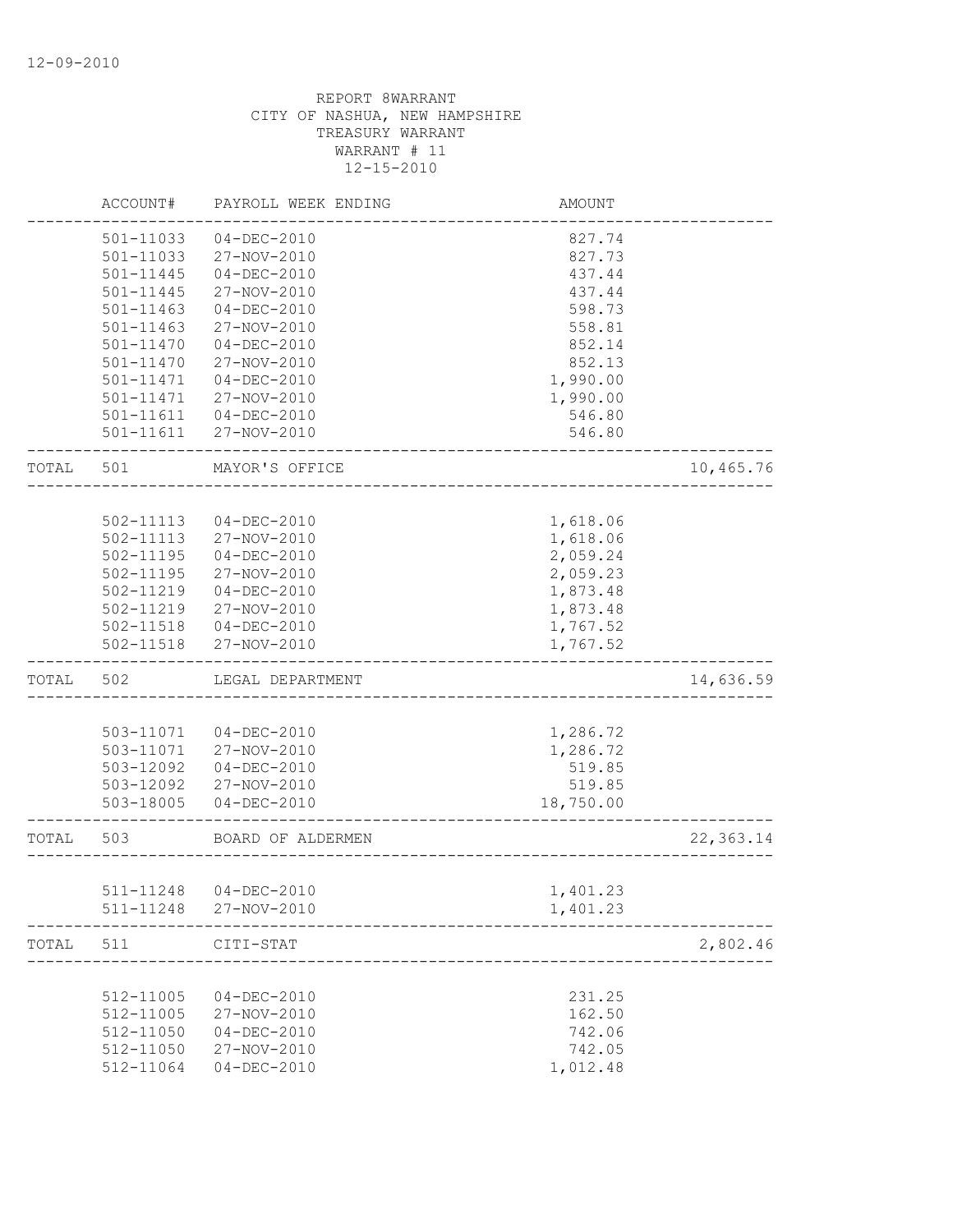12-09-2010

REPORT 8WARRANT
CITY OF NASHUA, NEW HAMPSHIRE
TREASURY WARRANT
WARRANT # 11
12-15-2010

| | ACCOUNT# | PAYROLL WEEK ENDING | AMOUNT | |
|---|---|---|---|---|
| | 501-11033 | 04-DEC-2010 | 827.74 | |
| | 501-11033 | 27-NOV-2010 | 827.73 | |
| | 501-11445 | 04-DEC-2010 | 437.44 | |
| | 501-11445 | 27-NOV-2010 | 437.44 | |
| | 501-11463 | 04-DEC-2010 | 598.73 | |
| | 501-11463 | 27-NOV-2010 | 558.81 | |
| | 501-11470 | 04-DEC-2010 | 852.14 | |
| | 501-11470 | 27-NOV-2010 | 852.13 | |
| | 501-11471 | 04-DEC-2010 | 1,990.00 | |
| | 501-11471 | 27-NOV-2010 | 1,990.00 | |
| | 501-11611 | 04-DEC-2010 | 546.80 | |
| | 501-11611 | 27-NOV-2010 | 546.80 | |
| TOTAL | 501 | MAYOR'S OFFICE | | 10,465.76 |
| | 502-11113 | 04-DEC-2010 | 1,618.06 | |
| | 502-11113 | 27-NOV-2010 | 1,618.06 | |
| | 502-11195 | 04-DEC-2010 | 2,059.24 | |
| | 502-11195 | 27-NOV-2010 | 2,059.23 | |
| | 502-11219 | 04-DEC-2010 | 1,873.48 | |
| | 502-11219 | 27-NOV-2010 | 1,873.48 | |
| | 502-11518 | 04-DEC-2010 | 1,767.52 | |
| | 502-11518 | 27-NOV-2010 | 1,767.52 | |
| TOTAL | 502 | LEGAL DEPARTMENT | | 14,636.59 |
| | 503-11071 | 04-DEC-2010 | 1,286.72 | |
| | 503-11071 | 27-NOV-2010 | 1,286.72 | |
| | 503-12092 | 04-DEC-2010 | 519.85 | |
| | 503-12092 | 27-NOV-2010 | 519.85 | |
| | 503-18005 | 04-DEC-2010 | 18,750.00 | |
| TOTAL | 503 | BOARD OF ALDERMEN | | 22,363.14 |
| | 511-11248 | 04-DEC-2010 | 1,401.23 | |
| | 511-11248 | 27-NOV-2010 | 1,401.23 | |
| TOTAL | 511 | CITI-STAT | | 2,802.46 |
| | 512-11005 | 04-DEC-2010 | 231.25 | |
| | 512-11005 | 27-NOV-2010 | 162.50 | |
| | 512-11050 | 04-DEC-2010 | 742.06 | |
| | 512-11050 | 27-NOV-2010 | 742.05 | |
| | 512-11064 | 04-DEC-2010 | 1,012.48 | |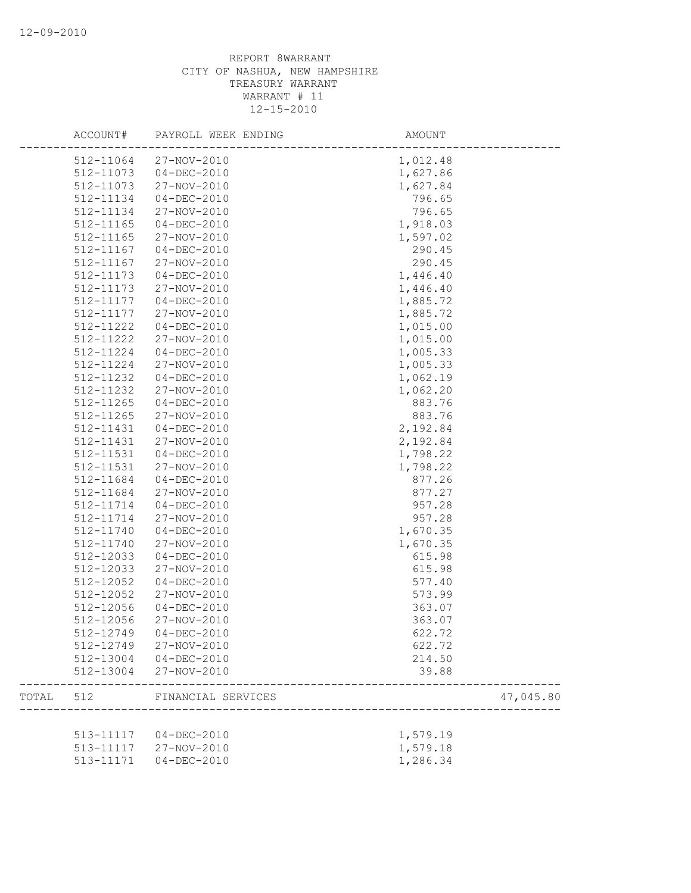REPORT 8WARRANT
CITY OF NASHUA, NEW HAMPSHIRE
TREASURY WARRANT
WARRANT # 11
12-15-2010

| | ACCOUNT# | PAYROLL WEEK ENDING | AMOUNT | |
|---|---|---|---|---|
| | 512-11064 | 27-NOV-2010 | 1,012.48 | |
| | 512-11073 | 04-DEC-2010 | 1,627.86 | |
| | 512-11073 | 27-NOV-2010 | 1,627.84 | |
| | 512-11134 | 04-DEC-2010 | 796.65 | |
| | 512-11134 | 27-NOV-2010 | 796.65 | |
| | 512-11165 | 04-DEC-2010 | 1,918.03 | |
| | 512-11165 | 27-NOV-2010 | 1,597.02 | |
| | 512-11167 | 04-DEC-2010 | 290.45 | |
| | 512-11167 | 27-NOV-2010 | 290.45 | |
| | 512-11173 | 04-DEC-2010 | 1,446.40 | |
| | 512-11173 | 27-NOV-2010 | 1,446.40 | |
| | 512-11177 | 04-DEC-2010 | 1,885.72 | |
| | 512-11177 | 27-NOV-2010 | 1,885.72 | |
| | 512-11222 | 04-DEC-2010 | 1,015.00 | |
| | 512-11222 | 27-NOV-2010 | 1,015.00 | |
| | 512-11224 | 04-DEC-2010 | 1,005.33 | |
| | 512-11224 | 27-NOV-2010 | 1,005.33 | |
| | 512-11232 | 04-DEC-2010 | 1,062.19 | |
| | 512-11232 | 27-NOV-2010 | 1,062.20 | |
| | 512-11265 | 04-DEC-2010 | 883.76 | |
| | 512-11265 | 27-NOV-2010 | 883.76 | |
| | 512-11431 | 04-DEC-2010 | 2,192.84 | |
| | 512-11431 | 27-NOV-2010 | 2,192.84 | |
| | 512-11531 | 04-DEC-2010 | 1,798.22 | |
| | 512-11531 | 27-NOV-2010 | 1,798.22 | |
| | 512-11684 | 04-DEC-2010 | 877.26 | |
| | 512-11684 | 27-NOV-2010 | 877.27 | |
| | 512-11714 | 04-DEC-2010 | 957.28 | |
| | 512-11714 | 27-NOV-2010 | 957.28 | |
| | 512-11740 | 04-DEC-2010 | 1,670.35 | |
| | 512-11740 | 27-NOV-2010 | 1,670.35 | |
| | 512-12033 | 04-DEC-2010 | 615.98 | |
| | 512-12033 | 27-NOV-2010 | 615.98 | |
| | 512-12052 | 04-DEC-2010 | 577.40 | |
| | 512-12052 | 27-NOV-2010 | 573.99 | |
| | 512-12056 | 04-DEC-2010 | 363.07 | |
| | 512-12056 | 27-NOV-2010 | 363.07 | |
| | 512-12749 | 04-DEC-2010 | 622.72 | |
| | 512-12749 | 27-NOV-2010 | 622.72 | |
| | 512-13004 | 04-DEC-2010 | 214.50 | |
| | 512-13004 | 27-NOV-2010 | 39.88 | |
| TOTAL | 512 | FINANCIAL SERVICES | | 47,045.80 |
| | 513-11117 | 04-DEC-2010 | 1,579.19 | |
| | 513-11117 | 27-NOV-2010 | 1,579.18 | |
| | 513-11171 | 04-DEC-2010 | 1,286.34 | |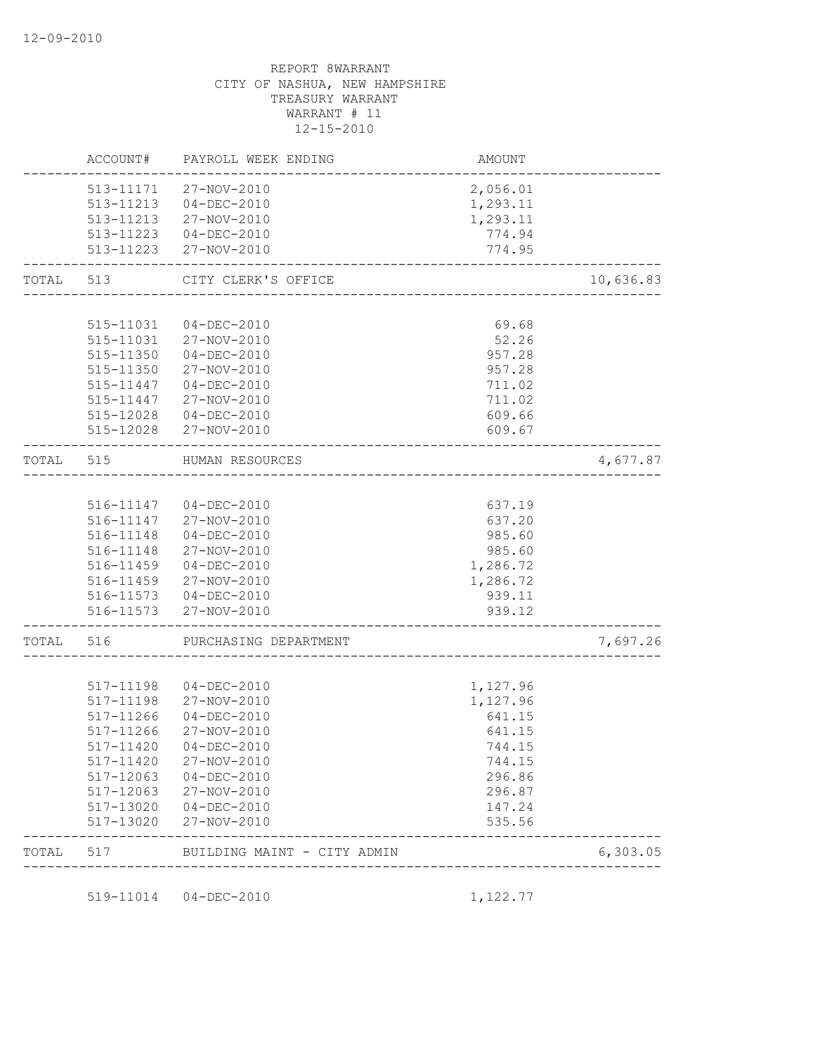REPORT 8WARRANT
CITY OF NASHUA, NEW HAMPSHIRE
TREASURY WARRANT
WARRANT # 11
12-15-2010

| | ACCOUNT# | PAYROLL WEEK ENDING | AMOUNT | |
|---|---|---|---|---|
| | 513-11171 | 27-NOV-2010 | 2,056.01 | |
| | 513-11213 | 04-DEC-2010 | 1,293.11 | |
| | 513-11213 | 27-NOV-2010 | 1,293.11 | |
| | 513-11223 | 04-DEC-2010 | 774.94 | |
| | 513-11223 | 27-NOV-2010 | 774.95 | |
| TOTAL | 513 | CITY CLERK'S OFFICE | | 10,636.83 |
| | 515-11031 | 04-DEC-2010 | 69.68 | |
| | 515-11031 | 27-NOV-2010 | 52.26 | |
| | 515-11350 | 04-DEC-2010 | 957.28 | |
| | 515-11350 | 27-NOV-2010 | 957.28 | |
| | 515-11447 | 04-DEC-2010 | 711.02 | |
| | 515-11447 | 27-NOV-2010 | 711.02 | |
| | 515-12028 | 04-DEC-2010 | 609.66 | |
| | 515-12028 | 27-NOV-2010 | 609.67 | |
| TOTAL | 515 | HUMAN RESOURCES | | 4,677.87 |
| | 516-11147 | 04-DEC-2010 | 637.19 | |
| | 516-11147 | 27-NOV-2010 | 637.20 | |
| | 516-11148 | 04-DEC-2010 | 985.60 | |
| | 516-11148 | 27-NOV-2010 | 985.60 | |
| | 516-11459 | 04-DEC-2010 | 1,286.72 | |
| | 516-11459 | 27-NOV-2010 | 1,286.72 | |
| | 516-11573 | 04-DEC-2010 | 939.11 | |
| | 516-11573 | 27-NOV-2010 | 939.12 | |
| TOTAL | 516 | PURCHASING DEPARTMENT | | 7,697.26 |
| | 517-11198 | 04-DEC-2010 | 1,127.96 | |
| | 517-11198 | 27-NOV-2010 | 1,127.96 | |
| | 517-11266 | 04-DEC-2010 | 641.15 | |
| | 517-11266 | 27-NOV-2010 | 641.15 | |
| | 517-11420 | 04-DEC-2010 | 744.15 | |
| | 517-11420 | 27-NOV-2010 | 744.15 | |
| | 517-12063 | 04-DEC-2010 | 296.86 | |
| | 517-12063 | 27-NOV-2010 | 296.87 | |
| | 517-13020 | 04-DEC-2010 | 147.24 | |
| | 517-13020 | 27-NOV-2010 | 535.56 | |
| TOTAL | 517 | BUILDING MAINT - CITY ADMIN | | 6,303.05 |
| | 519-11014 | 04-DEC-2010 | 1,122.77 | |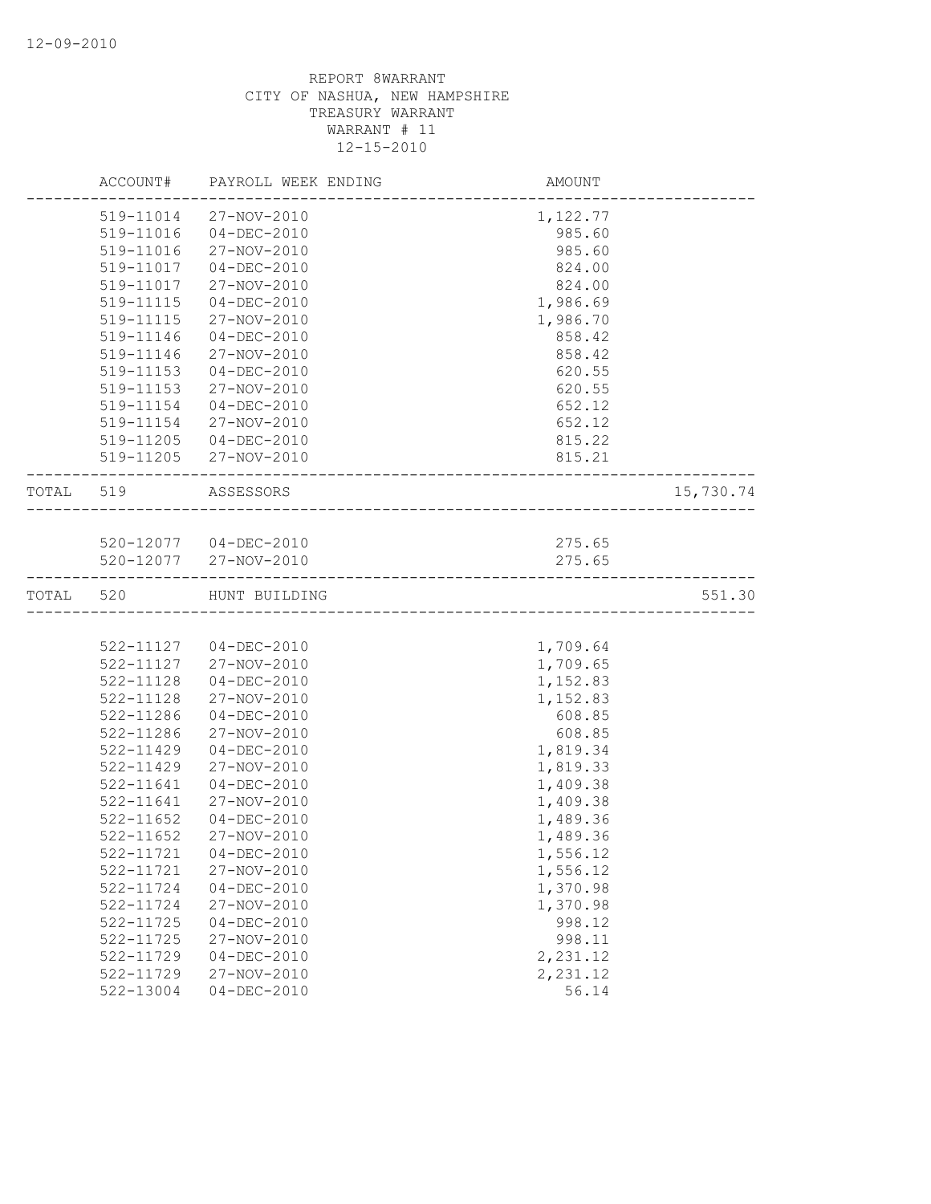12-09-2010

REPORT 8WARRANT
CITY OF NASHUA, NEW HAMPSHIRE
TREASURY WARRANT
WARRANT # 11
12-15-2010

| | ACCOUNT# | PAYROLL WEEK ENDING | AMOUNT | |
|---|---|---|---|---|
| | 519-11014 | 27-NOV-2010 | 1,122.77 | |
| | 519-11016 | 04-DEC-2010 | 985.60 | |
| | 519-11016 | 27-NOV-2010 | 985.60 | |
| | 519-11017 | 04-DEC-2010 | 824.00 | |
| | 519-11017 | 27-NOV-2010 | 824.00 | |
| | 519-11115 | 04-DEC-2010 | 1,986.69 | |
| | 519-11115 | 27-NOV-2010 | 1,986.70 | |
| | 519-11146 | 04-DEC-2010 | 858.42 | |
| | 519-11146 | 27-NOV-2010 | 858.42 | |
| | 519-11153 | 04-DEC-2010 | 620.55 | |
| | 519-11153 | 27-NOV-2010 | 620.55 | |
| | 519-11154 | 04-DEC-2010 | 652.12 | |
| | 519-11154 | 27-NOV-2010 | 652.12 | |
| | 519-11205 | 04-DEC-2010 | 815.22 | |
| | 519-11205 | 27-NOV-2010 | 815.21 | |
| TOTAL | 519 | ASSESSORS | | 15,730.74 |
| | 520-12077 | 04-DEC-2010 | 275.65 | |
| | 520-12077 | 27-NOV-2010 | 275.65 | |
| TOTAL | 520 | HUNT BUILDING | | 551.30 |
| | 522-11127 | 04-DEC-2010 | 1,709.64 | |
| | 522-11127 | 27-NOV-2010 | 1,709.65 | |
| | 522-11128 | 04-DEC-2010 | 1,152.83 | |
| | 522-11128 | 27-NOV-2010 | 1,152.83 | |
| | 522-11286 | 04-DEC-2010 | 608.85 | |
| | 522-11286 | 27-NOV-2010 | 608.85 | |
| | 522-11429 | 04-DEC-2010 | 1,819.34 | |
| | 522-11429 | 27-NOV-2010 | 1,819.33 | |
| | 522-11641 | 04-DEC-2010 | 1,409.38 | |
| | 522-11641 | 27-NOV-2010 | 1,409.38 | |
| | 522-11652 | 04-DEC-2010 | 1,489.36 | |
| | 522-11652 | 27-NOV-2010 | 1,489.36 | |
| | 522-11721 | 04-DEC-2010 | 1,556.12 | |
| | 522-11721 | 27-NOV-2010 | 1,556.12 | |
| | 522-11724 | 04-DEC-2010 | 1,370.98 | |
| | 522-11724 | 27-NOV-2010 | 1,370.98 | |
| | 522-11725 | 04-DEC-2010 | 998.12 | |
| | 522-11725 | 27-NOV-2010 | 998.11 | |
| | 522-11729 | 04-DEC-2010 | 2,231.12 | |
| | 522-11729 | 27-NOV-2010 | 2,231.12 | |
| | 522-13004 | 04-DEC-2010 | 56.14 | |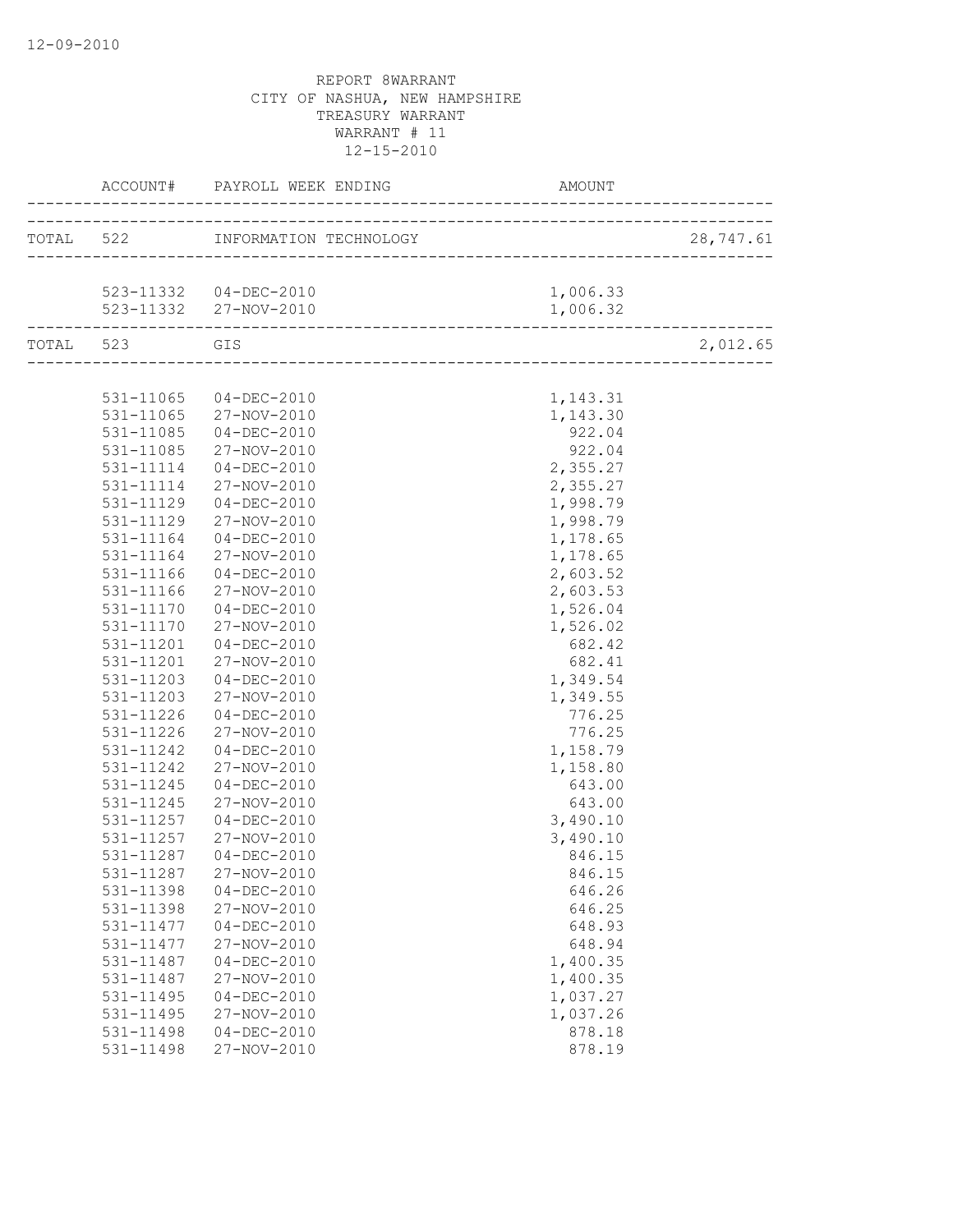REPORT 8WARRANT
CITY OF NASHUA, NEW HAMPSHIRE
TREASURY WARRANT
WARRANT # 11
12-15-2010

| | ACCOUNT# | PAYROLL WEEK ENDING | AMOUNT | |
|---|---|---|---|---|
| TOTAL | 522 | INFORMATION TECHNOLOGY | | 28,747.61 |
| | 523-11332 | 04-DEC-2010 | 1,006.33 | |
| | 523-11332 | 27-NOV-2010 | 1,006.32 | |
| TOTAL | 523 | GIS | | 2,012.65 |
| | 531-11065 | 04-DEC-2010 | 1,143.31 | |
| | 531-11065 | 27-NOV-2010 | 1,143.30 | |
| | 531-11085 | 04-DEC-2010 | 922.04 | |
| | 531-11085 | 27-NOV-2010 | 922.04 | |
| | 531-11114 | 04-DEC-2010 | 2,355.27 | |
| | 531-11114 | 27-NOV-2010 | 2,355.27 | |
| | 531-11129 | 04-DEC-2010 | 1,998.79 | |
| | 531-11129 | 27-NOV-2010 | 1,998.79 | |
| | 531-11164 | 04-DEC-2010 | 1,178.65 | |
| | 531-11164 | 27-NOV-2010 | 1,178.65 | |
| | 531-11166 | 04-DEC-2010 | 2,603.52 | |
| | 531-11166 | 27-NOV-2010 | 2,603.53 | |
| | 531-11170 | 04-DEC-2010 | 1,526.04 | |
| | 531-11170 | 27-NOV-2010 | 1,526.02 | |
| | 531-11201 | 04-DEC-2010 | 682.42 | |
| | 531-11201 | 27-NOV-2010 | 682.41 | |
| | 531-11203 | 04-DEC-2010 | 1,349.54 | |
| | 531-11203 | 27-NOV-2010 | 1,349.55 | |
| | 531-11226 | 04-DEC-2010 | 776.25 | |
| | 531-11226 | 27-NOV-2010 | 776.25 | |
| | 531-11242 | 04-DEC-2010 | 1,158.79 | |
| | 531-11242 | 27-NOV-2010 | 1,158.80 | |
| | 531-11245 | 04-DEC-2010 | 643.00 | |
| | 531-11245 | 27-NOV-2010 | 643.00 | |
| | 531-11257 | 04-DEC-2010 | 3,490.10 | |
| | 531-11257 | 27-NOV-2010 | 3,490.10 | |
| | 531-11287 | 04-DEC-2010 | 846.15 | |
| | 531-11287 | 27-NOV-2010 | 846.15 | |
| | 531-11398 | 04-DEC-2010 | 646.26 | |
| | 531-11398 | 27-NOV-2010 | 646.25 | |
| | 531-11477 | 04-DEC-2010 | 648.93 | |
| | 531-11477 | 27-NOV-2010 | 648.94 | |
| | 531-11487 | 04-DEC-2010 | 1,400.35 | |
| | 531-11487 | 27-NOV-2010 | 1,400.35 | |
| | 531-11495 | 04-DEC-2010 | 1,037.27 | |
| | 531-11495 | 27-NOV-2010 | 1,037.26 | |
| | 531-11498 | 04-DEC-2010 | 878.18 | |
| | 531-11498 | 27-NOV-2010 | 878.19 | |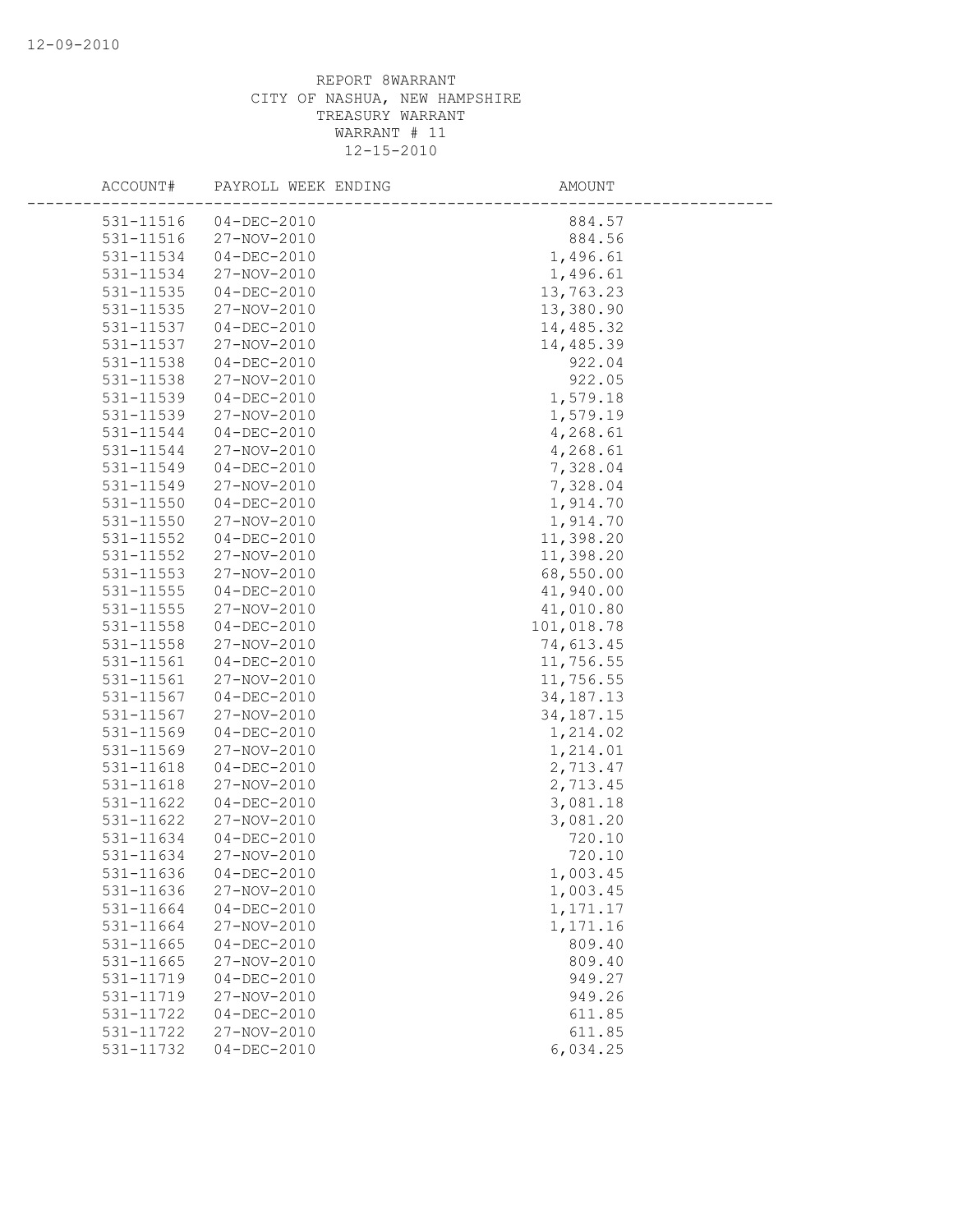REPORT 8WARRANT
CITY OF NASHUA, NEW HAMPSHIRE
TREASURY WARRANT
WARRANT # 11
12-15-2010

| ACCOUNT# | PAYROLL WEEK ENDING | AMOUNT |
|---|---|---|
| 531-11516 | 04-DEC-2010 | 884.57 |
| 531-11516 | 27-NOV-2010 | 884.56 |
| 531-11534 | 04-DEC-2010 | 1,496.61 |
| 531-11534 | 27-NOV-2010 | 1,496.61 |
| 531-11535 | 04-DEC-2010 | 13,763.23 |
| 531-11535 | 27-NOV-2010 | 13,380.90 |
| 531-11537 | 04-DEC-2010 | 14,485.32 |
| 531-11537 | 27-NOV-2010 | 14,485.39 |
| 531-11538 | 04-DEC-2010 | 922.04 |
| 531-11538 | 27-NOV-2010 | 922.05 |
| 531-11539 | 04-DEC-2010 | 1,579.18 |
| 531-11539 | 27-NOV-2010 | 1,579.19 |
| 531-11544 | 04-DEC-2010 | 4,268.61 |
| 531-11544 | 27-NOV-2010 | 4,268.61 |
| 531-11549 | 04-DEC-2010 | 7,328.04 |
| 531-11549 | 27-NOV-2010 | 7,328.04 |
| 531-11550 | 04-DEC-2010 | 1,914.70 |
| 531-11550 | 27-NOV-2010 | 1,914.70 |
| 531-11552 | 04-DEC-2010 | 11,398.20 |
| 531-11552 | 27-NOV-2010 | 11,398.20 |
| 531-11553 | 27-NOV-2010 | 68,550.00 |
| 531-11555 | 04-DEC-2010 | 41,940.00 |
| 531-11555 | 27-NOV-2010 | 41,010.80 |
| 531-11558 | 04-DEC-2010 | 101,018.78 |
| 531-11558 | 27-NOV-2010 | 74,613.45 |
| 531-11561 | 04-DEC-2010 | 11,756.55 |
| 531-11561 | 27-NOV-2010 | 11,756.55 |
| 531-11567 | 04-DEC-2010 | 34,187.13 |
| 531-11567 | 27-NOV-2010 | 34,187.15 |
| 531-11569 | 04-DEC-2010 | 1,214.02 |
| 531-11569 | 27-NOV-2010 | 1,214.01 |
| 531-11618 | 04-DEC-2010 | 2,713.47 |
| 531-11618 | 27-NOV-2010 | 2,713.45 |
| 531-11622 | 04-DEC-2010 | 3,081.18 |
| 531-11622 | 27-NOV-2010 | 3,081.20 |
| 531-11634 | 04-DEC-2010 | 720.10 |
| 531-11634 | 27-NOV-2010 | 720.10 |
| 531-11636 | 04-DEC-2010 | 1,003.45 |
| 531-11636 | 27-NOV-2010 | 1,003.45 |
| 531-11664 | 04-DEC-2010 | 1,171.17 |
| 531-11664 | 27-NOV-2010 | 1,171.16 |
| 531-11665 | 04-DEC-2010 | 809.40 |
| 531-11665 | 27-NOV-2010 | 809.40 |
| 531-11719 | 04-DEC-2010 | 949.27 |
| 531-11719 | 27-NOV-2010 | 949.26 |
| 531-11722 | 04-DEC-2010 | 611.85 |
| 531-11722 | 27-NOV-2010 | 611.85 |
| 531-11732 | 04-DEC-2010 | 6,034.25 |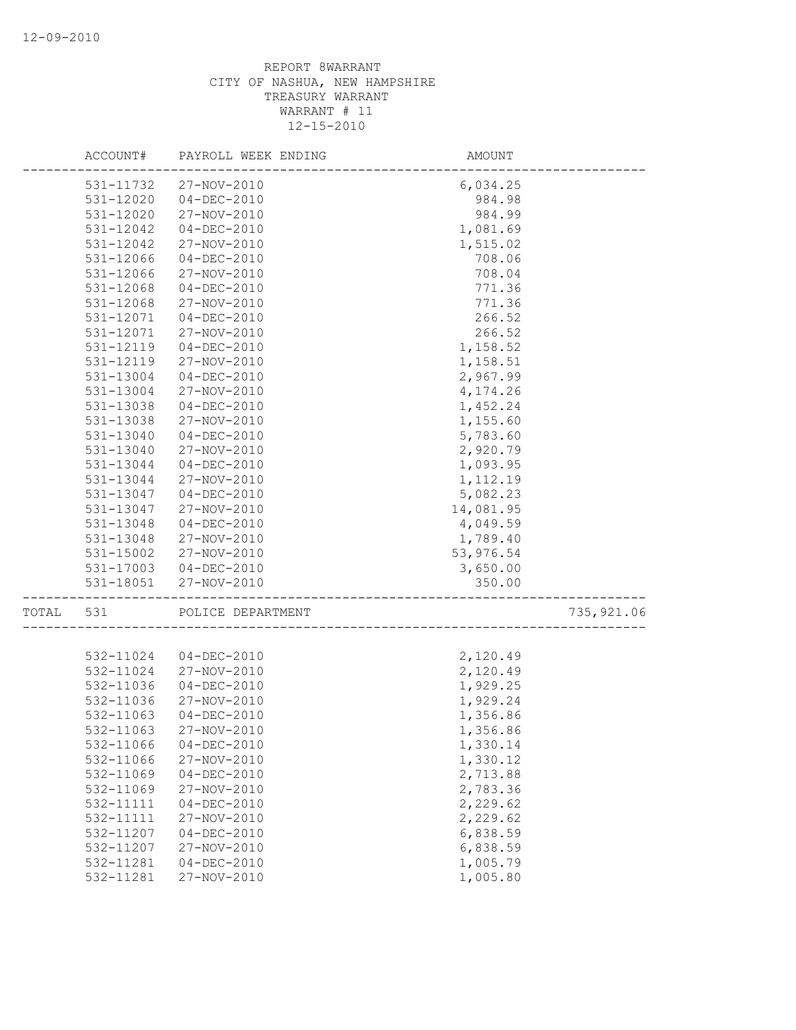REPORT 8WARRANT
CITY OF NASHUA, NEW HAMPSHIRE
TREASURY WARRANT
WARRANT # 11
12-15-2010

| | ACCOUNT# | PAYROLL WEEK ENDING | AMOUNT | |
|---|---|---|---|---|
| | 531-11732 | 27-NOV-2010 | 6,034.25 | |
| | 531-12020 | 04-DEC-2010 | 984.98 | |
| | 531-12020 | 27-NOV-2010 | 984.99 | |
| | 531-12042 | 04-DEC-2010 | 1,081.69 | |
| | 531-12042 | 27-NOV-2010 | 1,515.02 | |
| | 531-12066 | 04-DEC-2010 | 708.06 | |
| | 531-12066 | 27-NOV-2010 | 708.04 | |
| | 531-12068 | 04-DEC-2010 | 771.36 | |
| | 531-12068 | 27-NOV-2010 | 771.36 | |
| | 531-12071 | 04-DEC-2010 | 266.52 | |
| | 531-12071 | 27-NOV-2010 | 266.52 | |
| | 531-12119 | 04-DEC-2010 | 1,158.52 | |
| | 531-12119 | 27-NOV-2010 | 1,158.51 | |
| | 531-13004 | 04-DEC-2010 | 2,967.99 | |
| | 531-13004 | 27-NOV-2010 | 4,174.26 | |
| | 531-13038 | 04-DEC-2010 | 1,452.24 | |
| | 531-13038 | 27-NOV-2010 | 1,155.60 | |
| | 531-13040 | 04-DEC-2010 | 5,783.60 | |
| | 531-13040 | 27-NOV-2010 | 2,920.79 | |
| | 531-13044 | 04-DEC-2010 | 1,093.95 | |
| | 531-13044 | 27-NOV-2010 | 1,112.19 | |
| | 531-13047 | 04-DEC-2010 | 5,082.23 | |
| | 531-13047 | 27-NOV-2010 | 14,081.95 | |
| | 531-13048 | 04-DEC-2010 | 4,049.59 | |
| | 531-13048 | 27-NOV-2010 | 1,789.40 | |
| | 531-15002 | 27-NOV-2010 | 53,976.54 | |
| | 531-17003 | 04-DEC-2010 | 3,650.00 | |
| | 531-18051 | 27-NOV-2010 | 350.00 | |
| TOTAL | 531 | POLICE DEPARTMENT | | 735,921.06 |
| | 532-11024 | 04-DEC-2010 | 2,120.49 | |
| | 532-11024 | 27-NOV-2010 | 2,120.49 | |
| | 532-11036 | 04-DEC-2010 | 1,929.25 | |
| | 532-11036 | 27-NOV-2010 | 1,929.24 | |
| | 532-11063 | 04-DEC-2010 | 1,356.86 | |
| | 532-11063 | 27-NOV-2010 | 1,356.86 | |
| | 532-11066 | 04-DEC-2010 | 1,330.14 | |
| | 532-11066 | 27-NOV-2010 | 1,330.12 | |
| | 532-11069 | 04-DEC-2010 | 2,713.88 | |
| | 532-11069 | 27-NOV-2010 | 2,783.36 | |
| | 532-11111 | 04-DEC-2010 | 2,229.62 | |
| | 532-11111 | 27-NOV-2010 | 2,229.62 | |
| | 532-11207 | 04-DEC-2010 | 6,838.59 | |
| | 532-11207 | 27-NOV-2010 | 6,838.59 | |
| | 532-11281 | 04-DEC-2010 | 1,005.79 | |
| | 532-11281 | 27-NOV-2010 | 1,005.80 | |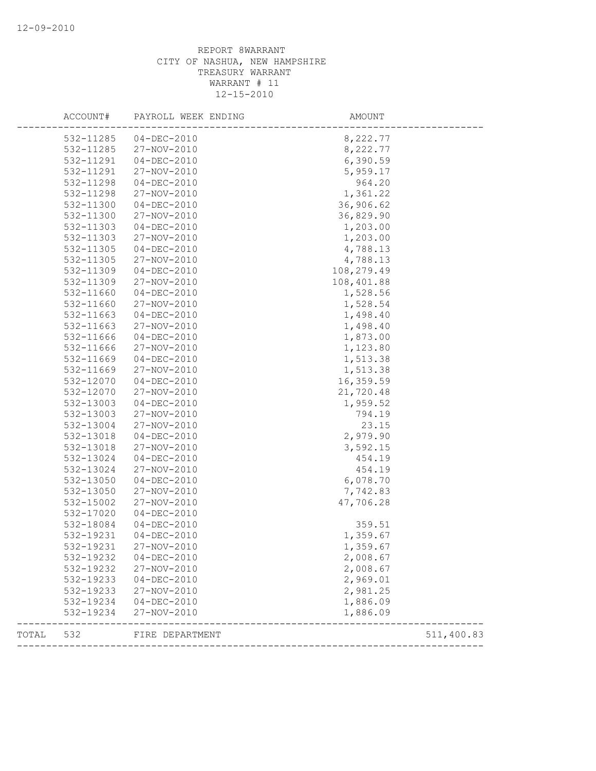REPORT 8WARRANT
CITY OF NASHUA, NEW HAMPSHIRE
TREASURY WARRANT
WARRANT # 11
12-15-2010

| ACCOUNT# | PAYROLL WEEK ENDING | AMOUNT | |
|---|---|---|---|
| 532-11285 | 04-DEC-2010 | 8,222.77 | |
| 532-11285 | 27-NOV-2010 | 8,222.77 | |
| 532-11291 | 04-DEC-2010 | 6,390.59 | |
| 532-11291 | 27-NOV-2010 | 5,959.17 | |
| 532-11298 | 04-DEC-2010 | 964.20 | |
| 532-11298 | 27-NOV-2010 | 1,361.22 | |
| 532-11300 | 04-DEC-2010 | 36,906.62 | |
| 532-11300 | 27-NOV-2010 | 36,829.90 | |
| 532-11303 | 04-DEC-2010 | 1,203.00 | |
| 532-11303 | 27-NOV-2010 | 1,203.00 | |
| 532-11305 | 04-DEC-2010 | 4,788.13 | |
| 532-11305 | 27-NOV-2010 | 4,788.13 | |
| 532-11309 | 04-DEC-2010 | 108,279.49 | |
| 532-11309 | 27-NOV-2010 | 108,401.88 | |
| 532-11660 | 04-DEC-2010 | 1,528.56 | |
| 532-11660 | 27-NOV-2010 | 1,528.54 | |
| 532-11663 | 04-DEC-2010 | 1,498.40 | |
| 532-11663 | 27-NOV-2010 | 1,498.40 | |
| 532-11666 | 04-DEC-2010 | 1,873.00 | |
| 532-11666 | 27-NOV-2010 | 1,123.80 | |
| 532-11669 | 04-DEC-2010 | 1,513.38 | |
| 532-11669 | 27-NOV-2010 | 1,513.38 | |
| 532-12070 | 04-DEC-2010 | 16,359.59 | |
| 532-12070 | 27-NOV-2010 | 21,720.48 | |
| 532-13003 | 04-DEC-2010 | 1,959.52 | |
| 532-13003 | 27-NOV-2010 | 794.19 | |
| 532-13004 | 27-NOV-2010 | 23.15 | |
| 532-13018 | 04-DEC-2010 | 2,979.90 | |
| 532-13018 | 27-NOV-2010 | 3,592.15 | |
| 532-13024 | 04-DEC-2010 | 454.19 | |
| 532-13024 | 27-NOV-2010 | 454.19 | |
| 532-13050 | 04-DEC-2010 | 6,078.70 | |
| 532-13050 | 27-NOV-2010 | 7,742.83 | |
| 532-15002 | 27-NOV-2010 | 47,706.28 | |
| 532-17020 | 04-DEC-2010 | | |
| 532-18084 | 04-DEC-2010 | 359.51 | |
| 532-19231 | 04-DEC-2010 | 1,359.67 | |
| 532-19231 | 27-NOV-2010 | 1,359.67 | |
| 532-19232 | 04-DEC-2010 | 2,008.67 | |
| 532-19232 | 27-NOV-2010 | 2,008.67 | |
| 532-19233 | 04-DEC-2010 | 2,969.01 | |
| 532-19233 | 27-NOV-2010 | 2,981.25 | |
| 532-19234 | 04-DEC-2010 | 1,886.09 | |
| 532-19234 | 27-NOV-2010 | 1,886.09 | |
| TOTAL 532 | FIRE DEPARTMENT | | 511,400.83 |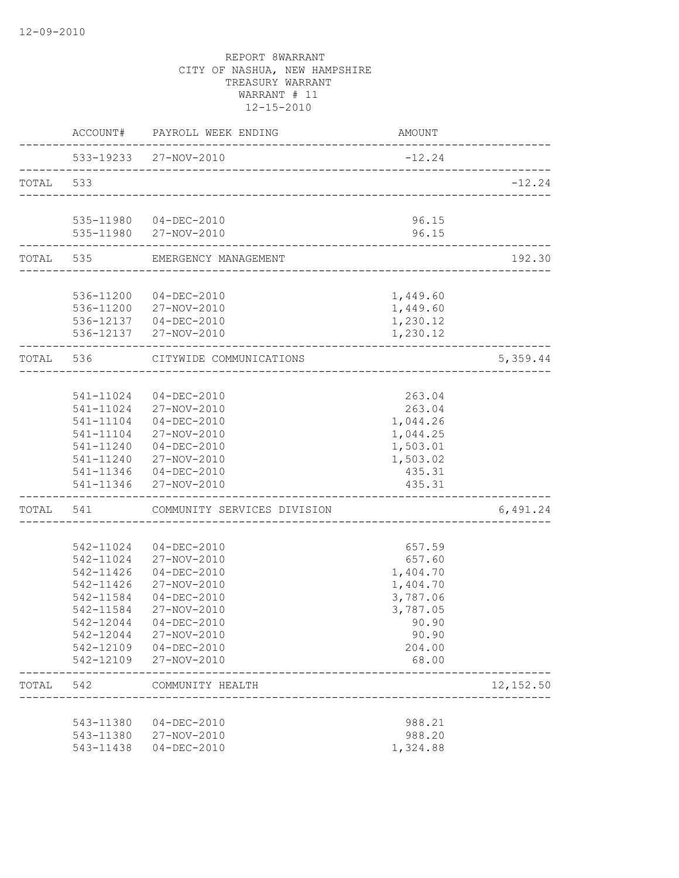12-09-2010

REPORT 8WARRANT
CITY OF NASHUA, NEW HAMPSHIRE
TREASURY WARRANT
WARRANT # 11
12-15-2010

| | ACCOUNT# | PAYROLL WEEK ENDING | AMOUNT | |
|---|---|---|---|---|
| | 533-19233 | 27-NOV-2010 | -12.24 | |
| TOTAL | 533 | | | -12.24 |
| | 535-11980 | 04-DEC-2010 | 96.15 | |
| | 535-11980 | 27-NOV-2010 | 96.15 | |
| TOTAL | 535 | EMERGENCY MANAGEMENT | | 192.30 |
| | 536-11200 | 04-DEC-2010 | 1,449.60 | |
| | 536-11200 | 27-NOV-2010 | 1,449.60 | |
| | 536-12137 | 04-DEC-2010 | 1,230.12 | |
| | 536-12137 | 27-NOV-2010 | 1,230.12 | |
| TOTAL | 536 | CITYWIDE COMMUNICATIONS | | 5,359.44 |
| | 541-11024 | 04-DEC-2010 | 263.04 | |
| | 541-11024 | 27-NOV-2010 | 263.04 | |
| | 541-11104 | 04-DEC-2010 | 1,044.26 | |
| | 541-11104 | 27-NOV-2010 | 1,044.25 | |
| | 541-11240 | 04-DEC-2010 | 1,503.01 | |
| | 541-11240 | 27-NOV-2010 | 1,503.02 | |
| | 541-11346 | 04-DEC-2010 | 435.31 | |
| | 541-11346 | 27-NOV-2010 | 435.31 | |
| TOTAL | 541 | COMMUNITY SERVICES DIVISION | | 6,491.24 |
| | 542-11024 | 04-DEC-2010 | 657.59 | |
| | 542-11024 | 27-NOV-2010 | 657.60 | |
| | 542-11426 | 04-DEC-2010 | 1,404.70 | |
| | 542-11426 | 27-NOV-2010 | 1,404.70 | |
| | 542-11584 | 04-DEC-2010 | 3,787.06 | |
| | 542-11584 | 27-NOV-2010 | 3,787.05 | |
| | 542-12044 | 04-DEC-2010 | 90.90 | |
| | 542-12044 | 27-NOV-2010 | 90.90 | |
| | 542-12109 | 04-DEC-2010 | 204.00 | |
| | 542-12109 | 27-NOV-2010 | 68.00 | |
| TOTAL | 542 | COMMUNITY HEALTH | | 12,152.50 |
| | 543-11380 | 04-DEC-2010 | 988.21 | |
| | 543-11380 | 27-NOV-2010 | 988.20 | |
| | 543-11438 | 04-DEC-2010 | 1,324.88 | |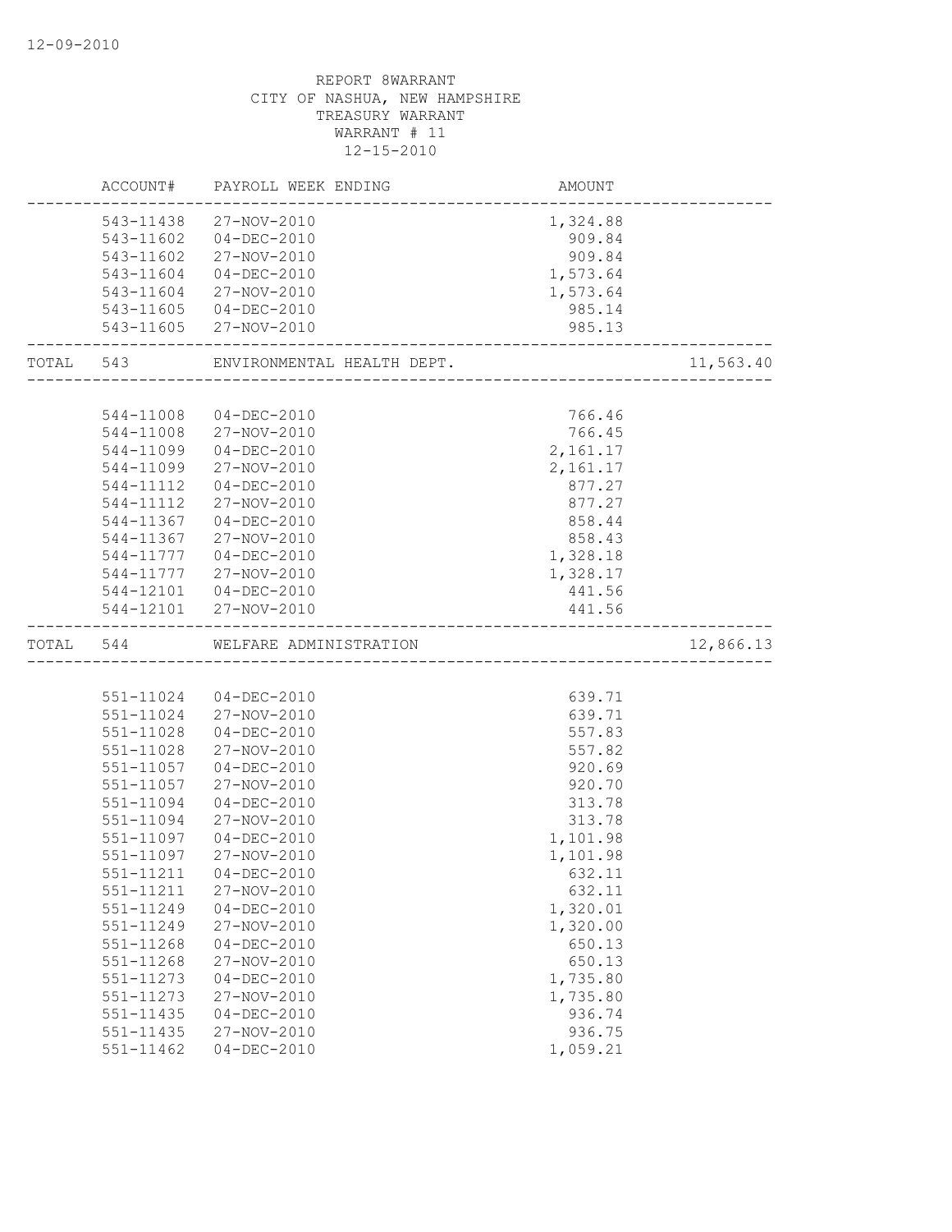12-09-2010

REPORT 8WARRANT
CITY OF NASHUA, NEW HAMPSHIRE
TREASURY WARRANT
WARRANT # 11
12-15-2010

| | ACCOUNT# | PAYROLL WEEK ENDING | AMOUNT | |
|---|---|---|---|---|
| | 543-11438 | 27-NOV-2010 | 1,324.88 | |
| | 543-11602 | 04-DEC-2010 | 909.84 | |
| | 543-11602 | 27-NOV-2010 | 909.84 | |
| | 543-11604 | 04-DEC-2010 | 1,573.64 | |
| | 543-11604 | 27-NOV-2010 | 1,573.64 | |
| | 543-11605 | 04-DEC-2010 | 985.14 | |
| | 543-11605 | 27-NOV-2010 | 985.13 | |
| TOTAL | 543 | ENVIRONMENTAL HEALTH DEPT. | | 11,563.40 |
| | 544-11008 | 04-DEC-2010 | 766.46 | |
| | 544-11008 | 27-NOV-2010 | 766.45 | |
| | 544-11099 | 04-DEC-2010 | 2,161.17 | |
| | 544-11099 | 27-NOV-2010 | 2,161.17 | |
| | 544-11112 | 04-DEC-2010 | 877.27 | |
| | 544-11112 | 27-NOV-2010 | 877.27 | |
| | 544-11367 | 04-DEC-2010 | 858.44 | |
| | 544-11367 | 27-NOV-2010 | 858.43 | |
| | 544-11777 | 04-DEC-2010 | 1,328.18 | |
| | 544-11777 | 27-NOV-2010 | 1,328.17 | |
| | 544-12101 | 04-DEC-2010 | 441.56 | |
| | 544-12101 | 27-NOV-2010 | 441.56 | |
| TOTAL | 544 | WELFARE ADMINISTRATION | | 12,866.13 |
| | 551-11024 | 04-DEC-2010 | 639.71 | |
| | 551-11024 | 27-NOV-2010 | 639.71 | |
| | 551-11028 | 04-DEC-2010 | 557.83 | |
| | 551-11028 | 27-NOV-2010 | 557.82 | |
| | 551-11057 | 04-DEC-2010 | 920.69 | |
| | 551-11057 | 27-NOV-2010 | 920.70 | |
| | 551-11094 | 04-DEC-2010 | 313.78 | |
| | 551-11094 | 27-NOV-2010 | 313.78 | |
| | 551-11097 | 04-DEC-2010 | 1,101.98 | |
| | 551-11097 | 27-NOV-2010 | 1,101.98 | |
| | 551-11211 | 04-DEC-2010 | 632.11 | |
| | 551-11211 | 27-NOV-2010 | 632.11 | |
| | 551-11249 | 04-DEC-2010 | 1,320.01 | |
| | 551-11249 | 27-NOV-2010 | 1,320.00 | |
| | 551-11268 | 04-DEC-2010 | 650.13 | |
| | 551-11268 | 27-NOV-2010 | 650.13 | |
| | 551-11273 | 04-DEC-2010 | 1,735.80 | |
| | 551-11273 | 27-NOV-2010 | 1,735.80 | |
| | 551-11435 | 04-DEC-2010 | 936.74 | |
| | 551-11435 | 27-NOV-2010 | 936.75 | |
| | 551-11462 | 04-DEC-2010 | 1,059.21 | |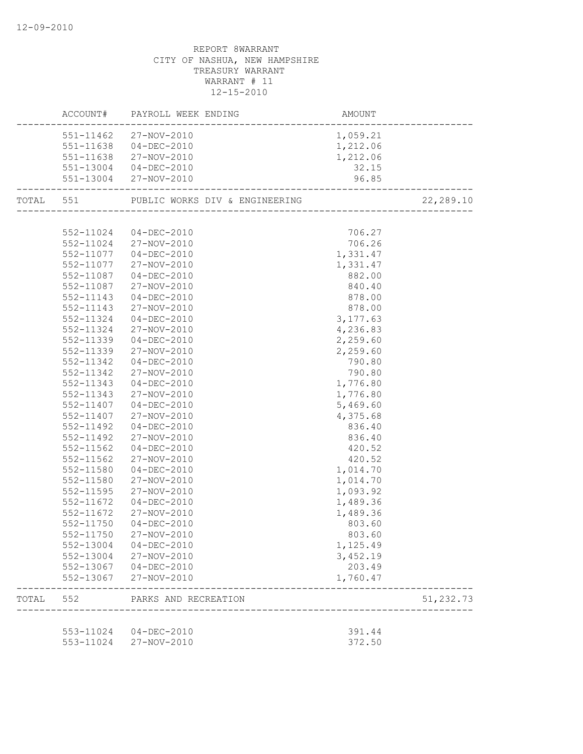12-09-2010

REPORT 8WARRANT
CITY OF NASHUA, NEW HAMPSHIRE
TREASURY WARRANT
WARRANT # 11
12-15-2010

| | ACCOUNT# | PAYROLL WEEK ENDING | AMOUNT | |
|---|---|---|---|---|
| | 551-11462 | 27-NOV-2010 | 1,059.21 | |
| | 551-11638 | 04-DEC-2010 | 1,212.06 | |
| | 551-11638 | 27-NOV-2010 | 1,212.06 | |
| | 551-13004 | 04-DEC-2010 | 32.15 | |
| | 551-13004 | 27-NOV-2010 | 96.85 | |
| TOTAL | 551 | PUBLIC WORKS DIV & ENGINEERING | | 22,289.10 |
| | 552-11024 | 04-DEC-2010 | 706.27 | |
| | 552-11024 | 27-NOV-2010 | 706.26 | |
| | 552-11077 | 04-DEC-2010 | 1,331.47 | |
| | 552-11077 | 27-NOV-2010 | 1,331.47 | |
| | 552-11087 | 04-DEC-2010 | 882.00 | |
| | 552-11087 | 27-NOV-2010 | 840.40 | |
| | 552-11143 | 04-DEC-2010 | 878.00 | |
| | 552-11143 | 27-NOV-2010 | 878.00 | |
| | 552-11324 | 04-DEC-2010 | 3,177.63 | |
| | 552-11324 | 27-NOV-2010 | 4,236.83 | |
| | 552-11339 | 04-DEC-2010 | 2,259.60 | |
| | 552-11339 | 27-NOV-2010 | 2,259.60 | |
| | 552-11342 | 04-DEC-2010 | 790.80 | |
| | 552-11342 | 27-NOV-2010 | 790.80 | |
| | 552-11343 | 04-DEC-2010 | 1,776.80 | |
| | 552-11343 | 27-NOV-2010 | 1,776.80 | |
| | 552-11407 | 04-DEC-2010 | 5,469.60 | |
| | 552-11407 | 27-NOV-2010 | 4,375.68 | |
| | 552-11492 | 04-DEC-2010 | 836.40 | |
| | 552-11492 | 27-NOV-2010 | 836.40 | |
| | 552-11562 | 04-DEC-2010 | 420.52 | |
| | 552-11562 | 27-NOV-2010 | 420.52 | |
| | 552-11580 | 04-DEC-2010 | 1,014.70 | |
| | 552-11580 | 27-NOV-2010 | 1,014.70 | |
| | 552-11595 | 27-NOV-2010 | 1,093.92 | |
| | 552-11672 | 04-DEC-2010 | 1,489.36 | |
| | 552-11672 | 27-NOV-2010 | 1,489.36 | |
| | 552-11750 | 04-DEC-2010 | 803.60 | |
| | 552-11750 | 27-NOV-2010 | 803.60 | |
| | 552-13004 | 04-DEC-2010 | 1,125.49 | |
| | 552-13004 | 27-NOV-2010 | 3,452.19 | |
| | 552-13067 | 04-DEC-2010 | 203.49 | |
| | 552-13067 | 27-NOV-2010 | 1,760.47 | |
| TOTAL | 552 | PARKS AND RECREATION | | 51,232.73 |
| | 553-11024 | 04-DEC-2010 | 391.44 | |
| | 553-11024 | 27-NOV-2010 | 372.50 | |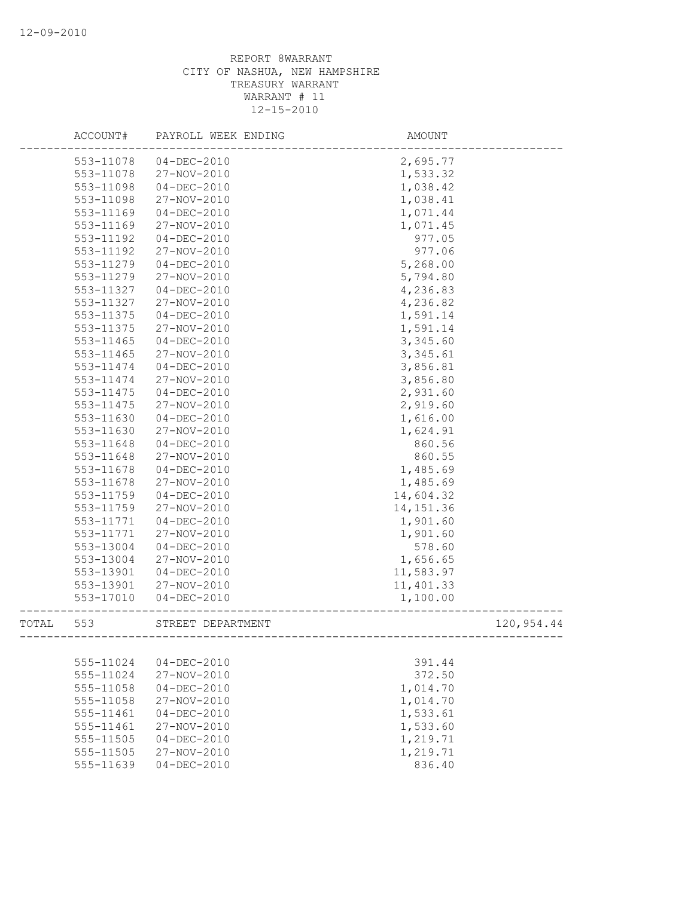REPORT 8WARRANT
CITY OF NASHUA, NEW HAMPSHIRE
TREASURY WARRANT
WARRANT # 11
12-15-2010

| | ACCOUNT# | PAYROLL WEEK ENDING | AMOUNT | |
|---|---|---|---|---|
| | 553-11078 | 04-DEC-2010 | 2,695.77 | |
| | 553-11078 | 27-NOV-2010 | 1,533.32 | |
| | 553-11098 | 04-DEC-2010 | 1,038.42 | |
| | 553-11098 | 27-NOV-2010 | 1,038.41 | |
| | 553-11169 | 04-DEC-2010 | 1,071.44 | |
| | 553-11169 | 27-NOV-2010 | 1,071.45 | |
| | 553-11192 | 04-DEC-2010 | 977.05 | |
| | 553-11192 | 27-NOV-2010 | 977.06 | |
| | 553-11279 | 04-DEC-2010 | 5,268.00 | |
| | 553-11279 | 27-NOV-2010 | 5,794.80 | |
| | 553-11327 | 04-DEC-2010 | 4,236.83 | |
| | 553-11327 | 27-NOV-2010 | 4,236.82 | |
| | 553-11375 | 04-DEC-2010 | 1,591.14 | |
| | 553-11375 | 27-NOV-2010 | 1,591.14 | |
| | 553-11465 | 04-DEC-2010 | 3,345.60 | |
| | 553-11465 | 27-NOV-2010 | 3,345.61 | |
| | 553-11474 | 04-DEC-2010 | 3,856.81 | |
| | 553-11474 | 27-NOV-2010 | 3,856.80 | |
| | 553-11475 | 04-DEC-2010 | 2,931.60 | |
| | 553-11475 | 27-NOV-2010 | 2,919.60 | |
| | 553-11630 | 04-DEC-2010 | 1,616.00 | |
| | 553-11630 | 27-NOV-2010 | 1,624.91 | |
| | 553-11648 | 04-DEC-2010 | 860.56 | |
| | 553-11648 | 27-NOV-2010 | 860.55 | |
| | 553-11678 | 04-DEC-2010 | 1,485.69 | |
| | 553-11678 | 27-NOV-2010 | 1,485.69 | |
| | 553-11759 | 04-DEC-2010 | 14,604.32 | |
| | 553-11759 | 27-NOV-2010 | 14,151.36 | |
| | 553-11771 | 04-DEC-2010 | 1,901.60 | |
| | 553-11771 | 27-NOV-2010 | 1,901.60 | |
| | 553-13004 | 04-DEC-2010 | 578.60 | |
| | 553-13004 | 27-NOV-2010 | 1,656.65 | |
| | 553-13901 | 04-DEC-2010 | 11,583.97 | |
| | 553-13901 | 27-NOV-2010 | 11,401.33 | |
| | 553-17010 | 04-DEC-2010 | 1,100.00 | |
| TOTAL | 553 | STREET DEPARTMENT | | 120,954.44 |
| | 555-11024 | 04-DEC-2010 | 391.44 | |
| | 555-11024 | 27-NOV-2010 | 372.50 | |
| | 555-11058 | 04-DEC-2010 | 1,014.70 | |
| | 555-11058 | 27-NOV-2010 | 1,014.70 | |
| | 555-11461 | 04-DEC-2010 | 1,533.61 | |
| | 555-11461 | 27-NOV-2010 | 1,533.60 | |
| | 555-11505 | 04-DEC-2010 | 1,219.71 | |
| | 555-11505 | 27-NOV-2010 | 1,219.71 | |
| | 555-11639 | 04-DEC-2010 | 836.40 | |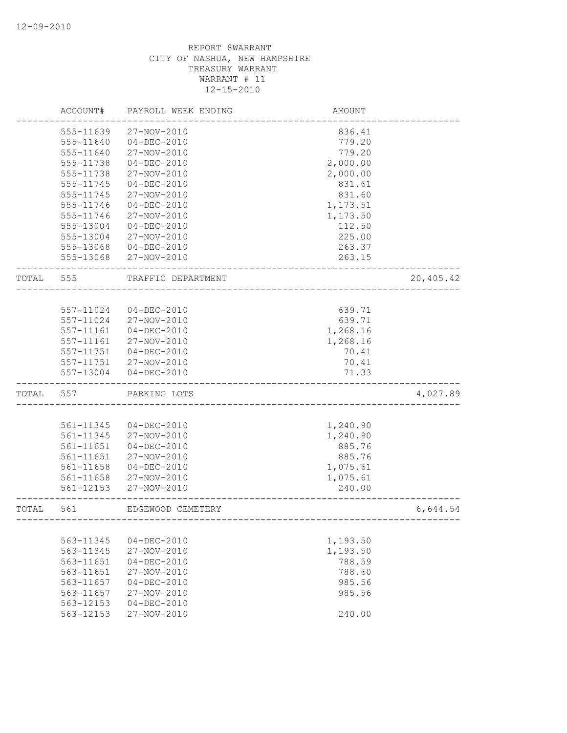12-09-2010

REPORT 8WARRANT
CITY OF NASHUA, NEW HAMPSHIRE
TREASURY WARRANT
WARRANT # 11
12-15-2010

| ACCOUNT# | PAYROLL WEEK ENDING | AMOUNT | |
|---|---|---|---|
| 555-11639 | 27-NOV-2010 | 836.41 | |
| 555-11640 | 04-DEC-2010 | 779.20 | |
| 555-11640 | 27-NOV-2010 | 779.20 | |
| 555-11738 | 04-DEC-2010 | 2,000.00 | |
| 555-11738 | 27-NOV-2010 | 2,000.00 | |
| 555-11745 | 04-DEC-2010 | 831.61 | |
| 555-11745 | 27-NOV-2010 | 831.60 | |
| 555-11746 | 04-DEC-2010 | 1,173.51 | |
| 555-11746 | 27-NOV-2010 | 1,173.50 | |
| 555-13004 | 04-DEC-2010 | 112.50 | |
| 555-13004 | 27-NOV-2010 | 225.00 | |
| 555-13068 | 04-DEC-2010 | 263.37 | |
| 555-13068 | 27-NOV-2010 | 263.15 | |
| TOTAL 555 | TRAFFIC DEPARTMENT | | 20,405.42 |
| 557-11024 | 04-DEC-2010 | 639.71 | |
| 557-11024 | 27-NOV-2010 | 639.71 | |
| 557-11161 | 04-DEC-2010 | 1,268.16 | |
| 557-11161 | 27-NOV-2010 | 1,268.16 | |
| 557-11751 | 04-DEC-2010 | 70.41 | |
| 557-11751 | 27-NOV-2010 | 70.41 | |
| 557-13004 | 04-DEC-2010 | 71.33 | |
| TOTAL 557 | PARKING LOTS | | 4,027.89 |
| 561-11345 | 04-DEC-2010 | 1,240.90 | |
| 561-11345 | 27-NOV-2010 | 1,240.90 | |
| 561-11651 | 04-DEC-2010 | 885.76 | |
| 561-11651 | 27-NOV-2010 | 885.76 | |
| 561-11658 | 04-DEC-2010 | 1,075.61 | |
| 561-11658 | 27-NOV-2010 | 1,075.61 | |
| 561-12153 | 27-NOV-2010 | 240.00 | |
| TOTAL 561 | EDGEWOOD CEMETERY | | 6,644.54 |
| 563-11345 | 04-DEC-2010 | 1,193.50 | |
| 563-11345 | 27-NOV-2010 | 1,193.50 | |
| 563-11651 | 04-DEC-2010 | 788.59 | |
| 563-11651 | 27-NOV-2010 | 788.60 | |
| 563-11657 | 04-DEC-2010 | 985.56 | |
| 563-11657 | 27-NOV-2010 | 985.56 | |
| 563-12153 | 04-DEC-2010 | | |
| 563-12153 | 27-NOV-2010 | 240.00 | |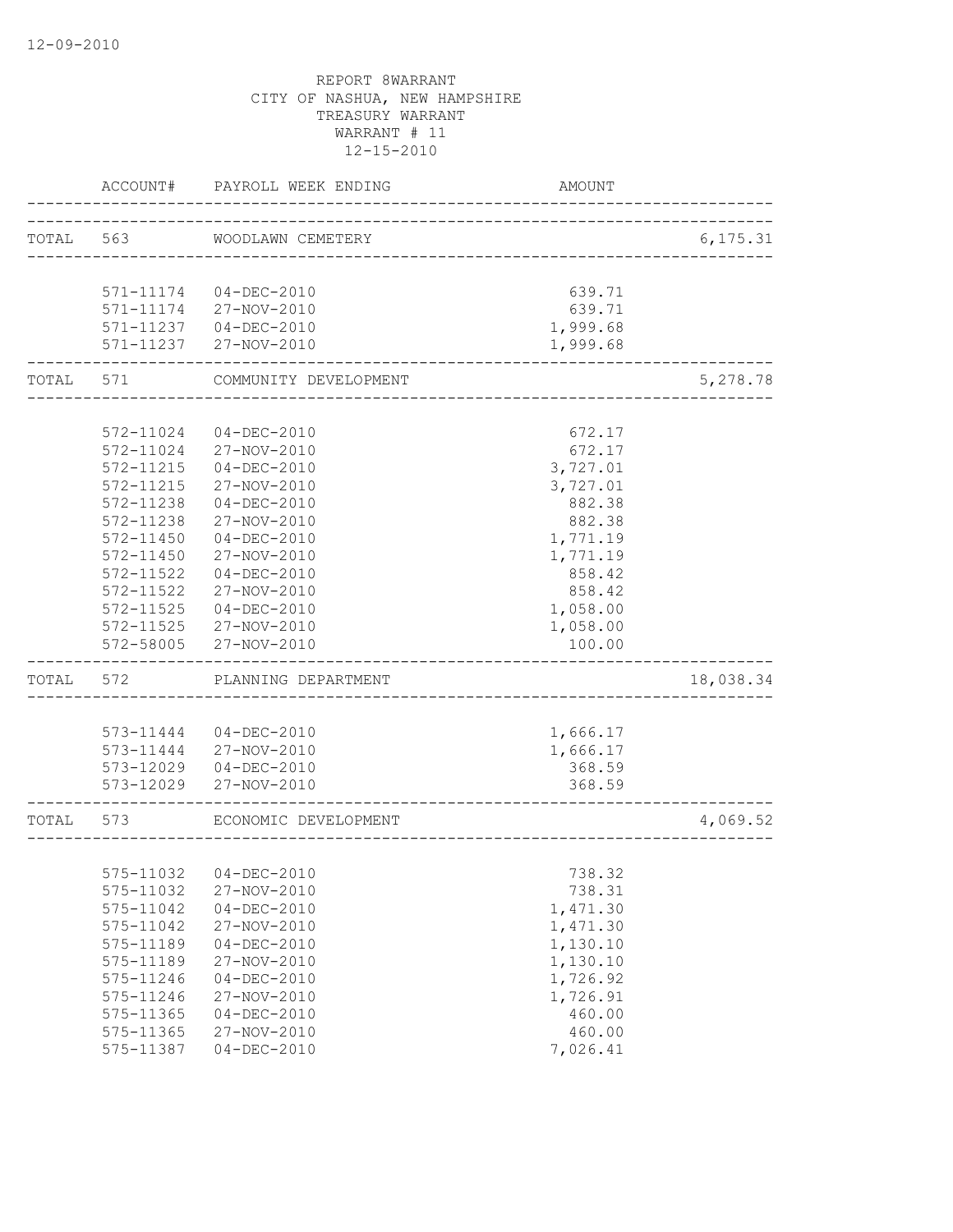REPORT 8WARRANT
CITY OF NASHUA, NEW HAMPSHIRE
TREASURY WARRANT
WARRANT # 11
12-15-2010

| | ACCOUNT# | PAYROLL WEEK ENDING | AMOUNT | |
|---|---|---|---|---|
| TOTAL | 563 | WOODLAWN CEMETERY | | 6,175.31 |
| | 571-11174 | 04-DEC-2010 | 639.71 | |
| | 571-11174 | 27-NOV-2010 | 639.71 | |
| | 571-11237 | 04-DEC-2010 | 1,999.68 | |
| | 571-11237 | 27-NOV-2010 | 1,999.68 | |
| TOTAL | 571 | COMMUNITY DEVELOPMENT | | 5,278.78 |
| | 572-11024 | 04-DEC-2010 | 672.17 | |
| | 572-11024 | 27-NOV-2010 | 672.17 | |
| | 572-11215 | 04-DEC-2010 | 3,727.01 | |
| | 572-11215 | 27-NOV-2010 | 3,727.01 | |
| | 572-11238 | 04-DEC-2010 | 882.38 | |
| | 572-11238 | 27-NOV-2010 | 882.38 | |
| | 572-11450 | 04-DEC-2010 | 1,771.19 | |
| | 572-11450 | 27-NOV-2010 | 1,771.19 | |
| | 572-11522 | 04-DEC-2010 | 858.42 | |
| | 572-11522 | 27-NOV-2010 | 858.42 | |
| | 572-11525 | 04-DEC-2010 | 1,058.00 | |
| | 572-11525 | 27-NOV-2010 | 1,058.00 | |
| | 572-58005 | 27-NOV-2010 | 100.00 | |
| TOTAL | 572 | PLANNING DEPARTMENT | | 18,038.34 |
| | 573-11444 | 04-DEC-2010 | 1,666.17 | |
| | 573-11444 | 27-NOV-2010 | 1,666.17 | |
| | 573-12029 | 04-DEC-2010 | 368.59 | |
| | 573-12029 | 27-NOV-2010 | 368.59 | |
| TOTAL | 573 | ECONOMIC DEVELOPMENT | | 4,069.52 |
| | 575-11032 | 04-DEC-2010 | 738.32 | |
| | 575-11032 | 27-NOV-2010 | 738.31 | |
| | 575-11042 | 04-DEC-2010 | 1,471.30 | |
| | 575-11042 | 27-NOV-2010 | 1,471.30 | |
| | 575-11189 | 04-DEC-2010 | 1,130.10 | |
| | 575-11189 | 27-NOV-2010 | 1,130.10 | |
| | 575-11246 | 04-DEC-2010 | 1,726.92 | |
| | 575-11246 | 27-NOV-2010 | 1,726.91 | |
| | 575-11365 | 04-DEC-2010 | 460.00 | |
| | 575-11365 | 27-NOV-2010 | 460.00 | |
| | 575-11387 | 04-DEC-2010 | 7,026.41 | |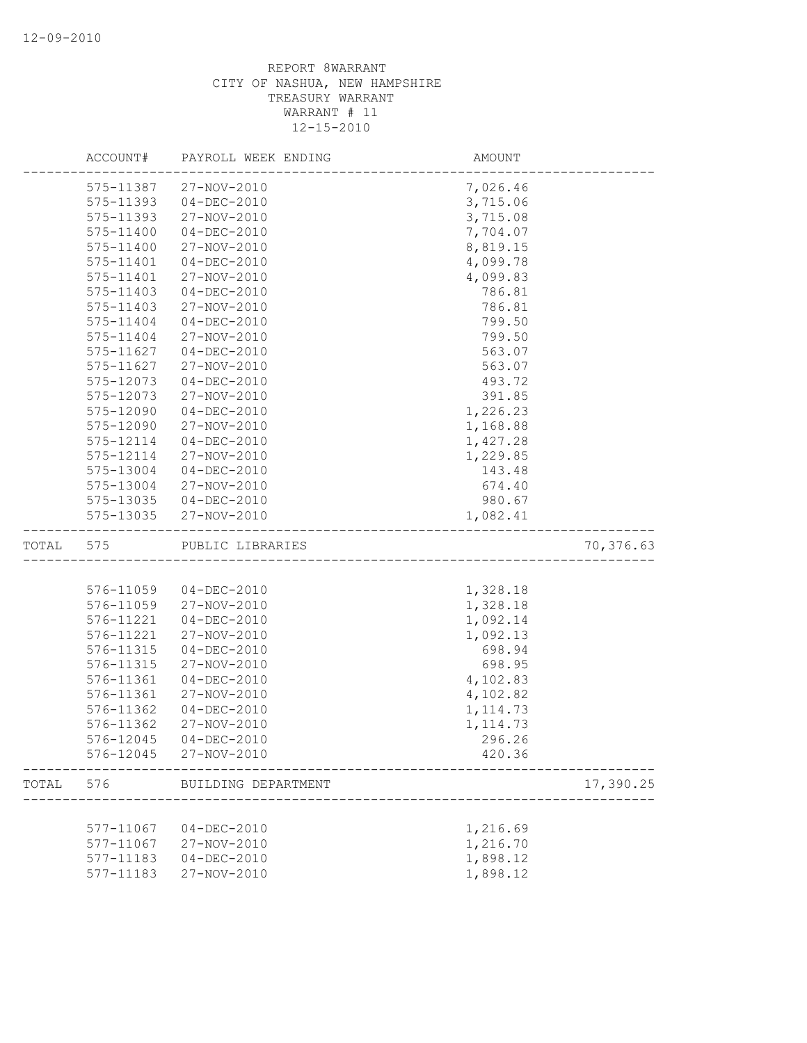REPORT 8WARRANT
CITY OF NASHUA, NEW HAMPSHIRE
TREASURY WARRANT
WARRANT # 11
12-15-2010

| | ACCOUNT# | PAYROLL WEEK ENDING | AMOUNT | |
|---|---|---|---|---|
| | 575-11387 | 27-NOV-2010 | 7,026.46 | |
| | 575-11393 | 04-DEC-2010 | 3,715.06 | |
| | 575-11393 | 27-NOV-2010 | 3,715.08 | |
| | 575-11400 | 04-DEC-2010 | 7,704.07 | |
| | 575-11400 | 27-NOV-2010 | 8,819.15 | |
| | 575-11401 | 04-DEC-2010 | 4,099.78 | |
| | 575-11401 | 27-NOV-2010 | 4,099.83 | |
| | 575-11403 | 04-DEC-2010 | 786.81 | |
| | 575-11403 | 27-NOV-2010 | 786.81 | |
| | 575-11404 | 04-DEC-2010 | 799.50 | |
| | 575-11404 | 27-NOV-2010 | 799.50 | |
| | 575-11627 | 04-DEC-2010 | 563.07 | |
| | 575-11627 | 27-NOV-2010 | 563.07 | |
| | 575-12073 | 04-DEC-2010 | 493.72 | |
| | 575-12073 | 27-NOV-2010 | 391.85 | |
| | 575-12090 | 04-DEC-2010 | 1,226.23 | |
| | 575-12090 | 27-NOV-2010 | 1,168.88 | |
| | 575-12114 | 04-DEC-2010 | 1,427.28 | |
| | 575-12114 | 27-NOV-2010 | 1,229.85 | |
| | 575-13004 | 04-DEC-2010 | 143.48 | |
| | 575-13004 | 27-NOV-2010 | 674.40 | |
| | 575-13035 | 04-DEC-2010 | 980.67 | |
| | 575-13035 | 27-NOV-2010 | 1,082.41 | |
| TOTAL | 575 | PUBLIC LIBRARIES | | 70,376.63 |
| | 576-11059 | 04-DEC-2010 | 1,328.18 | |
| | 576-11059 | 27-NOV-2010 | 1,328.18 | |
| | 576-11221 | 04-DEC-2010 | 1,092.14 | |
| | 576-11221 | 27-NOV-2010 | 1,092.13 | |
| | 576-11315 | 04-DEC-2010 | 698.94 | |
| | 576-11315 | 27-NOV-2010 | 698.95 | |
| | 576-11361 | 04-DEC-2010 | 4,102.83 | |
| | 576-11361 | 27-NOV-2010 | 4,102.82 | |
| | 576-11362 | 04-DEC-2010 | 1,114.73 | |
| | 576-11362 | 27-NOV-2010 | 1,114.73 | |
| | 576-12045 | 04-DEC-2010 | 296.26 | |
| | 576-12045 | 27-NOV-2010 | 420.36 | |
| TOTAL | 576 | BUILDING DEPARTMENT | | 17,390.25 |
| | 577-11067 | 04-DEC-2010 | 1,216.69 | |
| | 577-11067 | 27-NOV-2010 | 1,216.70 | |
| | 577-11183 | 04-DEC-2010 | 1,898.12 | |
| | 577-11183 | 27-NOV-2010 | 1,898.12 | |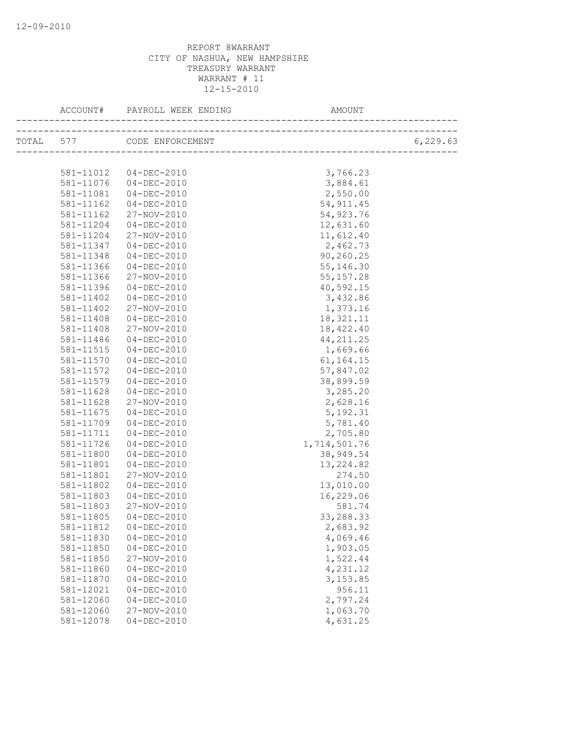REPORT 8WARRANT
CITY OF NASHUA, NEW HAMPSHIRE
TREASURY WARRANT
WARRANT # 11
12-15-2010

| ACCOUNT# | PAYROLL WEEK ENDING | AMOUNT | |
|---|---|---|---|
| TOTAL 577 | CODE ENFORCEMENT | | 6,229.63 |
| 581-11012 | 04-DEC-2010 | 3,766.23 | |
| 581-11076 | 04-DEC-2010 | 3,884.61 | |
| 581-11081 | 04-DEC-2010 | 2,550.00 | |
| 581-11162 | 04-DEC-2010 | 54,911.45 | |
| 581-11162 | 27-NOV-2010 | 54,923.76 | |
| 581-11204 | 04-DEC-2010 | 12,631.60 | |
| 581-11204 | 27-NOV-2010 | 11,612.40 | |
| 581-11347 | 04-DEC-2010 | 2,462.73 | |
| 581-11348 | 04-DEC-2010 | 90,260.25 | |
| 581-11366 | 04-DEC-2010 | 55,146.30 | |
| 581-11366 | 27-NOV-2010 | 55,157.28 | |
| 581-11396 | 04-DEC-2010 | 40,592.15 | |
| 581-11402 | 04-DEC-2010 | 3,432.86 | |
| 581-11402 | 27-NOV-2010 | 1,373.16 | |
| 581-11408 | 04-DEC-2010 | 18,321.11 | |
| 581-11408 | 27-NOV-2010 | 18,422.40 | |
| 581-11486 | 04-DEC-2010 | 44,211.25 | |
| 581-11515 | 04-DEC-2010 | 1,669.66 | |
| 581-11570 | 04-DEC-2010 | 61,164.15 | |
| 581-11572 | 04-DEC-2010 | 57,847.02 | |
| 581-11579 | 04-DEC-2010 | 38,899.59 | |
| 581-11628 | 04-DEC-2010 | 3,285.20 | |
| 581-11628 | 27-NOV-2010 | 2,628.16 | |
| 581-11675 | 04-DEC-2010 | 5,192.31 | |
| 581-11709 | 04-DEC-2010 | 5,781.40 | |
| 581-11711 | 04-DEC-2010 | 2,705.80 | |
| 581-11726 | 04-DEC-2010 | 1,714,501.76 | |
| 581-11800 | 04-DEC-2010 | 38,949.54 | |
| 581-11801 | 04-DEC-2010 | 13,224.82 | |
| 581-11801 | 27-NOV-2010 | 274.50 | |
| 581-11802 | 04-DEC-2010 | 13,010.00 | |
| 581-11803 | 04-DEC-2010 | 16,229.06 | |
| 581-11803 | 27-NOV-2010 | 581.74 | |
| 581-11805 | 04-DEC-2010 | 33,288.33 | |
| 581-11812 | 04-DEC-2010 | 2,683.92 | |
| 581-11830 | 04-DEC-2010 | 4,069.46 | |
| 581-11850 | 04-DEC-2010 | 1,903.05 | |
| 581-11850 | 27-NOV-2010 | 1,522.44 | |
| 581-11860 | 04-DEC-2010 | 4,231.12 | |
| 581-11870 | 04-DEC-2010 | 3,153.85 | |
| 581-12021 | 04-DEC-2010 | 956.11 | |
| 581-12060 | 04-DEC-2010 | 2,797.24 | |
| 581-12060 | 27-NOV-2010 | 1,063.70 | |
| 581-12078 | 04-DEC-2010 | 4,631.25 | |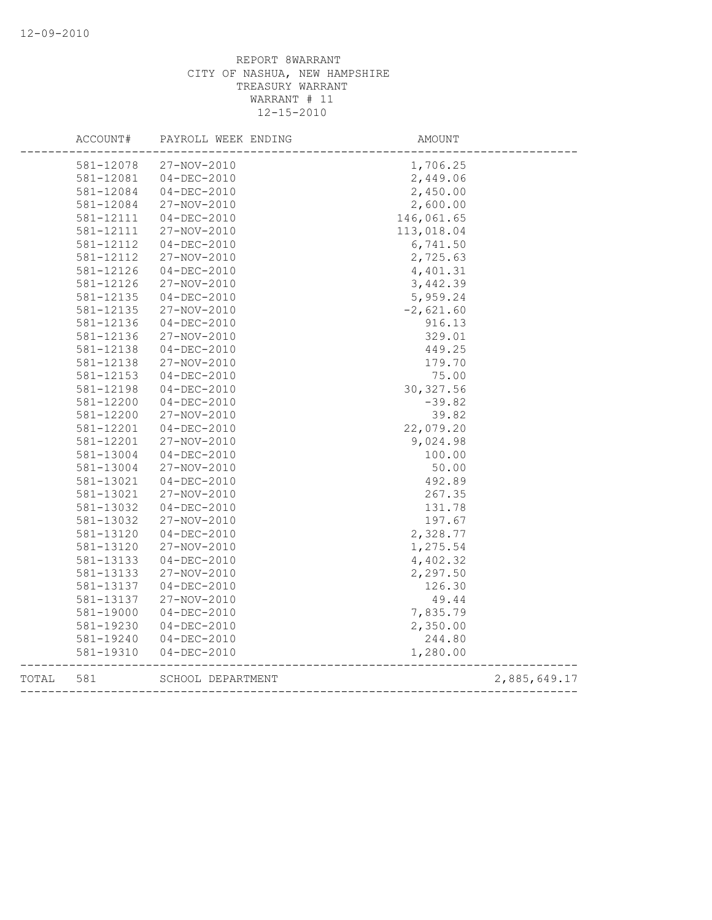REPORT 8WARRANT
CITY OF NASHUA, NEW HAMPSHIRE
TREASURY WARRANT
WARRANT # 11
12-15-2010

| ACCOUNT# | PAYROLL WEEK ENDING | AMOUNT | |
|---|---|---|---|
| 581-12078 | 27-NOV-2010 | 1,706.25 | |
| 581-12081 | 04-DEC-2010 | 2,449.06 | |
| 581-12084 | 04-DEC-2010 | 2,450.00 | |
| 581-12084 | 27-NOV-2010 | 2,600.00 | |
| 581-12111 | 04-DEC-2010 | 146,061.65 | |
| 581-12111 | 27-NOV-2010 | 113,018.04 | |
| 581-12112 | 04-DEC-2010 | 6,741.50 | |
| 581-12112 | 27-NOV-2010 | 2,725.63 | |
| 581-12126 | 04-DEC-2010 | 4,401.31 | |
| 581-12126 | 27-NOV-2010 | 3,442.39 | |
| 581-12135 | 04-DEC-2010 | 5,959.24 | |
| 581-12135 | 27-NOV-2010 | -2,621.60 | |
| 581-12136 | 04-DEC-2010 | 916.13 | |
| 581-12136 | 27-NOV-2010 | 329.01 | |
| 581-12138 | 04-DEC-2010 | 449.25 | |
| 581-12138 | 27-NOV-2010 | 179.70 | |
| 581-12153 | 04-DEC-2010 | 75.00 | |
| 581-12198 | 04-DEC-2010 | 30,327.56 | |
| 581-12200 | 04-DEC-2010 | -39.82 | |
| 581-12200 | 27-NOV-2010 | 39.82 | |
| 581-12201 | 04-DEC-2010 | 22,079.20 | |
| 581-12201 | 27-NOV-2010 | 9,024.98 | |
| 581-13004 | 04-DEC-2010 | 100.00 | |
| 581-13004 | 27-NOV-2010 | 50.00 | |
| 581-13021 | 04-DEC-2010 | 492.89 | |
| 581-13021 | 27-NOV-2010 | 267.35 | |
| 581-13032 | 04-DEC-2010 | 131.78 | |
| 581-13032 | 27-NOV-2010 | 197.67 | |
| 581-13120 | 04-DEC-2010 | 2,328.77 | |
| 581-13120 | 27-NOV-2010 | 1,275.54 | |
| 581-13133 | 04-DEC-2010 | 4,402.32 | |
| 581-13133 | 27-NOV-2010 | 2,297.50 | |
| 581-13137 | 04-DEC-2010 | 126.30 | |
| 581-13137 | 27-NOV-2010 | 49.44 | |
| 581-19000 | 04-DEC-2010 | 7,835.79 | |
| 581-19230 | 04-DEC-2010 | 2,350.00 | |
| 581-19240 | 04-DEC-2010 | 244.80 | |
| 581-19310 | 04-DEC-2010 | 1,280.00 | |
| TOTAL 581 | SCHOOL DEPARTMENT | | 2,885,649.17 |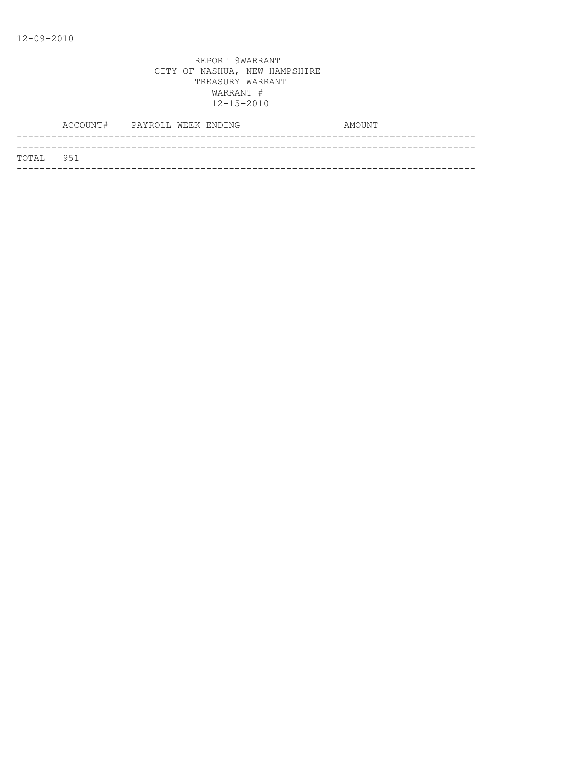12-09-2010

REPORT 9WARRANT
CITY OF NASHUA, NEW HAMPSHIRE
TREASURY WARRANT
WARRANT #
12-15-2010

| ACCOUNT# | PAYROLL WEEK ENDING | AMOUNT |
|---|---|---|
| TOTAL 951 | | |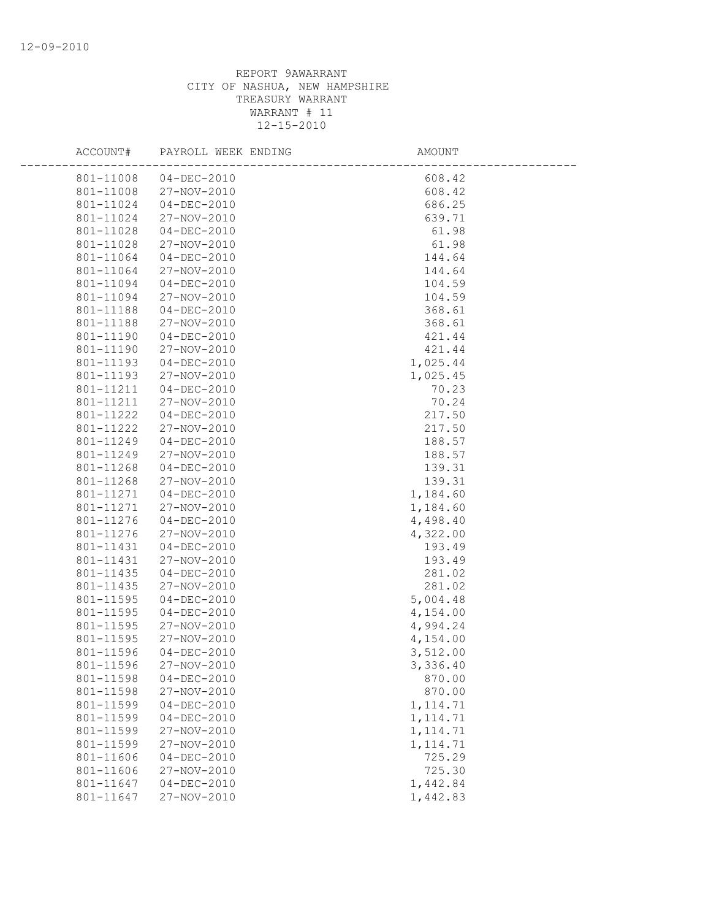REPORT 9AWARRANT
CITY OF NASHUA, NEW HAMPSHIRE
TREASURY WARRANT
WARRANT # 11
12-15-2010

| ACCOUNT# | PAYROLL WEEK ENDING | AMOUNT |
|---|---|---|
| 801-11008 | 04-DEC-2010 | 608.42 |
| 801-11008 | 27-NOV-2010 | 608.42 |
| 801-11024 | 04-DEC-2010 | 686.25 |
| 801-11024 | 27-NOV-2010 | 639.71 |
| 801-11028 | 04-DEC-2010 | 61.98 |
| 801-11028 | 27-NOV-2010 | 61.98 |
| 801-11064 | 04-DEC-2010 | 144.64 |
| 801-11064 | 27-NOV-2010 | 144.64 |
| 801-11094 | 04-DEC-2010 | 104.59 |
| 801-11094 | 27-NOV-2010 | 104.59 |
| 801-11188 | 04-DEC-2010 | 368.61 |
| 801-11188 | 27-NOV-2010 | 368.61 |
| 801-11190 | 04-DEC-2010 | 421.44 |
| 801-11190 | 27-NOV-2010 | 421.44 |
| 801-11193 | 04-DEC-2010 | 1,025.44 |
| 801-11193 | 27-NOV-2010 | 1,025.45 |
| 801-11211 | 04-DEC-2010 | 70.23 |
| 801-11211 | 27-NOV-2010 | 70.24 |
| 801-11222 | 04-DEC-2010 | 217.50 |
| 801-11222 | 27-NOV-2010 | 217.50 |
| 801-11249 | 04-DEC-2010 | 188.57 |
| 801-11249 | 27-NOV-2010 | 188.57 |
| 801-11268 | 04-DEC-2010 | 139.31 |
| 801-11268 | 27-NOV-2010 | 139.31 |
| 801-11271 | 04-DEC-2010 | 1,184.60 |
| 801-11271 | 27-NOV-2010 | 1,184.60 |
| 801-11276 | 04-DEC-2010 | 4,498.40 |
| 801-11276 | 27-NOV-2010 | 4,322.00 |
| 801-11431 | 04-DEC-2010 | 193.49 |
| 801-11431 | 27-NOV-2010 | 193.49 |
| 801-11435 | 04-DEC-2010 | 281.02 |
| 801-11435 | 27-NOV-2010 | 281.02 |
| 801-11595 | 04-DEC-2010 | 5,004.48 |
| 801-11595 | 04-DEC-2010 | 4,154.00 |
| 801-11595 | 27-NOV-2010 | 4,994.24 |
| 801-11595 | 27-NOV-2010 | 4,154.00 |
| 801-11596 | 04-DEC-2010 | 3,512.00 |
| 801-11596 | 27-NOV-2010 | 3,336.40 |
| 801-11598 | 04-DEC-2010 | 870.00 |
| 801-11598 | 27-NOV-2010 | 870.00 |
| 801-11599 | 04-DEC-2010 | 1,114.71 |
| 801-11599 | 04-DEC-2010 | 1,114.71 |
| 801-11599 | 27-NOV-2010 | 1,114.71 |
| 801-11599 | 27-NOV-2010 | 1,114.71 |
| 801-11606 | 04-DEC-2010 | 725.29 |
| 801-11606 | 27-NOV-2010 | 725.30 |
| 801-11647 | 04-DEC-2010 | 1,442.84 |
| 801-11647 | 27-NOV-2010 | 1,442.83 |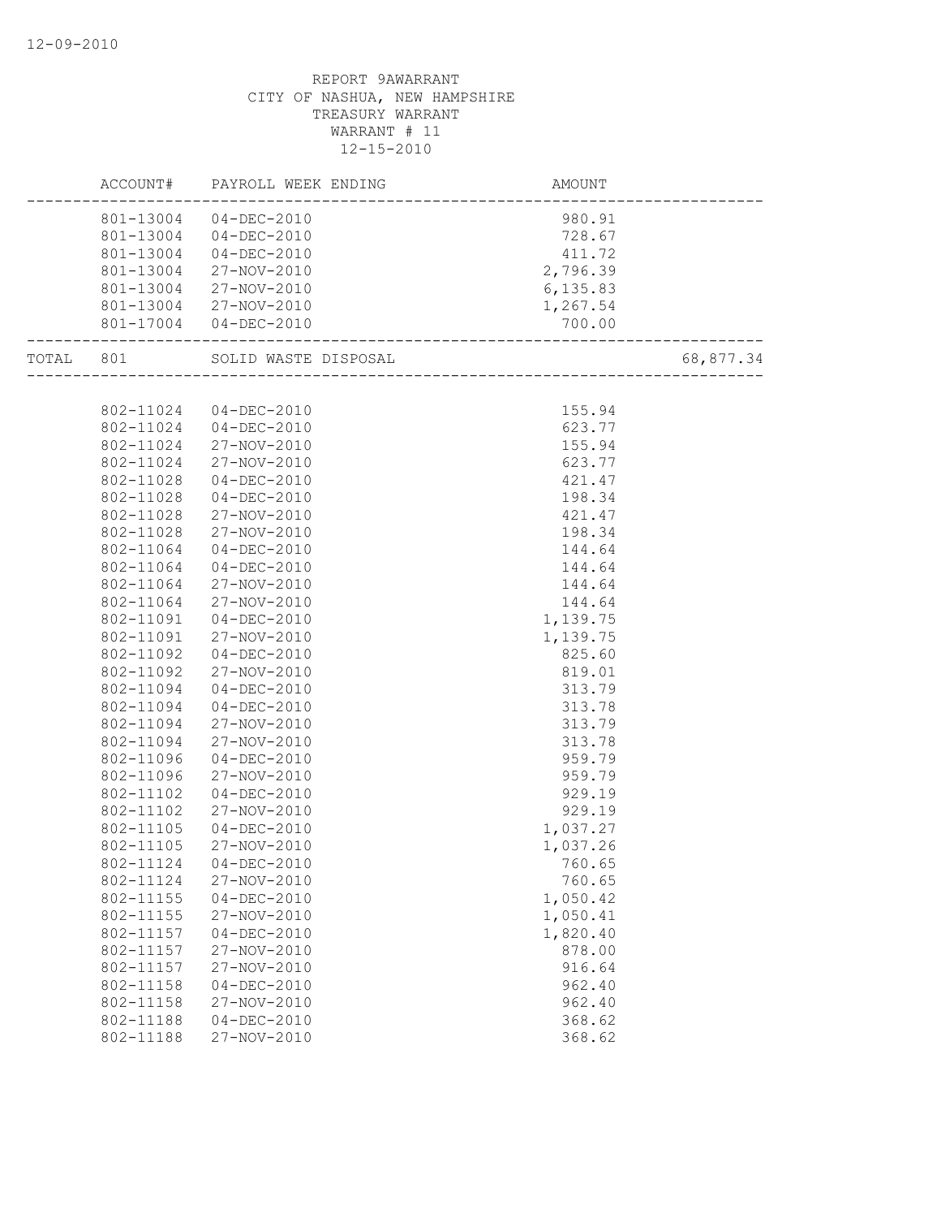REPORT 9AWARRANT
CITY OF NASHUA, NEW HAMPSHIRE
TREASURY WARRANT
WARRANT # 11
12-15-2010

| | ACCOUNT# | PAYROLL WEEK ENDING | AMOUNT | |
|---|---|---|---|---|
| | 801-13004 | 04-DEC-2010 | 980.91 | |
| | 801-13004 | 04-DEC-2010 | 728.67 | |
| | 801-13004 | 04-DEC-2010 | 411.72 | |
| | 801-13004 | 27-NOV-2010 | 2,796.39 | |
| | 801-13004 | 27-NOV-2010 | 6,135.83 | |
| | 801-13004 | 27-NOV-2010 | 1,267.54 | |
| | 801-17004 | 04-DEC-2010 | 700.00 | |
| TOTAL | 801 | SOLID WASTE DISPOSAL | | 68,877.34 |
| | 802-11024 | 04-DEC-2010 | 155.94 | |
| | 802-11024 | 04-DEC-2010 | 623.77 | |
| | 802-11024 | 27-NOV-2010 | 155.94 | |
| | 802-11024 | 27-NOV-2010 | 623.77 | |
| | 802-11028 | 04-DEC-2010 | 421.47 | |
| | 802-11028 | 04-DEC-2010 | 198.34 | |
| | 802-11028 | 27-NOV-2010 | 421.47 | |
| | 802-11028 | 27-NOV-2010 | 198.34 | |
| | 802-11064 | 04-DEC-2010 | 144.64 | |
| | 802-11064 | 04-DEC-2010 | 144.64 | |
| | 802-11064 | 27-NOV-2010 | 144.64 | |
| | 802-11064 | 27-NOV-2010 | 144.64 | |
| | 802-11091 | 04-DEC-2010 | 1,139.75 | |
| | 802-11091 | 27-NOV-2010 | 1,139.75 | |
| | 802-11092 | 04-DEC-2010 | 825.60 | |
| | 802-11092 | 27-NOV-2010 | 819.01 | |
| | 802-11094 | 04-DEC-2010 | 313.79 | |
| | 802-11094 | 04-DEC-2010 | 313.78 | |
| | 802-11094 | 27-NOV-2010 | 313.79 | |
| | 802-11094 | 27-NOV-2010 | 313.78 | |
| | 802-11096 | 04-DEC-2010 | 959.79 | |
| | 802-11096 | 27-NOV-2010 | 959.79 | |
| | 802-11102 | 04-DEC-2010 | 929.19 | |
| | 802-11102 | 27-NOV-2010 | 929.19 | |
| | 802-11105 | 04-DEC-2010 | 1,037.27 | |
| | 802-11105 | 27-NOV-2010 | 1,037.26 | |
| | 802-11124 | 04-DEC-2010 | 760.65 | |
| | 802-11124 | 27-NOV-2010 | 760.65 | |
| | 802-11155 | 04-DEC-2010 | 1,050.42 | |
| | 802-11155 | 27-NOV-2010 | 1,050.41 | |
| | 802-11157 | 04-DEC-2010 | 1,820.40 | |
| | 802-11157 | 27-NOV-2010 | 878.00 | |
| | 802-11157 | 27-NOV-2010 | 916.64 | |
| | 802-11158 | 04-DEC-2010 | 962.40 | |
| | 802-11158 | 27-NOV-2010 | 962.40 | |
| | 802-11188 | 04-DEC-2010 | 368.62 | |
| | 802-11188 | 27-NOV-2010 | 368.62 | |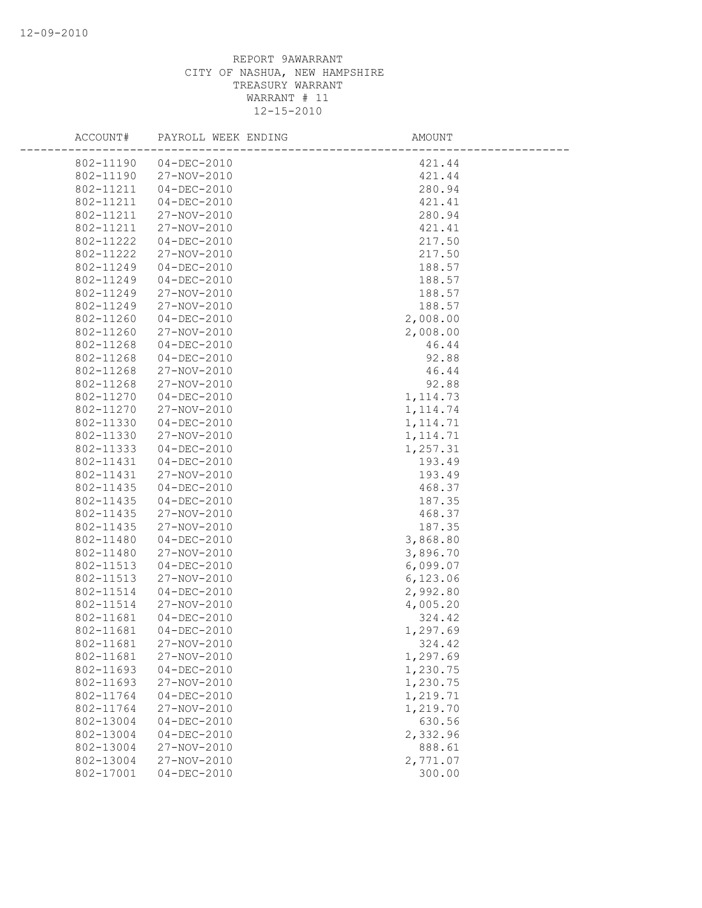REPORT 9AWARRANT
CITY OF NASHUA, NEW HAMPSHIRE
TREASURY WARRANT
WARRANT # 11
12-15-2010

| ACCOUNT# | PAYROLL WEEK ENDING | AMOUNT |
|---|---|---|
| 802-11190 | 04-DEC-2010 | 421.44 |
| 802-11190 | 27-NOV-2010 | 421.44 |
| 802-11211 | 04-DEC-2010 | 280.94 |
| 802-11211 | 04-DEC-2010 | 421.41 |
| 802-11211 | 27-NOV-2010 | 280.94 |
| 802-11211 | 27-NOV-2010 | 421.41 |
| 802-11222 | 04-DEC-2010 | 217.50 |
| 802-11222 | 27-NOV-2010 | 217.50 |
| 802-11249 | 04-DEC-2010 | 188.57 |
| 802-11249 | 04-DEC-2010 | 188.57 |
| 802-11249 | 27-NOV-2010 | 188.57 |
| 802-11249 | 27-NOV-2010 | 188.57 |
| 802-11260 | 04-DEC-2010 | 2,008.00 |
| 802-11260 | 27-NOV-2010 | 2,008.00 |
| 802-11268 | 04-DEC-2010 | 46.44 |
| 802-11268 | 04-DEC-2010 | 92.88 |
| 802-11268 | 27-NOV-2010 | 46.44 |
| 802-11268 | 27-NOV-2010 | 92.88 |
| 802-11270 | 04-DEC-2010 | 1,114.73 |
| 802-11270 | 27-NOV-2010 | 1,114.74 |
| 802-11330 | 04-DEC-2010 | 1,114.71 |
| 802-11330 | 27-NOV-2010 | 1,114.71 |
| 802-11333 | 04-DEC-2010 | 1,257.31 |
| 802-11431 | 04-DEC-2010 | 193.49 |
| 802-11431 | 27-NOV-2010 | 193.49 |
| 802-11435 | 04-DEC-2010 | 468.37 |
| 802-11435 | 04-DEC-2010 | 187.35 |
| 802-11435 | 27-NOV-2010 | 468.37 |
| 802-11435 | 27-NOV-2010 | 187.35 |
| 802-11480 | 04-DEC-2010 | 3,868.80 |
| 802-11480 | 27-NOV-2010 | 3,896.70 |
| 802-11513 | 04-DEC-2010 | 6,099.07 |
| 802-11513 | 27-NOV-2010 | 6,123.06 |
| 802-11514 | 04-DEC-2010 | 2,992.80 |
| 802-11514 | 27-NOV-2010 | 4,005.20 |
| 802-11681 | 04-DEC-2010 | 324.42 |
| 802-11681 | 04-DEC-2010 | 1,297.69 |
| 802-11681 | 27-NOV-2010 | 324.42 |
| 802-11681 | 27-NOV-2010 | 1,297.69 |
| 802-11693 | 04-DEC-2010 | 1,230.75 |
| 802-11693 | 27-NOV-2010 | 1,230.75 |
| 802-11764 | 04-DEC-2010 | 1,219.71 |
| 802-11764 | 27-NOV-2010 | 1,219.70 |
| 802-13004 | 04-DEC-2010 | 630.56 |
| 802-13004 | 04-DEC-2010 | 2,332.96 |
| 802-13004 | 27-NOV-2010 | 888.61 |
| 802-13004 | 27-NOV-2010 | 2,771.07 |
| 802-17001 | 04-DEC-2010 | 300.00 |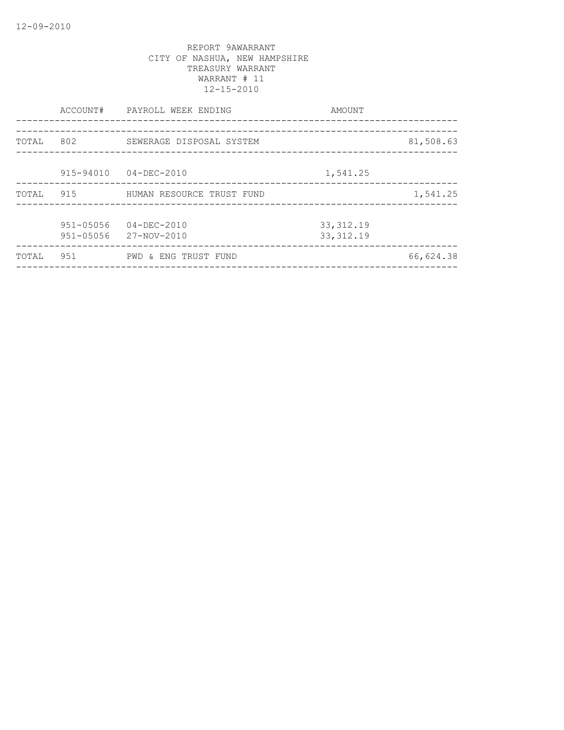REPORT 9AWARRANT
CITY OF NASHUA, NEW HAMPSHIRE
TREASURY WARRANT
WARRANT # 11
12-15-2010

| | ACCOUNT# | PAYROLL WEEK ENDING | AMOUNT | |
|---|---|---|---|---|
| TOTAL | 802 | SEWERAGE DISPOSAL SYSTEM | | 81,508.63 |
| | 915-94010 | 04-DEC-2010 | 1,541.25 | |
| TOTAL | 915 | HUMAN RESOURCE TRUST FUND | | 1,541.25 |
| | 951-05056 | 04-DEC-2010 | 33,312.19 | |
| | 951-05056 | 27-NOV-2010 | 33,312.19 | |
| TOTAL | 951 | PWD & ENG TRUST FUND | | 66,624.38 |